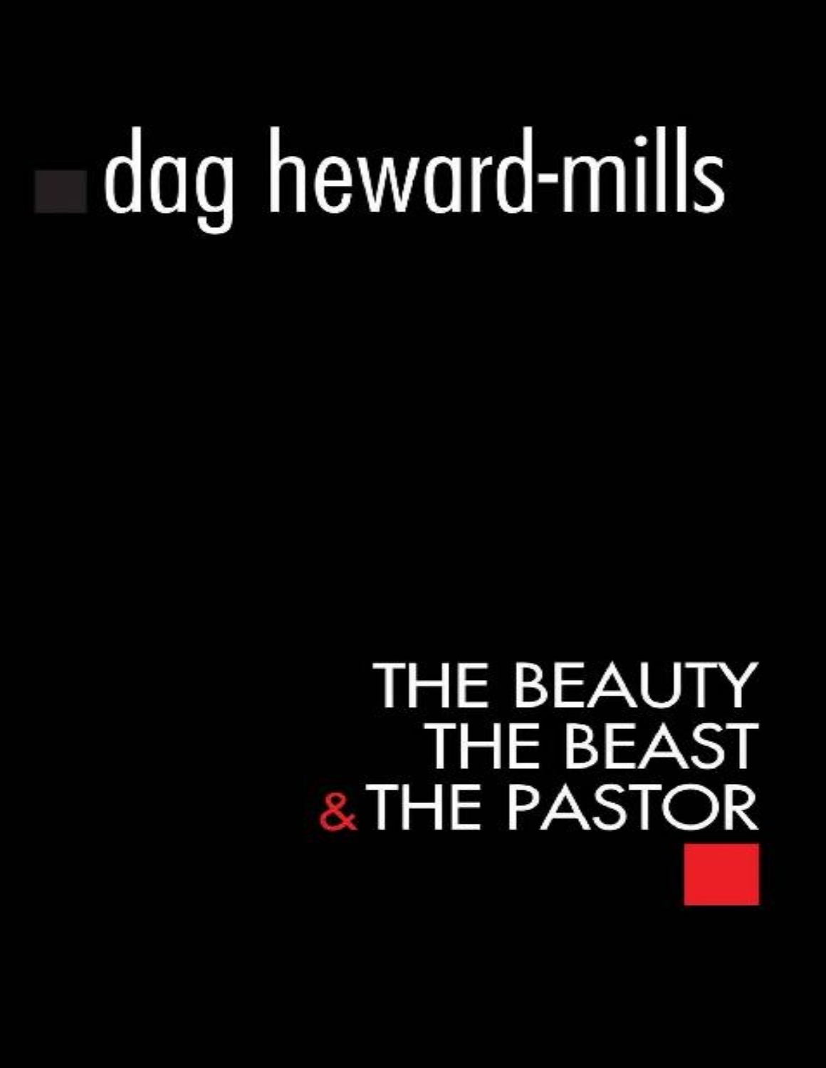dag heward-mills

# THE BEAUTY THE BEAST & THE PASTOR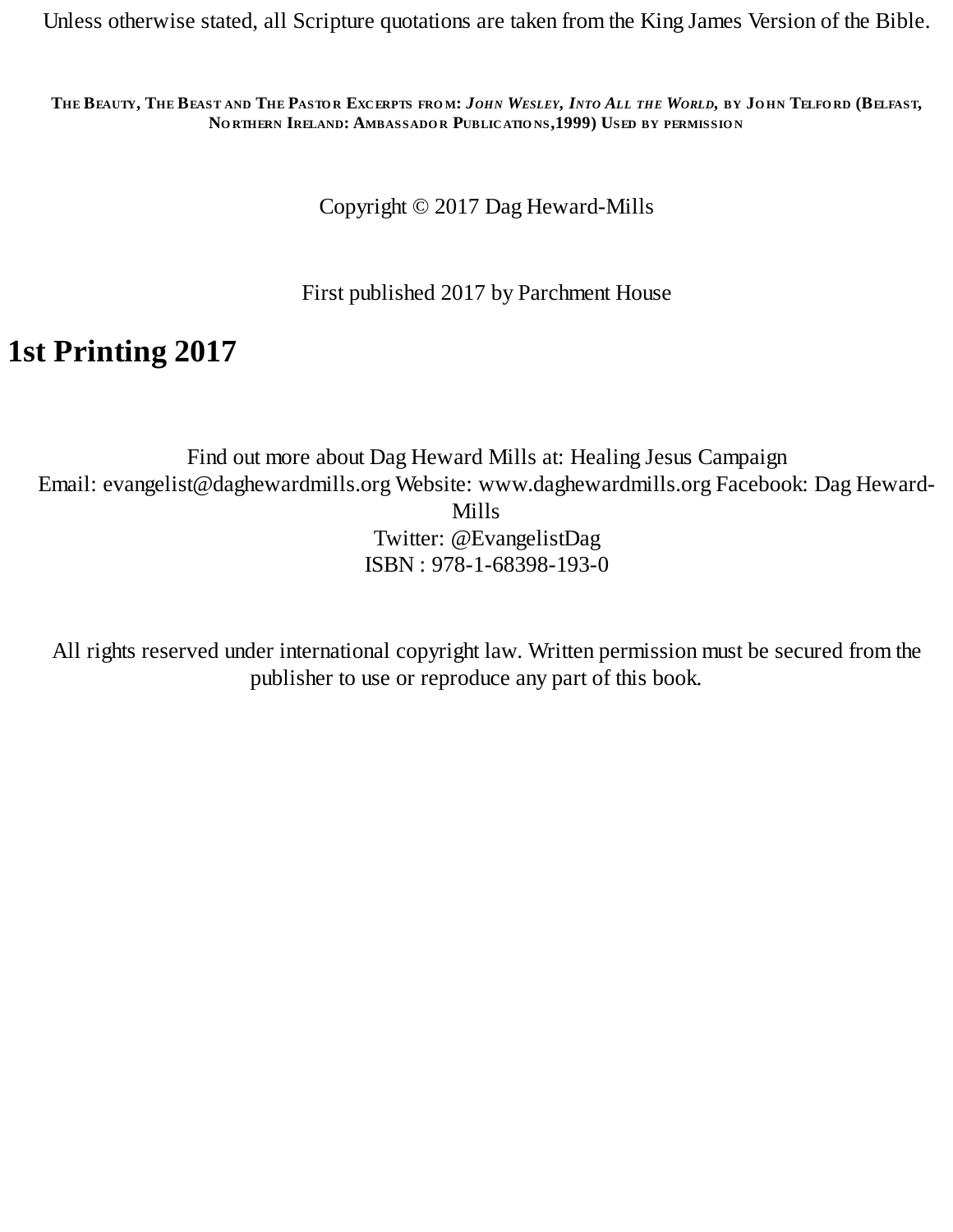Unless otherwise stated, all Scripture quotations are taken from the King James Version of the Bible.

THE BEAUTY, THE BEAST AND THE PASTOR EXCERPTS FROM: *JOHN WESLEY, INTO ALL THE WORLD*, BY JOHN TELFORD (BELFAST, NORTHERN IRELAND: AMBASSADOR PUBLICATIONS,1999) USED BY PERMISSION

Copyright © 2017 Dag Heward-Mills

First published 2017 by Parchment House

# 1st Printing 2017

Find out more about Dag Heward Mills at: Healing Jesus Campaign
Email: evangelist@daghewardmills.org Website: www.daghewardmills.org Facebook: Dag Heward-Mills
Twitter: @EvangelistDag
ISBN : 978-1-68398-193-0

All rights reserved under international copyright law. Written permission must be secured from the publisher to use or reproduce any part of this book.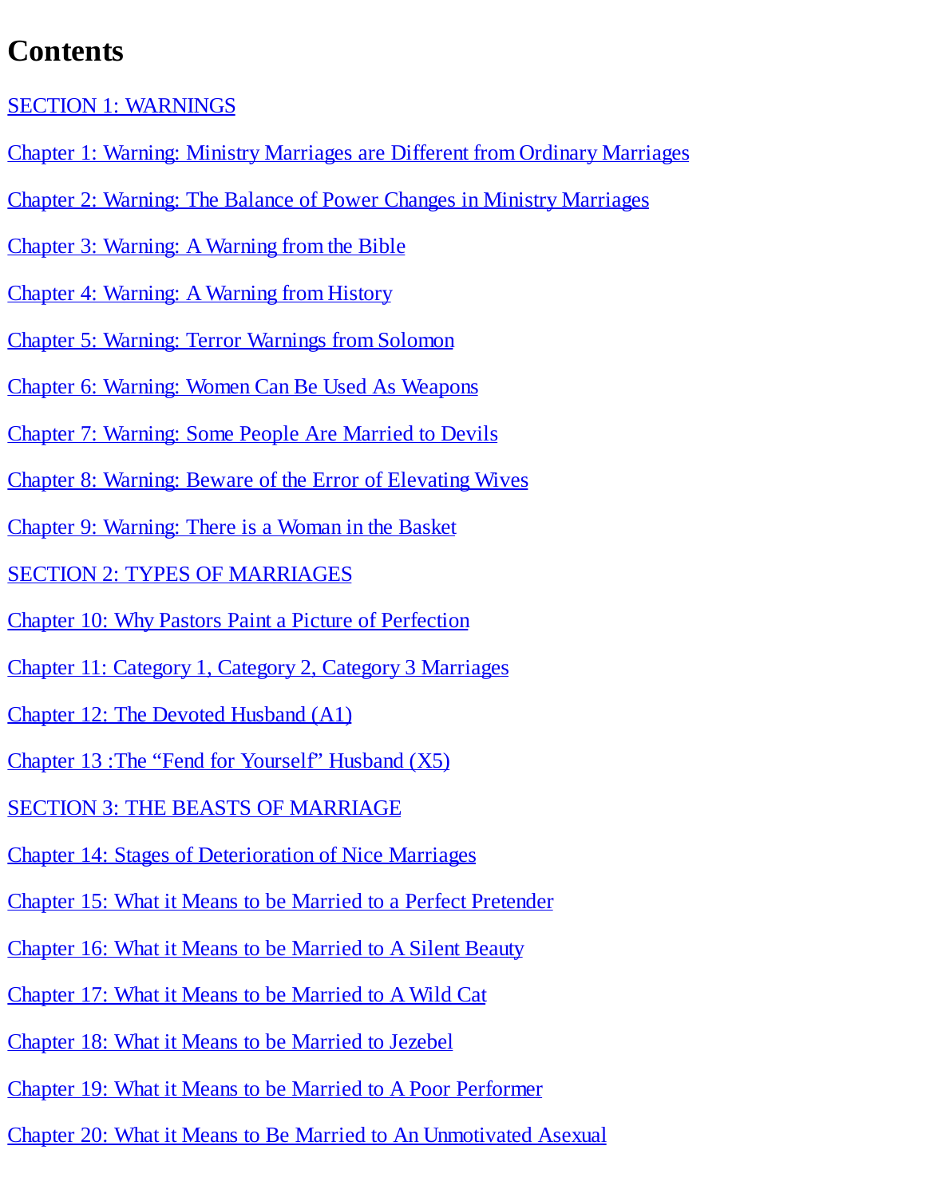# Contents

SECTION 1: WARNINGS

Chapter 1: Warning: Ministry Marriages are Different from Ordinary Marriages

Chapter 2: Warning: The Balance of Power Changes in Ministry Marriages

Chapter 3: Warning: A Warning from the Bible

Chapter 4: Warning: A Warning from History

Chapter 5: Warning: Terror Warnings from Solomon

Chapter 6: Warning: Women Can Be Used As Weapons

Chapter 7: Warning: Some People Are Married to Devils

Chapter 8: Warning: Beware of the Error of Elevating Wives

Chapter 9: Warning: There is a Woman in the Basket

SECTION 2: TYPES OF MARRIAGES

Chapter 10: Why Pastors Paint a Picture of Perfection

Chapter 11: Category 1, Category 2, Category 3 Marriages

Chapter 12: The Devoted Husband (A1)

Chapter 13 :The "Fend for Yourself" Husband (X5)

SECTION 3: THE BEASTS OF MARRIAGE

Chapter 14: Stages of Deterioration of Nice Marriages

Chapter 15: What it Means to be Married to a Perfect Pretender

Chapter 16: What it Means to be Married to A Silent Beauty

Chapter 17: What it Means to be Married to A Wild Cat

Chapter 18: What it Means to be Married to Jezebel

Chapter 19: What it Means to be Married to A Poor Performer

Chapter 20: What it Means to Be Married to An Unmotivated Asexual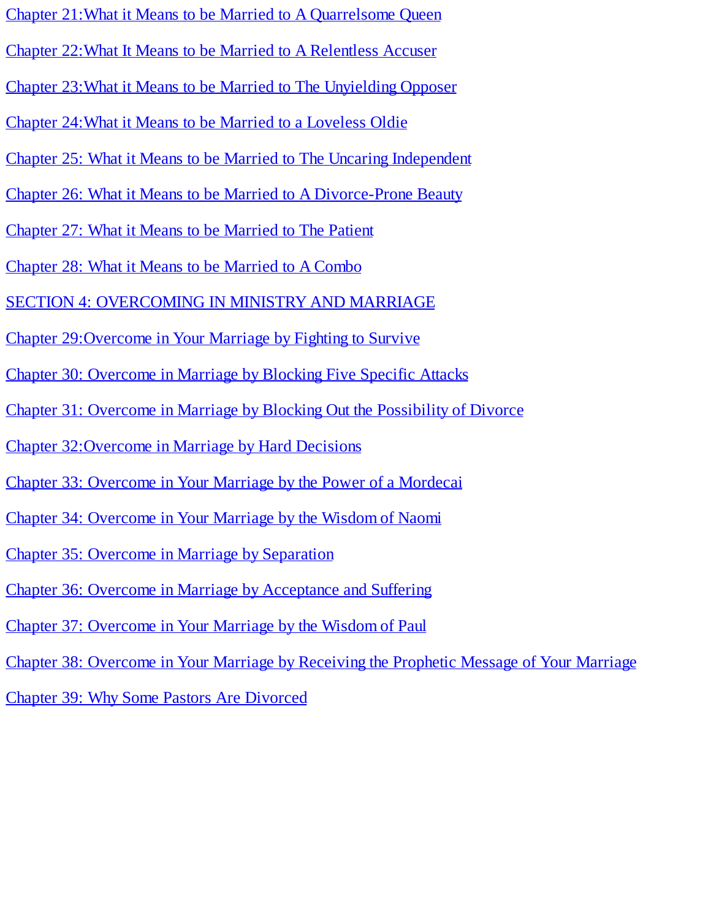Chapter 21:What it Means to be Married to A Quarrelsome Queen

Chapter 22:What It Means to be Married to A Relentless Accuser

Chapter 23:What it Means to be Married to The Unyielding Opposer

Chapter 24:What it Means to be Married to a Loveless Oldie

Chapter 25: What it Means to be Married to The Uncaring Independent

Chapter 26: What it Means to be Married to A Divorce-Prone Beauty

Chapter 27: What it Means to be Married to The Patient

Chapter 28: What it Means to be Married to A Combo

SECTION 4: OVERCOMING IN MINISTRY AND MARRIAGE

Chapter 29:Overcome in Your Marriage by Fighting to Survive

Chapter 30: Overcome in Marriage by Blocking Five Specific Attacks

Chapter 31: Overcome in Marriage by Blocking Out the Possibility of Divorce

Chapter 32:Overcome in Marriage by Hard Decisions

Chapter 33: Overcome in Your Marriage by the Power of a Mordecai

Chapter 34: Overcome in Your Marriage by the Wisdom of Naomi

Chapter 35: Overcome in Marriage by Separation

Chapter 36: Overcome in Marriage by Acceptance and Suffering

Chapter 37: Overcome in Your Marriage by the Wisdom of Paul

Chapter 38: Overcome in Your Marriage by Receiving the Prophetic Message of Your Marriage

Chapter 39: Why Some Pastors Are Divorced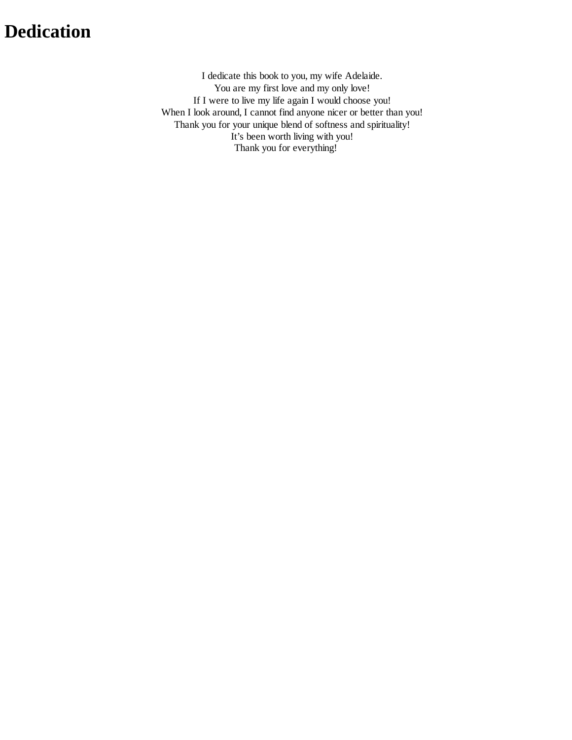# Dedication

I dedicate this book to you, my wife Adelaide.
You are my first love and my only love!
If I were to live my life again I would choose you!
When I look around, I cannot find anyone nicer or better than you!
Thank you for your unique blend of softness and spirituality!
It's been worth living with you!
Thank you for everything!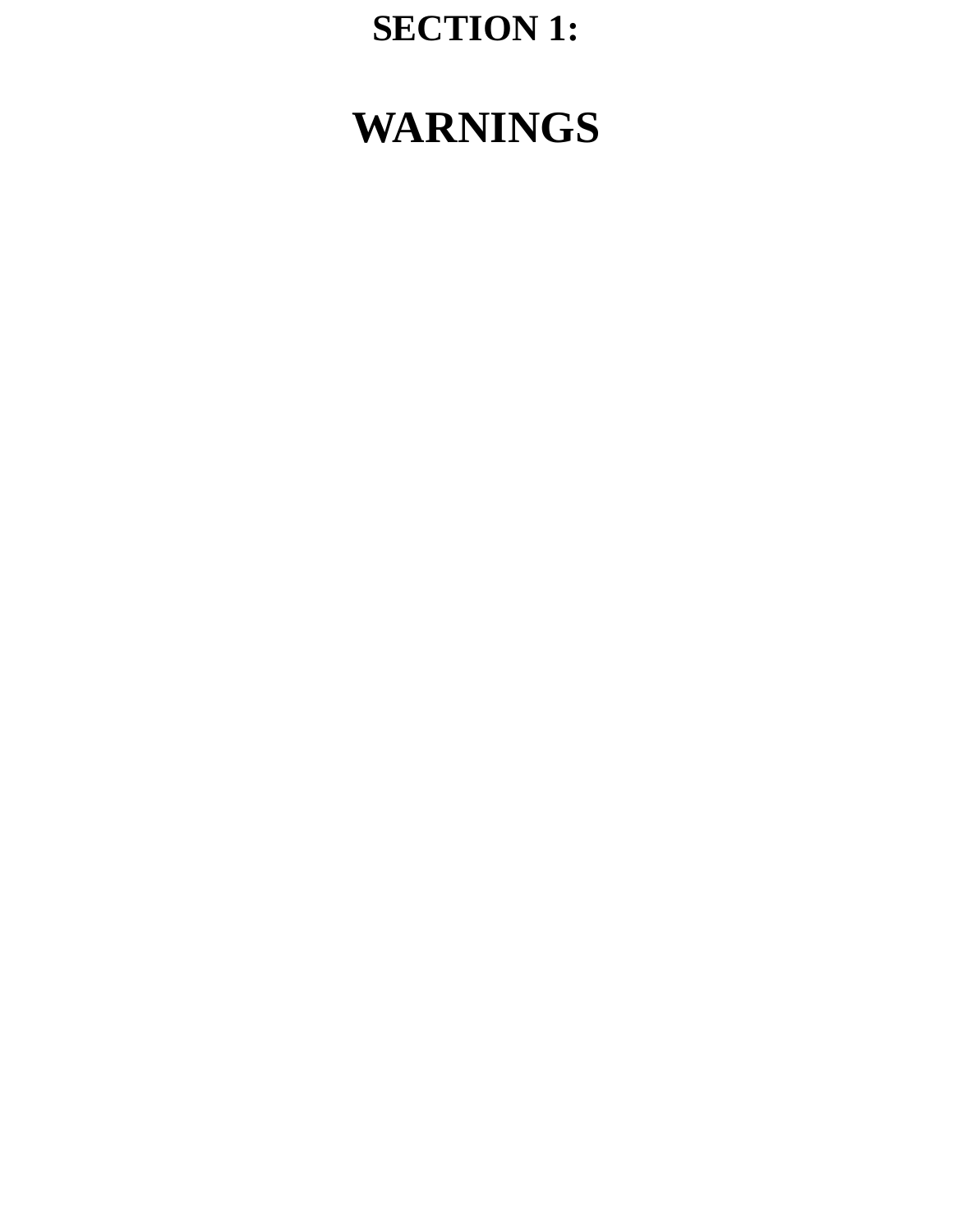# SECTION 1:

# WARNINGS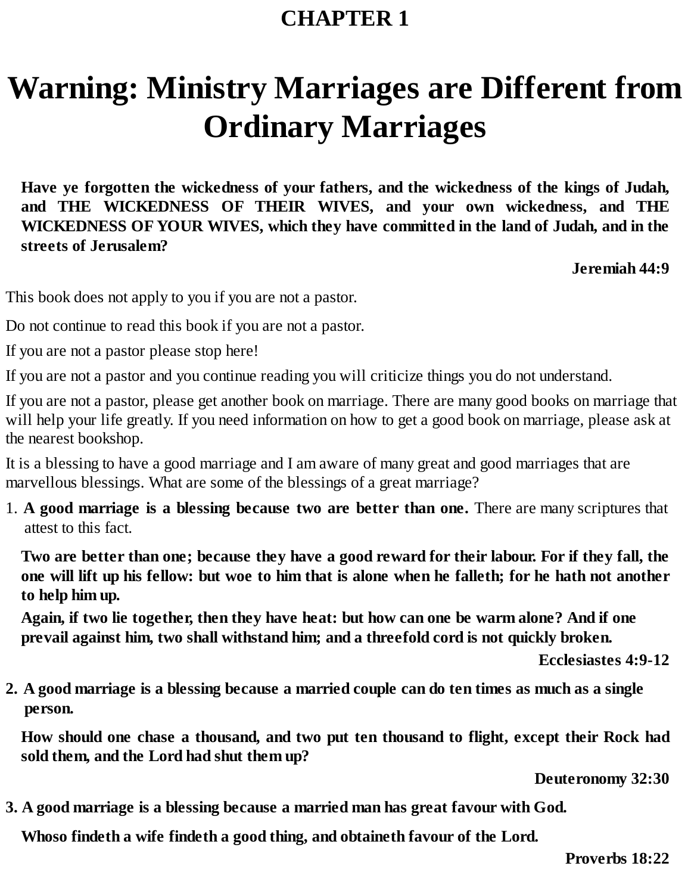# CHAPTER 1

# Warning: Ministry Marriages are Different from Ordinary Marriages

**Have ye forgotten the wickedness of your fathers, and the wickedness of the kings of Judah, and THE WICKEDNESS OF THEIR WIVES, and your own wickedness, and THE WICKEDNESS OF YOUR WIVES, which they have committed in the land of Judah, and in the streets of Jerusalem?**

**Jeremiah 44:9**

This book does not apply to you if you are not a pastor.

Do not continue to read this book if you are not a pastor.

If you are not a pastor please stop here!

If you are not a pastor and you continue reading you will criticize things you do not understand.

If you are not a pastor, please get another book on marriage. There are many good books on marriage that will help your life greatly. If you need information on how to get a good book on marriage, please ask at the nearest bookshop.

It is a blessing to have a good marriage and I am aware of many great and good marriages that are marvellous blessings. What are some of the blessings of a great marriage?

1. **A good marriage is a blessing because two are better than one.** There are many scriptures that attest to this fact.

**Two are better than one; because they have a good reward for their labour. For if they fall, the one will lift up his fellow: but woe to him that is alone when he falleth; for he hath not another to help him up.**

**Again, if two lie together, then they have heat: but how can one be warm alone? And if one prevail against him, two shall withstand him; and a threefold cord is not quickly broken.**

**Ecclesiastes 4:9-12**

2. **A good marriage is a blessing because a married couple can do ten times as much as a single person.**

**How should one chase a thousand, and two put ten thousand to flight, except their Rock had sold them, and the Lord had shut them up?**

**Deuteronomy 32:30**

3. **A good marriage is a blessing because a married man has great favour with God.**

**Whoso findeth a wife findeth a good thing, and obtaineth favour of the Lord.**

**Proverbs 18:22**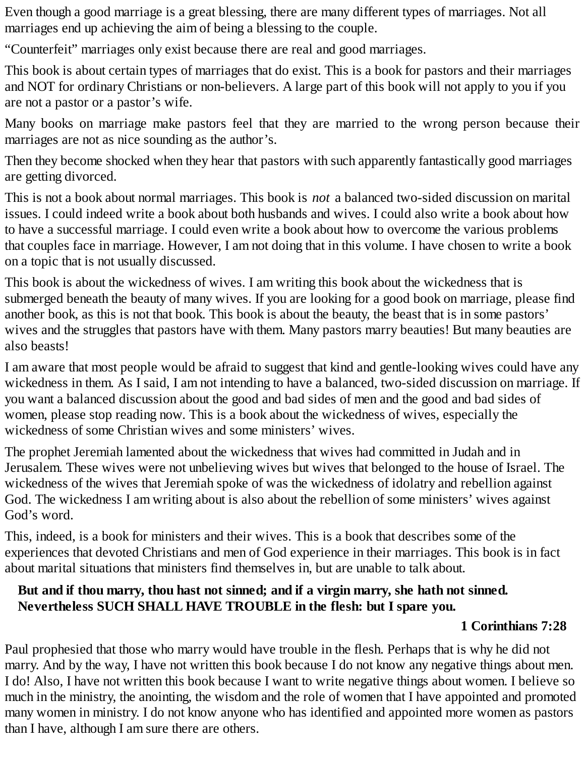Even though a good marriage is a great blessing, there are many different types of marriages. Not all marriages end up achieving the aim of being a blessing to the couple.

"Counterfeit" marriages only exist because there are real and good marriages.

This book is about certain types of marriages that do exist. This is a book for pastors and their marriages and NOT for ordinary Christians or non-believers. A large part of this book will not apply to you if you are not a pastor or a pastor's wife.

Many books on marriage make pastors feel that they are married to the wrong person because their marriages are not as nice sounding as the author's.

Then they become shocked when they hear that pastors with such apparently fantastically good marriages are getting divorced.

This is not a book about normal marriages. This book is *not* a balanced two-sided discussion on marital issues. I could indeed write a book about both husbands and wives. I could also write a book about how to have a successful marriage. I could even write a book about how to overcome the various problems that couples face in marriage. However, I am not doing that in this volume. I have chosen to write a book on a topic that is not usually discussed.

This book is about the wickedness of wives. I am writing this book about the wickedness that is submerged beneath the beauty of many wives. If you are looking for a good book on marriage, please find another book, as this is not that book. This book is about the beauty, the beast that is in some pastors' wives and the struggles that pastors have with them. Many pastors marry beauties! But many beauties are also beasts!

I am aware that most people would be afraid to suggest that kind and gentle-looking wives could have any wickedness in them. As I said, I am not intending to have a balanced, two-sided discussion on marriage. If you want a balanced discussion about the good and bad sides of men and the good and bad sides of women, please stop reading now. This is a book about the wickedness of wives, especially the wickedness of some Christian wives and some ministers' wives.

The prophet Jeremiah lamented about the wickedness that wives had committed in Judah and in Jerusalem. These wives were not unbelieving wives but wives that belonged to the house of Israel. The wickedness of the wives that Jeremiah spoke of was the wickedness of idolatry and rebellion against God. The wickedness I am writing about is also about the rebellion of some ministers' wives against God's word.

This, indeed, is a book for ministers and their wives. This is a book that describes some of the experiences that devoted Christians and men of God experience in their marriages. This book is in fact about marital situations that ministers find themselves in, but are unable to talk about.

> **But and if thou marry, thou hast not sinned; and if a virgin marry, she hath not sinned. Nevertheless SUCH SHALL HAVE TROUBLE in the flesh: but I spare you.**
>
> **1 Corinthians 7:28**

Paul prophesied that those who marry would have trouble in the flesh. Perhaps that is why he did not marry. And by the way, I have not written this book because I do not know any negative things about men. I do! Also, I have not written this book because I want to write negative things about women. I believe so much in the ministry, the anointing, the wisdom and the role of women that I have appointed and promoted many women in ministry. I do not know anyone who has identified and appointed more women as pastors than I have, although I am sure there are others.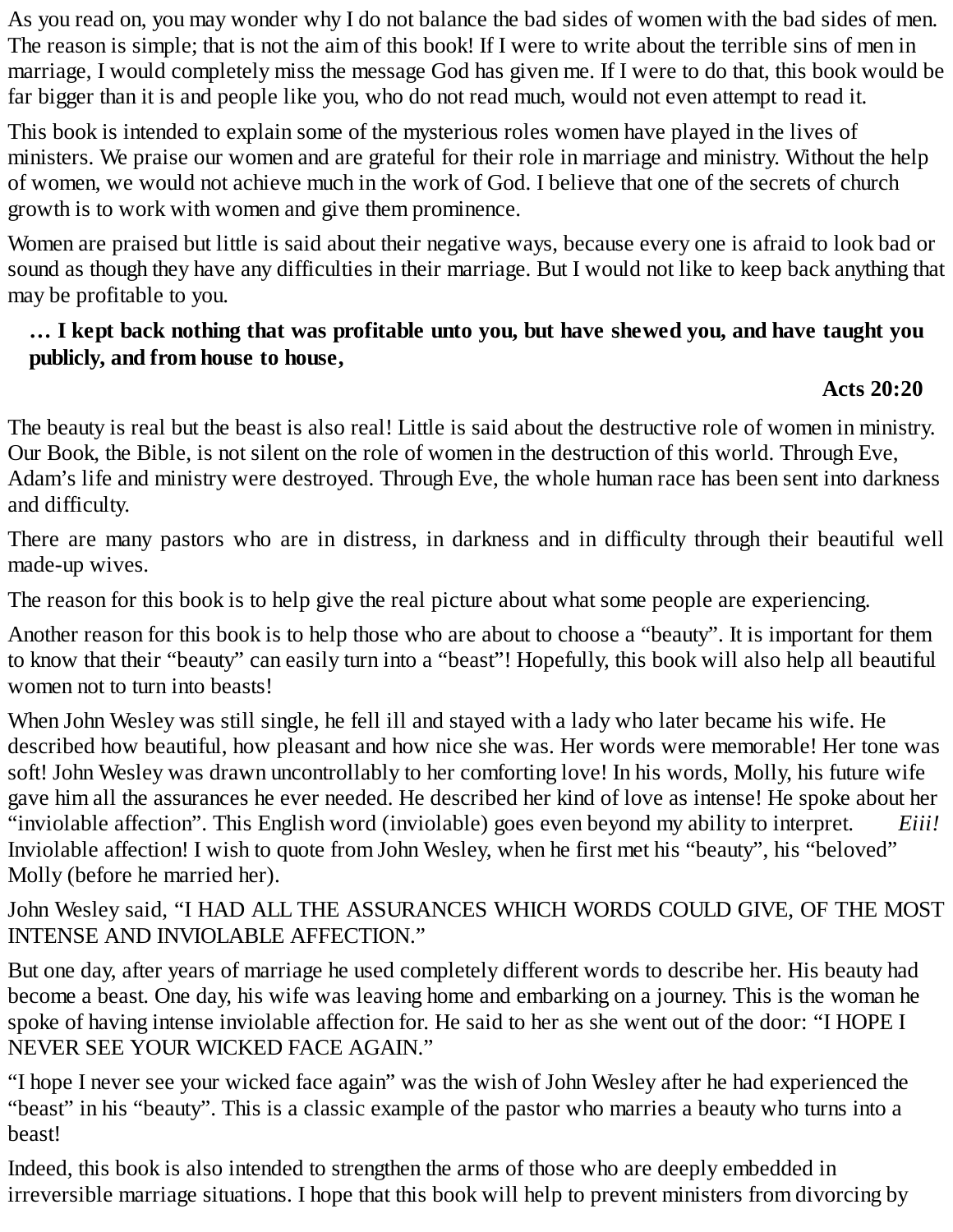As you read on, you may wonder why I do not balance the bad sides of women with the bad sides of men. The reason is simple; that is not the aim of this book! If I were to write about the terrible sins of men in marriage, I would completely miss the message God has given me. If I were to do that, this book would be far bigger than it is and people like you, who do not read much, would not even attempt to read it.

This book is intended to explain some of the mysterious roles women have played in the lives of ministers. We praise our women and are grateful for their role in marriage and ministry. Without the help of women, we would not achieve much in the work of God. I believe that one of the secrets of church growth is to work with women and give them prominence.

Women are praised but little is said about their negative ways, because every one is afraid to look bad or sound as though they have any difficulties in their marriage. But I would not like to keep back anything that may be profitable to you.

> **… I kept back nothing that was profitable unto you, but have shewed you, and have taught you publicly, and from house to house,**
>
> **Acts 20:20**

The beauty is real but the beast is also real! Little is said about the destructive role of women in ministry. Our Book, the Bible, is not silent on the role of women in the destruction of this world. Through Eve, Adam's life and ministry were destroyed. Through Eve, the whole human race has been sent into darkness and difficulty.

There are many pastors who are in distress, in darkness and in difficulty through their beautiful well made-up wives.

The reason for this book is to help give the real picture about what some people are experiencing.

Another reason for this book is to help those who are about to choose a "beauty". It is important for them to know that their "beauty" can easily turn into a "beast"! Hopefully, this book will also help all beautiful women not to turn into beasts!

When John Wesley was still single, he fell ill and stayed with a lady who later became his wife. He described how beautiful, how pleasant and how nice she was. Her words were memorable! Her tone was soft! John Wesley was drawn uncontrollably to her comforting love! In his words, Molly, his future wife gave him all the assurances he ever needed. He described her kind of love as intense! He spoke about her "inviolable affection". This English word (inviolable) goes even beyond my ability to interpret. *Eiii!* Inviolable affection! I wish to quote from John Wesley, when he first met his "beauty", his "beloved" Molly (before he married her).

John Wesley said, "I HAD ALL THE ASSURANCES WHICH WORDS COULD GIVE, OF THE MOST INTENSE AND INVIOLABLE AFFECTION."

But one day, after years of marriage he used completely different words to describe her. His beauty had become a beast. One day, his wife was leaving home and embarking on a journey. This is the woman he spoke of having intense inviolable affection for. He said to her as she went out of the door: "I HOPE I NEVER SEE YOUR WICKED FACE AGAIN."

"I hope I never see your wicked face again" was the wish of John Wesley after he had experienced the "beast" in his "beauty". This is a classic example of the pastor who marries a beauty who turns into a beast!

Indeed, this book is also intended to strengthen the arms of those who are deeply embedded in irreversible marriage situations. I hope that this book will help to prevent ministers from divorcing by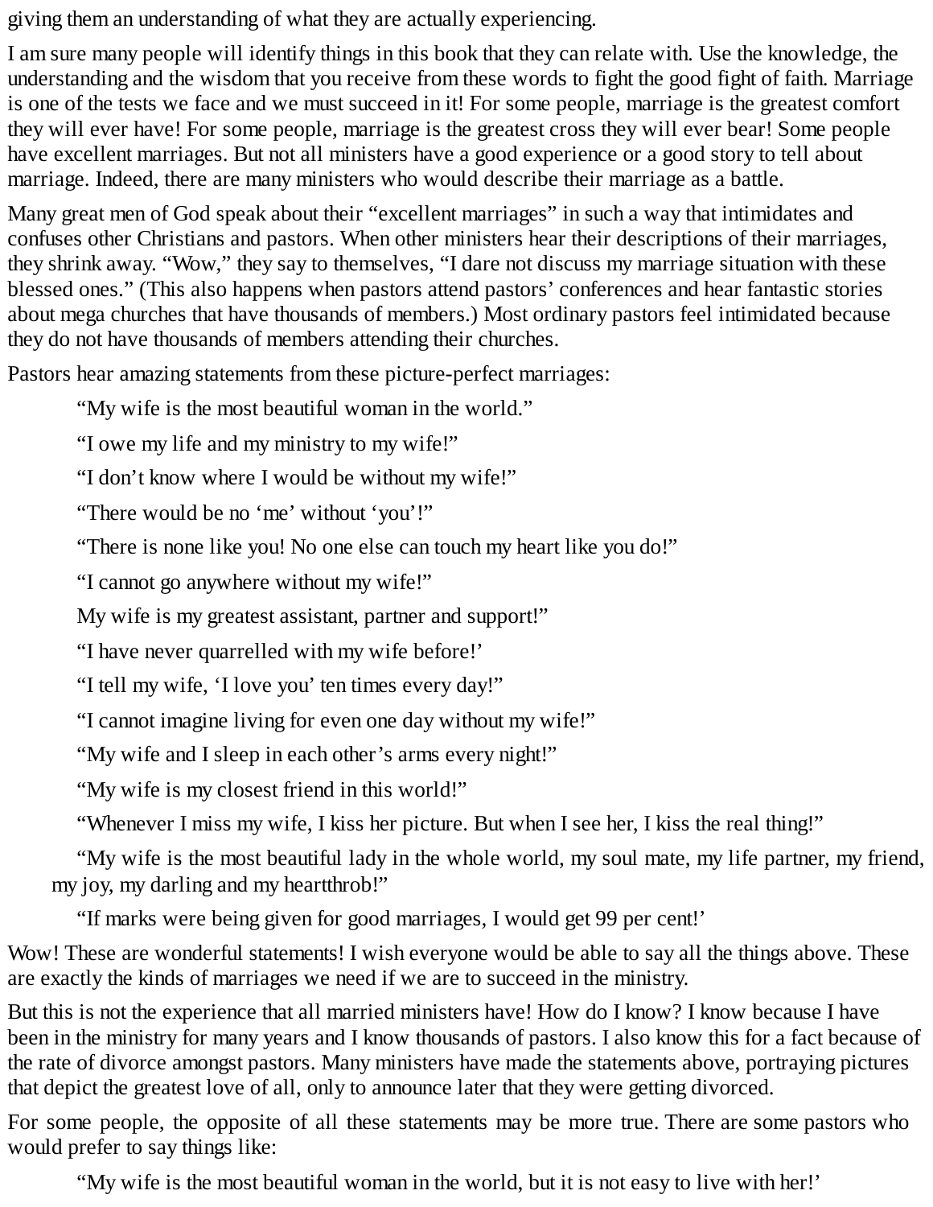giving them an understanding of what they are actually experiencing.

I am sure many people will identify things in this book that they can relate with. Use the knowledge, the understanding and the wisdom that you receive from these words to fight the good fight of faith. Marriage is one of the tests we face and we must succeed in it! For some people, marriage is the greatest comfort they will ever have! For some people, marriage is the greatest cross they will ever bear! Some people have excellent marriages. But not all ministers have a good experience or a good story to tell about marriage. Indeed, there are many ministers who would describe their marriage as a battle.

Many great men of God speak about their "excellent marriages" in such a way that intimidates and confuses other Christians and pastors. When other ministers hear their descriptions of their marriages, they shrink away. "Wow," they say to themselves, "I dare not discuss my marriage situation with these blessed ones." (This also happens when pastors attend pastors' conferences and hear fantastic stories about mega churches that have thousands of members.) Most ordinary pastors feel intimidated because they do not have thousands of members attending their churches.

Pastors hear amazing statements from these picture-perfect marriages:

> "My wife is the most beautiful woman in the world."
>
> "I owe my life and my ministry to my wife!"
>
> "I don't know where I would be without my wife!"
>
> "There would be no 'me' without 'you'!"
>
> "There is none like you! No one else can touch my heart like you do!"
>
> "I cannot go anywhere without my wife!"
>
> My wife is my greatest assistant, partner and support!"
>
> "I have never quarrelled with my wife before!'
>
> "I tell my wife, 'I love you' ten times every day!"
>
> "I cannot imagine living for even one day without my wife!"
>
> "My wife and I sleep in each other's arms every night!"
>
> "My wife is my closest friend in this world!"
>
> "Whenever I miss my wife, I kiss her picture. But when I see her, I kiss the real thing!"
>
> "My wife is the most beautiful lady in the whole world, my soul mate, my life partner, my friend, my joy, my darling and my heartthrob!"
>
> "If marks were being given for good marriages, I would get 99 per cent!'

Wow! These are wonderful statements! I wish everyone would be able to say all the things above. These are exactly the kinds of marriages we need if we are to succeed in the ministry.

But this is not the experience that all married ministers have! How do I know? I know because I have been in the ministry for many years and I know thousands of pastors. I also know this for a fact because of the rate of divorce amongst pastors. Many ministers have made the statements above, portraying pictures that depict the greatest love of all, only to announce later that they were getting divorced.

For some people, the opposite of all these statements may be more true. There are some pastors who would prefer to say things like:

> "My wife is the most beautiful woman in the world, but it is not easy to live with her!'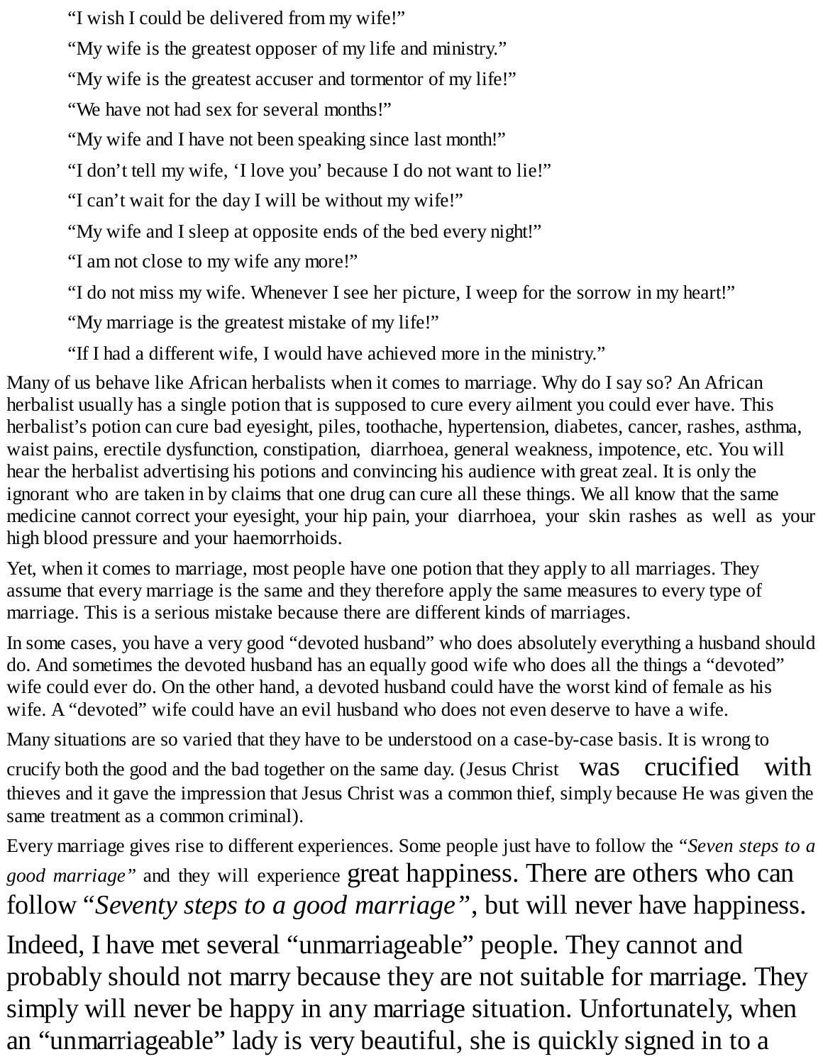“I wish I could be delivered from my wife!”

“My wife is the greatest opposer of my life and ministry.”

“My wife is the greatest accuser and tormentor of my life!”

“We have not had sex for several months!”

“My wife and I have not been speaking since last month!”

“I don’t tell my wife, ‘I love you’ because I do not want to lie!”

“I can’t wait for the day I will be without my wife!”

“My wife and I sleep at opposite ends of the bed every night!”

“I am not close to my wife any more!”

“I do not miss my wife. Whenever I see her picture, I weep for the sorrow in my heart!”

“My marriage is the greatest mistake of my life!”

“If I had a different wife, I would have achieved more in the ministry.”

Many of us behave like African herbalists when it comes to marriage. Why do I say so? An African herbalist usually has a single potion that is supposed to cure every ailment you could ever have. This herbalist’s potion can cure bad eyesight, piles, toothache, hypertension, diabetes, cancer, rashes, asthma, waist pains, erectile dysfunction, constipation, diarrhoea, general weakness, impotence, etc. You will hear the herbalist advertising his potions and convincing his audience with great zeal. It is only the ignorant who are taken in by claims that one drug can cure all these things. We all know that the same medicine cannot correct your eyesight, your hip pain, your diarrhoea, your skin rashes as well as your high blood pressure and your haemorrhoids.

Yet, when it comes to marriage, most people have one potion that they apply to all marriages. They assume that every marriage is the same and they therefore apply the same measures to every type of marriage. This is a serious mistake because there are different kinds of marriages.

In some cases, you have a very good “devoted husband” who does absolutely everything a husband should do. And sometimes the devoted husband has an equally good wife who does all the things a “devoted” wife could ever do. On the other hand, a devoted husband could have the worst kind of female as his wife. A “devoted” wife could have an evil husband who does not even deserve to have a wife.

Many situations are so varied that they have to be understood on a case-by-case basis. It is wrong to crucify both the good and the bad together on the same day. (Jesus Christ was crucified with thieves and it gave the impression that Jesus Christ was a common thief, simply because He was given the same treatment as a common criminal).

Every marriage gives rise to different experiences. Some people just have to follow the *“Seven steps to a good marriage”* and they will experience great happiness. There are others who can follow “*Seventy steps to a good marriage”*, but will never have happiness.

Indeed, I have met several “unmarriageable” people. They cannot and probably should not marry because they are not suitable for marriage. They simply will never be happy in any marriage situation. Unfortunately, when an “unmarriageable” lady is very beautiful, she is quickly signed in to a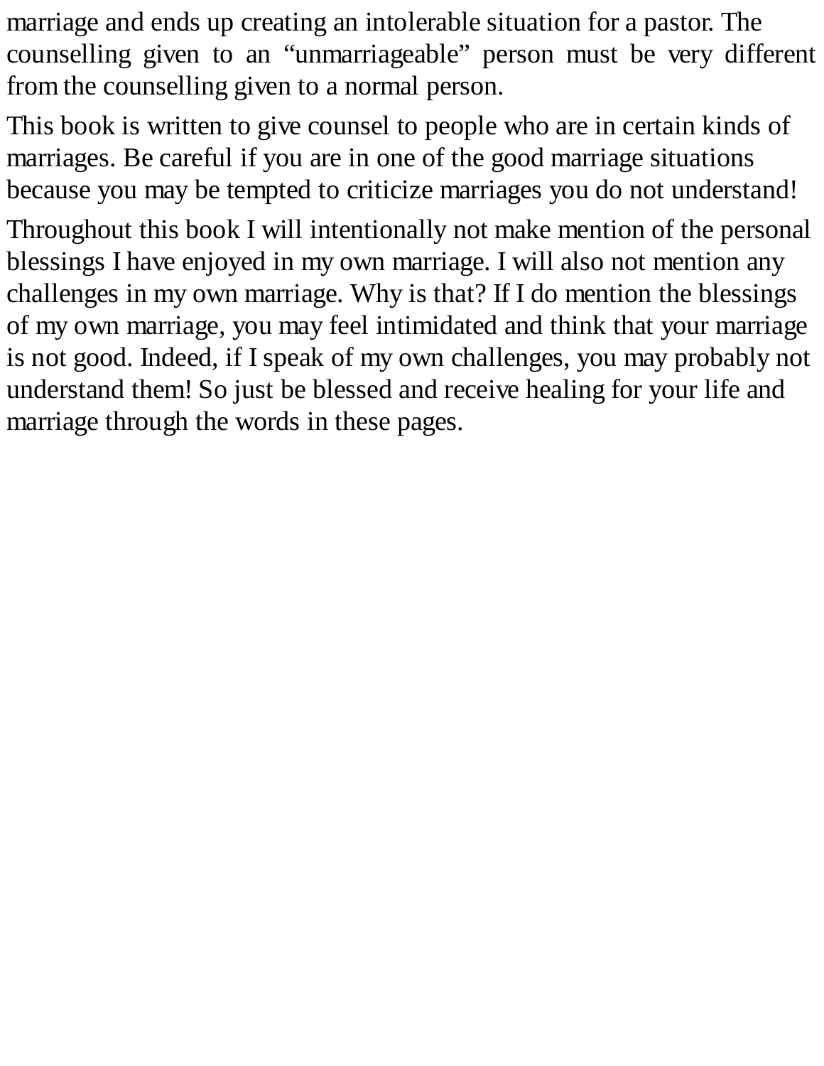marriage and ends up creating an intolerable situation for a pastor. The counselling given to an "unmarriageable" person must be very different from the counselling given to a normal person.

This book is written to give counsel to people who are in certain kinds of marriages. Be careful if you are in one of the good marriage situations because you may be tempted to criticize marriages you do not understand!

Throughout this book I will intentionally not make mention of the personal blessings I have enjoyed in my own marriage. I will also not mention any challenges in my own marriage. Why is that? If I do mention the blessings of my own marriage, you may feel intimidated and think that your marriage is not good. Indeed, if I speak of my own challenges, you may probably not understand them! So just be blessed and receive healing for your life and marriage through the words in these pages.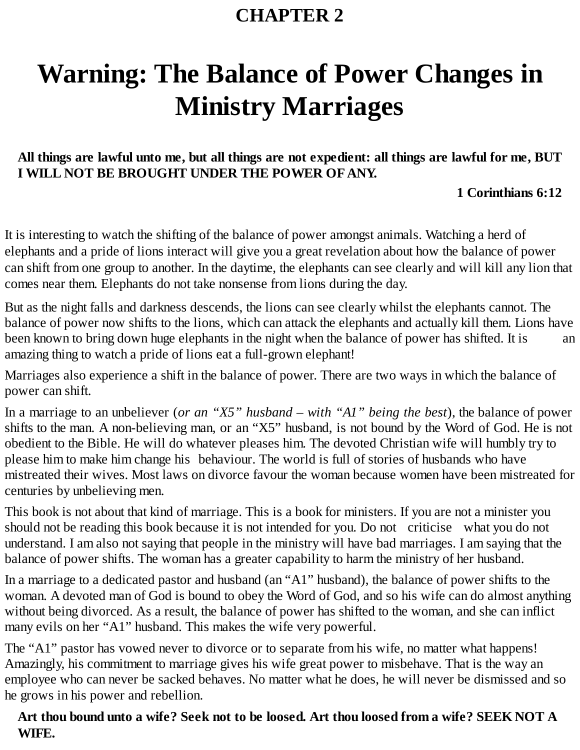# CHAPTER 2

# Warning: The Balance of Power Changes in Ministry Marriages

**All things are lawful unto me, but all things are not expedient: all things are lawful for me, BUT I WILL NOT BE BROUGHT UNDER THE POWER OF ANY.**

**1 Corinthians 6:12**

It is interesting to watch the shifting of the balance of power amongst animals. Watching a herd of elephants and a pride of lions interact will give you a great revelation about how the balance of power can shift from one group to another. In the daytime, the elephants can see clearly and will kill any lion that comes near them. Elephants do not take nonsense from lions during the day.

But as the night falls and darkness descends, the lions can see clearly whilst the elephants cannot. The balance of power now shifts to the lions, which can attack the elephants and actually kill them. Lions have been known to bring down huge elephants in the night when the balance of power has shifted. It is an amazing thing to watch a pride of lions eat a full-grown elephant!

Marriages also experience a shift in the balance of power. There are two ways in which the balance of power can shift.

In a marriage to an unbeliever (*or an "X5" husband – with "A1" being the best*), the balance of power shifts to the man. A non-believing man, or an "X5" husband, is not bound by the Word of God. He is not obedient to the Bible. He will do whatever pleases him. The devoted Christian wife will humbly try to please him to make him change his behaviour. The world is full of stories of husbands who have mistreated their wives. Most laws on divorce favour the woman because women have been mistreated for centuries by unbelieving men.

This book is not about that kind of marriage. This is a book for ministers. If you are not a minister you should not be reading this book because it is not intended for you. Do not criticise what you do not understand. I am also not saying that people in the ministry will have bad marriages. I am saying that the balance of power shifts. The woman has a greater capability to harm the ministry of her husband.

In a marriage to a dedicated pastor and husband (an "A1" husband), the balance of power shifts to the woman. A devoted man of God is bound to obey the Word of God, and so his wife can do almost anything without being divorced. As a result, the balance of power has shifted to the woman, and she can inflict many evils on her "A1" husband. This makes the wife very powerful.

The "A1" pastor has vowed never to divorce or to separate from his wife, no matter what happens! Amazingly, his commitment to marriage gives his wife great power to misbehave. That is the way an employee who can never be sacked behaves. No matter what he does, he will never be dismissed and so he grows in his power and rebellion.

**Art thou bound unto a wife? Seek not to be loosed. Art thou loosed from a wife? SEEK NOT A WIFE.**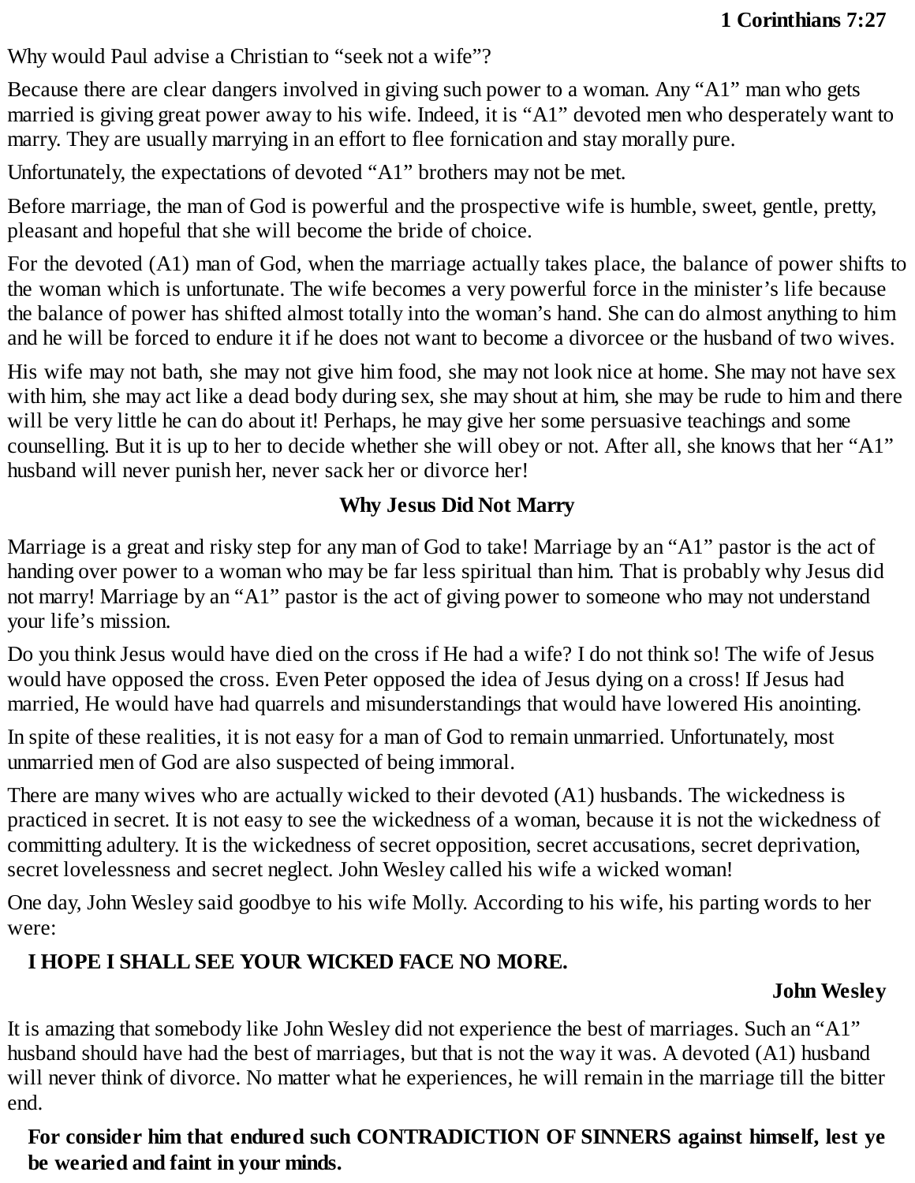**1 Corinthians 7:27**

Why would Paul advise a Christian to “seek not a wife”?

Because there are clear dangers involved in giving such power to a woman. Any “A1” man who gets married is giving great power away to his wife. Indeed, it is “A1” devoted men who desperately want to marry. They are usually marrying in an effort to flee fornication and stay morally pure.

Unfortunately, the expectations of devoted “A1” brothers may not be met.

Before marriage, the man of God is powerful and the prospective wife is humble, sweet, gentle, pretty, pleasant and hopeful that she will become the bride of choice.

For the devoted (A1) man of God, when the marriage actually takes place, the balance of power shifts to the woman which is unfortunate. The wife becomes a very powerful force in the minister’s life because the balance of power has shifted almost totally into the woman’s hand. She can do almost anything to him and he will be forced to endure it if he does not want to become a divorcee or the husband of two wives.

His wife may not bath, she may not give him food, she may not look nice at home. She may not have sex with him, she may act like a dead body during sex, she may shout at him, she may be rude to him and there will be very little he can do about it! Perhaps, he may give her some persuasive teachings and some counselling. But it is up to her to decide whether she will obey or not. After all, she knows that her “A1” husband will never punish her, never sack her or divorce her!

## Why Jesus Did Not Marry

Marriage is a great and risky step for any man of God to take! Marriage by an “A1” pastor is the act of handing over power to a woman who may be far less spiritual than him. That is probably why Jesus did not marry! Marriage by an “A1” pastor is the act of giving power to someone who may not understand your life’s mission.

Do you think Jesus would have died on the cross if He had a wife? I do not think so! The wife of Jesus would have opposed the cross. Even Peter opposed the idea of Jesus dying on a cross! If Jesus had married, He would have had quarrels and misunderstandings that would have lowered His anointing.

In spite of these realities, it is not easy for a man of God to remain unmarried. Unfortunately, most unmarried men of God are also suspected of being immoral.

There are many wives who are actually wicked to their devoted (A1) husbands. The wickedness is practiced in secret. It is not easy to see the wickedness of a woman, because it is not the wickedness of committing adultery. It is the wickedness of secret opposition, secret accusations, secret deprivation, secret lovelessness and secret neglect. John Wesley called his wife a wicked woman!

One day, John Wesley said goodbye to his wife Molly. According to his wife, his parting words to her were:

**I HOPE I SHALL SEE YOUR WICKED FACE NO MORE.**

**John Wesley**

It is amazing that somebody like John Wesley did not experience the best of marriages. Such an “A1” husband should have had the best of marriages, but that is not the way it was. A devoted (A1) husband will never think of divorce. No matter what he experiences, he will remain in the marriage till the bitter end.

**For consider him that endured such CONTRADICTION OF SINNERS against himself, lest ye be wearied and faint in your minds.**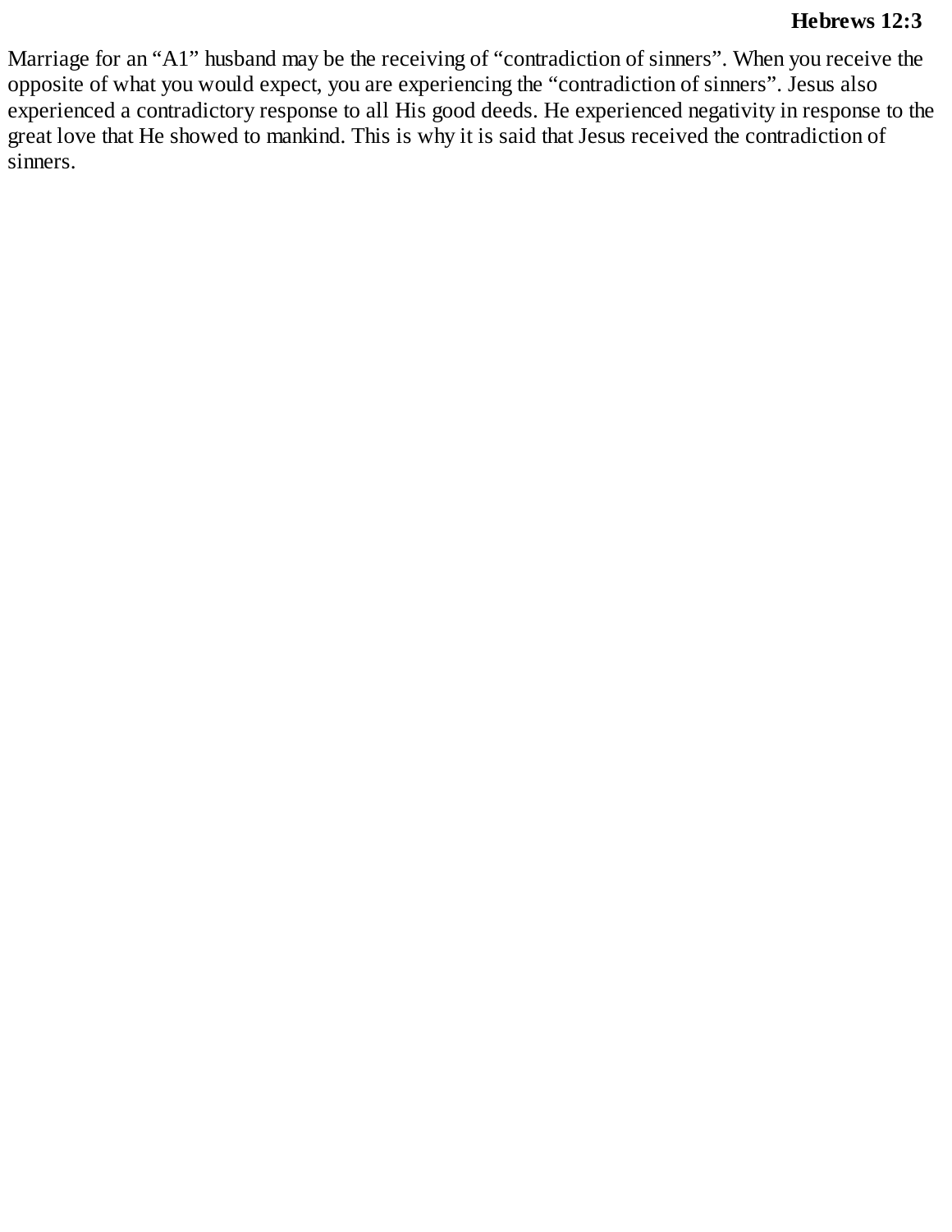**Hebrews 12:3**

Marriage for an "A1" husband may be the receiving of "contradiction of sinners". When you receive the opposite of what you would expect, you are experiencing the "contradiction of sinners". Jesus also experienced a contradictory response to all His good deeds. He experienced negativity in response to the great love that He showed to mankind. This is why it is said that Jesus received the contradiction of sinners.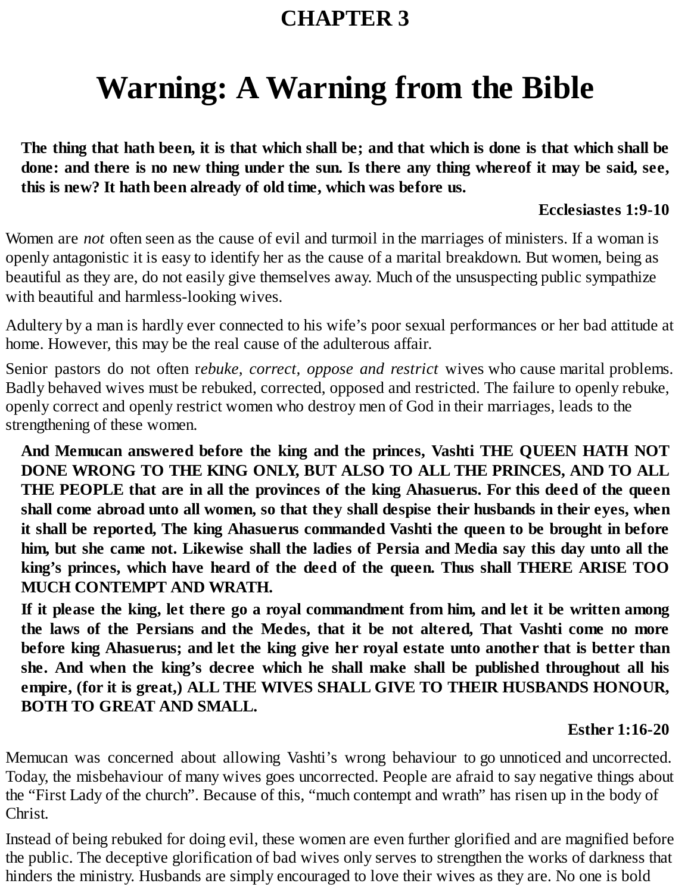# CHAPTER 3

# Warning: A Warning from the Bible

**The thing that hath been, it is that which shall be; and that which is done is that which shall be done: and there is no new thing under the sun. Is there any thing whereof it may be said, see, this is new? It hath been already of old time, which was before us.**

**Ecclesiastes 1:9-10**

Women are *not* often seen as the cause of evil and turmoil in the marriages of ministers. If a woman is openly antagonistic it is easy to identify her as the cause of a marital breakdown. But women, being as beautiful as they are, do not easily give themselves away. Much of the unsuspecting public sympathize with beautiful and harmless-looking wives.

Adultery by a man is hardly ever connected to his wife's poor sexual performances or her bad attitude at home. However, this may be the real cause of the adulterous affair.

Senior pastors do not often r*ebuke, correct, oppose and restrict* wives who cause marital problems. Badly behaved wives must be rebuked, corrected, opposed and restricted. The failure to openly rebuke, openly correct and openly restrict women who destroy men of God in their marriages, leads to the strengthening of these women.

**And Memucan answered before the king and the princes, Vashti THE QUEEN HATH NOT DONE WRONG TO THE KING ONLY, BUT ALSO TO ALL THE PRINCES, AND TO ALL THE PEOPLE that are in all the provinces of the king Ahasuerus. For this deed of the queen shall come abroad unto all women, so that they shall despise their husbands in their eyes, when it shall be reported, The king Ahasuerus commanded Vashti the queen to be brought in before him, but she came not. Likewise shall the ladies of Persia and Media say this day unto all the king's princes, which have heard of the deed of the queen. Thus shall THERE ARISE TOO MUCH CONTEMPT AND WRATH.**

**If it please the king, let there go a royal commandment from him, and let it be written among the laws of the Persians and the Medes, that it be not altered, That Vashti come no more before king Ahasuerus; and let the king give her royal estate unto another that is better than she. And when the king's decree which he shall make shall be published throughout all his empire, (for it is great,) ALL THE WIVES SHALL GIVE TO THEIR HUSBANDS HONOUR, BOTH TO GREAT AND SMALL.**

**Esther 1:16-20**

Memucan was concerned about allowing Vashti's wrong behaviour to go unnoticed and uncorrected. Today, the misbehaviour of many wives goes uncorrected. People are afraid to say negative things about the "First Lady of the church". Because of this, "much contempt and wrath" has risen up in the body of Christ.

Instead of being rebuked for doing evil, these women are even further glorified and are magnified before the public. The deceptive glorification of bad wives only serves to strengthen the works of darkness that hinders the ministry. Husbands are simply encouraged to love their wives as they are. No one is bold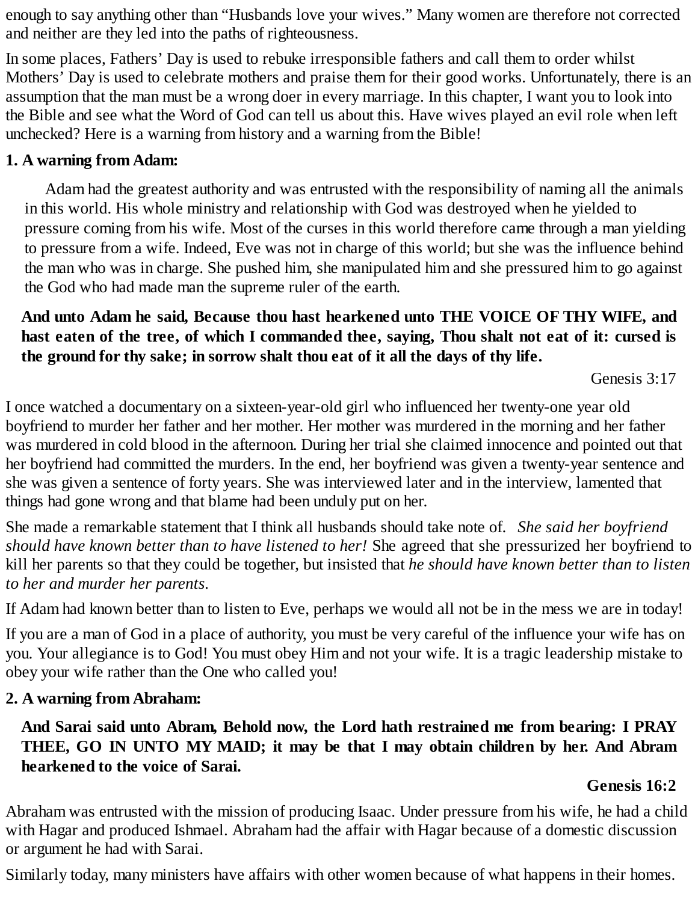enough to say anything other than "Husbands love your wives." Many women are therefore not corrected and neither are they led into the paths of righteousness.

In some places, Fathers' Day is used to rebuke irresponsible fathers and call them to order whilst Mothers' Day is used to celebrate mothers and praise them for their good works. Unfortunately, there is an assumption that the man must be a wrong doer in every marriage. In this chapter, I want you to look into the Bible and see what the Word of God can tell us about this. Have wives played an evil role when left unchecked? Here is a warning from history and a warning from the Bible!

**1. A warning from Adam:**

Adam had the greatest authority and was entrusted with the responsibility of naming all the animals in this world. His whole ministry and relationship with God was destroyed when he yielded to pressure coming from his wife. Most of the curses in this world therefore came through a man yielding to pressure from a wife. Indeed, Eve was not in charge of this world; but she was the influence behind the man who was in charge. She pushed him, she manipulated him and she pressured him to go against the God who had made man the supreme ruler of the earth.

> **And unto Adam he said, Because thou hast hearkened unto THE VOICE OF THY WIFE, and hast eaten of the tree, of which I commanded thee, saying, Thou shalt not eat of it: cursed is the ground for thy sake; in sorrow shalt thou eat of it all the days of thy life.**
>
> Genesis 3:17

I once watched a documentary on a sixteen-year-old girl who influenced her twenty-one year old boyfriend to murder her father and her mother. Her mother was murdered in the morning and her father was murdered in cold blood in the afternoon. During her trial she claimed innocence and pointed out that her boyfriend had committed the murders. In the end, her boyfriend was given a twenty-year sentence and she was given a sentence of forty years. She was interviewed later and in the interview, lamented that things had gone wrong and that blame had been unduly put on her.

She made a remarkable statement that I think all husbands should take note of. *She said her boyfriend should have known better than to have listened to her!* She agreed that she pressurized her boyfriend to kill her parents so that they could be together, but insisted that *he should have known better than to listen to her and murder her parents.*

If Adam had known better than to listen to Eve, perhaps we would all not be in the mess we are in today!

If you are a man of God in a place of authority, you must be very careful of the influence your wife has on you. Your allegiance is to God! You must obey Him and not your wife. It is a tragic leadership mistake to obey your wife rather than the One who called you!

**2. A warning from Abraham:**

> **And Sarai said unto Abram, Behold now, the Lord hath restrained me from bearing: I PRAY THEE, GO IN UNTO MY MAID; it may be that I may obtain children by her. And Abram hearkened to the voice of Sarai.**
>
> **Genesis 16:2**

Abraham was entrusted with the mission of producing Isaac. Under pressure from his wife, he had a child with Hagar and produced Ishmael. Abraham had the affair with Hagar because of a domestic discussion or argument he had with Sarai.

Similarly today, many ministers have affairs with other women because of what happens in their homes.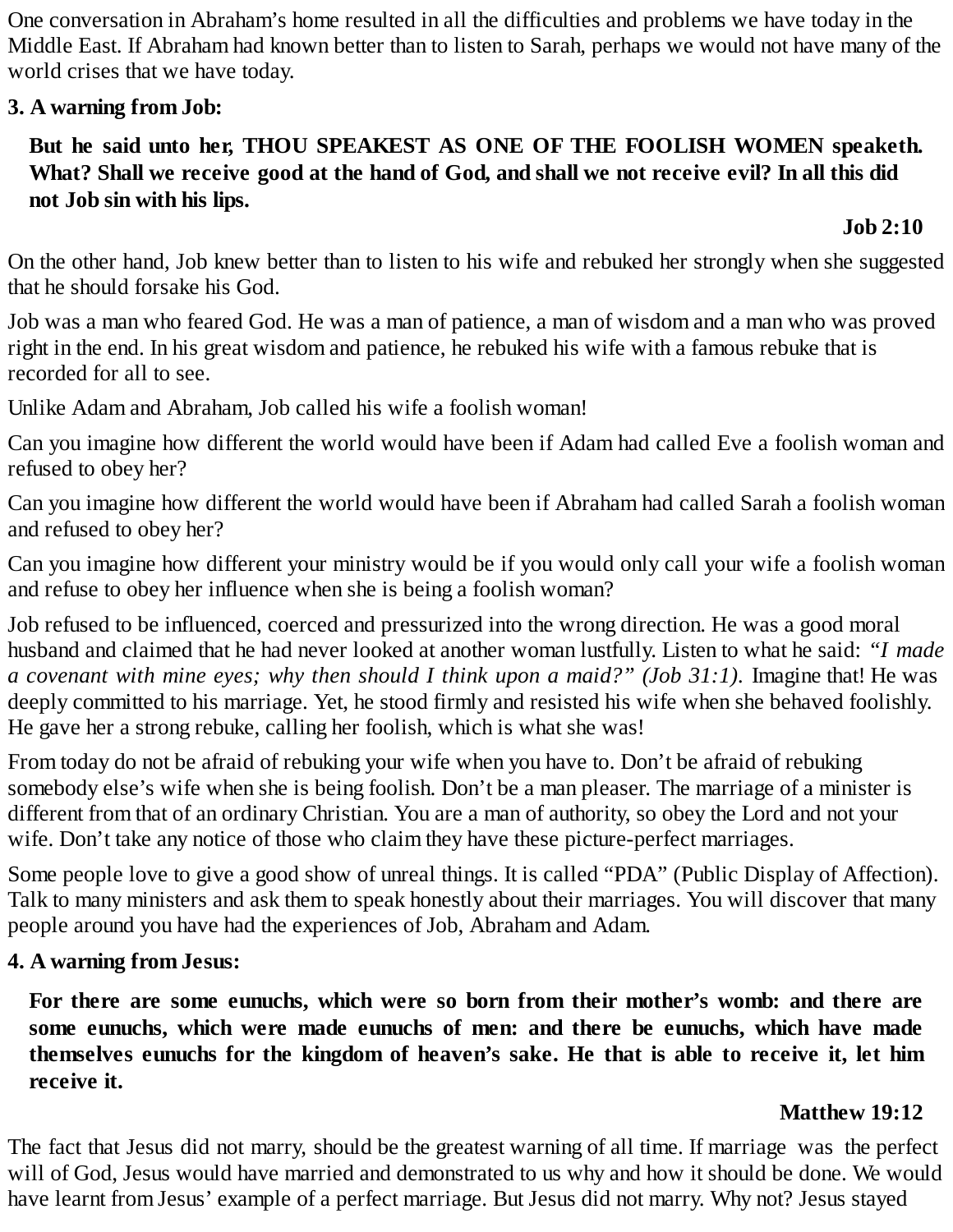One conversation in Abraham's home resulted in all the difficulties and problems we have today in the Middle East. If Abraham had known better than to listen to Sarah, perhaps we would not have many of the world crises that we have today.

**3. A warning from Job:**

> **But he said unto her, THOU SPEAKEST AS ONE OF THE FOOLISH WOMEN speaketh. What? Shall we receive good at the hand of God, and shall we not receive evil? In all this did not Job sin with his lips.**
>
> **Job 2:10**

On the other hand, Job knew better than to listen to his wife and rebuked her strongly when she suggested that he should forsake his God.

Job was a man who feared God. He was a man of patience, a man of wisdom and a man who was proved right in the end. In his great wisdom and patience, he rebuked his wife with a famous rebuke that is recorded for all to see.

Unlike Adam and Abraham, Job called his wife a foolish woman!

Can you imagine how different the world would have been if Adam had called Eve a foolish woman and refused to obey her?

Can you imagine how different the world would have been if Abraham had called Sarah a foolish woman and refused to obey her?

Can you imagine how different your ministry would be if you would only call your wife a foolish woman and refuse to obey her influence when she is being a foolish woman?

Job refused to be influenced, coerced and pressurized into the wrong direction. He was a good moral husband and claimed that he had never looked at another woman lustfully. Listen to what he said: *"I made a covenant with mine eyes; why then should I think upon a maid?" (Job 31:1).* Imagine that! He was deeply committed to his marriage. Yet, he stood firmly and resisted his wife when she behaved foolishly. He gave her a strong rebuke, calling her foolish, which is what she was!

From today do not be afraid of rebuking your wife when you have to. Don't be afraid of rebuking somebody else's wife when she is being foolish. Don't be a man pleaser. The marriage of a minister is different from that of an ordinary Christian. You are a man of authority, so obey the Lord and not your wife. Don't take any notice of those who claim they have these picture-perfect marriages.

Some people love to give a good show of unreal things. It is called "PDA" (Public Display of Affection). Talk to many ministers and ask them to speak honestly about their marriages. You will discover that many people around you have had the experiences of Job, Abraham and Adam.

**4. A warning from Jesus:**

> **For there are some eunuchs, which were so born from their mother's womb: and there are some eunuchs, which were made eunuchs of men: and there be eunuchs, which have made themselves eunuchs for the kingdom of heaven's sake. He that is able to receive it, let him receive it.**
>
> **Matthew 19:12**

The fact that Jesus did not marry, should be the greatest warning of all time. If marriage was the perfect will of God, Jesus would have married and demonstrated to us why and how it should be done. We would have learnt from Jesus' example of a perfect marriage. But Jesus did not marry. Why not? Jesus stayed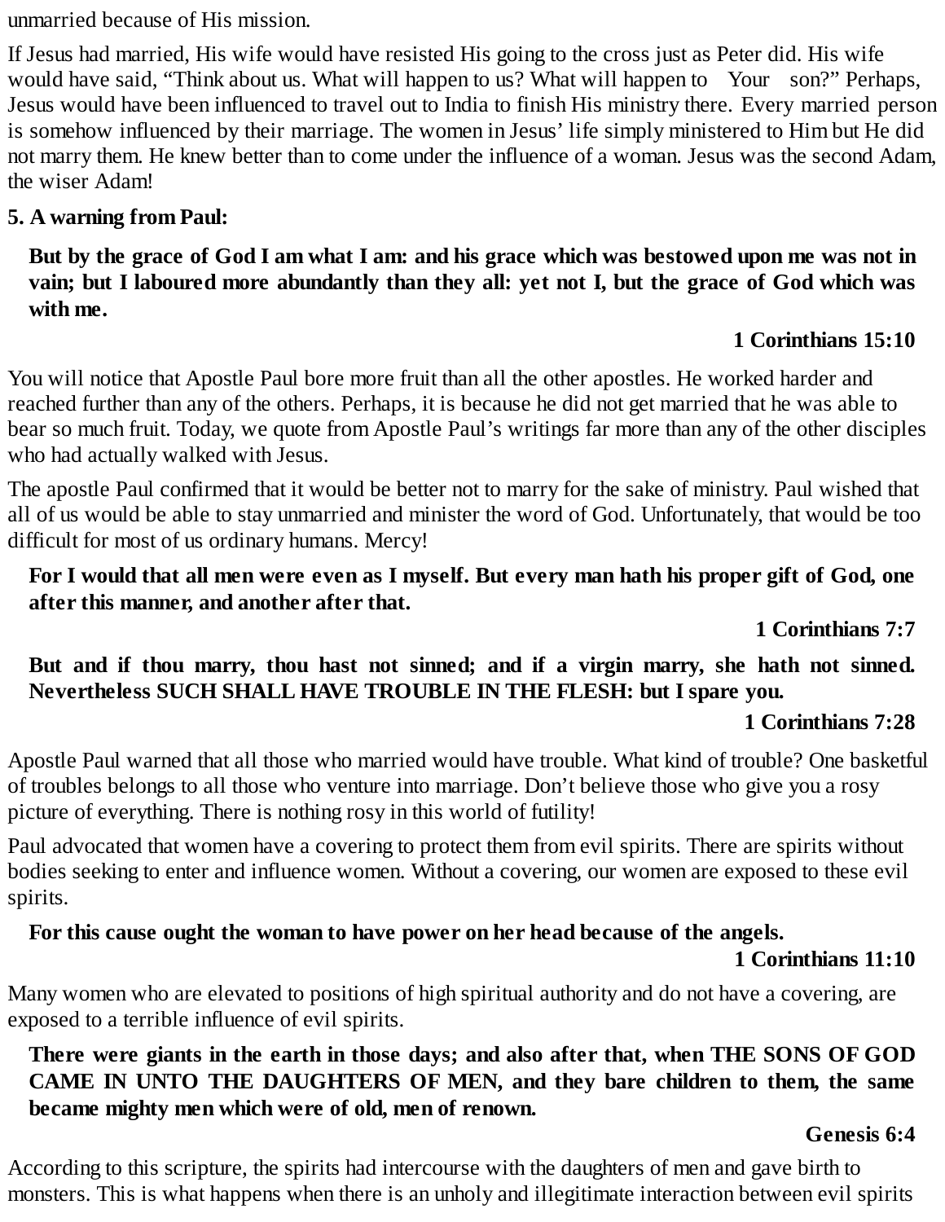unmarried because of His mission.

If Jesus had married, His wife would have resisted His going to the cross just as Peter did. His wife would have said, "Think about us. What will happen to us? What will happen to Your son?" Perhaps, Jesus would have been influenced to travel out to India to finish His ministry there. Every married person is somehow influenced by their marriage. The women in Jesus' life simply ministered to Him but He did not marry them. He knew better than to come under the influence of a woman. Jesus was the second Adam, the wiser Adam!

**5. A warning from Paul:**

> **But by the grace of God I am what I am: and his grace which was bestowed upon me was not in vain; but I laboured more abundantly than they all: yet not I, but the grace of God which was with me.**
>
> **1 Corinthians 15:10**

You will notice that Apostle Paul bore more fruit than all the other apostles. He worked harder and reached further than any of the others. Perhaps, it is because he did not get married that he was able to bear so much fruit. Today, we quote from Apostle Paul's writings far more than any of the other disciples who had actually walked with Jesus.

The apostle Paul confirmed that it would be better not to marry for the sake of ministry. Paul wished that all of us would be able to stay unmarried and minister the word of God. Unfortunately, that would be too difficult for most of us ordinary humans. Mercy!

> **For I would that all men were even as I myself. But every man hath his proper gift of God, one after this manner, and another after that.**
>
> **1 Corinthians 7:7**

> **But and if thou marry, thou hast not sinned; and if a virgin marry, she hath not sinned. Nevertheless SUCH SHALL HAVE TROUBLE IN THE FLESH: but I spare you.**
>
> **1 Corinthians 7:28**

Apostle Paul warned that all those who married would have trouble. What kind of trouble? One basketful of troubles belongs to all those who venture into marriage. Don't believe those who give you a rosy picture of everything. There is nothing rosy in this world of futility!

Paul advocated that women have a covering to protect them from evil spirits. There are spirits without bodies seeking to enter and influence women. Without a covering, our women are exposed to these evil spirits.

> **For this cause ought the woman to have power on her head because of the angels.**
>
> **1 Corinthians 11:10**

Many women who are elevated to positions of high spiritual authority and do not have a covering, are exposed to a terrible influence of evil spirits.

> **There were giants in the earth in those days; and also after that, when THE SONS OF GOD CAME IN UNTO THE DAUGHTERS OF MEN, and they bare children to them, the same became mighty men which were of old, men of renown.**
>
> **Genesis 6:4**

According to this scripture, the spirits had intercourse with the daughters of men and gave birth to monsters. This is what happens when there is an unholy and illegitimate interaction between evil spirits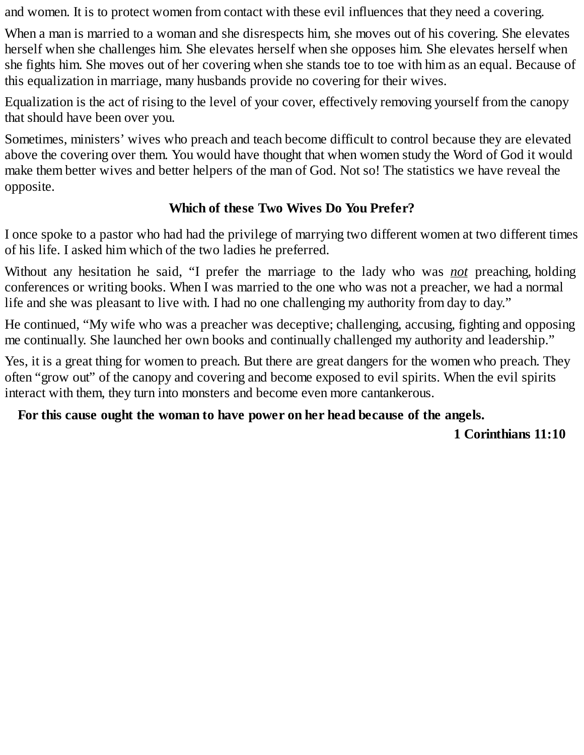and women. It is to protect women from contact with these evil influences that they need a covering.

When a man is married to a woman and she disrespects him, she moves out of his covering. She elevates herself when she challenges him. She elevates herself when she opposes him. She elevates herself when she fights him. She moves out of her covering when she stands toe to toe with him as an equal. Because of this equalization in marriage, many husbands provide no covering for their wives.

Equalization is the act of rising to the level of your cover, effectively removing yourself from the canopy that should have been over you.

Sometimes, ministers' wives who preach and teach become difficult to control because they are elevated above the covering over them. You would have thought that when women study the Word of God it would make them better wives and better helpers of the man of God. Not so! The statistics we have reveal the opposite.

### Which of these Two Wives Do You Prefer?

I once spoke to a pastor who had had the privilege of marrying two different women at two different times of his life. I asked him which of the two ladies he preferred.

Without any hesitation he said, "I prefer the marriage to the lady who was *not* preaching, holding conferences or writing books. When I was married to the one who was not a preacher, we had a normal life and she was pleasant to live with. I had no one challenging my authority from day to day."

He continued, "My wife who was a preacher was deceptive; challenging, accusing, fighting and opposing me continually. She launched her own books and continually challenged my authority and leadership."

Yes, it is a great thing for women to preach. But there are great dangers for the women who preach. They often "grow out" of the canopy and covering and become exposed to evil spirits. When the evil spirits interact with them, they turn into monsters and become even more cantankerous.

**For this cause ought the woman to have power on her head because of the angels.**

**1 Corinthians 11:10**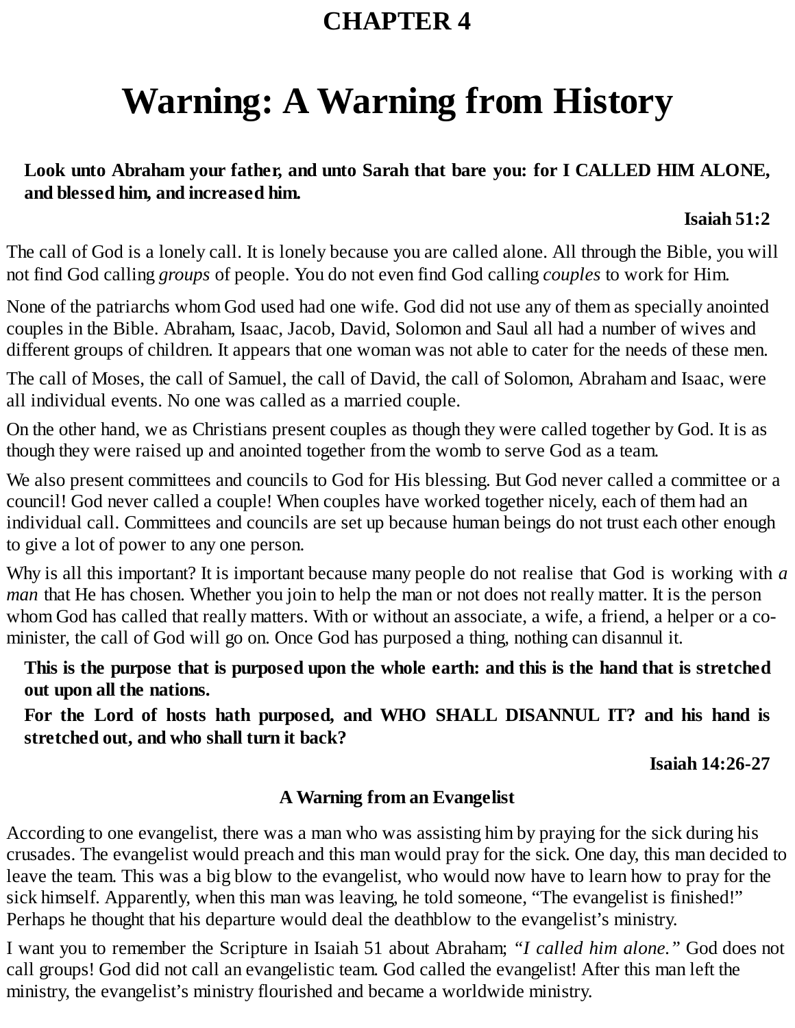# CHAPTER 4

# Warning: A Warning from History

> **Look unto Abraham your father, and unto Sarah that bare you: for I CALLED HIM ALONE, and blessed him, and increased him.**
>
> **Isaiah 51:2**

The call of God is a lonely call. It is lonely because you are called alone. All through the Bible, you will not find God calling *groups* of people. You do not even find God calling *couples* to work for Him.

None of the patriarchs whom God used had one wife. God did not use any of them as specially anointed couples in the Bible. Abraham, Isaac, Jacob, David, Solomon and Saul all had a number of wives and different groups of children. It appears that one woman was not able to cater for the needs of these men.

The call of Moses, the call of Samuel, the call of David, the call of Solomon, Abraham and Isaac, were all individual events. No one was called as a married couple.

On the other hand, we as Christians present couples as though they were called together by God. It is as though they were raised up and anointed together from the womb to serve God as a team.

We also present committees and councils to God for His blessing. But God never called a committee or a council! God never called a couple! When couples have worked together nicely, each of them had an individual call. Committees and councils are set up because human beings do not trust each other enough to give a lot of power to any one person.

Why is all this important? It is important because many people do not realise that God is working with *a man* that He has chosen. Whether you join to help the man or not does not really matter. It is the person whom God has called that really matters. With or without an associate, a wife, a friend, a helper or a co-minister, the call of God will go on. Once God has purposed a thing, nothing can disannul it.

> **This is the purpose that is purposed upon the whole earth: and this is the hand that is stretched out upon all the nations.**
>
> **For the Lord of hosts hath purposed, and WHO SHALL DISANNUL IT? and his hand is stretched out, and who shall turn it back?**
>
> **Isaiah 14:26-27**

### A Warning from an Evangelist

According to one evangelist, there was a man who was assisting him by praying for the sick during his crusades. The evangelist would preach and this man would pray for the sick. One day, this man decided to leave the team. This was a big blow to the evangelist, who would now have to learn how to pray for the sick himself. Apparently, when this man was leaving, he told someone, "The evangelist is finished!" Perhaps he thought that his departure would deal the deathblow to the evangelist's ministry.

I want you to remember the Scripture in Isaiah 51 about Abraham; *"I called him alone."* God does not call groups! God did not call an evangelistic team. God called the evangelist! After this man left the ministry, the evangelist's ministry flourished and became a worldwide ministry.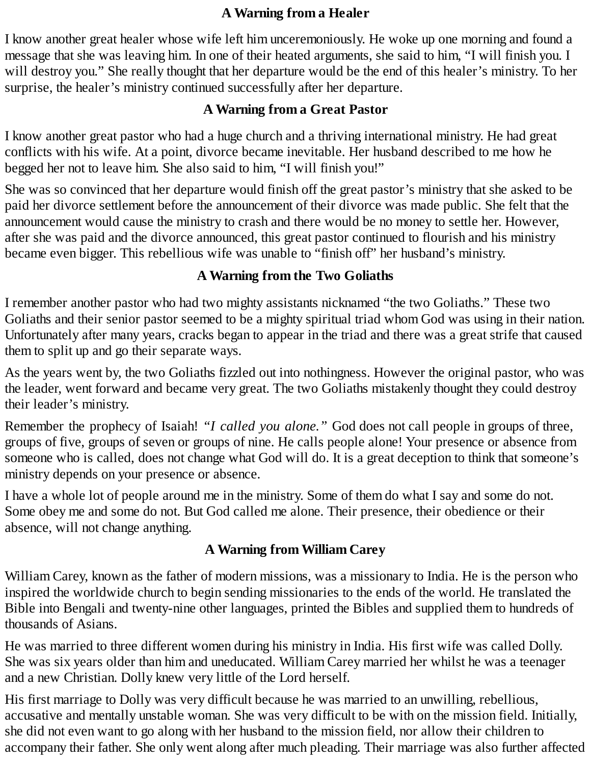### A Warning from a Healer

I know another great healer whose wife left him unceremoniously. He woke up one morning and found a message that she was leaving him. In one of their heated arguments, she said to him, "I will finish you. I will destroy you." She really thought that her departure would be the end of this healer's ministry. To her surprise, the healer's ministry continued successfully after her departure.

### A Warning from a Great Pastor

I know another great pastor who had a huge church and a thriving international ministry. He had great conflicts with his wife. At a point, divorce became inevitable. Her husband described to me how he begged her not to leave him. She also said to him, "I will finish you!"

She was so convinced that her departure would finish off the great pastor's ministry that she asked to be paid her divorce settlement before the announcement of their divorce was made public. She felt that the announcement would cause the ministry to crash and there would be no money to settle her. However, after she was paid and the divorce announced, this great pastor continued to flourish and his ministry became even bigger. This rebellious wife was unable to "finish off" her husband's ministry.

### A Warning from the Two Goliaths

I remember another pastor who had two mighty assistants nicknamed "the two Goliaths." These two Goliaths and their senior pastor seemed to be a mighty spiritual triad whom God was using in their nation. Unfortunately after many years, cracks began to appear in the triad and there was a great strife that caused them to split up and go their separate ways.

As the years went by, the two Goliaths fizzled out into nothingness. However the original pastor, who was the leader, went forward and became very great. The two Goliaths mistakenly thought they could destroy their leader's ministry.

Remember the prophecy of Isaiah! *"I called you alone."* God does not call people in groups of three, groups of five, groups of seven or groups of nine. He calls people alone! Your presence or absence from someone who is called, does not change what God will do. It is a great deception to think that someone's ministry depends on your presence or absence.

I have a whole lot of people around me in the ministry. Some of them do what I say and some do not. Some obey me and some do not. But God called me alone. Their presence, their obedience or their absence, will not change anything.

### A Warning from William Carey

William Carey, known as the father of modern missions, was a missionary to India. He is the person who inspired the worldwide church to begin sending missionaries to the ends of the world. He translated the Bible into Bengali and twenty-nine other languages, printed the Bibles and supplied them to hundreds of thousands of Asians.

He was married to three different women during his ministry in India. His first wife was called Dolly. She was six years older than him and uneducated. William Carey married her whilst he was a teenager and a new Christian. Dolly knew very little of the Lord herself.

His first marriage to Dolly was very difficult because he was married to an unwilling, rebellious, accusative and mentally unstable woman. She was very difficult to be with on the mission field. Initially, she did not even want to go along with her husband to the mission field, nor allow their children to accompany their father. She only went along after much pleading. Their marriage was also further affected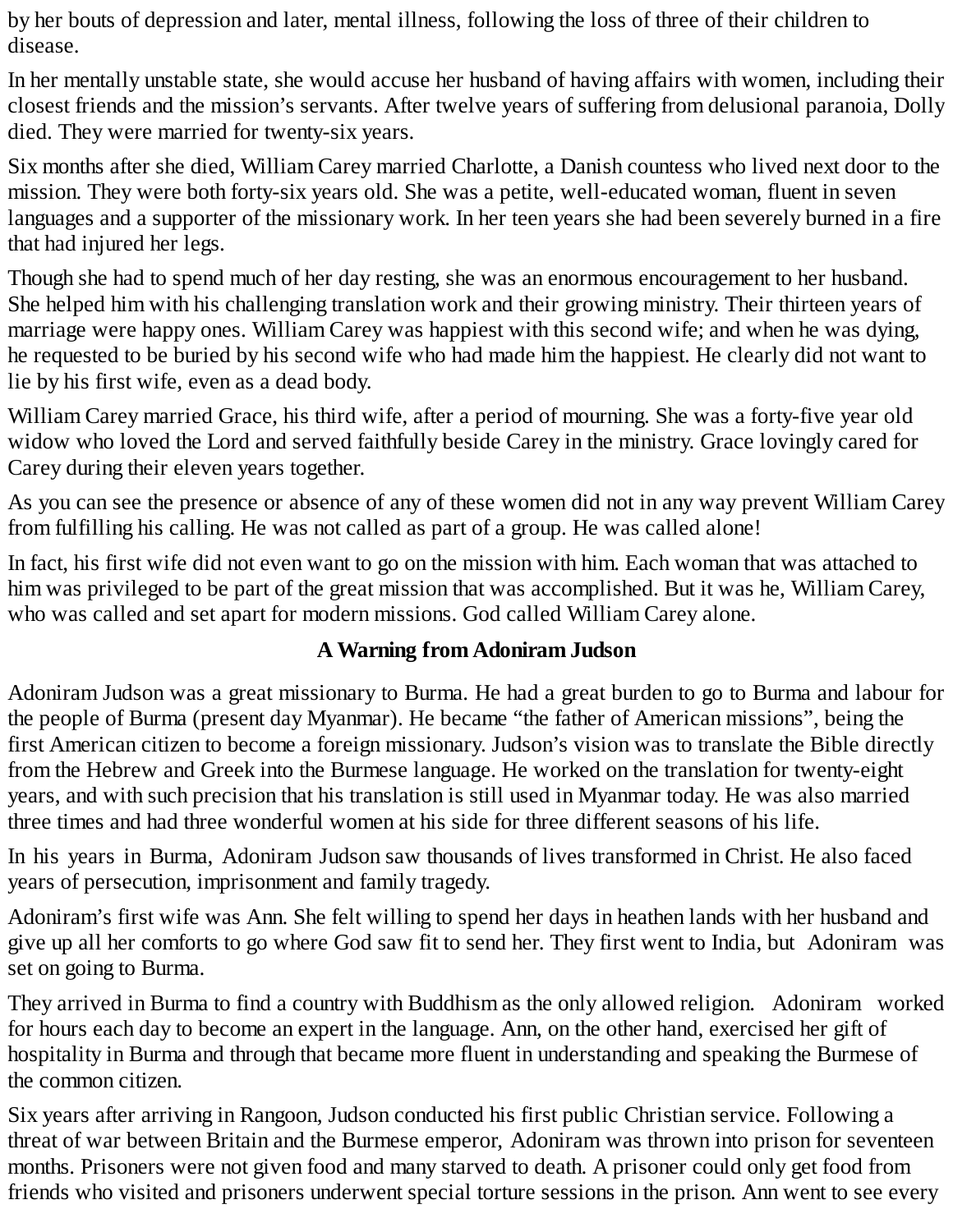by her bouts of depression and later, mental illness, following the loss of three of their children to disease.

In her mentally unstable state, she would accuse her husband of having affairs with women, including their closest friends and the mission's servants. After twelve years of suffering from delusional paranoia, Dolly died. They were married for twenty-six years.

Six months after she died, William Carey married Charlotte, a Danish countess who lived next door to the mission. They were both forty-six years old. She was a petite, well-educated woman, fluent in seven languages and a supporter of the missionary work. In her teen years she had been severely burned in a fire that had injured her legs.

Though she had to spend much of her day resting, she was an enormous encouragement to her husband. She helped him with his challenging translation work and their growing ministry. Their thirteen years of marriage were happy ones. William Carey was happiest with this second wife; and when he was dying, he requested to be buried by his second wife who had made him the happiest. He clearly did not want to lie by his first wife, even as a dead body.

William Carey married Grace, his third wife, after a period of mourning. She was a forty-five year old widow who loved the Lord and served faithfully beside Carey in the ministry. Grace lovingly cared for Carey during their eleven years together.

As you can see the presence or absence of any of these women did not in any way prevent William Carey from fulfilling his calling. He was not called as part of a group. He was called alone!

In fact, his first wife did not even want to go on the mission with him. Each woman that was attached to him was privileged to be part of the great mission that was accomplished. But it was he, William Carey, who was called and set apart for modern missions. God called William Carey alone.

## A Warning from Adoniram Judson

Adoniram Judson was a great missionary to Burma. He had a great burden to go to Burma and labour for the people of Burma (present day Myanmar). He became "the father of American missions", being the first American citizen to become a foreign missionary. Judson's vision was to translate the Bible directly from the Hebrew and Greek into the Burmese language. He worked on the translation for twenty-eight years, and with such precision that his translation is still used in Myanmar today. He was also married three times and had three wonderful women at his side for three different seasons of his life.

In his years in Burma, Adoniram Judson saw thousands of lives transformed in Christ. He also faced years of persecution, imprisonment and family tragedy.

Adoniram's first wife was Ann. She felt willing to spend her days in heathen lands with her husband and give up all her comforts to go where God saw fit to send her. They first went to India, but Adoniram was set on going to Burma.

They arrived in Burma to find a country with Buddhism as the only allowed religion. Adoniram worked for hours each day to become an expert in the language. Ann, on the other hand, exercised her gift of hospitality in Burma and through that became more fluent in understanding and speaking the Burmese of the common citizen.

Six years after arriving in Rangoon, Judson conducted his first public Christian service. Following a threat of war between Britain and the Burmese emperor, Adoniram was thrown into prison for seventeen months. Prisoners were not given food and many starved to death. A prisoner could only get food from friends who visited and prisoners underwent special torture sessions in the prison. Ann went to see every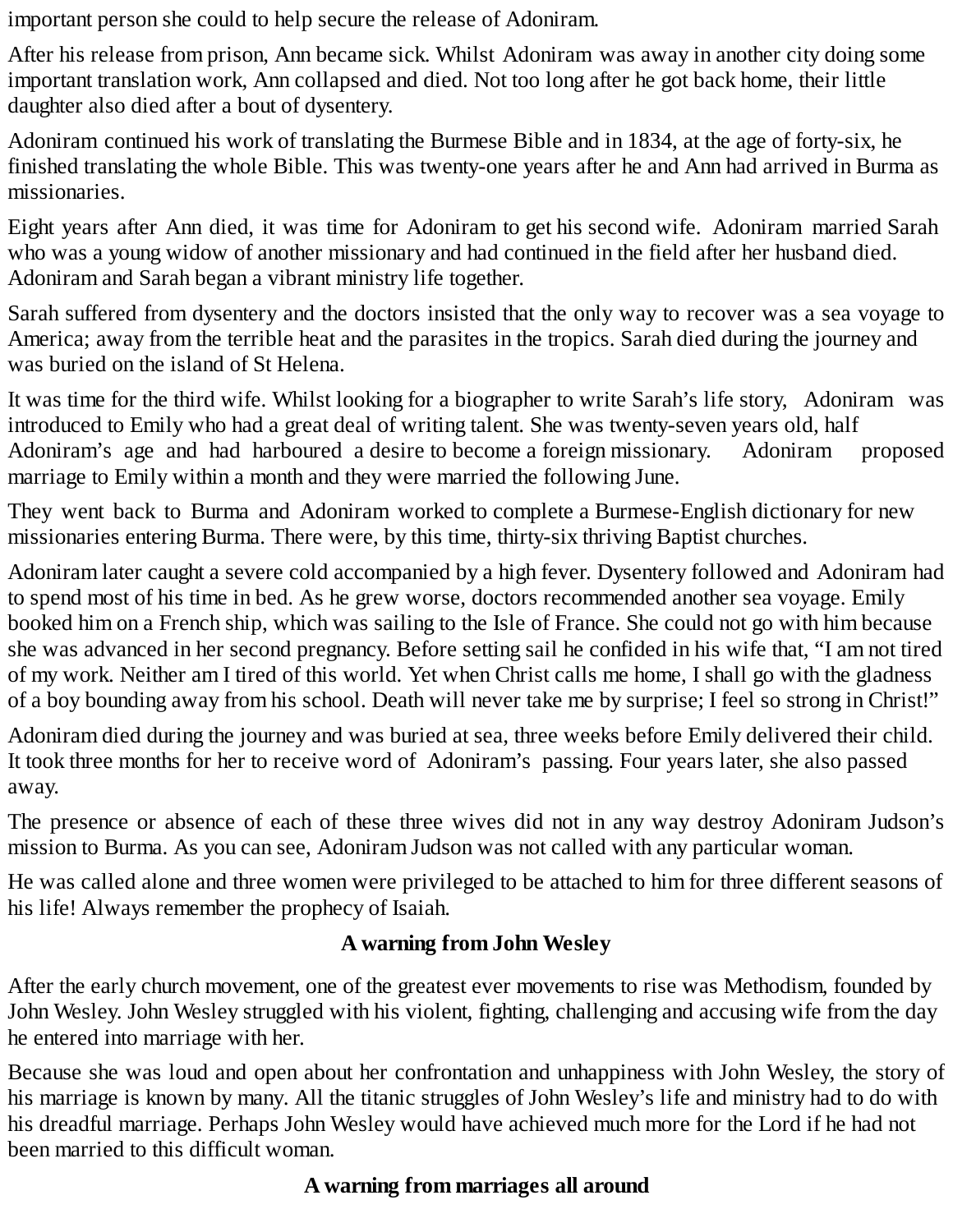important person she could to help secure the release of Adoniram.

After his release from prison, Ann became sick. Whilst Adoniram was away in another city doing some important translation work, Ann collapsed and died. Not too long after he got back home, their little daughter also died after a bout of dysentery.

Adoniram continued his work of translating the Burmese Bible and in 1834, at the age of forty-six, he finished translating the whole Bible. This was twenty-one years after he and Ann had arrived in Burma as missionaries.

Eight years after Ann died, it was time for Adoniram to get his second wife. Adoniram married Sarah who was a young widow of another missionary and had continued in the field after her husband died. Adoniram and Sarah began a vibrant ministry life together.

Sarah suffered from dysentery and the doctors insisted that the only way to recover was a sea voyage to America; away from the terrible heat and the parasites in the tropics. Sarah died during the journey and was buried on the island of St Helena.

It was time for the third wife. Whilst looking for a biographer to write Sarah's life story, Adoniram was introduced to Emily who had a great deal of writing talent. She was twenty-seven years old, half Adoniram's age and had harboured a desire to become a foreign missionary. Adoniram proposed marriage to Emily within a month and they were married the following June.

They went back to Burma and Adoniram worked to complete a Burmese-English dictionary for new missionaries entering Burma. There were, by this time, thirty-six thriving Baptist churches.

Adoniram later caught a severe cold accompanied by a high fever. Dysentery followed and Adoniram had to spend most of his time in bed. As he grew worse, doctors recommended another sea voyage. Emily booked him on a French ship, which was sailing to the Isle of France. She could not go with him because she was advanced in her second pregnancy. Before setting sail he confided in his wife that, "I am not tired of my work. Neither am I tired of this world. Yet when Christ calls me home, I shall go with the gladness of a boy bounding away from his school. Death will never take me by surprise; I feel so strong in Christ!"

Adoniram died during the journey and was buried at sea, three weeks before Emily delivered their child. It took three months for her to receive word of Adoniram's passing. Four years later, she also passed away.

The presence or absence of each of these three wives did not in any way destroy Adoniram Judson's mission to Burma. As you can see, Adoniram Judson was not called with any particular woman.

He was called alone and three women were privileged to be attached to him for three different seasons of his life! Always remember the prophecy of Isaiah.

## A warning from John Wesley

After the early church movement, one of the greatest ever movements to rise was Methodism, founded by John Wesley. John Wesley struggled with his violent, fighting, challenging and accusing wife from the day he entered into marriage with her.

Because she was loud and open about her confrontation and unhappiness with John Wesley, the story of his marriage is known by many. All the titanic struggles of John Wesley's life and ministry had to do with his dreadful marriage. Perhaps John Wesley would have achieved much more for the Lord if he had not been married to this difficult woman.

## A warning from marriages all around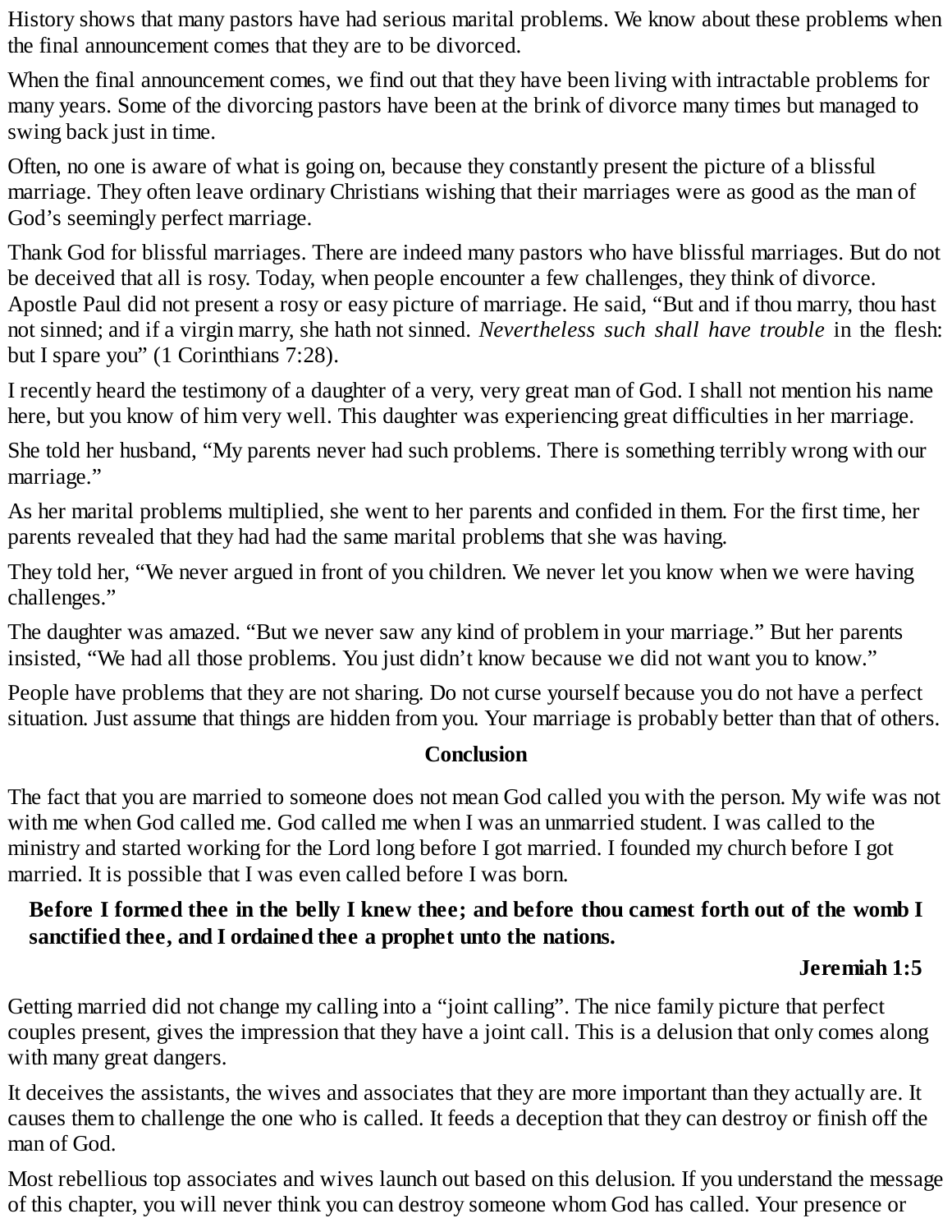History shows that many pastors have had serious marital problems. We know about these problems when the final announcement comes that they are to be divorced.

When the final announcement comes, we find out that they have been living with intractable problems for many years. Some of the divorcing pastors have been at the brink of divorce many times but managed to swing back just in time.

Often, no one is aware of what is going on, because they constantly present the picture of a blissful marriage. They often leave ordinary Christians wishing that their marriages were as good as the man of God's seemingly perfect marriage.

Thank God for blissful marriages. There are indeed many pastors who have blissful marriages. But do not be deceived that all is rosy. Today, when people encounter a few challenges, they think of divorce. Apostle Paul did not present a rosy or easy picture of marriage. He said, "But and if thou marry, thou hast not sinned; and if a virgin marry, she hath not sinned. *Nevertheless such shall have trouble* in the flesh: but I spare you" (1 Corinthians 7:28).

I recently heard the testimony of a daughter of a very, very great man of God. I shall not mention his name here, but you know of him very well. This daughter was experiencing great difficulties in her marriage.

She told her husband, "My parents never had such problems. There is something terribly wrong with our marriage."

As her marital problems multiplied, she went to her parents and confided in them. For the first time, her parents revealed that they had had the same marital problems that she was having.

They told her, "We never argued in front of you children. We never let you know when we were having challenges."

The daughter was amazed. "But we never saw any kind of problem in your marriage." But her parents insisted, "We had all those problems. You just didn't know because we did not want you to know."

People have problems that they are not sharing. Do not curse yourself because you do not have a perfect situation. Just assume that things are hidden from you. Your marriage is probably better than that of others.

## Conclusion

The fact that you are married to someone does not mean God called you with the person. My wife was not with me when God called me. God called me when I was an unmarried student. I was called to the ministry and started working for the Lord long before I got married. I founded my church before I got married. It is possible that I was even called before I was born.

> **Before I formed thee in the belly I knew thee; and before thou camest forth out of the womb I sanctified thee, and I ordained thee a prophet unto the nations.**
>
> **Jeremiah 1:5**

Getting married did not change my calling into a "joint calling". The nice family picture that perfect couples present, gives the impression that they have a joint call. This is a delusion that only comes along with many great dangers.

It deceives the assistants, the wives and associates that they are more important than they actually are. It causes them to challenge the one who is called. It feeds a deception that they can destroy or finish off the man of God.

Most rebellious top associates and wives launch out based on this delusion. If you understand the message of this chapter, you will never think you can destroy someone whom God has called. Your presence or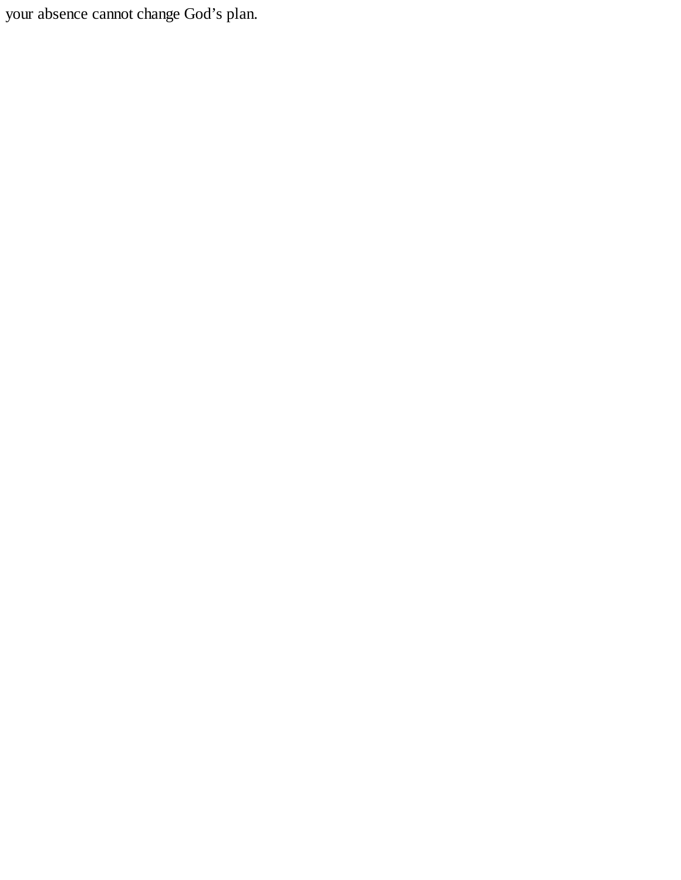your absence cannot change God’s plan.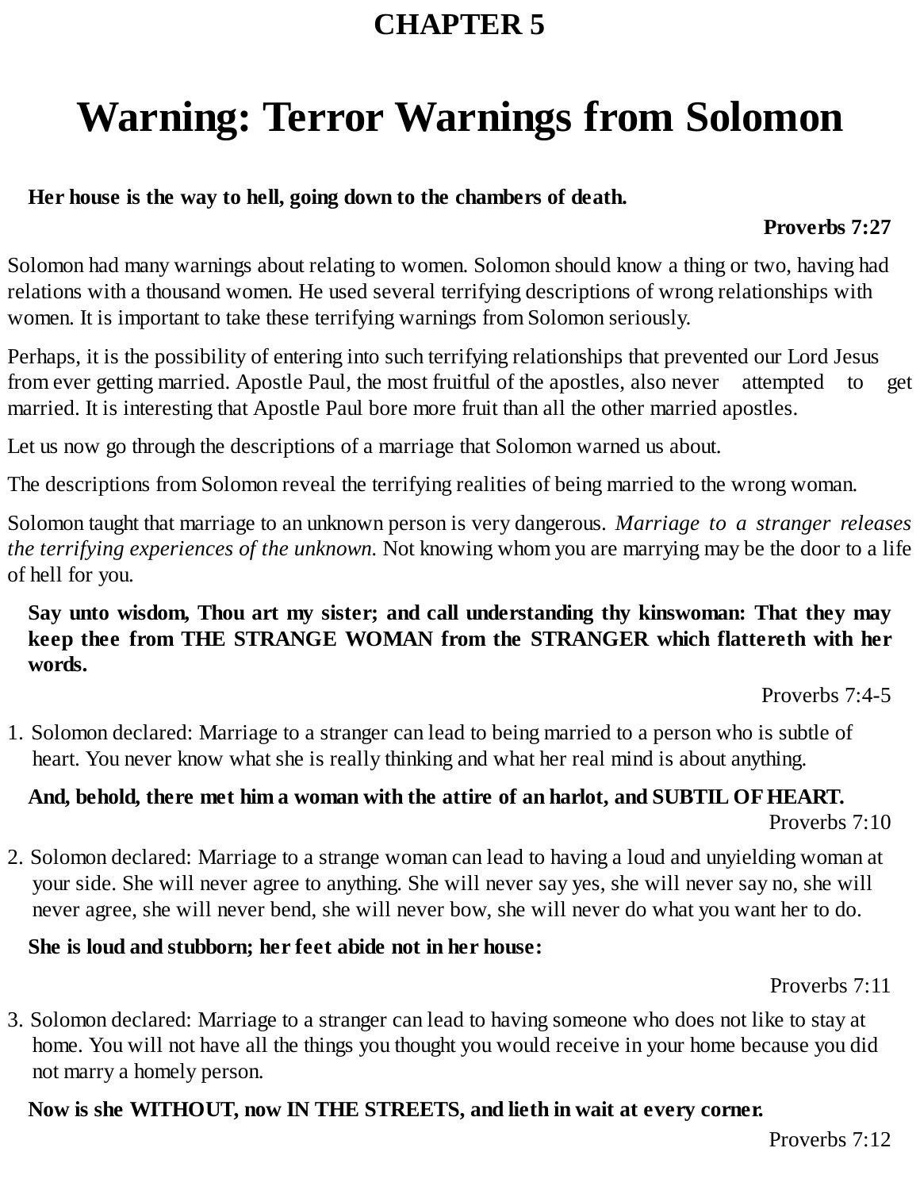# CHAPTER 5

# Warning: Terror Warnings from Solomon

**Her house is the way to hell, going down to the chambers of death.**

**Proverbs 7:27**

Solomon had many warnings about relating to women. Solomon should know a thing or two, having had relations with a thousand women. He used several terrifying descriptions of wrong relationships with women. It is important to take these terrifying warnings from Solomon seriously.

Perhaps, it is the possibility of entering into such terrifying relationships that prevented our Lord Jesus from ever getting married. Apostle Paul, the most fruitful of the apostles, also never attempted to get married. It is interesting that Apostle Paul bore more fruit than all the other married apostles.

Let us now go through the descriptions of a marriage that Solomon warned us about.

The descriptions from Solomon reveal the terrifying realities of being married to the wrong woman.

Solomon taught that marriage to an unknown person is very dangerous. *Marriage to a stranger releases the terrifying experiences of the unknown.* Not knowing whom you are marrying may be the door to a life of hell for you.

**Say unto wisdom, Thou art my sister; and call understanding thy kinswoman: That they may keep thee from THE STRANGE WOMAN from the STRANGER which flattereth with her words.**

Proverbs 7:4-5

1. Solomon declared: Marriage to a stranger can lead to being married to a person who is subtle of heart. You never know what she is really thinking and what her real mind is about anything.

**And, behold, there met him a woman with the attire of an harlot, and SUBTIL OF HEART.**

Proverbs 7:10

2. Solomon declared: Marriage to a strange woman can lead to having a loud and unyielding woman at your side. She will never agree to anything. She will never say yes, she will never say no, she will never agree, she will never bend, she will never bow, she will never do what you want her to do.

**She is loud and stubborn; her feet abide not in her house:**

Proverbs 7:11

3. Solomon declared: Marriage to a stranger can lead to having someone who does not like to stay at home. You will not have all the things you thought you would receive in your home because you did not marry a homely person.

**Now is she WITHOUT, now IN THE STREETS, and lieth in wait at every corner.**

Proverbs 7:12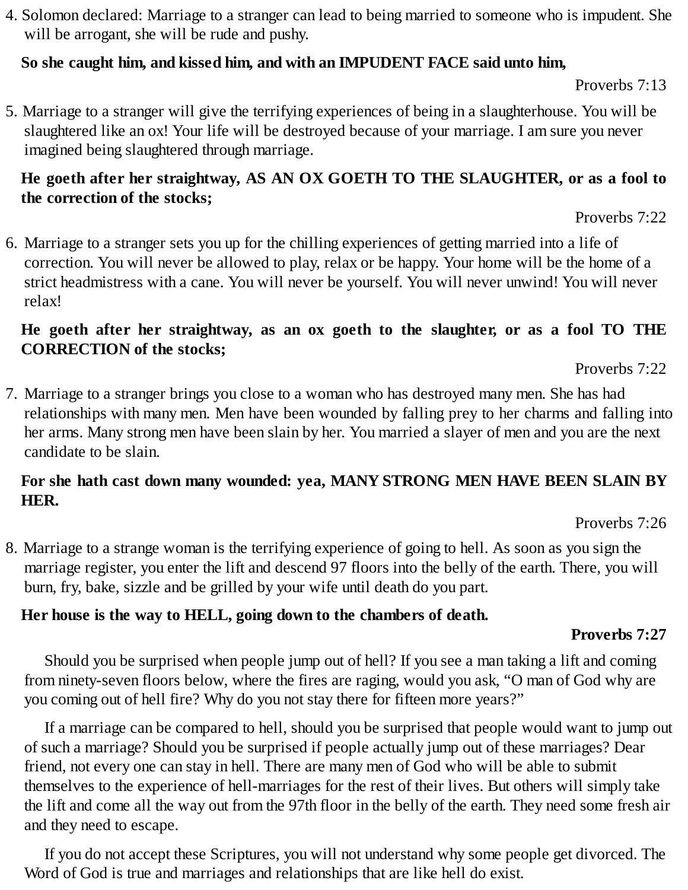4. Solomon declared: Marriage to a stranger can lead to being married to someone who is impudent. She will be arrogant, she will be rude and pushy.

   **So she caught him, and kissed him, and with an IMPUDENT FACE said unto him,**

   Proverbs 7:13

5. Marriage to a stranger will give the terrifying experiences of being in a slaughterhouse. You will be slaughtered like an ox! Your life will be destroyed because of your marriage. I am sure you never imagined being slaughtered through marriage.

   **He goeth after her straightway, AS AN OX GOETH TO THE SLAUGHTER, or as a fool to the correction of the stocks;**

   Proverbs 7:22

6. Marriage to a stranger sets you up for the chilling experiences of getting married into a life of correction. You will never be allowed to play, relax or be happy. Your home will be the home of a strict headmistress with a cane. You will never be yourself. You will never unwind! You will never relax!

   **He goeth after her straightway, as an ox goeth to the slaughter, or as a fool TO THE CORRECTION of the stocks;**

   Proverbs 7:22

7. Marriage to a stranger brings you close to a woman who has destroyed many men. She has had relationships with many men. Men have been wounded by falling prey to her charms and falling into her arms. Many strong men have been slain by her. You married a slayer of men and you are the next candidate to be slain.

   **For she hath cast down many wounded: yea, MANY STRONG MEN HAVE BEEN SLAIN BY HER.**

   Proverbs 7:26

8. Marriage to a strange woman is the terrifying experience of going to hell. As soon as you sign the marriage register, you enter the lift and descend 97 floors into the belly of the earth. There, you will burn, fry, bake, sizzle and be grilled by your wife until death do you part.

   **Her house is the way to HELL, going down to the chambers of death.**

   **Proverbs 7:27**

Should you be surprised when people jump out of hell? If you see a man taking a lift and coming from ninety-seven floors below, where the fires are raging, would you ask, "O man of God why are you coming out of hell fire? Why do you not stay there for fifteen more years?"

If a marriage can be compared to hell, should you be surprised that people would want to jump out of such a marriage? Should you be surprised if people actually jump out of these marriages? Dear friend, not every one can stay in hell. There are many men of God who will be able to submit themselves to the experience of hell-marriages for the rest of their lives. But others will simply take the lift and come all the way out from the 97th floor in the belly of the earth. They need some fresh air and they need to escape.

If you do not accept these Scriptures, you will not understand why some people get divorced. The Word of God is true and marriages and relationships that are like hell do exist.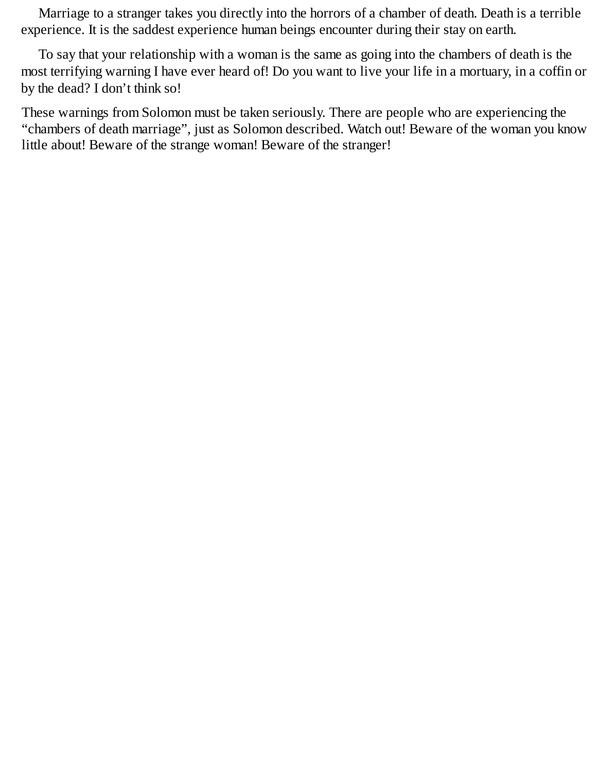Marriage to a stranger takes you directly into the horrors of a chamber of death. Death is a terrible experience. It is the saddest experience human beings encounter during their stay on earth.

To say that your relationship with a woman is the same as going into the chambers of death is the most terrifying warning I have ever heard of! Do you want to live your life in a mortuary, in a coffin or by the dead? I don't think so!

These warnings from Solomon must be taken seriously. There are people who are experiencing the "chambers of death marriage", just as Solomon described. Watch out! Beware of the woman you know little about! Beware of the strange woman! Beware of the stranger!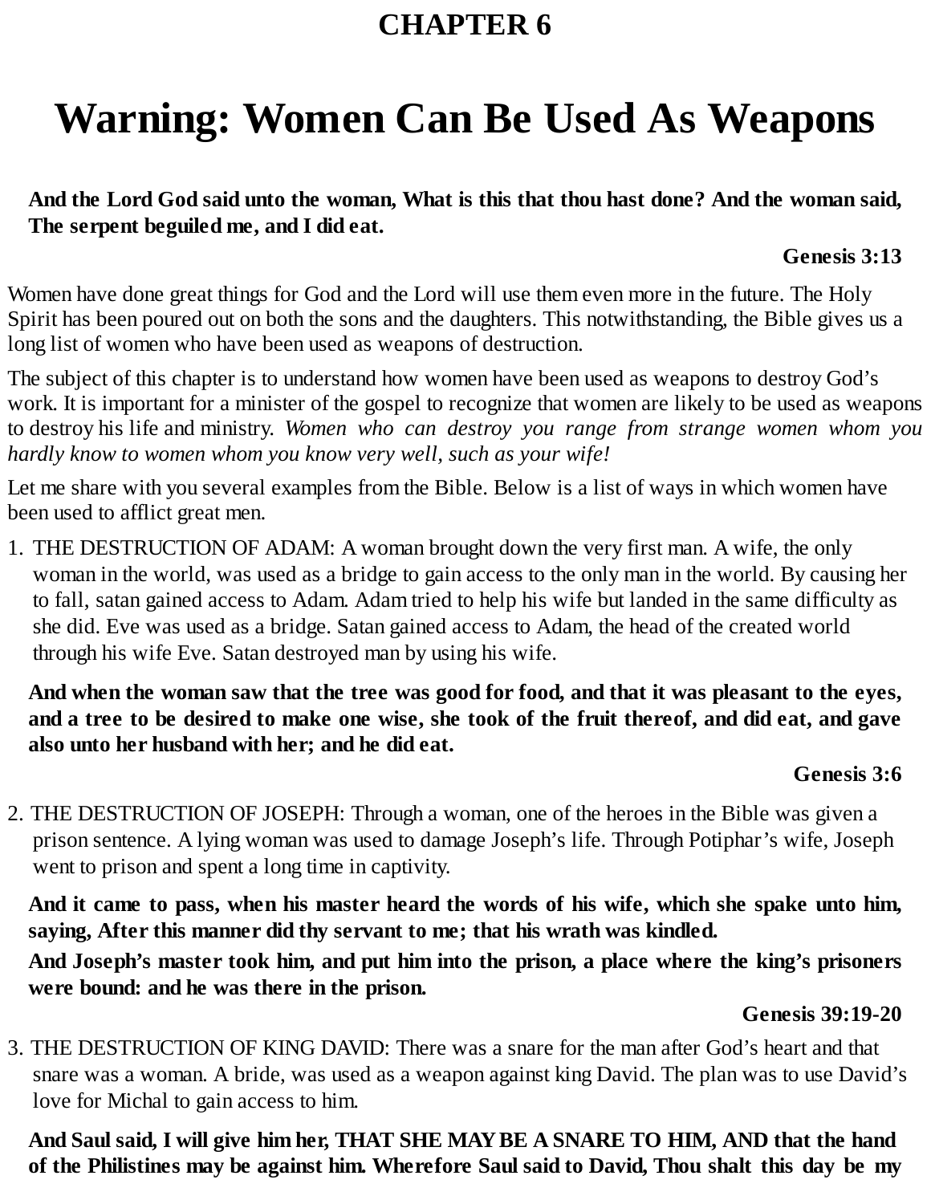## CHAPTER 6

# Warning: Women Can Be Used As Weapons

**And the Lord God said unto the woman, What is this that thou hast done? And the woman said, The serpent beguiled me, and I did eat.**

**Genesis 3:13**

Women have done great things for God and the Lord will use them even more in the future. The Holy Spirit has been poured out on both the sons and the daughters. This notwithstanding, the Bible gives us a long list of women who have been used as weapons of destruction.

The subject of this chapter is to understand how women have been used as weapons to destroy God's work. It is important for a minister of the gospel to recognize that women are likely to be used as weapons to destroy his life and ministry. *Women who can destroy you range from strange women whom you hardly know to women whom you know very well, such as your wife!*

Let me share with you several examples from the Bible. Below is a list of ways in which women have been used to afflict great men.

1. THE DESTRUCTION OF ADAM: A woman brought down the very first man. A wife, the only woman in the world, was used as a bridge to gain access to the only man in the world. By causing her to fall, satan gained access to Adam. Adam tried to help his wife but landed in the same difficulty as she did. Eve was used as a bridge. Satan gained access to Adam, the head of the created world through his wife Eve. Satan destroyed man by using his wife.

**And when the woman saw that the tree was good for food, and that it was pleasant to the eyes, and a tree to be desired to make one wise, she took of the fruit thereof, and did eat, and gave also unto her husband with her; and he did eat.**

**Genesis 3:6**

2. THE DESTRUCTION OF JOSEPH: Through a woman, one of the heroes in the Bible was given a prison sentence. A lying woman was used to damage Joseph's life. Through Potiphar's wife, Joseph went to prison and spent a long time in captivity.

**And it came to pass, when his master heard the words of his wife, which she spake unto him, saying, After this manner did thy servant to me; that his wrath was kindled.**

**And Joseph's master took him, and put him into the prison, a place where the king's prisoners were bound: and he was there in the prison.**

**Genesis 39:19-20**

3. THE DESTRUCTION OF KING DAVID: There was a snare for the man after God's heart and that snare was a woman. A bride, was used as a weapon against king David. The plan was to use David's love for Michal to gain access to him.

**And Saul said, I will give him her, THAT SHE MAY BE A SNARE TO HIM, AND that the hand of the Philistines may be against him. Wherefore Saul said to David, Thou shalt this day be my**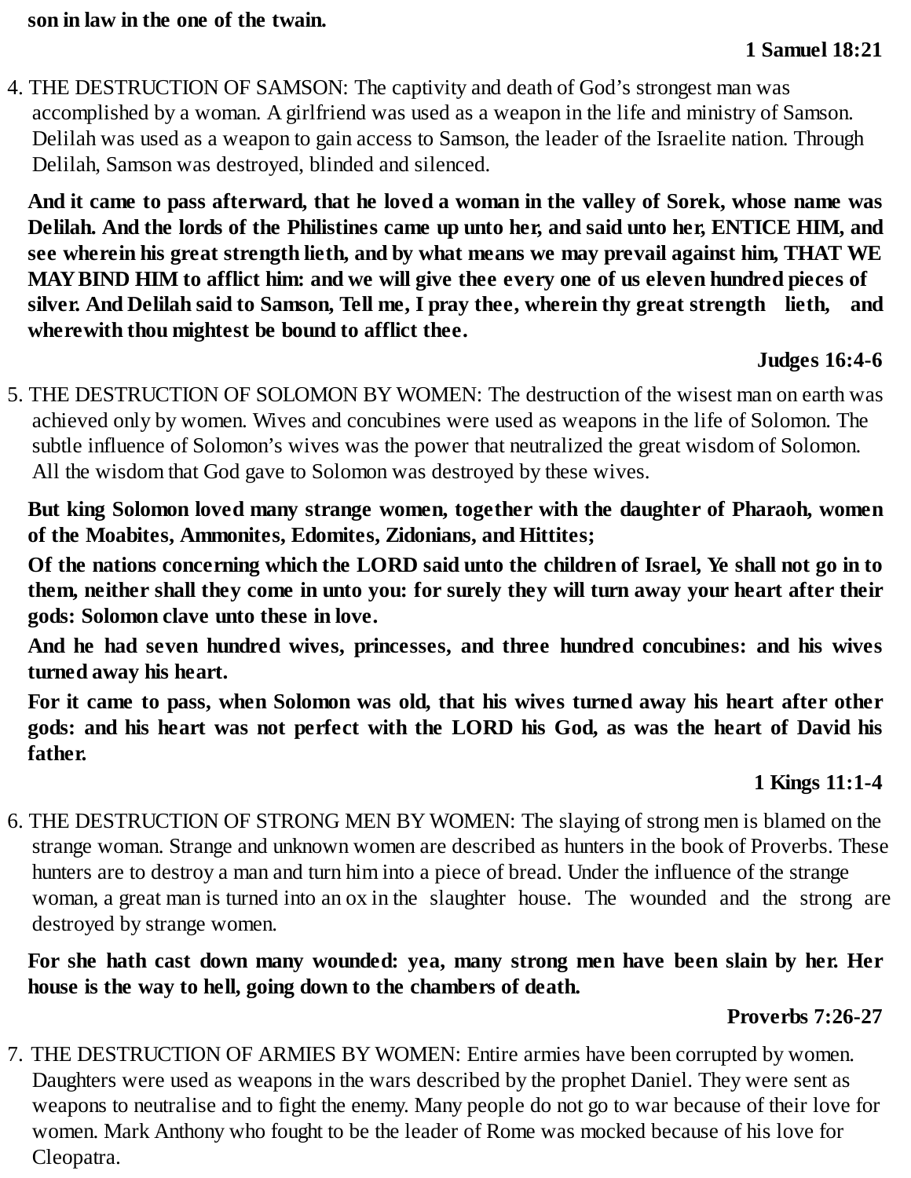**son in law in the one of the twain.**

**1 Samuel 18:21**

4. THE DESTRUCTION OF SAMSON: The captivity and death of God's strongest man was accomplished by a woman. A girlfriend was used as a weapon in the life and ministry of Samson. Delilah was used as a weapon to gain access to Samson, the leader of the Israelite nation. Through Delilah, Samson was destroyed, blinded and silenced.

**And it came to pass afterward, that he loved a woman in the valley of Sorek, whose name was Delilah. And the lords of the Philistines came up unto her, and said unto her, ENTICE HIM, and see wherein his great strength lieth, and by what means we may prevail against him, THAT WE MAY BIND HIM to afflict him: and we will give thee every one of us eleven hundred pieces of silver. And Delilah said to Samson, Tell me, I pray thee, wherein thy great strength lieth, and wherewith thou mightest be bound to afflict thee.**

**Judges 16:4-6**

5. THE DESTRUCTION OF SOLOMON BY WOMEN: The destruction of the wisest man on earth was achieved only by women. Wives and concubines were used as weapons in the life of Solomon. The subtle influence of Solomon's wives was the power that neutralized the great wisdom of Solomon. All the wisdom that God gave to Solomon was destroyed by these wives.

**But king Solomon loved many strange women, together with the daughter of Pharaoh, women of the Moabites, Ammonites, Edomites, Zidonians, and Hittites;**

**Of the nations concerning which the LORD said unto the children of Israel, Ye shall not go in to them, neither shall they come in unto you: for surely they will turn away your heart after their gods: Solomon clave unto these in love.**

**And he had seven hundred wives, princesses, and three hundred concubines: and his wives turned away his heart.**

**For it came to pass, when Solomon was old, that his wives turned away his heart after other gods: and his heart was not perfect with the LORD his God, as was the heart of David his father.**

**1 Kings 11:1-4**

6. THE DESTRUCTION OF STRONG MEN BY WOMEN: The slaying of strong men is blamed on the strange woman. Strange and unknown women are described as hunters in the book of Proverbs. These hunters are to destroy a man and turn him into a piece of bread. Under the influence of the strange woman, a great man is turned into an ox in the slaughter house. The wounded and the strong are destroyed by strange women.

**For she hath cast down many wounded: yea, many strong men have been slain by her. Her house is the way to hell, going down to the chambers of death.**

**Proverbs 7:26-27**

7. THE DESTRUCTION OF ARMIES BY WOMEN: Entire armies have been corrupted by women. Daughters were used as weapons in the wars described by the prophet Daniel. They were sent as weapons to neutralise and to fight the enemy. Many people do not go to war because of their love for women. Mark Anthony who fought to be the leader of Rome was mocked because of his love for Cleopatra.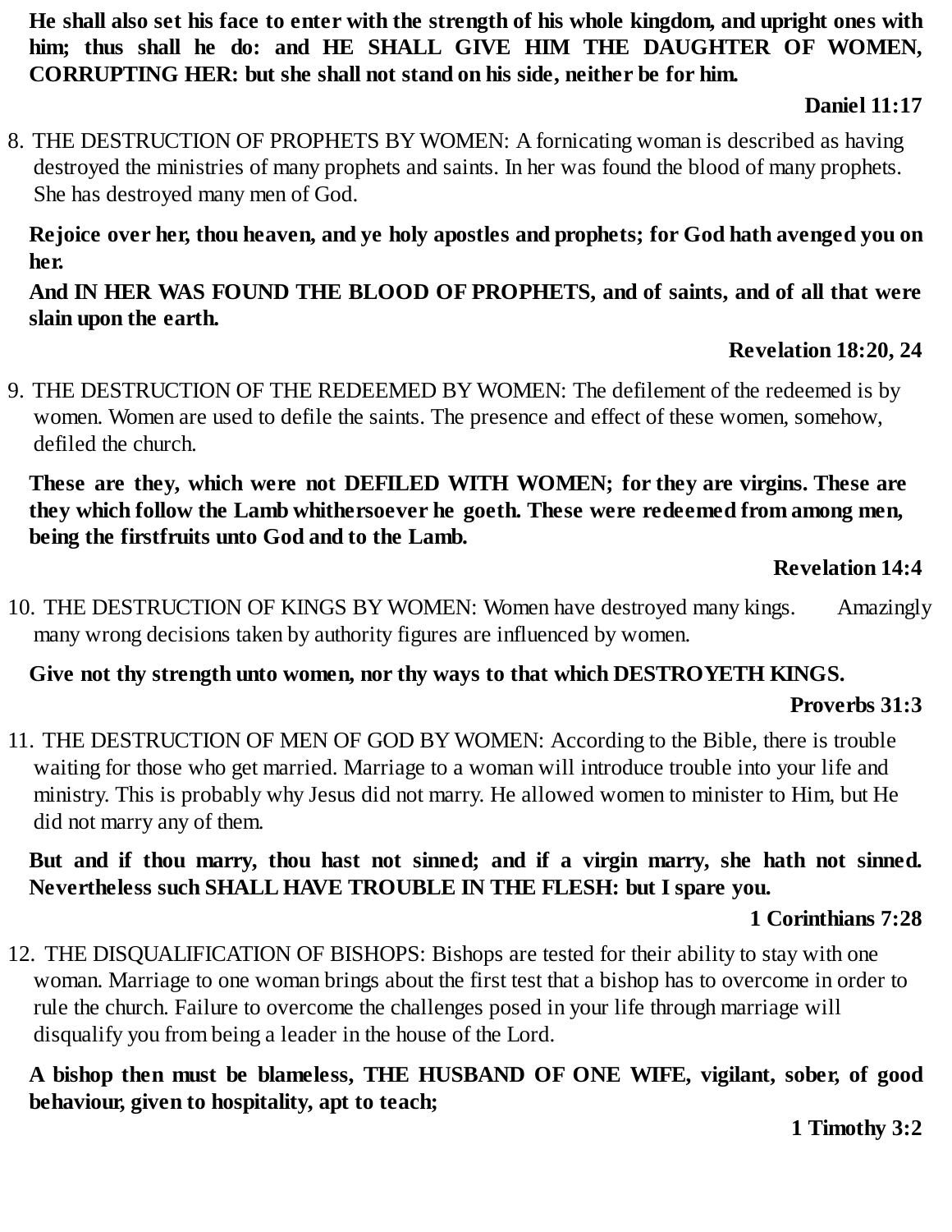**He shall also set his face to enter with the strength of his whole kingdom, and upright ones with him; thus shall he do: and HE SHALL GIVE HIM THE DAUGHTER OF WOMEN, CORRUPTING HER: but she shall not stand on his side, neither be for him.**

**Daniel 11:17**

8. THE DESTRUCTION OF PROPHETS BY WOMEN: A fornicating woman is described as having destroyed the ministries of many prophets and saints. In her was found the blood of many prophets. She has destroyed many men of God.

**Rejoice over her, thou heaven, and ye holy apostles and prophets; for God hath avenged you on her.**

**And IN HER WAS FOUND THE BLOOD OF PROPHETS, and of saints, and of all that were slain upon the earth.**

**Revelation 18:20, 24**

9. THE DESTRUCTION OF THE REDEEMED BY WOMEN: The defilement of the redeemed is by women. Women are used to defile the saints. The presence and effect of these women, somehow, defiled the church.

**These are they, which were not DEFILED WITH WOMEN; for they are virgins. These are they which follow the Lamb whithersoever he goeth. These were redeemed from among men, being the firstfruits unto God and to the Lamb.**

**Revelation 14:4**

10. THE DESTRUCTION OF KINGS BY WOMEN: Women have destroyed many kings. Amazingly many wrong decisions taken by authority figures are influenced by women.

**Give not thy strength unto women, nor thy ways to that which DESTROYETH KINGS.**

**Proverbs 31:3**

11. THE DESTRUCTION OF MEN OF GOD BY WOMEN: According to the Bible, there is trouble waiting for those who get married. Marriage to a woman will introduce trouble into your life and ministry. This is probably why Jesus did not marry. He allowed women to minister to Him, but He did not marry any of them.

**But and if thou marry, thou hast not sinned; and if a virgin marry, she hath not sinned. Nevertheless such SHALL HAVE TROUBLE IN THE FLESH: but I spare you.**

**1 Corinthians 7:28**

12. THE DISQUALIFICATION OF BISHOPS: Bishops are tested for their ability to stay with one woman. Marriage to one woman brings about the first test that a bishop has to overcome in order to rule the church. Failure to overcome the challenges posed in your life through marriage will disqualify you from being a leader in the house of the Lord.

**A bishop then must be blameless, THE HUSBAND OF ONE WIFE, vigilant, sober, of good behaviour, given to hospitality, apt to teach;**

**1 Timothy 3:2**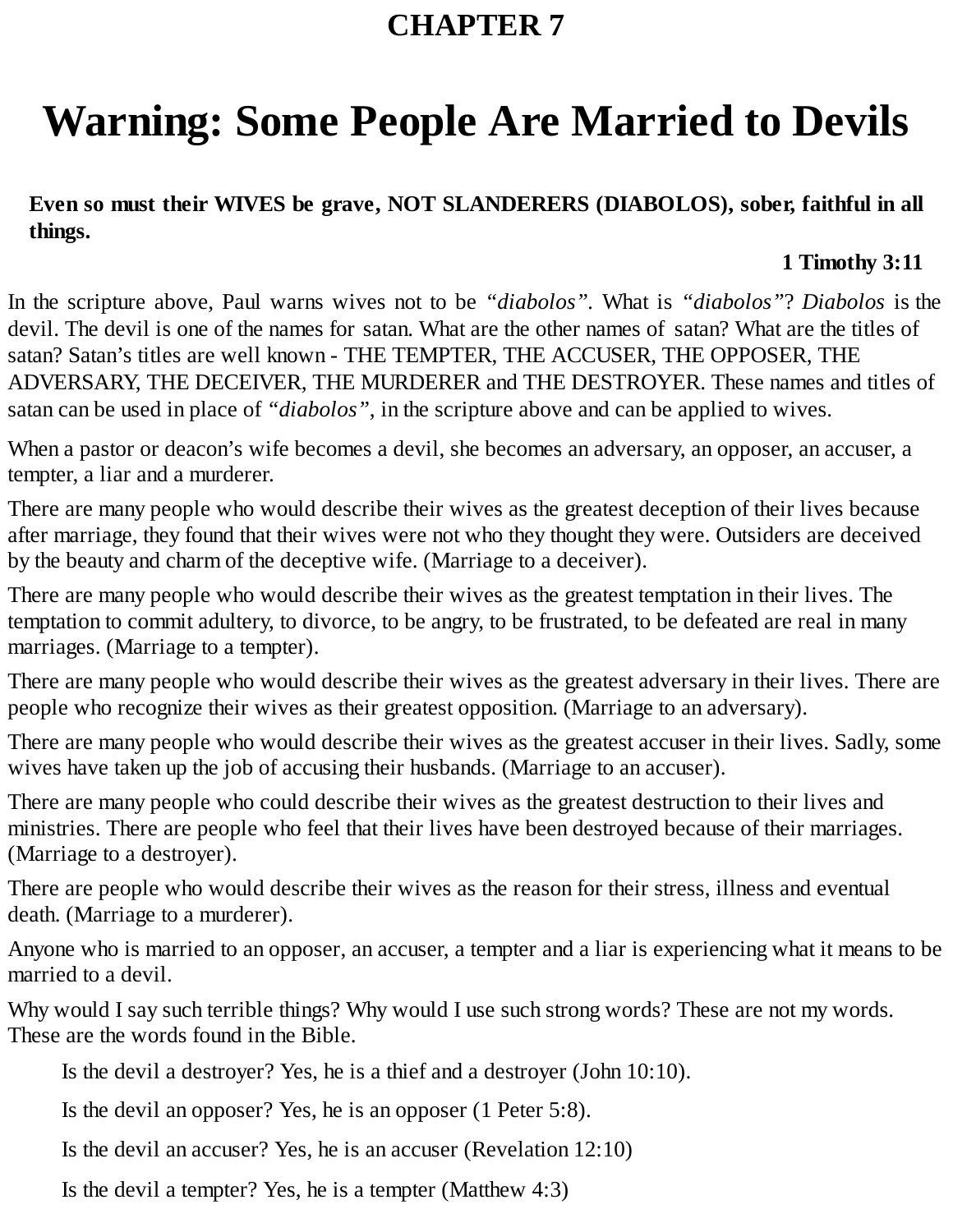# CHAPTER 7

# Warning: Some People Are Married to Devils

**Even so must their WIVES be grave, NOT SLANDERERS (DIABOLOS), sober, faithful in all things.**

**1 Timothy 3:11**

In the scripture above, Paul warns wives not to be *"diabolos"*. What is *"diabolos"*? *Diabolos* is the devil. The devil is one of the names for satan. What are the other names of satan? What are the titles of satan? Satan's titles are well known - THE TEMPTER, THE ACCUSER, THE OPPOSER, THE ADVERSARY, THE DECEIVER, THE MURDERER and THE DESTROYER. These names and titles of satan can be used in place of *"diabolos"*, in the scripture above and can be applied to wives.

When a pastor or deacon's wife becomes a devil, she becomes an adversary, an opposer, an accuser, a tempter, a liar and a murderer.

There are many people who would describe their wives as the greatest deception of their lives because after marriage, they found that their wives were not who they thought they were. Outsiders are deceived by the beauty and charm of the deceptive wife. (Marriage to a deceiver).

There are many people who would describe their wives as the greatest temptation in their lives. The temptation to commit adultery, to divorce, to be angry, to be frustrated, to be defeated are real in many marriages. (Marriage to a tempter).

There are many people who would describe their wives as the greatest adversary in their lives. There are people who recognize their wives as their greatest opposition. (Marriage to an adversary).

There are many people who would describe their wives as the greatest accuser in their lives. Sadly, some wives have taken up the job of accusing their husbands. (Marriage to an accuser).

There are many people who could describe their wives as the greatest destruction to their lives and ministries. There are people who feel that their lives have been destroyed because of their marriages. (Marriage to a destroyer).

There are people who would describe their wives as the reason for their stress, illness and eventual death. (Marriage to a murderer).

Anyone who is married to an opposer, an accuser, a tempter and a liar is experiencing what it means to be married to a devil.

Why would I say such terrible things? Why would I use such strong words? These are not my words. These are the words found in the Bible.

Is the devil a destroyer? Yes, he is a thief and a destroyer (John 10:10).

Is the devil an opposer? Yes, he is an opposer (1 Peter 5:8).

Is the devil an accuser? Yes, he is an accuser (Revelation 12:10)

Is the devil a tempter? Yes, he is a tempter (Matthew 4:3)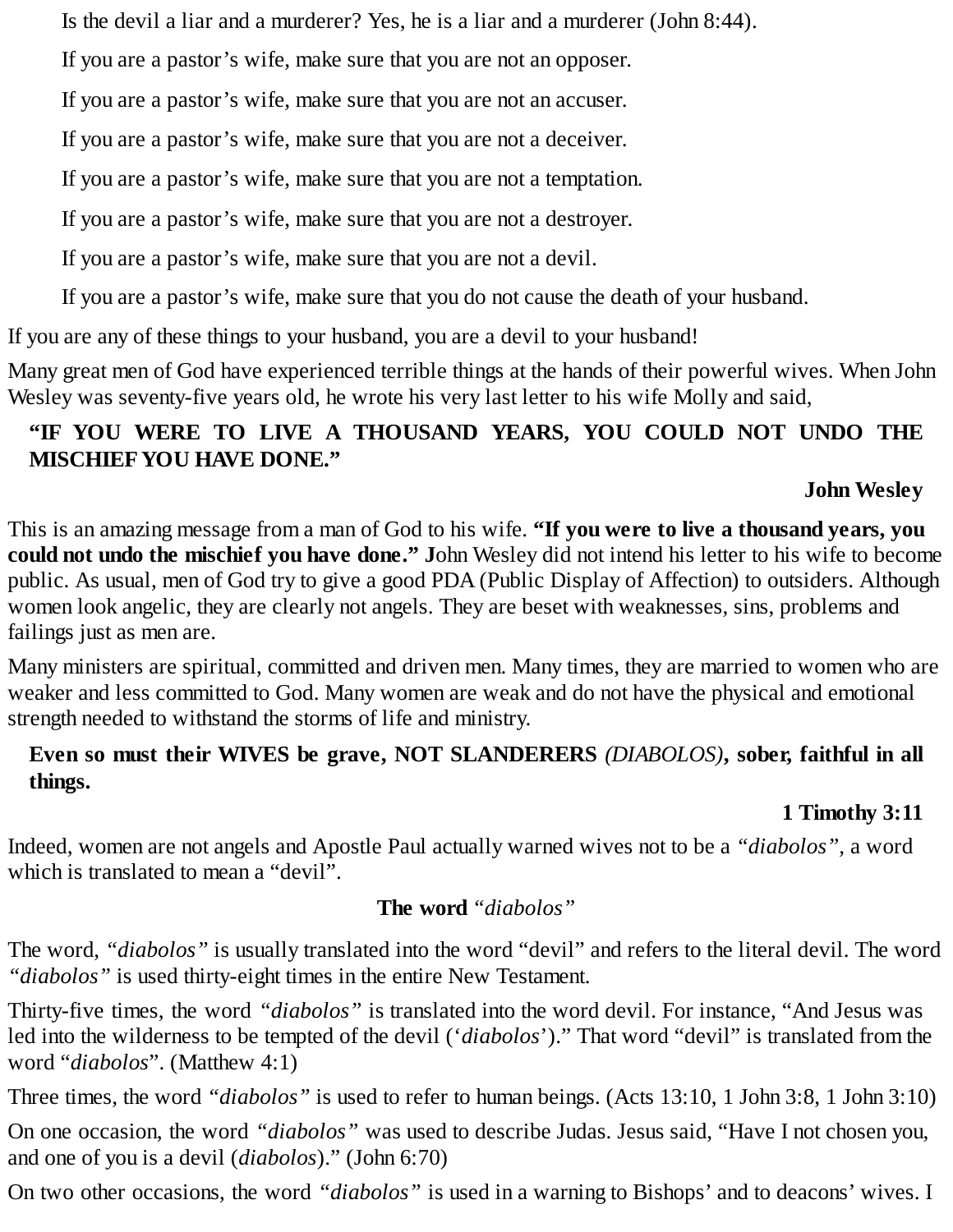Is the devil a liar and a murderer? Yes, he is a liar and a murderer (John 8:44).

If you are a pastor's wife, make sure that you are not an opposer.

If you are a pastor's wife, make sure that you are not an accuser.

If you are a pastor's wife, make sure that you are not a deceiver.

If you are a pastor's wife, make sure that you are not a temptation.

If you are a pastor's wife, make sure that you are not a destroyer.

If you are a pastor's wife, make sure that you are not a devil.

If you are a pastor's wife, make sure that you do not cause the death of your husband.

If you are any of these things to your husband, you are a devil to your husband!

Many great men of God have experienced terrible things at the hands of their powerful wives. When John Wesley was seventy-five years old, he wrote his very last letter to his wife Molly and said,

> **"IF YOU WERE TO LIVE A THOUSAND YEARS, YOU COULD NOT UNDO THE MISCHIEF YOU HAVE DONE."**
>
> **John Wesley**

This is an amazing message from a man of God to his wife. **"If you were to live a thousand years, you could not undo the mischief you have done." J**ohn Wesley did not intend his letter to his wife to become public. As usual, men of God try to give a good PDA (Public Display of Affection) to outsiders. Although women look angelic, they are clearly not angels. They are beset with weaknesses, sins, problems and failings just as men are.

Many ministers are spiritual, committed and driven men. Many times, they are married to women who are weaker and less committed to God. Many women are weak and do not have the physical and emotional strength needed to withstand the storms of life and ministry.

> **Even so must their WIVES be grave, NOT SLANDERERS** *(DIABOLOS)***, sober, faithful in all things.**
>
> **1 Timothy 3:11**

Indeed, women are not angels and Apostle Paul actually warned wives not to be a *"diabolos",* a word which is translated to mean a "devil".

**The word** *"diabolos"*

The word, *"diabolos"* is usually translated into the word "devil" and refers to the literal devil. The word *"diabolos"* is used thirty-eight times in the entire New Testament.

Thirty-five times, the word *"diabolos"* is translated into the word devil. For instance, "And Jesus was led into the wilderness to be tempted of the devil ('*diabolos*')." That word "devil" is translated from the word "*diabolos*". (Matthew 4:1)

Three times, the word *"diabolos"* is used to refer to human beings. (Acts 13:10, 1 John 3:8, 1 John 3:10)

On one occasion, the word *"diabolos"* was used to describe Judas. Jesus said, "Have I not chosen you, and one of you is a devil (*diabolos*)." (John 6:70)

On two other occasions, the word *"diabolos"* is used in a warning to Bishops' and to deacons' wives. I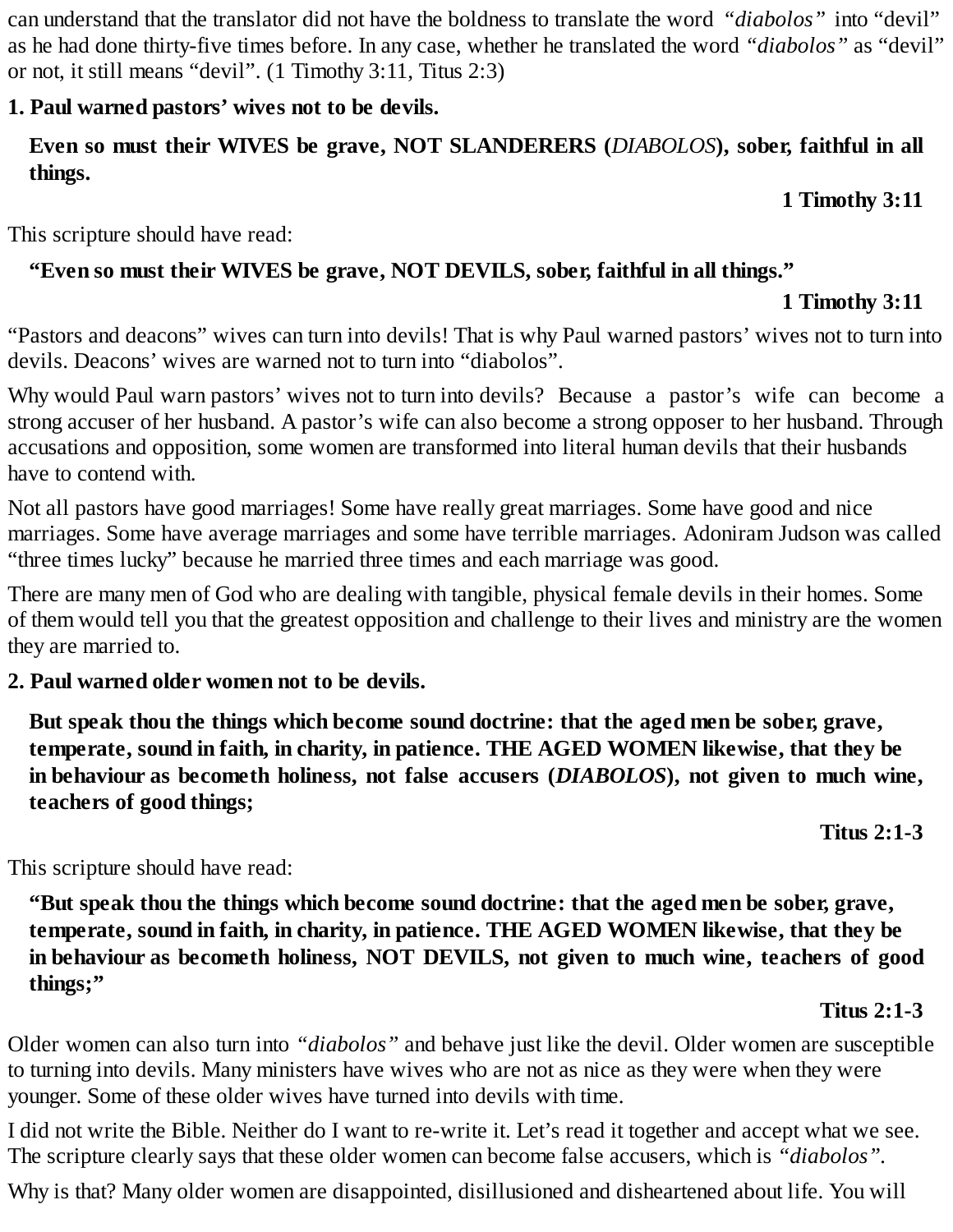can understand that the translator did not have the boldness to translate the word *"diabolos"* into "devil" as he had done thirty-five times before. In any case, whether he translated the word *"diabolos"* as "devil" or not, it still means "devil". (1 Timothy 3:11, Titus 2:3)

**1. Paul warned pastors' wives not to be devils.**

> **Even so must their WIVES be grave, NOT SLANDERERS (*DIABOLOS*), sober, faithful in all things.**
>
> **1 Timothy 3:11**

This scripture should have read:

> **"Even so must their WIVES be grave, NOT DEVILS, sober, faithful in all things."**
>
> **1 Timothy 3:11**

"Pastors and deacons" wives can turn into devils! That is why Paul warned pastors' wives not to turn into devils. Deacons' wives are warned not to turn into "diabolos".

Why would Paul warn pastors' wives not to turn into devils? Because a pastor's wife can become a strong accuser of her husband. A pastor's wife can also become a strong opposer to her husband. Through accusations and opposition, some women are transformed into literal human devils that their husbands have to contend with.

Not all pastors have good marriages! Some have really great marriages. Some have good and nice marriages. Some have average marriages and some have terrible marriages. Adoniram Judson was called "three times lucky" because he married three times and each marriage was good.

There are many men of God who are dealing with tangible, physical female devils in their homes. Some of them would tell you that the greatest opposition and challenge to their lives and ministry are the women they are married to.

**2. Paul warned older women not to be devils.**

> **But speak thou the things which become sound doctrine: that the aged men be sober, grave, temperate, sound in faith, in charity, in patience. THE AGED WOMEN likewise, that they be in behaviour as becometh holiness, not false accusers (*DIABOLOS*), not given to much wine, teachers of good things;**
>
> **Titus 2:1-3**

This scripture should have read:

> **"But speak thou the things which become sound doctrine: that the aged men be sober, grave, temperate, sound in faith, in charity, in patience. THE AGED WOMEN likewise, that they be in behaviour as becometh holiness, NOT DEVILS, not given to much wine, teachers of good things;"**
>
> **Titus 2:1-3**

Older women can also turn into *"diabolos"* and behave just like the devil. Older women are susceptible to turning into devils. Many ministers have wives who are not as nice as they were when they were younger. Some of these older wives have turned into devils with time.

I did not write the Bible. Neither do I want to re-write it. Let's read it together and accept what we see. The scripture clearly says that these older women can become false accusers, which is *"diabolos"*.

Why is that? Many older women are disappointed, disillusioned and disheartened about life. You will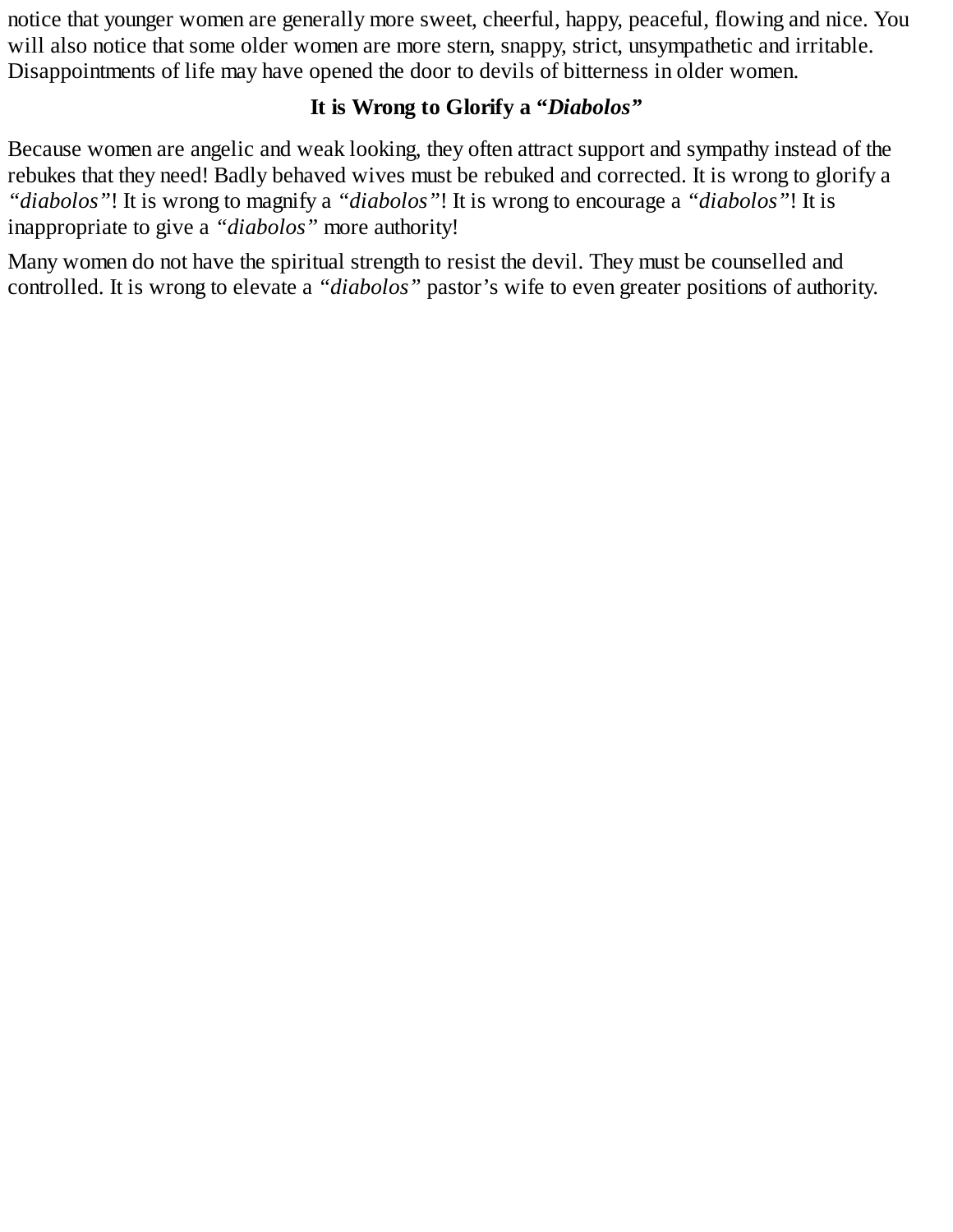notice that younger women are generally more sweet, cheerful, happy, peaceful, flowing and nice. You will also notice that some older women are more stern, snappy, strict, unsympathetic and irritable. Disappointments of life may have opened the door to devils of bitterness in older women.

### It is Wrong to Glorify a *"Diabolos"*

Because women are angelic and weak looking, they often attract support and sympathy instead of the rebukes that they need! Badly behaved wives must be rebuked and corrected. It is wrong to glorify a *"diabolos"*! It is wrong to magnify a *"diabolos"*! It is wrong to encourage a *"diabolos"*! It is inappropriate to give a *"diabolos"* more authority!

Many women do not have the spiritual strength to resist the devil. They must be counselled and controlled. It is wrong to elevate a *"diabolos"* pastor's wife to even greater positions of authority.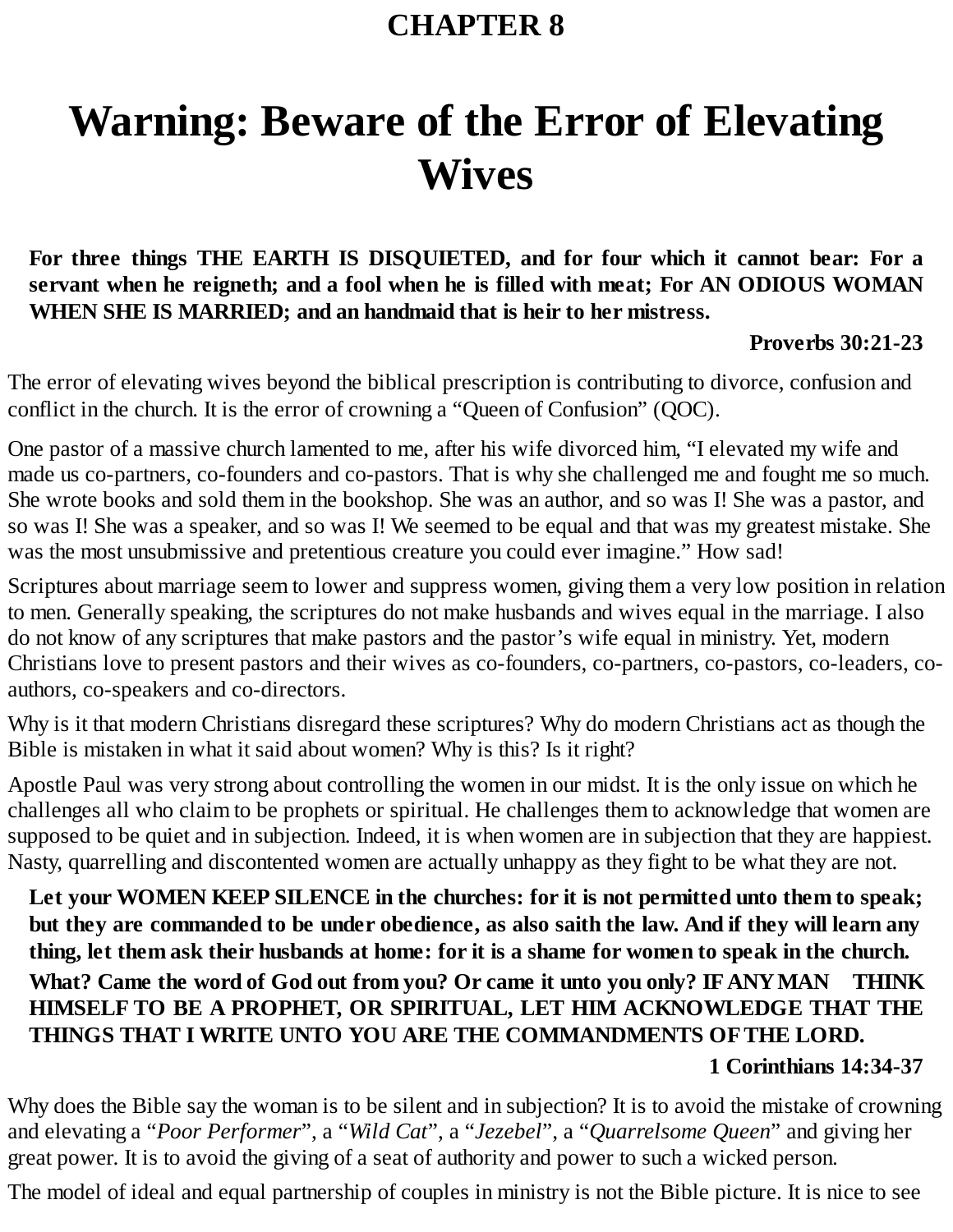# CHAPTER 8

# Warning: Beware of the Error of Elevating Wives

> **For three things THE EARTH IS DISQUIETED, and for four which it cannot bear: For a servant when he reigneth; and a fool when he is filled with meat; For AN ODIOUS WOMAN WHEN SHE IS MARRIED; and an handmaid that is heir to her mistress.**
>
> **Proverbs 30:21-23**

The error of elevating wives beyond the biblical prescription is contributing to divorce, confusion and conflict in the church. It is the error of crowning a "Queen of Confusion" (QOC).

One pastor of a massive church lamented to me, after his wife divorced him, "I elevated my wife and made us co-partners, co-founders and co-pastors. That is why she challenged me and fought me so much. She wrote books and sold them in the bookshop. She was an author, and so was I! She was a pastor, and so was I! She was a speaker, and so was I! We seemed to be equal and that was my greatest mistake. She was the most unsubmissive and pretentious creature you could ever imagine." How sad!

Scriptures about marriage seem to lower and suppress women, giving them a very low position in relation to men. Generally speaking, the scriptures do not make husbands and wives equal in the marriage. I also do not know of any scriptures that make pastors and the pastor's wife equal in ministry. Yet, modern Christians love to present pastors and their wives as co-founders, co-partners, co-pastors, co-leaders, co-authors, co-speakers and co-directors.

Why is it that modern Christians disregard these scriptures? Why do modern Christians act as though the Bible is mistaken in what it said about women? Why is this? Is it right?

Apostle Paul was very strong about controlling the women in our midst. It is the only issue on which he challenges all who claim to be prophets or spiritual. He challenges them to acknowledge that women are supposed to be quiet and in subjection. Indeed, it is when women are in subjection that they are happiest. Nasty, quarrelling and discontented women are actually unhappy as they fight to be what they are not.

> **Let your WOMEN KEEP SILENCE in the churches: for it is not permitted unto them to speak; but they are commanded to be under obedience, as also saith the law. And if they will learn any thing, let them ask their husbands at home: for it is a shame for women to speak in the church. What? Came the word of God out from you? Or came it unto you only? IF ANY MAN THINK HIMSELF TO BE A PROPHET, OR SPIRITUAL, LET HIM ACKNOWLEDGE THAT THE THINGS THAT I WRITE UNTO YOU ARE THE COMMANDMENTS OF THE LORD.**
>
> **1 Corinthians 14:34-37**

Why does the Bible say the woman is to be silent and in subjection? It is to avoid the mistake of crowning and elevating a "*Poor Performer*", a "*Wild Cat*", a "*Jezebel*", a "*Quarrelsome Queen*" and giving her great power. It is to avoid the giving of a seat of authority and power to such a wicked person.

The model of ideal and equal partnership of couples in ministry is not the Bible picture. It is nice to see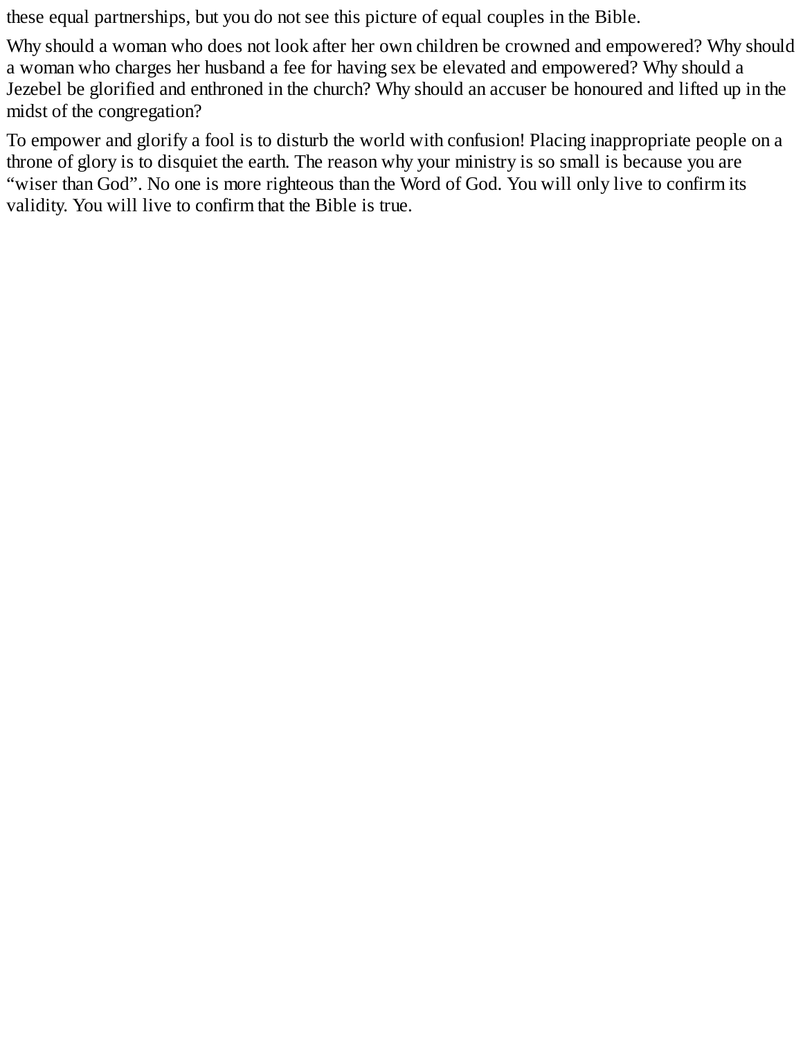these equal partnerships, but you do not see this picture of equal couples in the Bible.

Why should a woman who does not look after her own children be crowned and empowered? Why should a woman who charges her husband a fee for having sex be elevated and empowered? Why should a Jezebel be glorified and enthroned in the church? Why should an accuser be honoured and lifted up in the midst of the congregation?

To empower and glorify a fool is to disturb the world with confusion! Placing inappropriate people on a throne of glory is to disquiet the earth. The reason why your ministry is so small is because you are "wiser than God". No one is more righteous than the Word of God. You will only live to confirm its validity. You will live to confirm that the Bible is true.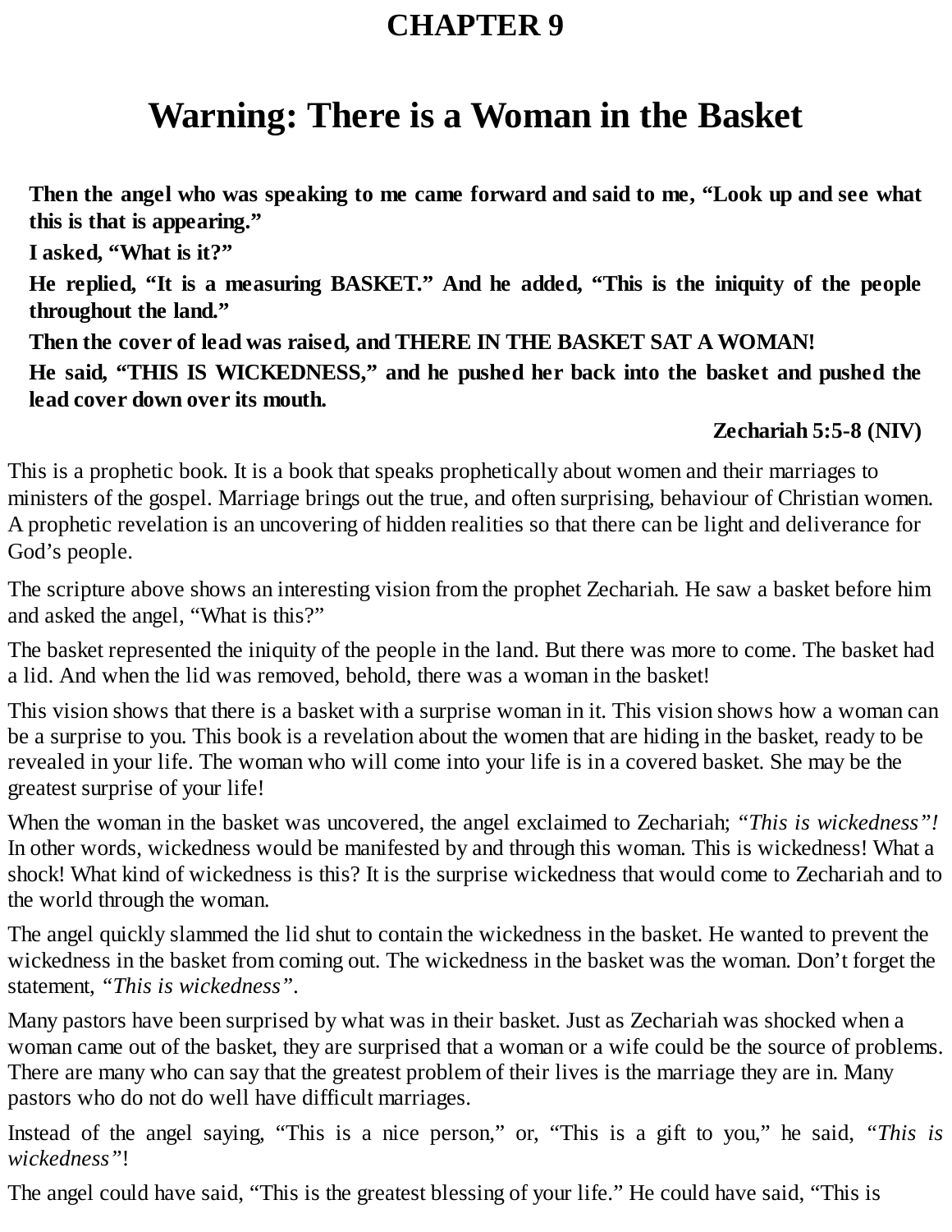# CHAPTER 9

# Warning: There is a Woman in the Basket

**Then the angel who was speaking to me came forward and said to me, "Look up and see what this is that is appearing."**

**I asked, "What is it?"**

**He replied, "It is a measuring BASKET." And he added, "This is the iniquity of the people throughout the land."**

**Then the cover of lead was raised, and THERE IN THE BASKET SAT A WOMAN!**

**He said, "THIS IS WICKEDNESS," and he pushed her back into the basket and pushed the lead cover down over its mouth.**

**Zechariah 5:5-8 (NIV)**

This is a prophetic book. It is a book that speaks prophetically about women and their marriages to ministers of the gospel. Marriage brings out the true, and often surprising, behaviour of Christian women. A prophetic revelation is an uncovering of hidden realities so that there can be light and deliverance for God's people.

The scripture above shows an interesting vision from the prophet Zechariah. He saw a basket before him and asked the angel, "What is this?"

The basket represented the iniquity of the people in the land. But there was more to come. The basket had a lid. And when the lid was removed, behold, there was a woman in the basket!

This vision shows that there is a basket with a surprise woman in it. This vision shows how a woman can be a surprise to you. This book is a revelation about the women that are hiding in the basket, ready to be revealed in your life. The woman who will come into your life is in a covered basket. She may be the greatest surprise of your life!

When the woman in the basket was uncovered, the angel exclaimed to Zechariah; *"This is wickedness"!* In other words, wickedness would be manifested by and through this woman. This is wickedness! What a shock! What kind of wickedness is this? It is the surprise wickedness that would come to Zechariah and to the world through the woman.

The angel quickly slammed the lid shut to contain the wickedness in the basket. He wanted to prevent the wickedness in the basket from coming out. The wickedness in the basket was the woman. Don't forget the statement, *"This is wickedness"*.

Many pastors have been surprised by what was in their basket. Just as Zechariah was shocked when a woman came out of the basket, they are surprised that a woman or a wife could be the source of problems. There are many who can say that the greatest problem of their lives is the marriage they are in. Many pastors who do not do well have difficult marriages.

Instead of the angel saying, "This is a nice person," or, "This is a gift to you," he said, *"This is wickedness"*!

The angel could have said, "This is the greatest blessing of your life." He could have said, "This is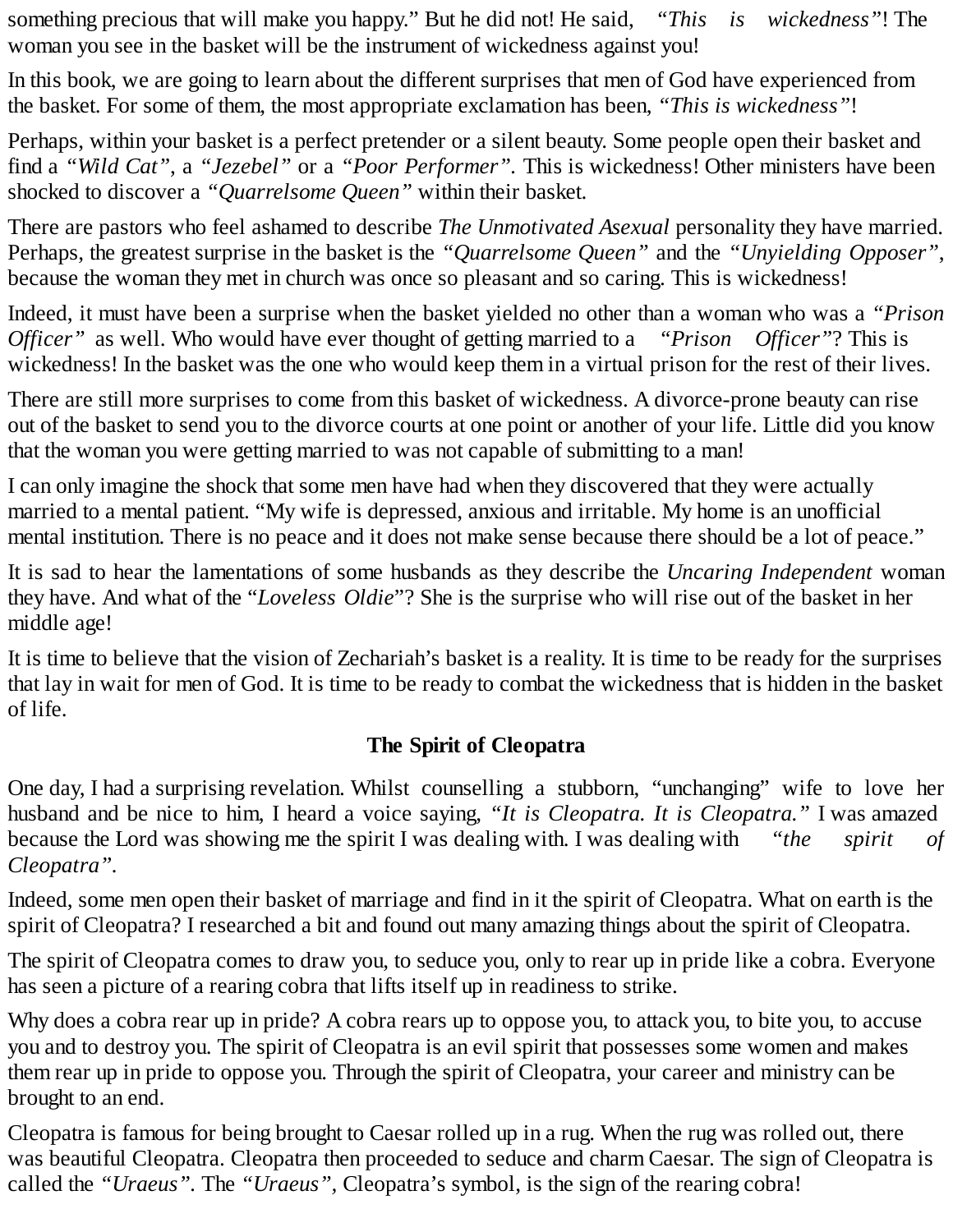something precious that will make you happy." But he did not! He said, *"This is wickedness"*! The woman you see in the basket will be the instrument of wickedness against you!

In this book, we are going to learn about the different surprises that men of God have experienced from the basket. For some of them, the most appropriate exclamation has been, *"This is wickedness"*!

Perhaps, within your basket is a perfect pretender or a silent beauty. Some people open their basket and find a *"Wild Cat"*, a *"Jezebel"* or a *"Poor Performer"*. This is wickedness! Other ministers have been shocked to discover a *"Quarrelsome Queen"* within their basket.

There are pastors who feel ashamed to describe *The Unmotivated Asexual* personality they have married. Perhaps, the greatest surprise in the basket is the *"Quarrelsome Queen"* and the *"Unyielding Opposer"*, because the woman they met in church was once so pleasant and so caring. This is wickedness!

Indeed, it must have been a surprise when the basket yielded no other than a woman who was a *"Prison Officer"* as well. Who would have ever thought of getting married to a *"Prison Officer"*? This is wickedness! In the basket was the one who would keep them in a virtual prison for the rest of their lives.

There are still more surprises to come from this basket of wickedness. A divorce-prone beauty can rise out of the basket to send you to the divorce courts at one point or another of your life. Little did you know that the woman you were getting married to was not capable of submitting to a man!

I can only imagine the shock that some men have had when they discovered that they were actually married to a mental patient. "My wife is depressed, anxious and irritable. My home is an unofficial mental institution. There is no peace and it does not make sense because there should be a lot of peace."

It is sad to hear the lamentations of some husbands as they describe the *Uncaring Independent* woman they have. And what of the "*Loveless Oldie*"? She is the surprise who will rise out of the basket in her middle age!

It is time to believe that the vision of Zechariah's basket is a reality. It is time to be ready for the surprises that lay in wait for men of God. It is time to be ready to combat the wickedness that is hidden in the basket of life.

## The Spirit of Cleopatra

One day, I had a surprising revelation. Whilst counselling a stubborn, "unchanging" wife to love her husband and be nice to him, I heard a voice saying, *"It is Cleopatra. It is Cleopatra."* I was amazed because the Lord was showing me the spirit I was dealing with. I was dealing with *"the spirit of Cleopatra"*.

Indeed, some men open their basket of marriage and find in it the spirit of Cleopatra. What on earth is the spirit of Cleopatra? I researched a bit and found out many amazing things about the spirit of Cleopatra.

The spirit of Cleopatra comes to draw you, to seduce you, only to rear up in pride like a cobra. Everyone has seen a picture of a rearing cobra that lifts itself up in readiness to strike.

Why does a cobra rear up in pride? A cobra rears up to oppose you, to attack you, to bite you, to accuse you and to destroy you. The spirit of Cleopatra is an evil spirit that possesses some women and makes them rear up in pride to oppose you. Through the spirit of Cleopatra, your career and ministry can be brought to an end.

Cleopatra is famous for being brought to Caesar rolled up in a rug. When the rug was rolled out, there was beautiful Cleopatra. Cleopatra then proceeded to seduce and charm Caesar. The sign of Cleopatra is called the *"Uraeus"*. The *"Uraeus"*, Cleopatra's symbol, is the sign of the rearing cobra!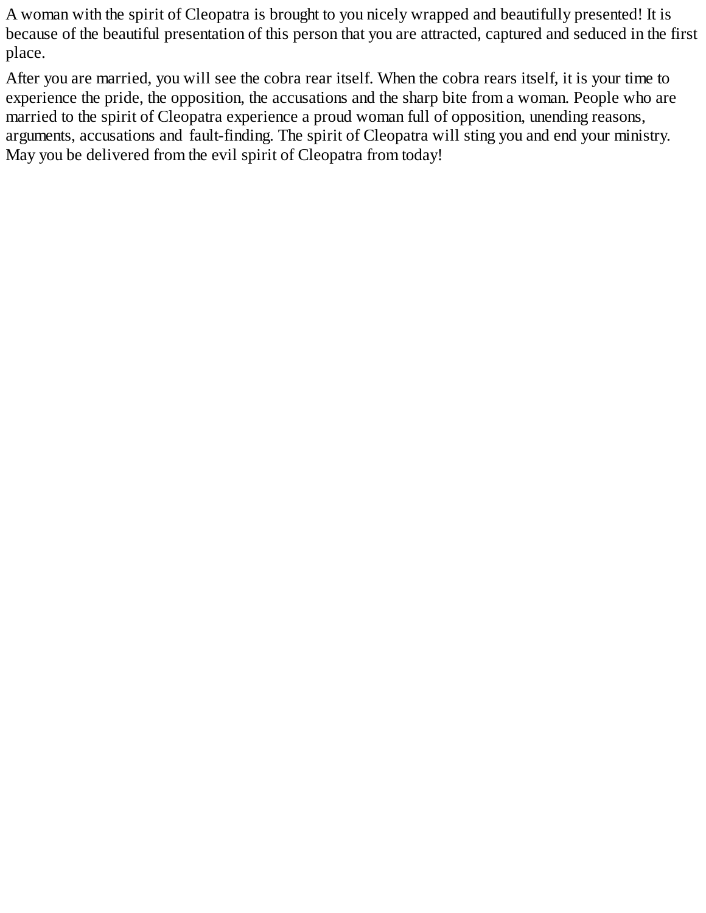A woman with the spirit of Cleopatra is brought to you nicely wrapped and beautifully presented! It is because of the beautiful presentation of this person that you are attracted, captured and seduced in the first place.

After you are married, you will see the cobra rear itself. When the cobra rears itself, it is your time to experience the pride, the opposition, the accusations and the sharp bite from a woman. People who are married to the spirit of Cleopatra experience a proud woman full of opposition, unending reasons, arguments, accusations and fault-finding. The spirit of Cleopatra will sting you and end your ministry. May you be delivered from the evil spirit of Cleopatra from today!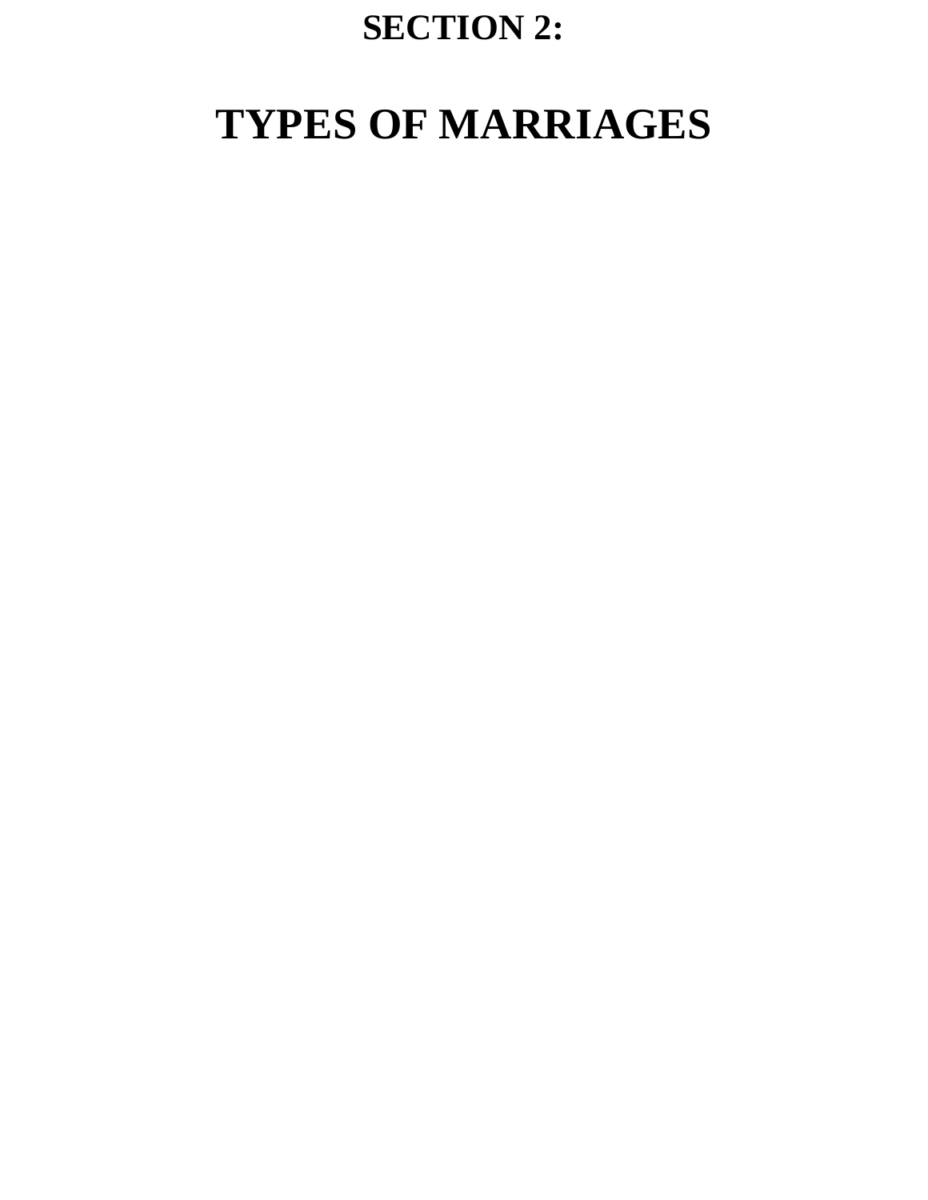# SECTION 2:

# TYPES OF MARRIAGES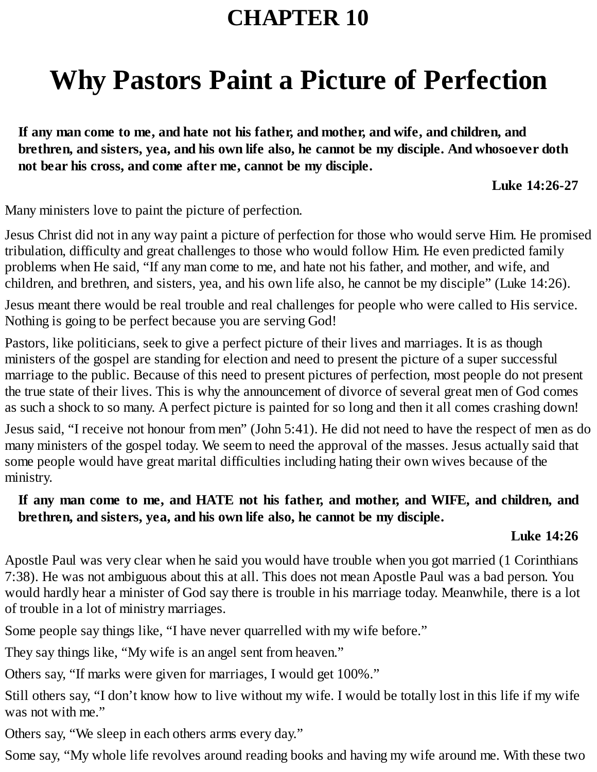# CHAPTER 10

# Why Pastors Paint a Picture of Perfection

> **If any man come to me, and hate not his father, and mother, and wife, and children, and brethren, and sisters, yea, and his own life also, he cannot be my disciple. And whosoever doth not bear his cross, and come after me, cannot be my disciple.**
>
> **Luke 14:26-27**

Many ministers love to paint the picture of perfection.

Jesus Christ did not in any way paint a picture of perfection for those who would serve Him. He promised tribulation, difficulty and great challenges to those who would follow Him. He even predicted family problems when He said, "If any man come to me, and hate not his father, and mother, and wife, and children, and brethren, and sisters, yea, and his own life also, he cannot be my disciple" (Luke 14:26).

Jesus meant there would be real trouble and real challenges for people who were called to His service. Nothing is going to be perfect because you are serving God!

Pastors, like politicians, seek to give a perfect picture of their lives and marriages. It is as though ministers of the gospel are standing for election and need to present the picture of a super successful marriage to the public. Because of this need to present pictures of perfection, most people do not present the true state of their lives. This is why the announcement of divorce of several great men of God comes as such a shock to so many. A perfect picture is painted for so long and then it all comes crashing down!

Jesus said, "I receive not honour from men" (John 5:41). He did not need to have the respect of men as do many ministers of the gospel today. We seem to need the approval of the masses. Jesus actually said that some people would have great marital difficulties including hating their own wives because of the ministry.

> **If any man come to me, and HATE not his father, and mother, and WIFE, and children, and brethren, and sisters, yea, and his own life also, he cannot be my disciple.**
>
> **Luke 14:26**

Apostle Paul was very clear when he said you would have trouble when you got married (1 Corinthians 7:38). He was not ambiguous about this at all. This does not mean Apostle Paul was a bad person. You would hardly hear a minister of God say there is trouble in his marriage today. Meanwhile, there is a lot of trouble in a lot of ministry marriages.

Some people say things like, "I have never quarrelled with my wife before."

They say things like, "My wife is an angel sent from heaven."

Others say, "If marks were given for marriages, I would get 100%."

Still others say, "I don't know how to live without my wife. I would be totally lost in this life if my wife was not with me."

Others say, "We sleep in each others arms every day."

Some say, "My whole life revolves around reading books and having my wife around me. With these two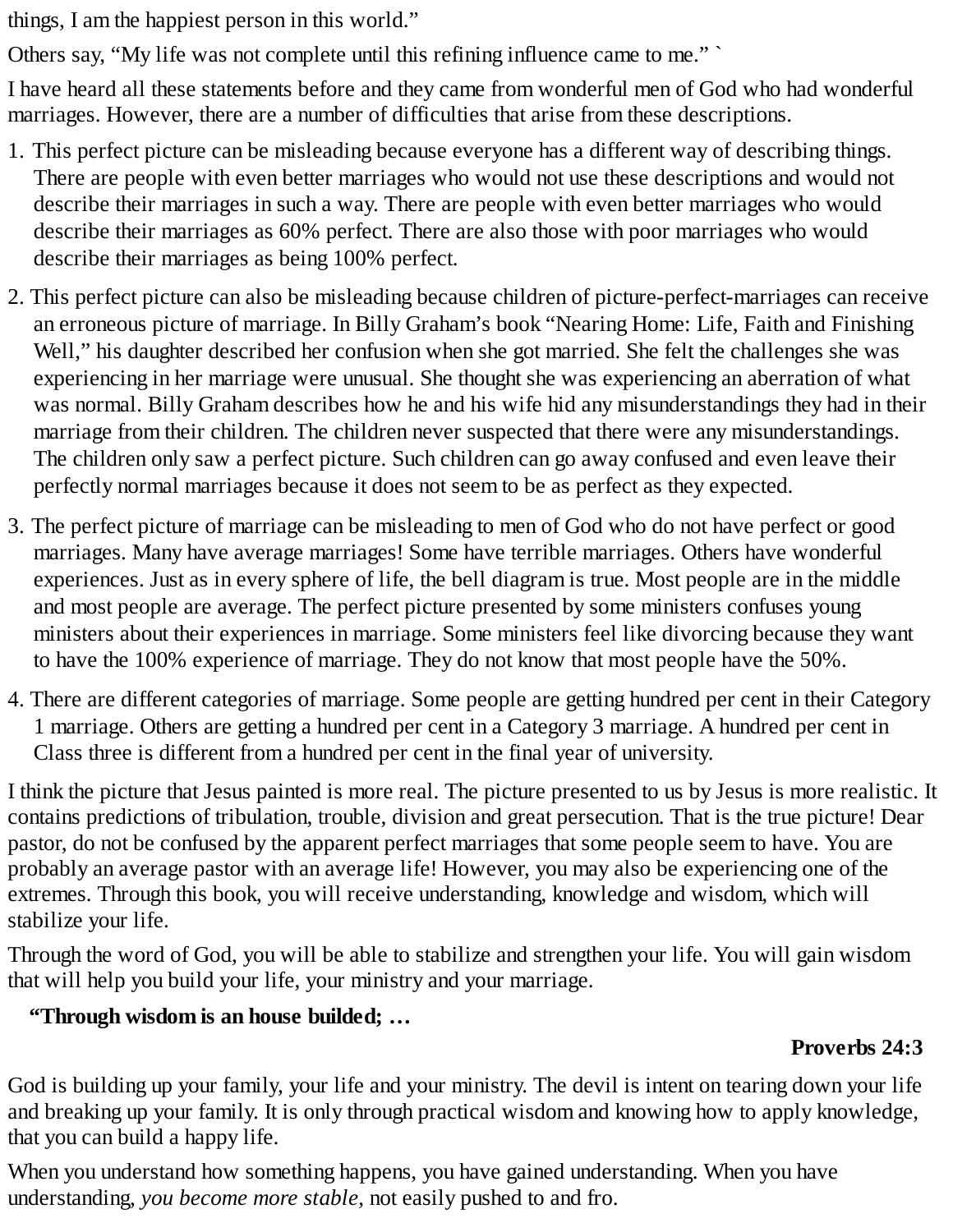things, I am the happiest person in this world."

Others say, "My life was not complete until this refining influence came to me." `

I have heard all these statements before and they came from wonderful men of God who had wonderful marriages. However, there are a number of difficulties that arise from these descriptions.

1. This perfect picture can be misleading because everyone has a different way of describing things. There are people with even better marriages who would not use these descriptions and would not describe their marriages in such a way. There are people with even better marriages who would describe their marriages as 60% perfect. There are also those with poor marriages who would describe their marriages as being 100% perfect.
2. This perfect picture can also be misleading because children of picture-perfect-marriages can receive an erroneous picture of marriage. In Billy Graham's book "Nearing Home: Life, Faith and Finishing Well," his daughter described her confusion when she got married. She felt the challenges she was experiencing in her marriage were unusual. She thought she was experiencing an aberration of what was normal. Billy Graham describes how he and his wife hid any misunderstandings they had in their marriage from their children. The children never suspected that there were any misunderstandings. The children only saw a perfect picture. Such children can go away confused and even leave their perfectly normal marriages because it does not seem to be as perfect as they expected.
3. The perfect picture of marriage can be misleading to men of God who do not have perfect or good marriages. Many have average marriages! Some have terrible marriages. Others have wonderful experiences. Just as in every sphere of life, the bell diagram is true. Most people are in the middle and most people are average. The perfect picture presented by some ministers confuses young ministers about their experiences in marriage. Some ministers feel like divorcing because they want to have the 100% experience of marriage. They do not know that most people have the 50%.
4. There are different categories of marriage. Some people are getting hundred per cent in their Category 1 marriage. Others are getting a hundred per cent in a Category 3 marriage. A hundred per cent in Class three is different from a hundred per cent in the final year of university.

I think the picture that Jesus painted is more real. The picture presented to us by Jesus is more realistic. It contains predictions of tribulation, trouble, division and great persecution. That is the true picture! Dear pastor, do not be confused by the apparent perfect marriages that some people seem to have. You are probably an average pastor with an average life! However, you may also be experiencing one of the extremes. Through this book, you will receive understanding, knowledge and wisdom, which will stabilize your life.

Through the word of God, you will be able to stabilize and strengthen your life. You will gain wisdom that will help you build your life, your ministry and your marriage.

> **"Through wisdom is an house builded; …**
>
> **Proverbs 24:3**

God is building up your family, your life and your ministry. The devil is intent on tearing down your life and breaking up your family. It is only through practical wisdom and knowing how to apply knowledge, that you can build a happy life.

When you understand how something happens, you have gained understanding. When you have understanding, *you become more stable,* not easily pushed to and fro.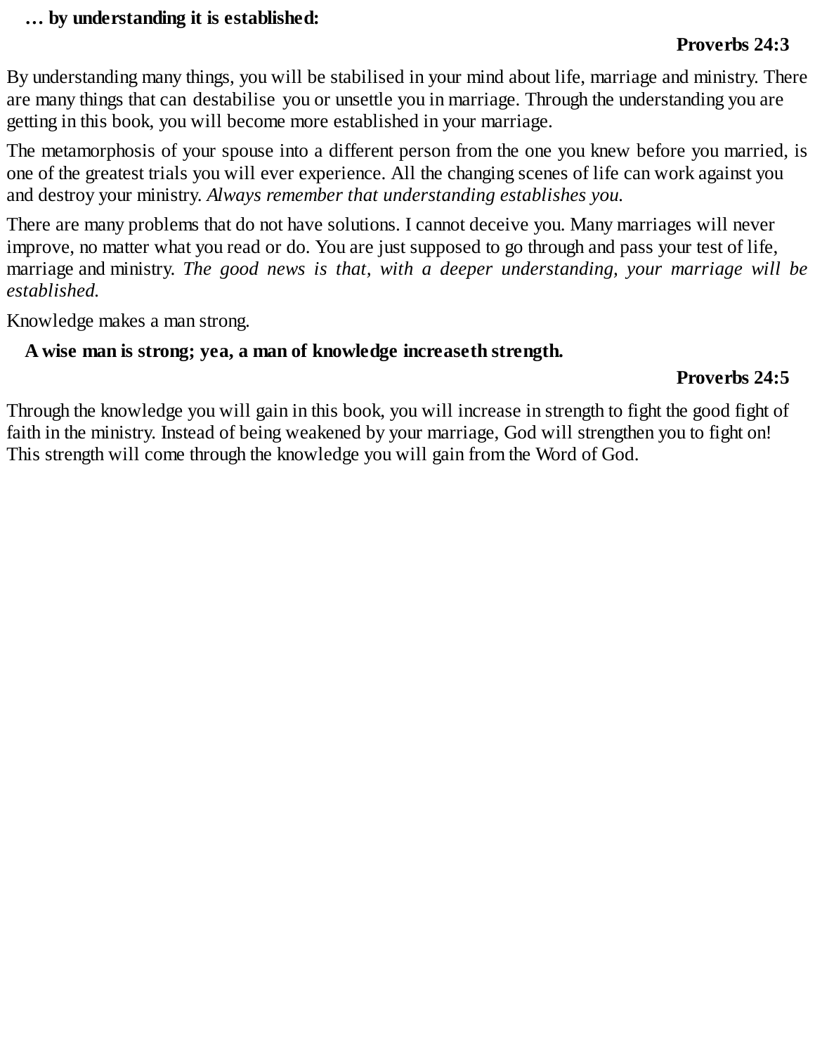**… by understanding it is established:**

**Proverbs 24:3**

By understanding many things, you will be stabilised in your mind about life, marriage and ministry. There are many things that can destabilise you or unsettle you in marriage. Through the understanding you are getting in this book, you will become more established in your marriage.

The metamorphosis of your spouse into a different person from the one you knew before you married, is one of the greatest trials you will ever experience. All the changing scenes of life can work against you and destroy your ministry. *Always remember that understanding establishes you.*

There are many problems that do not have solutions. I cannot deceive you. Many marriages will never improve, no matter what you read or do. You are just supposed to go through and pass your test of life, marriage and ministry. *The good news is that, with a deeper understanding, your marriage will be established.*

Knowledge makes a man strong.

**A wise man is strong; yea, a man of knowledge increaseth strength.**

**Proverbs 24:5**

Through the knowledge you will gain in this book, you will increase in strength to fight the good fight of faith in the ministry. Instead of being weakened by your marriage, God will strengthen you to fight on! This strength will come through the knowledge you will gain from the Word of God.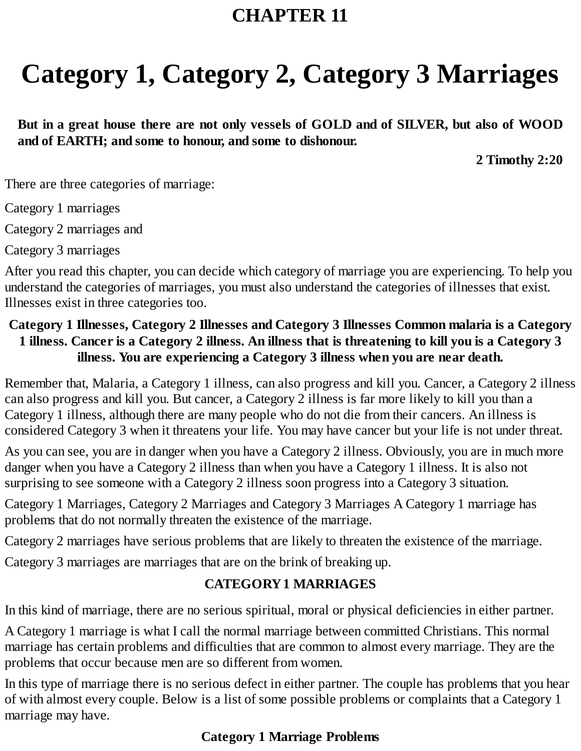# CHAPTER 11

# Category 1, Category 2, Category 3 Marriages

> **But in a great house there are not only vessels of GOLD and of SILVER, but also of WOOD and of EARTH; and some to honour, and some to dishonour.**
>
> **2 Timothy 2:20**

There are three categories of marriage:

Category 1 marriages

Category 2 marriages and

Category 3 marriages

After you read this chapter, you can decide which category of marriage you are experiencing. To help you understand the categories of marriages, you must also understand the categories of illnesses that exist. Illnesses exist in three categories too.

**Category 1 Illnesses, Category 2 Illnesses and Category 3 Illnesses Common malaria is a Category 1 illness. Cancer is a Category 2 illness. An illness that is threatening to kill you is a Category 3 illness. You are experiencing a Category 3 illness when you are near death.**

Remember that, Malaria, a Category 1 illness, can also progress and kill you. Cancer, a Category 2 illness can also progress and kill you. But cancer, a Category 2 illness is far more likely to kill you than a Category 1 illness, although there are many people who do not die from their cancers. An illness is considered Category 3 when it threatens your life. You may have cancer but your life is not under threat.

As you can see, you are in danger when you have a Category 2 illness. Obviously, you are in much more danger when you have a Category 2 illness than when you have a Category 1 illness. It is also not surprising to see someone with a Category 2 illness soon progress into a Category 3 situation.

Category 1 Marriages, Category 2 Marriages and Category 3 Marriages A Category 1 marriage has problems that do not normally threaten the existence of the marriage.

Category 2 marriages have serious problems that are likely to threaten the existence of the marriage.

Category 3 marriages are marriages that are on the brink of breaking up.

## CATEGORY 1 MARRIAGES

In this kind of marriage, there are no serious spiritual, moral or physical deficiencies in either partner.

A Category 1 marriage is what I call the normal marriage between committed Christians. This normal marriage has certain problems and difficulties that are common to almost every marriage. They are the problems that occur because men are so different from women.

In this type of marriage there is no serious defect in either partner. The couple has problems that you hear of with almost every couple. Below is a list of some possible problems or complaints that a Category 1 marriage may have.

### Category 1 Marriage Problems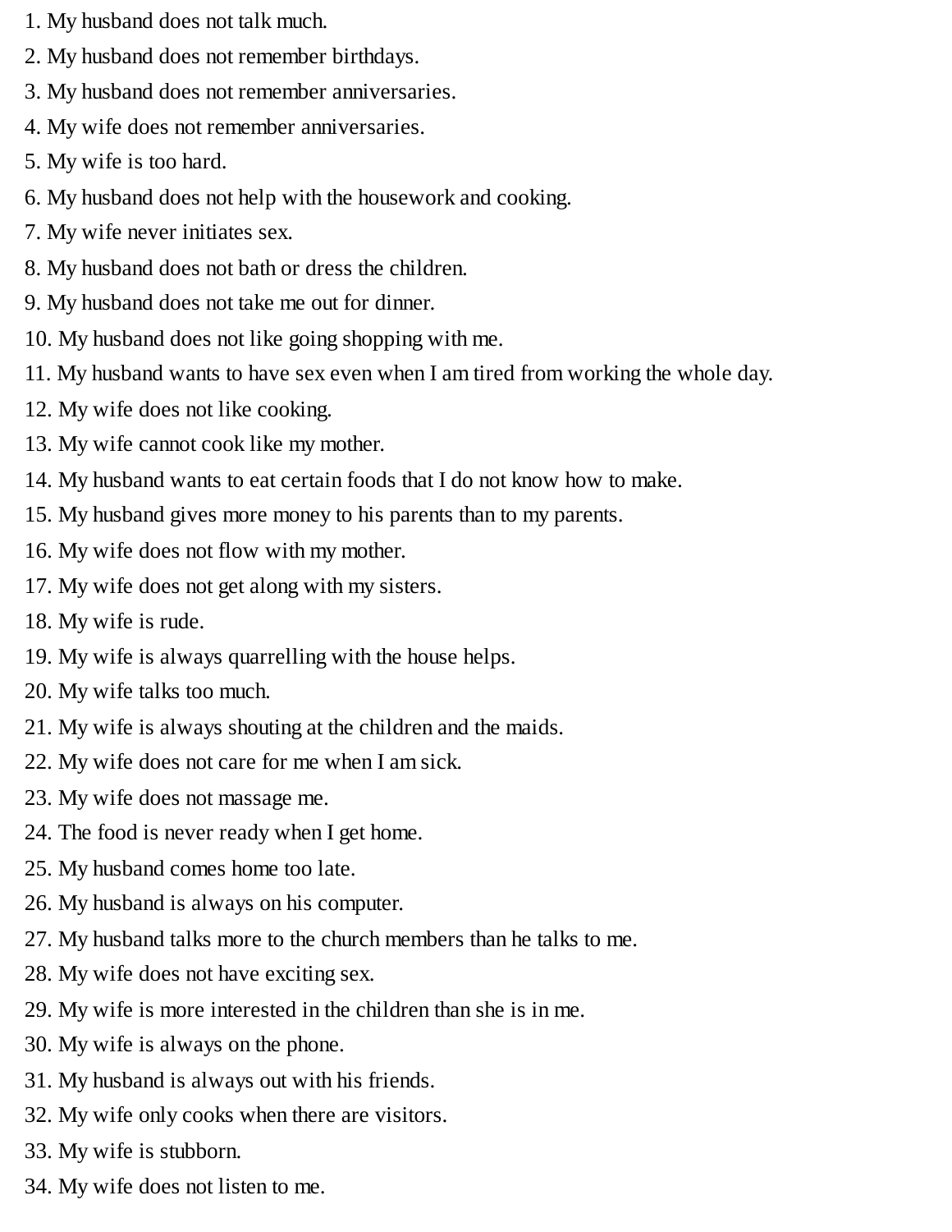1. My husband does not talk much.
2. My husband does not remember birthdays.
3. My husband does not remember anniversaries.
4. My wife does not remember anniversaries.
5. My wife is too hard.
6. My husband does not help with the housework and cooking.
7. My wife never initiates sex.
8. My husband does not bath or dress the children.
9. My husband does not take me out for dinner.
10. My husband does not like going shopping with me.
11. My husband wants to have sex even when I am tired from working the whole day.
12. My wife does not like cooking.
13. My wife cannot cook like my mother.
14. My husband wants to eat certain foods that I do not know how to make.
15. My husband gives more money to his parents than to my parents.
16. My wife does not flow with my mother.
17. My wife does not get along with my sisters.
18. My wife is rude.
19. My wife is always quarrelling with the house helps.
20. My wife talks too much.
21. My wife is always shouting at the children and the maids.
22. My wife does not care for me when I am sick.
23. My wife does not massage me.
24. The food is never ready when I get home.
25. My husband comes home too late.
26. My husband is always on his computer.
27. My husband talks more to the church members than he talks to me.
28. My wife does not have exciting sex.
29. My wife is more interested in the children than she is in me.
30. My wife is always on the phone.
31. My husband is always out with his friends.
32. My wife only cooks when there are visitors.
33. My wife is stubborn.
34. My wife does not listen to me.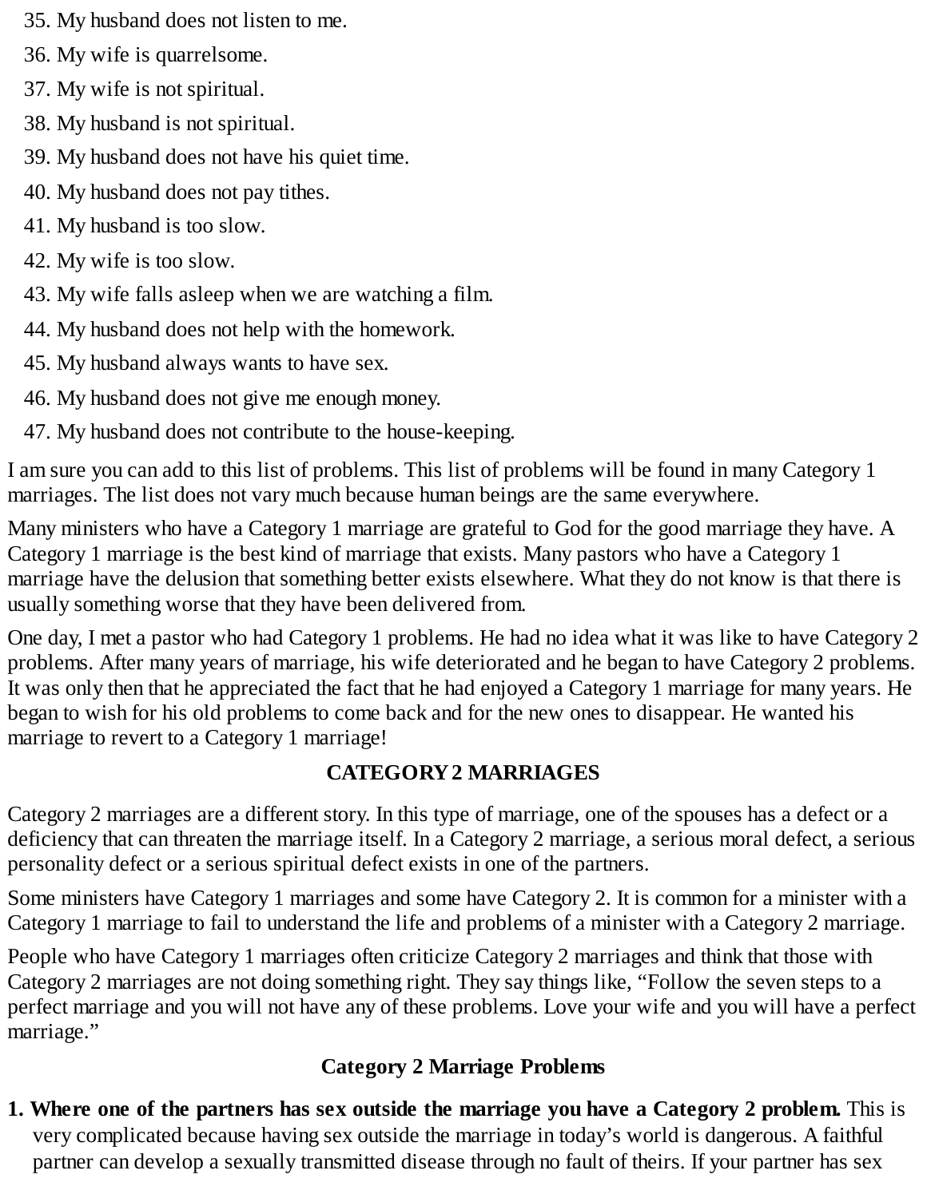35. My husband does not listen to me.
36. My wife is quarrelsome.
37. My wife is not spiritual.
38. My husband is not spiritual.
39. My husband does not have his quiet time.
40. My husband does not pay tithes.
41. My husband is too slow.
42. My wife is too slow.
43. My wife falls asleep when we are watching a film.
44. My husband does not help with the homework.
45. My husband always wants to have sex.
46. My husband does not give me enough money.
47. My husband does not contribute to the house-keeping.

I am sure you can add to this list of problems. This list of problems will be found in many Category 1 marriages. The list does not vary much because human beings are the same everywhere.

Many ministers who have a Category 1 marriage are grateful to God for the good marriage they have. A Category 1 marriage is the best kind of marriage that exists. Many pastors who have a Category 1 marriage have the delusion that something better exists elsewhere. What they do not know is that there is usually something worse that they have been delivered from.

One day, I met a pastor who had Category 1 problems. He had no idea what it was like to have Category 2 problems. After many years of marriage, his wife deteriorated and he began to have Category 2 problems. It was only then that he appreciated the fact that he had enjoyed a Category 1 marriage for many years. He began to wish for his old problems to come back and for the new ones to disappear. He wanted his marriage to revert to a Category 1 marriage!

## CATEGORY 2 MARRIAGES

Category 2 marriages are a different story. In this type of marriage, one of the spouses has a defect or a deficiency that can threaten the marriage itself. In a Category 2 marriage, a serious moral defect, a serious personality defect or a serious spiritual defect exists in one of the partners.

Some ministers have Category 1 marriages and some have Category 2. It is common for a minister with a Category 1 marriage to fail to understand the life and problems of a minister with a Category 2 marriage.

People who have Category 1 marriages often criticize Category 2 marriages and think that those with Category 2 marriages are not doing something right. They say things like, "Follow the seven steps to a perfect marriage and you will not have any of these problems. Love your wife and you will have a perfect marriage."

### Category 2 Marriage Problems

1. **Where one of the partners has sex outside the marriage you have a Category 2 problem.** This is very complicated because having sex outside the marriage in today's world is dangerous. A faithful partner can develop a sexually transmitted disease through no fault of theirs. If your partner has sex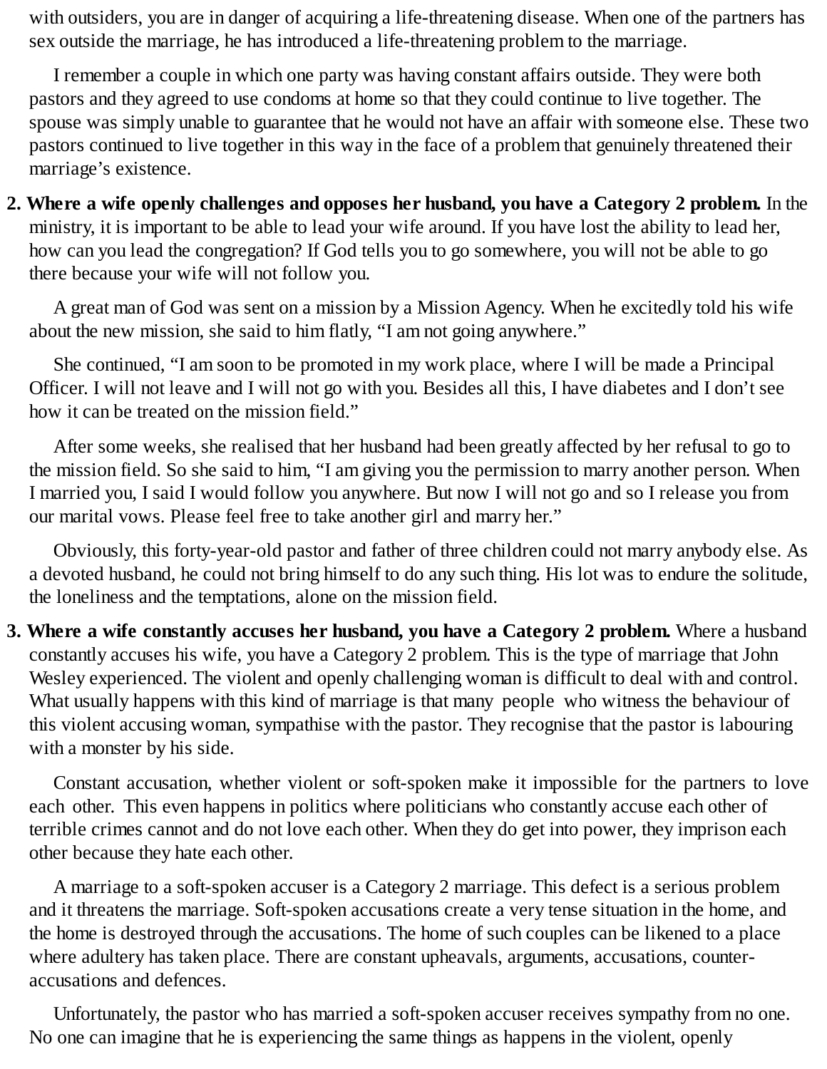with outsiders, you are in danger of acquiring a life-threatening disease. When one of the partners has sex outside the marriage, he has introduced a life-threatening problem to the marriage.

I remember a couple in which one party was having constant affairs outside. They were both pastors and they agreed to use condoms at home so that they could continue to live together. The spouse was simply unable to guarantee that he would not have an affair with someone else. These two pastors continued to live together in this way in the face of a problem that genuinely threatened their marriage's existence.

2. **Where a wife openly challenges and opposes her husband, you have a Category 2 problem.** In the ministry, it is important to be able to lead your wife around. If you have lost the ability to lead her, how can you lead the congregation? If God tells you to go somewhere, you will not be able to go there because your wife will not follow you.

   A great man of God was sent on a mission by a Mission Agency. When he excitedly told his wife about the new mission, she said to him flatly, "I am not going anywhere."

   She continued, "I am soon to be promoted in my work place, where I will be made a Principal Officer. I will not leave and I will not go with you. Besides all this, I have diabetes and I don't see how it can be treated on the mission field."

   After some weeks, she realised that her husband had been greatly affected by her refusal to go to the mission field. So she said to him, "I am giving you the permission to marry another person. When I married you, I said I would follow you anywhere. But now I will not go and so I release you from our marital vows. Please feel free to take another girl and marry her."

   Obviously, this forty-year-old pastor and father of three children could not marry anybody else. As a devoted husband, he could not bring himself to do any such thing. His lot was to endure the solitude, the loneliness and the temptations, alone on the mission field.

3. **Where a wife constantly accuses her husband, you have a Category 2 problem.** Where a husband constantly accuses his wife, you have a Category 2 problem. This is the type of marriage that John Wesley experienced. The violent and openly challenging woman is difficult to deal with and control. What usually happens with this kind of marriage is that many people who witness the behaviour of this violent accusing woman, sympathise with the pastor. They recognise that the pastor is labouring with a monster by his side.

   Constant accusation, whether violent or soft-spoken make it impossible for the partners to love each other. This even happens in politics where politicians who constantly accuse each other of terrible crimes cannot and do not love each other. When they do get into power, they imprison each other because they hate each other.

   A marriage to a soft-spoken accuser is a Category 2 marriage. This defect is a serious problem and it threatens the marriage. Soft-spoken accusations create a very tense situation in the home, and the home is destroyed through the accusations. The home of such couples can be likened to a place where adultery has taken place. There are constant upheavals, arguments, accusations, counter-accusations and defences.

   Unfortunately, the pastor who has married a soft-spoken accuser receives sympathy from no one. No one can imagine that he is experiencing the same things as happens in the violent, openly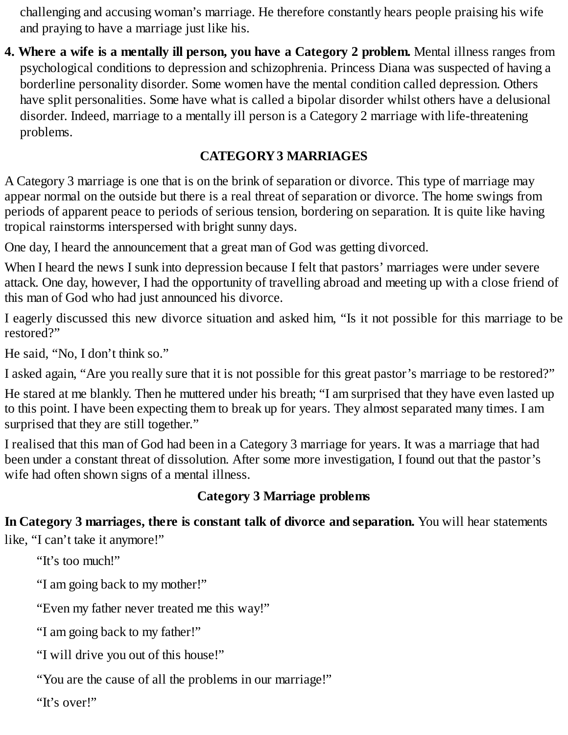challenging and accusing woman's marriage. He therefore constantly hears people praising his wife and praying to have a marriage just like his.

4. **Where a wife is a mentally ill person, you have a Category 2 problem.** Mental illness ranges from psychological conditions to depression and schizophrenia. Princess Diana was suspected of having a borderline personality disorder. Some women have the mental condition called depression. Others have split personalities. Some have what is called a bipolar disorder whilst others have a delusional disorder. Indeed, marriage to a mentally ill person is a Category 2 marriage with life-threatening problems.

## CATEGORY 3 MARRIAGES

A Category 3 marriage is one that is on the brink of separation or divorce. This type of marriage may appear normal on the outside but there is a real threat of separation or divorce. The home swings from periods of apparent peace to periods of serious tension, bordering on separation. It is quite like having tropical rainstorms interspersed with bright sunny days.

One day, I heard the announcement that a great man of God was getting divorced.

When I heard the news I sunk into depression because I felt that pastors' marriages were under severe attack. One day, however, I had the opportunity of travelling abroad and meeting up with a close friend of this man of God who had just announced his divorce.

I eagerly discussed this new divorce situation and asked him, "Is it not possible for this marriage to be restored?"

He said, "No, I don't think so."

I asked again, "Are you really sure that it is not possible for this great pastor's marriage to be restored?"

He stared at me blankly. Then he muttered under his breath; "I am surprised that they have even lasted up to this point. I have been expecting them to break up for years. They almost separated many times. I am surprised that they are still together."

I realised that this man of God had been in a Category 3 marriage for years. It was a marriage that had been under a constant threat of dissolution. After some more investigation, I found out that the pastor's wife had often shown signs of a mental illness.

### Category 3 Marriage problems

**In Category 3 marriages, there is constant talk of divorce and separation.** You will hear statements like, "I can't take it anymore!"

"It's too much!"

"I am going back to my mother!"

"Even my father never treated me this way!"

"I am going back to my father!"

"I will drive you out of this house!"

"You are the cause of all the problems in our marriage!"

"It's over!"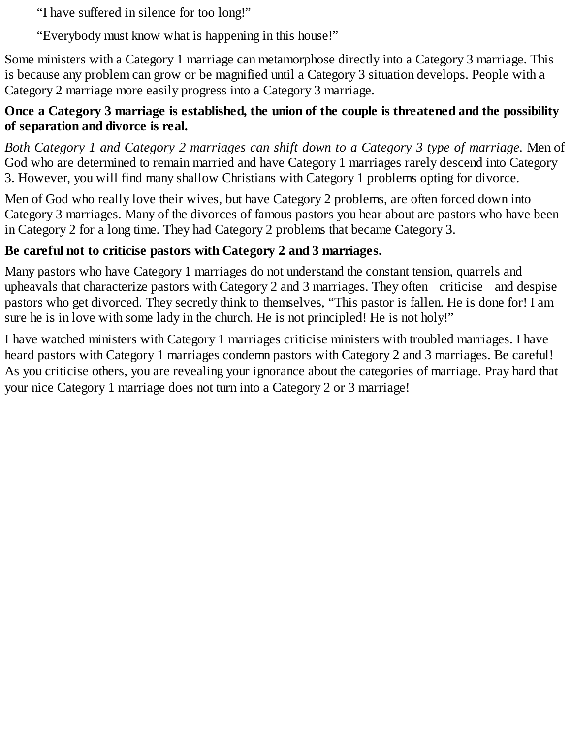"I have suffered in silence for too long!"

"Everybody must know what is happening in this house!"

Some ministers with a Category 1 marriage can metamorphose directly into a Category 3 marriage. This is because any problem can grow or be magnified until a Category 3 situation develops. People with a Category 2 marriage more easily progress into a Category 3 marriage.

**Once a Category 3 marriage is established, the union of the couple is threatened and the possibility of separation and divorce is real.**

*Both Category 1 and Category 2 marriages can shift down to a Category 3 type of marriage.* Men of God who are determined to remain married and have Category 1 marriages rarely descend into Category 3. However, you will find many shallow Christians with Category 1 problems opting for divorce.

Men of God who really love their wives, but have Category 2 problems, are often forced down into Category 3 marriages. Many of the divorces of famous pastors you hear about are pastors who have been in Category 2 for a long time. They had Category 2 problems that became Category 3.

**Be careful not to criticise pastors with Category 2 and 3 marriages.**

Many pastors who have Category 1 marriages do not understand the constant tension, quarrels and upheavals that characterize pastors with Category 2 and 3 marriages. They often criticise and despise pastors who get divorced. They secretly think to themselves, "This pastor is fallen. He is done for! I am sure he is in love with some lady in the church. He is not principled! He is not holy!"

I have watched ministers with Category 1 marriages criticise ministers with troubled marriages. I have heard pastors with Category 1 marriages condemn pastors with Category 2 and 3 marriages. Be careful! As you criticise others, you are revealing your ignorance about the categories of marriage. Pray hard that your nice Category 1 marriage does not turn into a Category 2 or 3 marriage!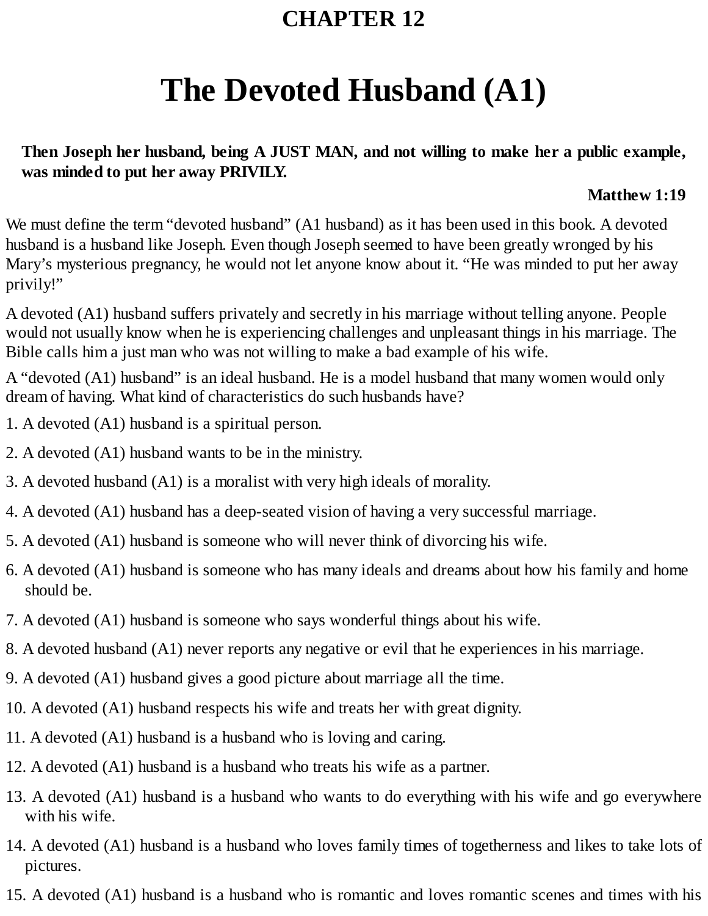# CHAPTER 12

# The Devoted Husband (A1)

> **Then Joseph her husband, being A JUST MAN, and not willing to make her a public example, was minded to put her away PRIVILY.**
>
> **Matthew 1:19**

We must define the term "devoted husband" (A1 husband) as it has been used in this book. A devoted husband is a husband like Joseph. Even though Joseph seemed to have been greatly wronged by his Mary's mysterious pregnancy, he would not let anyone know about it. "He was minded to put her away privily!"

A devoted (A1) husband suffers privately and secretly in his marriage without telling anyone. People would not usually know when he is experiencing challenges and unpleasant things in his marriage. The Bible calls him a just man who was not willing to make a bad example of his wife.

A "devoted (A1) husband" is an ideal husband. He is a model husband that many women would only dream of having. What kind of characteristics do such husbands have?

1. A devoted (A1) husband is a spiritual person.
2. A devoted (A1) husband wants to be in the ministry.
3. A devoted husband (A1) is a moralist with very high ideals of morality.
4. A devoted (A1) husband has a deep-seated vision of having a very successful marriage.
5. A devoted (A1) husband is someone who will never think of divorcing his wife.
6. A devoted (A1) husband is someone who has many ideals and dreams about how his family and home should be.
7. A devoted (A1) husband is someone who says wonderful things about his wife.
8. A devoted husband (A1) never reports any negative or evil that he experiences in his marriage.
9. A devoted (A1) husband gives a good picture about marriage all the time.
10. A devoted (A1) husband respects his wife and treats her with great dignity.
11. A devoted (A1) husband is a husband who is loving and caring.
12. A devoted (A1) husband is a husband who treats his wife as a partner.
13. A devoted (A1) husband is a husband who wants to do everything with his wife and go everywhere with his wife.
14. A devoted (A1) husband is a husband who loves family times of togetherness and likes to take lots of pictures.
15. A devoted (A1) husband is a husband who is romantic and loves romantic scenes and times with his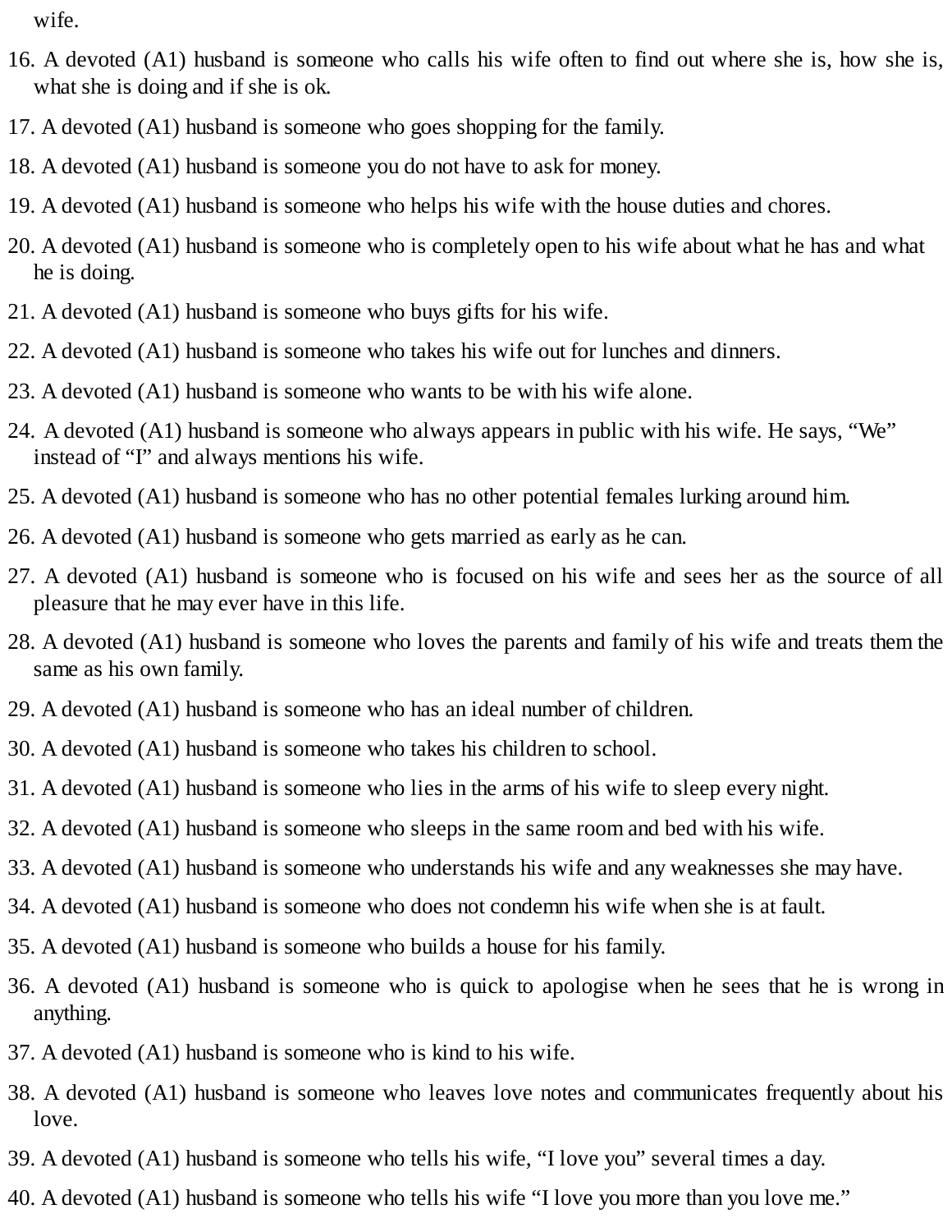wife.

16. A devoted (A1) husband is someone who calls his wife often to find out where she is, how she is, what she is doing and if she is ok.
17. A devoted (A1) husband is someone who goes shopping for the family.
18. A devoted (A1) husband is someone you do not have to ask for money.
19. A devoted (A1) husband is someone who helps his wife with the house duties and chores.
20. A devoted (A1) husband is someone who is completely open to his wife about what he has and what he is doing.
21. A devoted (A1) husband is someone who buys gifts for his wife.
22. A devoted (A1) husband is someone who takes his wife out for lunches and dinners.
23. A devoted (A1) husband is someone who wants to be with his wife alone.
24. A devoted (A1) husband is someone who always appears in public with his wife. He says, "We" instead of "I" and always mentions his wife.
25. A devoted (A1) husband is someone who has no other potential females lurking around him.
26. A devoted (A1) husband is someone who gets married as early as he can.
27. A devoted (A1) husband is someone who is focused on his wife and sees her as the source of all pleasure that he may ever have in this life.
28. A devoted (A1) husband is someone who loves the parents and family of his wife and treats them the same as his own family.
29. A devoted (A1) husband is someone who has an ideal number of children.
30. A devoted (A1) husband is someone who takes his children to school.
31. A devoted (A1) husband is someone who lies in the arms of his wife to sleep every night.
32. A devoted (A1) husband is someone who sleeps in the same room and bed with his wife.
33. A devoted (A1) husband is someone who understands his wife and any weaknesses she may have.
34. A devoted (A1) husband is someone who does not condemn his wife when she is at fault.
35. A devoted (A1) husband is someone who builds a house for his family.
36. A devoted (A1) husband is someone who is quick to apologise when he sees that he is wrong in anything.
37. A devoted (A1) husband is someone who is kind to his wife.
38. A devoted (A1) husband is someone who leaves love notes and communicates frequently about his love.
39. A devoted (A1) husband is someone who tells his wife, "I love you" several times a day.
40. A devoted (A1) husband is someone who tells his wife "I love you more than you love me."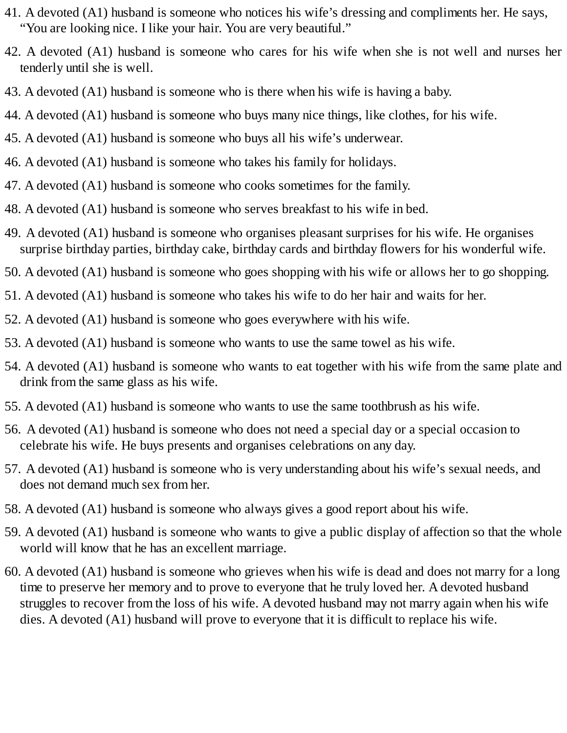41. A devoted (A1) husband is someone who notices his wife's dressing and compliments her. He says, "You are looking nice. I like your hair. You are very beautiful."

42. A devoted (A1) husband is someone who cares for his wife when she is not well and nurses her tenderly until she is well.

43. A devoted (A1) husband is someone who is there when his wife is having a baby.

44. A devoted (A1) husband is someone who buys many nice things, like clothes, for his wife.

45. A devoted (A1) husband is someone who buys all his wife's underwear.

46. A devoted (A1) husband is someone who takes his family for holidays.

47. A devoted (A1) husband is someone who cooks sometimes for the family.

48. A devoted (A1) husband is someone who serves breakfast to his wife in bed.

49. A devoted (A1) husband is someone who organises pleasant surprises for his wife. He organises surprise birthday parties, birthday cake, birthday cards and birthday flowers for his wonderful wife.

50. A devoted (A1) husband is someone who goes shopping with his wife or allows her to go shopping.

51. A devoted (A1) husband is someone who takes his wife to do her hair and waits for her.

52. A devoted (A1) husband is someone who goes everywhere with his wife.

53. A devoted (A1) husband is someone who wants to use the same towel as his wife.

54. A devoted (A1) husband is someone who wants to eat together with his wife from the same plate and drink from the same glass as his wife.

55. A devoted (A1) husband is someone who wants to use the same toothbrush as his wife.

56. A devoted (A1) husband is someone who does not need a special day or a special occasion to celebrate his wife. He buys presents and organises celebrations on any day.

57. A devoted (A1) husband is someone who is very understanding about his wife's sexual needs, and does not demand much sex from her.

58. A devoted (A1) husband is someone who always gives a good report about his wife.

59. A devoted (A1) husband is someone who wants to give a public display of affection so that the whole world will know that he has an excellent marriage.

60. A devoted (A1) husband is someone who grieves when his wife is dead and does not marry for a long time to preserve her memory and to prove to everyone that he truly loved her. A devoted husband struggles to recover from the loss of his wife. A devoted husband may not marry again when his wife dies. A devoted (A1) husband will prove to everyone that it is difficult to replace his wife.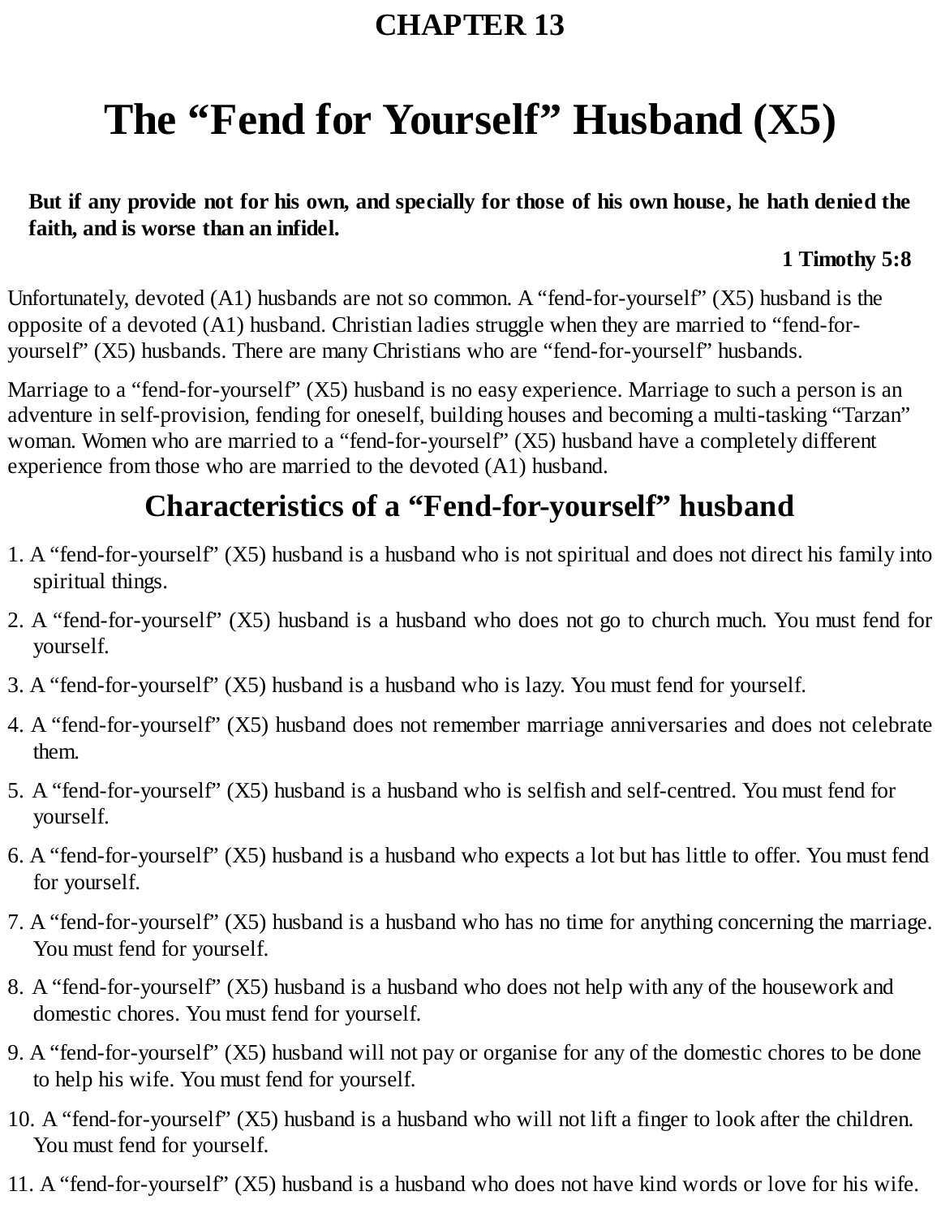# CHAPTER 13

# The "Fend for Yourself" Husband (X5)

**But if any provide not for his own, and specially for those of his own house, he hath denied the faith, and is worse than an infidel.**

**1 Timothy 5:8**

Unfortunately, devoted (A1) husbands are not so common. A "fend-for-yourself" (X5) husband is the opposite of a devoted (A1) husband. Christian ladies struggle when they are married to "fend-for-yourself" (X5) husbands. There are many Christians who are "fend-for-yourself" husbands.

Marriage to a "fend-for-yourself" (X5) husband is no easy experience. Marriage to such a person is an adventure in self-provision, fending for oneself, building houses and becoming a multi-tasking "Tarzan" woman. Women who are married to a "fend-for-yourself" (X5) husband have a completely different experience from those who are married to the devoted (A1) husband.

## Characteristics of a "Fend-for-yourself" husband

1. A "fend-for-yourself" (X5) husband is a husband who is not spiritual and does not direct his family into spiritual things.
2. A "fend-for-yourself" (X5) husband is a husband who does not go to church much. You must fend for yourself.
3. A "fend-for-yourself" (X5) husband is a husband who is lazy. You must fend for yourself.
4. A "fend-for-yourself" (X5) husband does not remember marriage anniversaries and does not celebrate them.
5. A "fend-for-yourself" (X5) husband is a husband who is selfish and self-centred. You must fend for yourself.
6. A "fend-for-yourself" (X5) husband is a husband who expects a lot but has little to offer. You must fend for yourself.
7. A "fend-for-yourself" (X5) husband is a husband who has no time for anything concerning the marriage. You must fend for yourself.
8. A "fend-for-yourself" (X5) husband is a husband who does not help with any of the housework and domestic chores. You must fend for yourself.
9. A "fend-for-yourself" (X5) husband will not pay or organise for any of the domestic chores to be done to help his wife. You must fend for yourself.
10. A "fend-for-yourself" (X5) husband is a husband who will not lift a finger to look after the children. You must fend for yourself.
11. A "fend-for-yourself" (X5) husband is a husband who does not have kind words or love for his wife.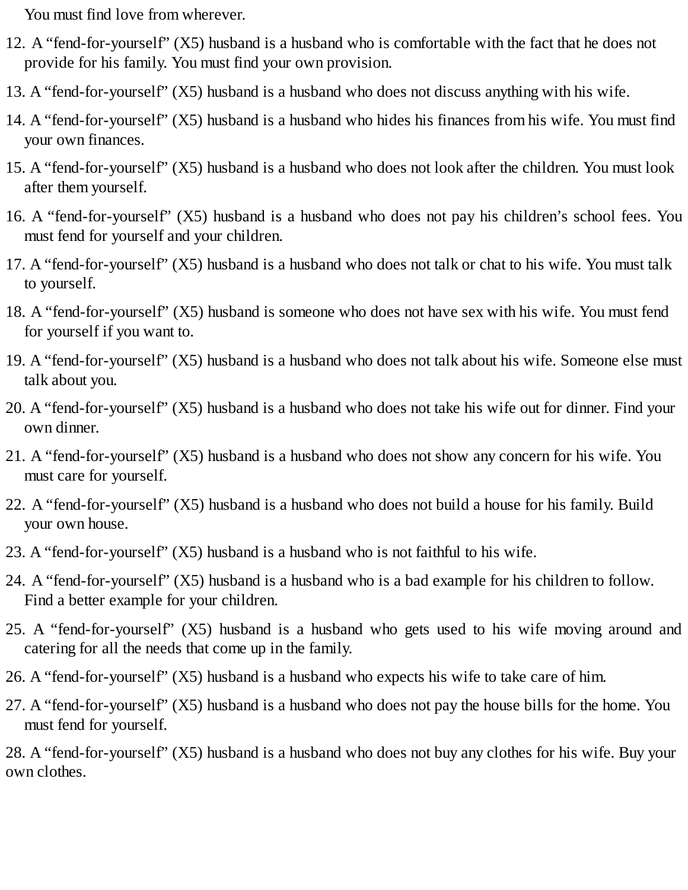You must find love from wherever.

12. A "fend-for-yourself" (X5) husband is a husband who is comfortable with the fact that he does not provide for his family. You must find your own provision.
13. A "fend-for-yourself" (X5) husband is a husband who does not discuss anything with his wife.
14. A "fend-for-yourself" (X5) husband is a husband who hides his finances from his wife. You must find your own finances.
15. A "fend-for-yourself" (X5) husband is a husband who does not look after the children. You must look after them yourself.
16. A "fend-for-yourself" (X5) husband is a husband who does not pay his children's school fees. You must fend for yourself and your children.
17. A "fend-for-yourself" (X5) husband is a husband who does not talk or chat to his wife. You must talk to yourself.
18. A "fend-for-yourself" (X5) husband is someone who does not have sex with his wife. You must fend for yourself if you want to.
19. A "fend-for-yourself" (X5) husband is a husband who does not talk about his wife. Someone else must talk about you.
20. A "fend-for-yourself" (X5) husband is a husband who does not take his wife out for dinner. Find your own dinner.
21. A "fend-for-yourself" (X5) husband is a husband who does not show any concern for his wife. You must care for yourself.
22. A "fend-for-yourself" (X5) husband is a husband who does not build a house for his family. Build your own house.
23. A "fend-for-yourself" (X5) husband is a husband who is not faithful to his wife.
24. A "fend-for-yourself" (X5) husband is a husband who is a bad example for his children to follow. Find a better example for your children.
25. A "fend-for-yourself" (X5) husband is a husband who gets used to his wife moving around and catering for all the needs that come up in the family.
26. A "fend-for-yourself" (X5) husband is a husband who expects his wife to take care of him.
27. A "fend-for-yourself" (X5) husband is a husband who does not pay the house bills for the home. You must fend for yourself.
28. A "fend-for-yourself" (X5) husband is a husband who does not buy any clothes for his wife. Buy your own clothes.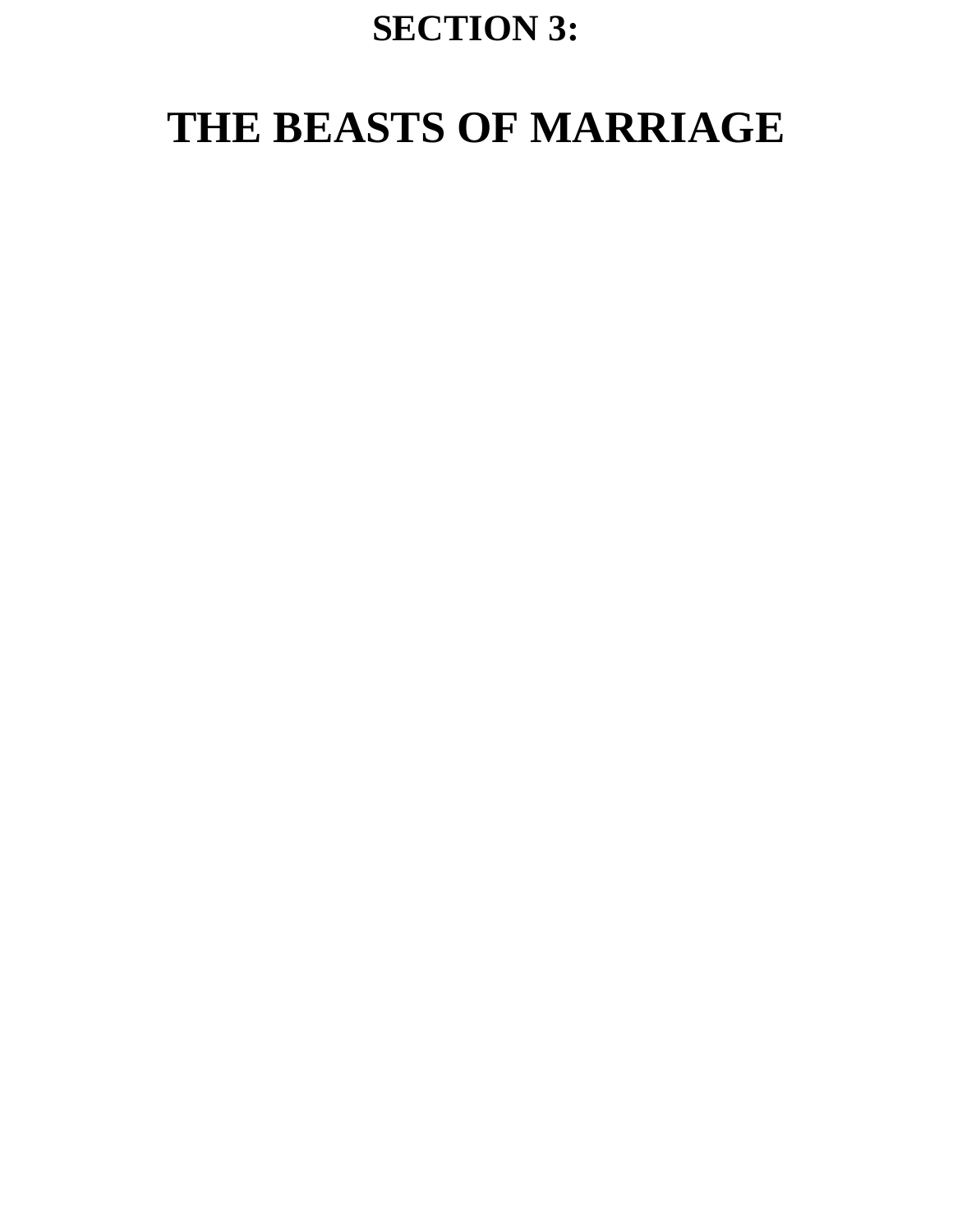## SECTION 3:

# THE BEASTS OF MARRIAGE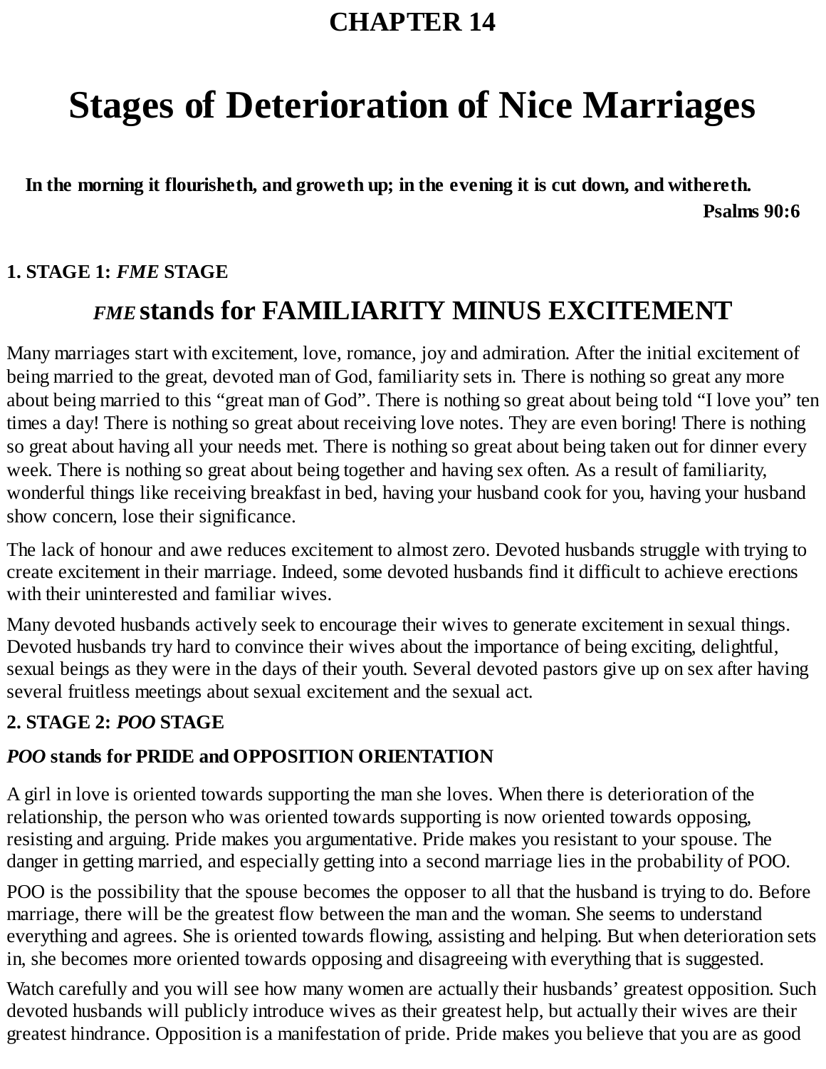# CHAPTER 14

# Stages of Deterioration of Nice Marriages

**In the morning it flourisheth, and groweth up; in the evening it is cut down, and withereth.**

**Psalms 90:6**

### 1. STAGE 1: *FME* STAGE

## *FME* stands for FAMILIARITY MINUS EXCITEMENT

Many marriages start with excitement, love, romance, joy and admiration. After the initial excitement of being married to the great, devoted man of God, familiarity sets in. There is nothing so great any more about being married to this "great man of God". There is nothing so great about being told "I love you" ten times a day! There is nothing so great about receiving love notes. They are even boring! There is nothing so great about having all your needs met. There is nothing so great about being taken out for dinner every week. There is nothing so great about being together and having sex often. As a result of familiarity, wonderful things like receiving breakfast in bed, having your husband cook for you, having your husband show concern, lose their significance.

The lack of honour and awe reduces excitement to almost zero. Devoted husbands struggle with trying to create excitement in their marriage. Indeed, some devoted husbands find it difficult to achieve erections with their uninterested and familiar wives.

Many devoted husbands actively seek to encourage their wives to generate excitement in sexual things. Devoted husbands try hard to convince their wives about the importance of being exciting, delightful, sexual beings as they were in the days of their youth. Several devoted pastors give up on sex after having several fruitless meetings about sexual excitement and the sexual act.

### 2. STAGE 2: *POO* STAGE

***POO* stands for PRIDE and OPPOSITION ORIENTATION**

A girl in love is oriented towards supporting the man she loves. When there is deterioration of the relationship, the person who was oriented towards supporting is now oriented towards opposing, resisting and arguing. Pride makes you argumentative. Pride makes you resistant to your spouse. The danger in getting married, and especially getting into a second marriage lies in the probability of POO.

POO is the possibility that the spouse becomes the opposer to all that the husband is trying to do. Before marriage, there will be the greatest flow between the man and the woman. She seems to understand everything and agrees. She is oriented towards flowing, assisting and helping. But when deterioration sets in, she becomes more oriented towards opposing and disagreeing with everything that is suggested.

Watch carefully and you will see how many women are actually their husbands' greatest opposition. Such devoted husbands will publicly introduce wives as their greatest help, but actually their wives are their greatest hindrance. Opposition is a manifestation of pride. Pride makes you believe that you are as good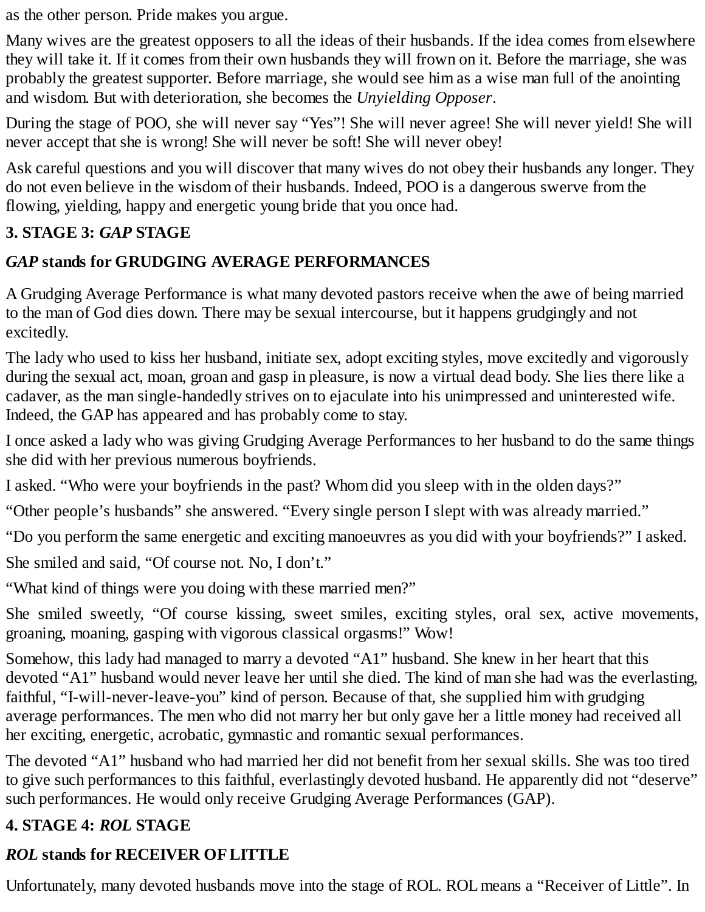as the other person. Pride makes you argue.

Many wives are the greatest opposers to all the ideas of their husbands. If the idea comes from elsewhere they will take it. If it comes from their own husbands they will frown on it. Before the marriage, she was probably the greatest supporter. Before marriage, she would see him as a wise man full of the anointing and wisdom. But with deterioration, she becomes the *Unyielding Opposer*.

During the stage of POO, she will never say "Yes"! She will never agree! She will never yield! She will never accept that she is wrong! She will never be soft! She will never obey!

Ask careful questions and you will discover that many wives do not obey their husbands any longer. They do not even believe in the wisdom of their husbands. Indeed, POO is a dangerous swerve from the flowing, yielding, happy and energetic young bride that you once had.

### 3. STAGE 3: *GAP* STAGE

### *GAP* stands for GRUDGING AVERAGE PERFORMANCES

A Grudging Average Performance is what many devoted pastors receive when the awe of being married to the man of God dies down. There may be sexual intercourse, but it happens grudgingly and not excitedly.

The lady who used to kiss her husband, initiate sex, adopt exciting styles, move excitedly and vigorously during the sexual act, moan, groan and gasp in pleasure, is now a virtual dead body. She lies there like a cadaver, as the man single-handedly strives on to ejaculate into his unimpressed and uninterested wife. Indeed, the GAP has appeared and has probably come to stay.

I once asked a lady who was giving Grudging Average Performances to her husband to do the same things she did with her previous numerous boyfriends.

I asked. "Who were your boyfriends in the past? Whom did you sleep with in the olden days?"

"Other people's husbands" she answered. "Every single person I slept with was already married."

"Do you perform the same energetic and exciting manoeuvres as you did with your boyfriends?" I asked.

She smiled and said, "Of course not. No, I don't."

"What kind of things were you doing with these married men?"

She smiled sweetly, "Of course kissing, sweet smiles, exciting styles, oral sex, active movements, groaning, moaning, gasping with vigorous classical orgasms!" Wow!

Somehow, this lady had managed to marry a devoted "A1" husband. She knew in her heart that this devoted "A1" husband would never leave her until she died. The kind of man she had was the everlasting, faithful, "I-will-never-leave-you" kind of person. Because of that, she supplied him with grudging average performances. The men who did not marry her but only gave her a little money had received all her exciting, energetic, acrobatic, gymnastic and romantic sexual performances.

The devoted "A1" husband who had married her did not benefit from her sexual skills. She was too tired to give such performances to this faithful, everlastingly devoted husband. He apparently did not "deserve" such performances. He would only receive Grudging Average Performances (GAP).

### 4. STAGE 4: *ROL* STAGE

### *ROL* stands for RECEIVER OF LITTLE

Unfortunately, many devoted husbands move into the stage of ROL. ROL means a "Receiver of Little". In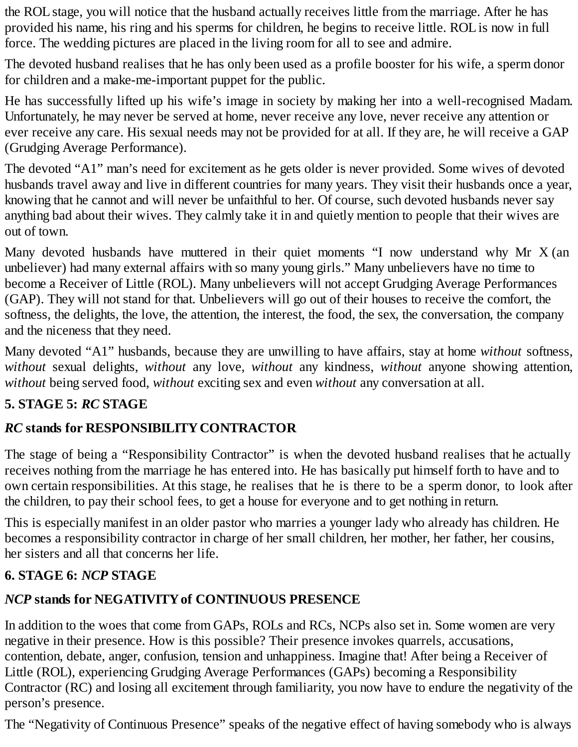the ROL stage, you will notice that the husband actually receives little from the marriage. After he has provided his name, his ring and his sperms for children, he begins to receive little. ROL is now in full force. The wedding pictures are placed in the living room for all to see and admire.

The devoted husband realises that he has only been used as a profile booster for his wife, a sperm donor for children and a make-me-important puppet for the public.

He has successfully lifted up his wife's image in society by making her into a well-recognised Madam. Unfortunately, he may never be served at home, never receive any love, never receive any attention or ever receive any care. His sexual needs may not be provided for at all. If they are, he will receive a GAP (Grudging Average Performance).

The devoted "A1" man's need for excitement as he gets older is never provided. Some wives of devoted husbands travel away and live in different countries for many years. They visit their husbands once a year, knowing that he cannot and will never be unfaithful to her. Of course, such devoted husbands never say anything bad about their wives. They calmly take it in and quietly mention to people that their wives are out of town.

Many devoted husbands have muttered in their quiet moments "I now understand why Mr X (an unbeliever) had many external affairs with so many young girls." Many unbelievers have no time to become a Receiver of Little (ROL). Many unbelievers will not accept Grudging Average Performances (GAP). They will not stand for that. Unbelievers will go out of their houses to receive the comfort, the softness, the delights, the love, the attention, the interest, the food, the sex, the conversation, the company and the niceness that they need.

Many devoted "A1" husbands, because they are unwilling to have affairs, stay at home *without* softness, *without* sexual delights, *without* any love, *without* any kindness, *without* anyone showing attention, *without* being served food, *without* exciting sex and even *without* any conversation at all.

### 5. STAGE 5: *RC* STAGE

### *RC* stands for RESPONSIBILITY CONTRACTOR

The stage of being a "Responsibility Contractor" is when the devoted husband realises that he actually receives nothing from the marriage he has entered into. He has basically put himself forth to have and to own certain responsibilities. At this stage, he realises that he is there to be a sperm donor, to look after the children, to pay their school fees, to get a house for everyone and to get nothing in return.

This is especially manifest in an older pastor who marries a younger lady who already has children. He becomes a responsibility contractor in charge of her small children, her mother, her father, her cousins, her sisters and all that concerns her life.

### 6. STAGE 6: *NCP* STAGE

### *NCP* stands for NEGATIVITY of CONTINUOUS PRESENCE

In addition to the woes that come from GAPs, ROLs and RCs, NCPs also set in. Some women are very negative in their presence. How is this possible? Their presence invokes quarrels, accusations, contention, debate, anger, confusion, tension and unhappiness. Imagine that! After being a Receiver of Little (ROL), experiencing Grudging Average Performances (GAPs) becoming a Responsibility Contractor (RC) and losing all excitement through familiarity, you now have to endure the negativity of the person's presence.

The "Negativity of Continuous Presence" speaks of the negative effect of having somebody who is always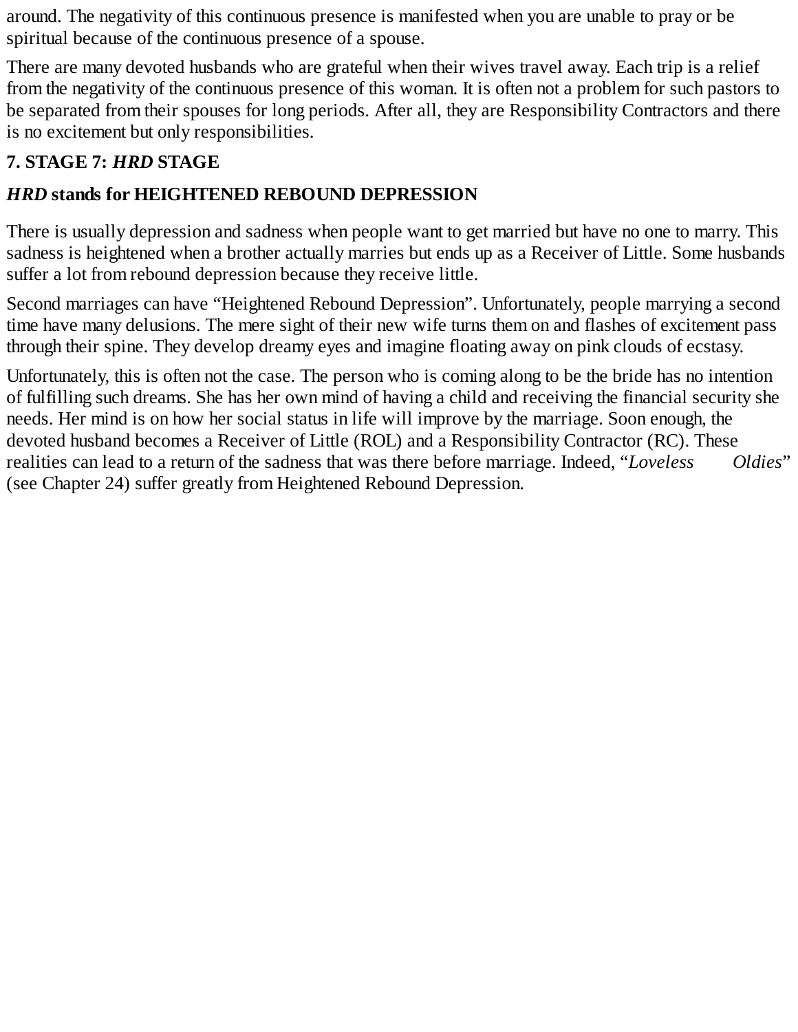around. The negativity of this continuous presence is manifested when you are unable to pray or be spiritual because of the continuous presence of a spouse.

There are many devoted husbands who are grateful when their wives travel away. Each trip is a relief from the negativity of the continuous presence of this woman. It is often not a problem for such pastors to be separated from their spouses for long periods. After all, they are Responsibility Contractors and there is no excitement but only responsibilities.

### 7. STAGE 7: *HRD* STAGE

### *HRD* stands for HEIGHTENED REBOUND DEPRESSION

There is usually depression and sadness when people want to get married but have no one to marry. This sadness is heightened when a brother actually marries but ends up as a Receiver of Little. Some husbands suffer a lot from rebound depression because they receive little.

Second marriages can have "Heightened Rebound Depression". Unfortunately, people marrying a second time have many delusions. The mere sight of their new wife turns them on and flashes of excitement pass through their spine. They develop dreamy eyes and imagine floating away on pink clouds of ecstasy.

Unfortunately, this is often not the case. The person who is coming along to be the bride has no intention of fulfilling such dreams. She has her own mind of having a child and receiving the financial security she needs. Her mind is on how her social status in life will improve by the marriage. Soon enough, the devoted husband becomes a Receiver of Little (ROL) and a Responsibility Contractor (RC). These realities can lead to a return of the sadness that was there before marriage. Indeed, "*Loveless Oldies*" (see Chapter 24) suffer greatly from Heightened Rebound Depression.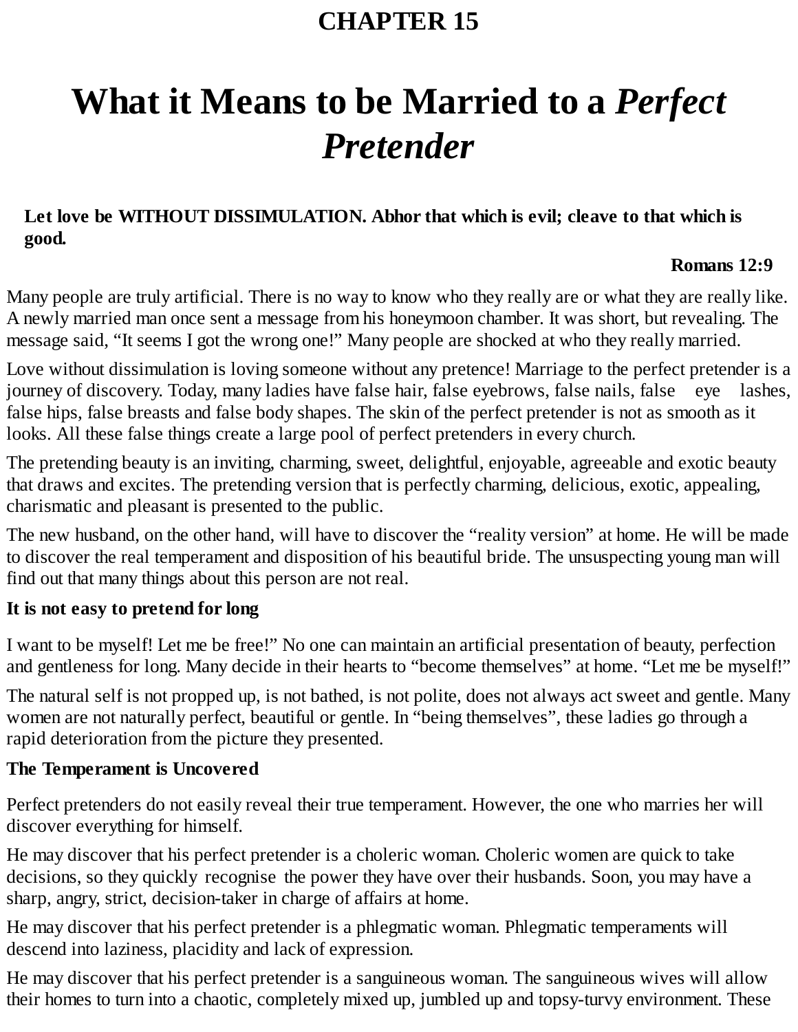# CHAPTER 15

# What it Means to be Married to a *Perfect Pretender*

**Let love be WITHOUT DISSIMULATION. Abhor that which is evil; cleave to that which is good.**

**Romans 12:9**

Many people are truly artificial. There is no way to know who they really are or what they are really like. A newly married man once sent a message from his honeymoon chamber. It was short, but revealing. The message said, "It seems I got the wrong one!" Many people are shocked at who they really married.

Love without dissimulation is loving someone without any pretence! Marriage to the perfect pretender is a journey of discovery. Today, many ladies have false hair, false eyebrows, false nails, false eye lashes, false hips, false breasts and false body shapes. The skin of the perfect pretender is not as smooth as it looks. All these false things create a large pool of perfect pretenders in every church.

The pretending beauty is an inviting, charming, sweet, delightful, enjoyable, agreeable and exotic beauty that draws and excites. The pretending version that is perfectly charming, delicious, exotic, appealing, charismatic and pleasant is presented to the public.

The new husband, on the other hand, will have to discover the "reality version" at home. He will be made to discover the real temperament and disposition of his beautiful bride. The unsuspecting young man will find out that many things about this person are not real.

**It is not easy to pretend for long**

I want to be myself! Let me be free!" No one can maintain an artificial presentation of beauty, perfection and gentleness for long. Many decide in their hearts to "become themselves" at home. "Let me be myself!"

The natural self is not propped up, is not bathed, is not polite, does not always act sweet and gentle. Many women are not naturally perfect, beautiful or gentle. In "being themselves", these ladies go through a rapid deterioration from the picture they presented.

**The Temperament is Uncovered**

Perfect pretenders do not easily reveal their true temperament. However, the one who marries her will discover everything for himself.

He may discover that his perfect pretender is a choleric woman. Choleric women are quick to take decisions, so they quickly recognise the power they have over their husbands. Soon, you may have a sharp, angry, strict, decision-taker in charge of affairs at home.

He may discover that his perfect pretender is a phlegmatic woman. Phlegmatic temperaments will descend into laziness, placidity and lack of expression.

He may discover that his perfect pretender is a sanguineous woman. The sanguineous wives will allow their homes to turn into a chaotic, completely mixed up, jumbled up and topsy-turvy environment. These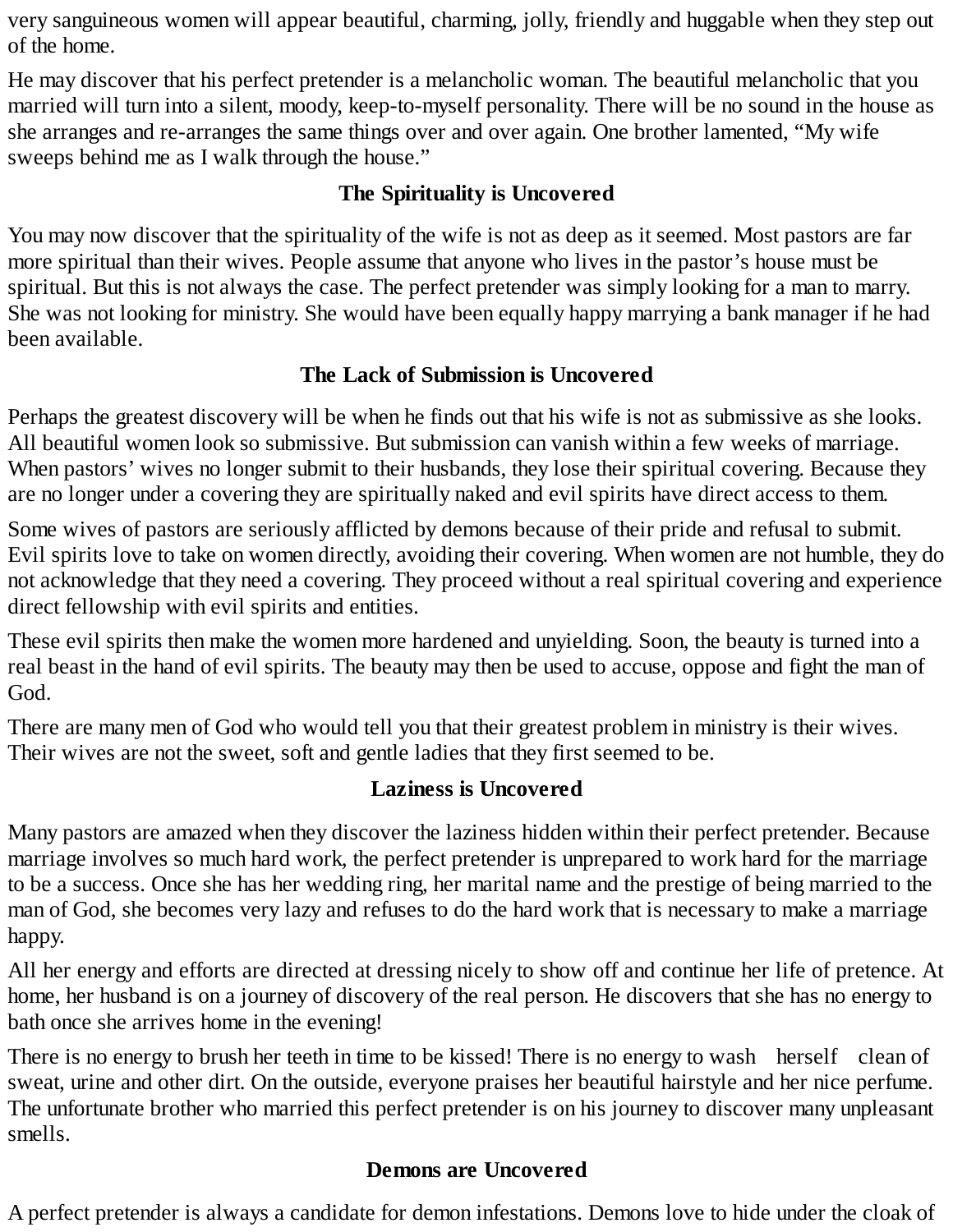very sanguineous women will appear beautiful, charming, jolly, friendly and huggable when they step out of the home.

He may discover that his perfect pretender is a melancholic woman. The beautiful melancholic that you married will turn into a silent, moody, keep-to-myself personality. There will be no sound in the house as she arranges and re-arranges the same things over and over again. One brother lamented, “My wife sweeps behind me as I walk through the house.”

### The Spirituality is Uncovered

You may now discover that the spirituality of the wife is not as deep as it seemed. Most pastors are far more spiritual than their wives. People assume that anyone who lives in the pastor’s house must be spiritual. But this is not always the case. The perfect pretender was simply looking for a man to marry. She was not looking for ministry. She would have been equally happy marrying a bank manager if he had been available.

### The Lack of Submission is Uncovered

Perhaps the greatest discovery will be when he finds out that his wife is not as submissive as she looks. All beautiful women look so submissive. But submission can vanish within a few weeks of marriage. When pastors’ wives no longer submit to their husbands, they lose their spiritual covering. Because they are no longer under a covering they are spiritually naked and evil spirits have direct access to them.

Some wives of pastors are seriously afflicted by demons because of their pride and refusal to submit. Evil spirits love to take on women directly, avoiding their covering. When women are not humble, they do not acknowledge that they need a covering. They proceed without a real spiritual covering and experience direct fellowship with evil spirits and entities.

These evil spirits then make the women more hardened and unyielding. Soon, the beauty is turned into a real beast in the hand of evil spirits. The beauty may then be used to accuse, oppose and fight the man of God.

There are many men of God who would tell you that their greatest problem in ministry is their wives. Their wives are not the sweet, soft and gentle ladies that they first seemed to be.

### Laziness is Uncovered

Many pastors are amazed when they discover the laziness hidden within their perfect pretender. Because marriage involves so much hard work, the perfect pretender is unprepared to work hard for the marriage to be a success. Once she has her wedding ring, her marital name and the prestige of being married to the man of God, she becomes very lazy and refuses to do the hard work that is necessary to make a marriage happy.

All her energy and efforts are directed at dressing nicely to show off and continue her life of pretence. At home, her husband is on a journey of discovery of the real person. He discovers that she has no energy to bath once she arrives home in the evening!

There is no energy to brush her teeth in time to be kissed! There is no energy to wash herself clean of sweat, urine and other dirt. On the outside, everyone praises her beautiful hairstyle and her nice perfume. The unfortunate brother who married this perfect pretender is on his journey to discover many unpleasant smells.

### Demons are Uncovered

A perfect pretender is always a candidate for demon infestations. Demons love to hide under the cloak of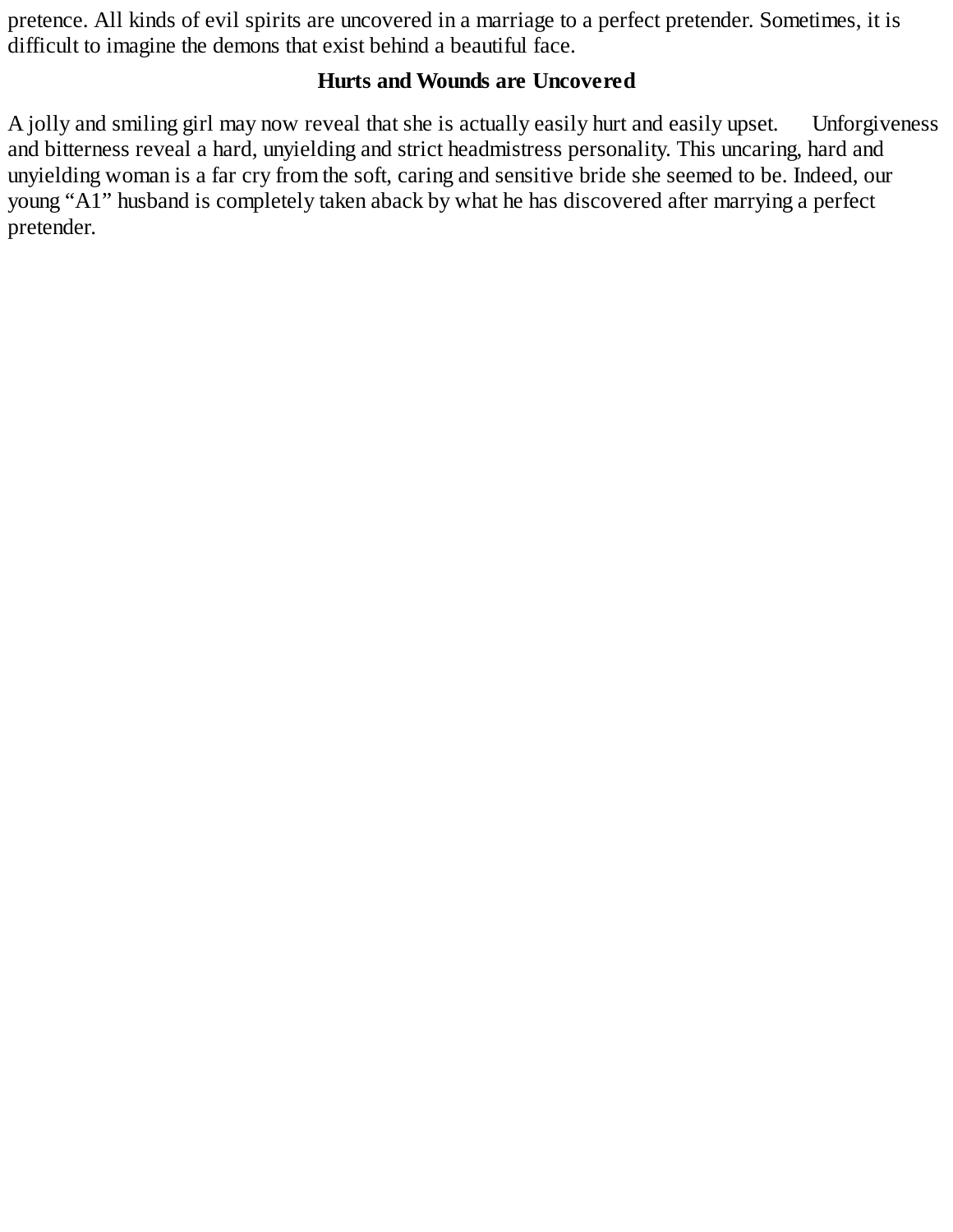pretence. All kinds of evil spirits are uncovered in a marriage to a perfect pretender. Sometimes, it is difficult to imagine the demons that exist behind a beautiful face.

## Hurts and Wounds are Uncovered

A jolly and smiling girl may now reveal that she is actually easily hurt and easily upset. Unforgiveness and bitterness reveal a hard, unyielding and strict headmistress personality. This uncaring, hard and unyielding woman is a far cry from the soft, caring and sensitive bride she seemed to be. Indeed, our young "A1" husband is completely taken aback by what he has discovered after marrying a perfect pretender.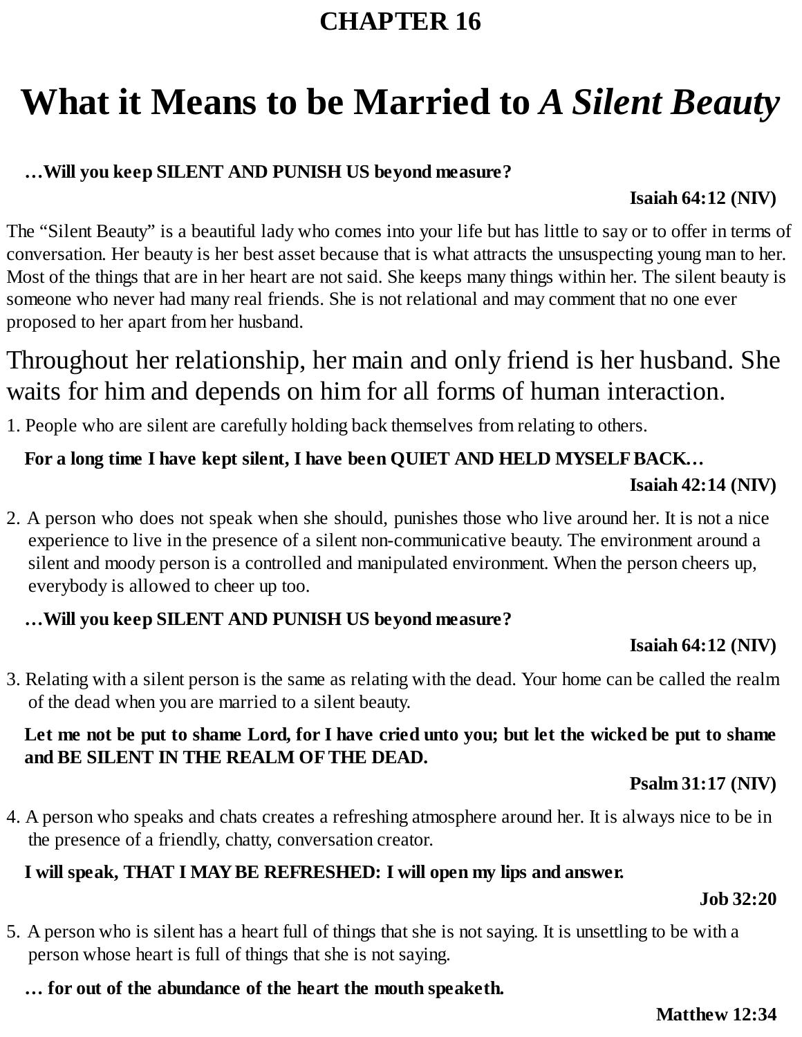## CHAPTER 16

# What it Means to be Married to *A Silent Beauty*

**…Will you keep SILENT AND PUNISH US beyond measure?**

**Isaiah 64:12 (NIV)**

The "Silent Beauty" is a beautiful lady who comes into your life but has little to say or to offer in terms of conversation. Her beauty is her best asset because that is what attracts the unsuspecting young man to her. Most of the things that are in her heart are not said. She keeps many things within her. The silent beauty is someone who never had many real friends. She is not relational and may comment that no one ever proposed to her apart from her husband.

Throughout her relationship, her main and only friend is her husband. She waits for him and depends on him for all forms of human interaction.

1. People who are silent are carefully holding back themselves from relating to others.

**For a long time I have kept silent, I have been QUIET AND HELD MYSELF BACK…**

**Isaiah 42:14 (NIV)**

2. A person who does not speak when she should, punishes those who live around her. It is not a nice experience to live in the presence of a silent non-communicative beauty. The environment around a silent and moody person is a controlled and manipulated environment. When the person cheers up, everybody is allowed to cheer up too.

**…Will you keep SILENT AND PUNISH US beyond measure?**

**Isaiah 64:12 (NIV)**

3. Relating with a silent person is the same as relating with the dead. Your home can be called the realm of the dead when you are married to a silent beauty.

**Let me not be put to shame Lord, for I have cried unto you; but let the wicked be put to shame and BE SILENT IN THE REALM OF THE DEAD.**

**Psalm 31:17 (NIV)**

4. A person who speaks and chats creates a refreshing atmosphere around her. It is always nice to be in the presence of a friendly, chatty, conversation creator.

**I will speak, THAT I MAY BE REFRESHED: I will open my lips and answer.**

**Job 32:20**

5. A person who is silent has a heart full of things that she is not saying. It is unsettling to be with a person whose heart is full of things that she is not saying.

**… for out of the abundance of the heart the mouth speaketh.**

**Matthew 12:34**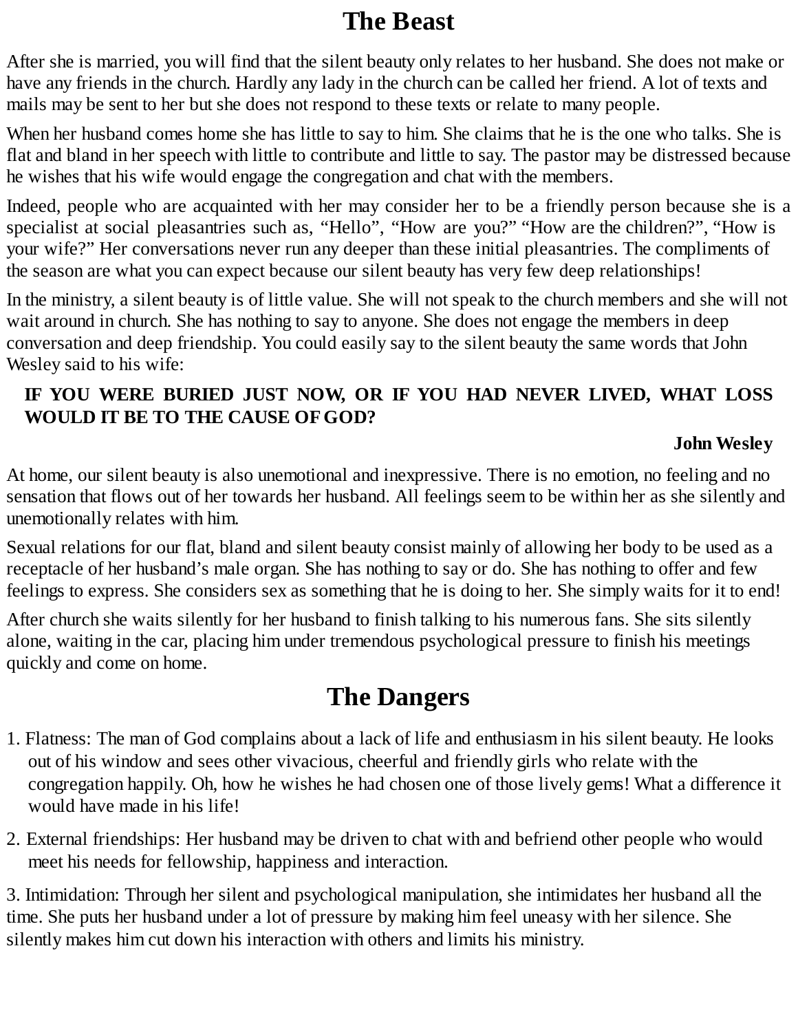## The Beast

After she is married, you will find that the silent beauty only relates to her husband. She does not make or have any friends in the church. Hardly any lady in the church can be called her friend. A lot of texts and mails may be sent to her but she does not respond to these texts or relate to many people.

When her husband comes home she has little to say to him. She claims that he is the one who talks. She is flat and bland in her speech with little to contribute and little to say. The pastor may be distressed because he wishes that his wife would engage the congregation and chat with the members.

Indeed, people who are acquainted with her may consider her to be a friendly person because she is a specialist at social pleasantries such as, "Hello", "How are you?" "How are the children?", "How is your wife?" Her conversations never run any deeper than these initial pleasantries. The compliments of the season are what you can expect because our silent beauty has very few deep relationships!

In the ministry, a silent beauty is of little value. She will not speak to the church members and she will not wait around in church. She has nothing to say to anyone. She does not engage the members in deep conversation and deep friendship. You could easily say to the silent beauty the same words that John Wesley said to his wife:

> **IF YOU WERE BURIED JUST NOW, OR IF YOU HAD NEVER LIVED, WHAT LOSS WOULD IT BE TO THE CAUSE OF GOD?**
>
> **John Wesley**

At home, our silent beauty is also unemotional and inexpressive. There is no emotion, no feeling and no sensation that flows out of her towards her husband. All feelings seem to be within her as she silently and unemotionally relates with him.

Sexual relations for our flat, bland and silent beauty consist mainly of allowing her body to be used as a receptacle of her husband's male organ. She has nothing to say or do. She has nothing to offer and few feelings to express. She considers sex as something that he is doing to her. She simply waits for it to end!

After church she waits silently for her husband to finish talking to his numerous fans. She sits silently alone, waiting in the car, placing him under tremendous psychological pressure to finish his meetings quickly and come on home.

## The Dangers

1. Flatness: The man of God complains about a lack of life and enthusiasm in his silent beauty. He looks out of his window and sees other vivacious, cheerful and friendly girls who relate with the congregation happily. Oh, how he wishes he had chosen one of those lively gems! What a difference it would have made in his life!

2. External friendships: Her husband may be driven to chat with and befriend other people who would meet his needs for fellowship, happiness and interaction.

3. Intimidation: Through her silent and psychological manipulation, she intimidates her husband all the time. She puts her husband under a lot of pressure by making him feel uneasy with her silence. She silently makes him cut down his interaction with others and limits his ministry.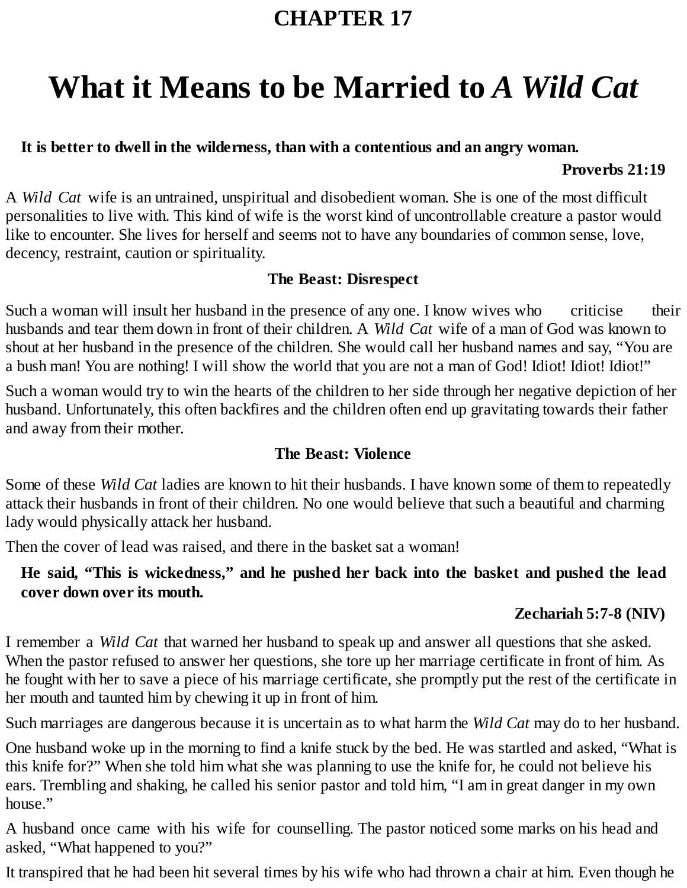# CHAPTER 17

# What it Means to be Married to *A Wild Cat*

**It is better to dwell in the wilderness, than with a contentious and an angry woman.**

**Proverbs 21:19**

A *Wild Cat* wife is an untrained, unspiritual and disobedient woman. She is one of the most difficult personalities to live with. This kind of wife is the worst kind of uncontrollable creature a pastor would like to encounter. She lives for herself and seems not to have any boundaries of common sense, love, decency, restraint, caution or spirituality.

### The Beast: Disrespect

Such a woman will insult her husband in the presence of any one. I know wives who criticise their husbands and tear them down in front of their children. A *Wild Cat* wife of a man of God was known to shout at her husband in the presence of the children. She would call her husband names and say, "You are a bush man! You are nothing! I will show the world that you are not a man of God! Idiot! Idiot! Idiot!"

Such a woman would try to win the hearts of the children to her side through her negative depiction of her husband. Unfortunately, this often backfires and the children often end up gravitating towards their father and away from their mother.

### The Beast: Violence

Some of these *Wild Cat* ladies are known to hit their husbands. I have known some of them to repeatedly attack their husbands in front of their children. No one would believe that such a beautiful and charming lady would physically attack her husband.

Then the cover of lead was raised, and there in the basket sat a woman!

**He said, "This is wickedness," and he pushed her back into the basket and pushed the lead cover down over its mouth.**

**Zechariah 5:7-8 (NIV)**

I remember a *Wild Cat* that warned her husband to speak up and answer all questions that she asked. When the pastor refused to answer her questions, she tore up her marriage certificate in front of him. As he fought with her to save a piece of his marriage certificate, she promptly put the rest of the certificate in her mouth and taunted him by chewing it up in front of him.

Such marriages are dangerous because it is uncertain as to what harm the *Wild Cat* may do to her husband.

One husband woke up in the morning to find a knife stuck by the bed. He was startled and asked, "What is this knife for?" When she told him what she was planning to use the knife for, he could not believe his ears. Trembling and shaking, he called his senior pastor and told him, "I am in great danger in my own house."

A husband once came with his wife for counselling. The pastor noticed some marks on his head and asked, "What happened to you?"

It transpired that he had been hit several times by his wife who had thrown a chair at him. Even though he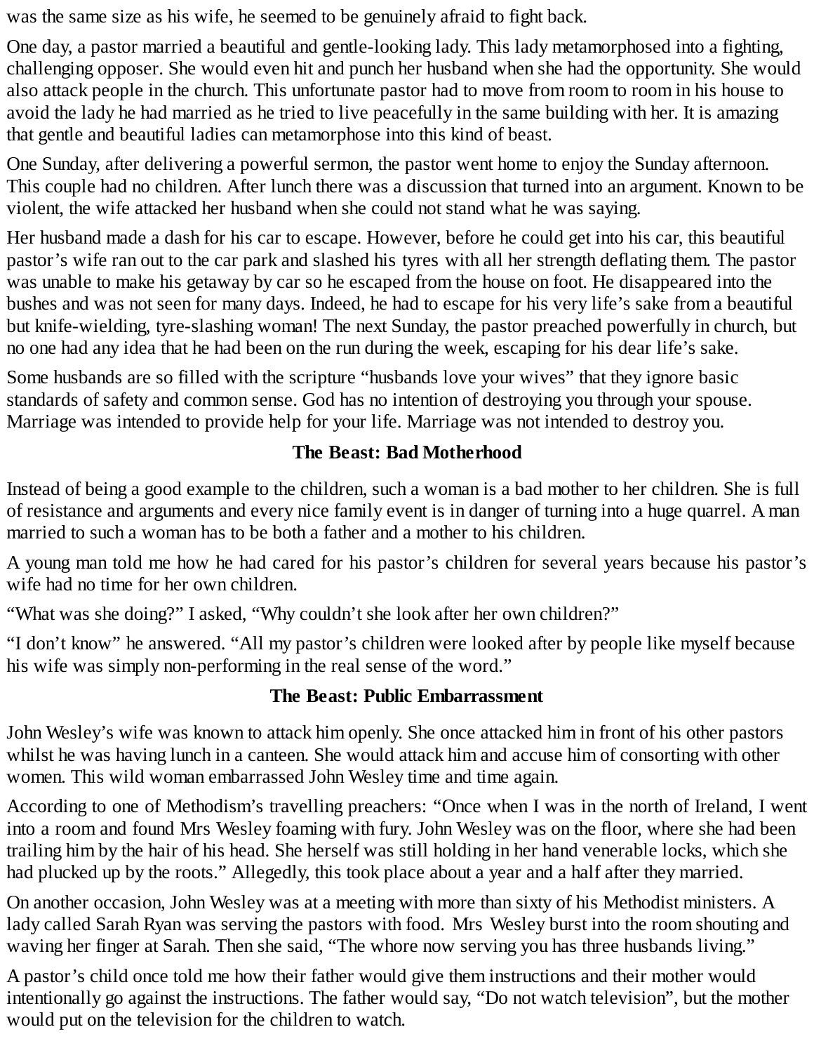was the same size as his wife, he seemed to be genuinely afraid to fight back.

One day, a pastor married a beautiful and gentle-looking lady. This lady metamorphosed into a fighting, challenging opposer. She would even hit and punch her husband when she had the opportunity. She would also attack people in the church. This unfortunate pastor had to move from room to room in his house to avoid the lady he had married as he tried to live peacefully in the same building with her. It is amazing that gentle and beautiful ladies can metamorphose into this kind of beast.

One Sunday, after delivering a powerful sermon, the pastor went home to enjoy the Sunday afternoon. This couple had no children. After lunch there was a discussion that turned into an argument. Known to be violent, the wife attacked her husband when she could not stand what he was saying.

Her husband made a dash for his car to escape. However, before he could get into his car, this beautiful pastor's wife ran out to the car park and slashed his tyres with all her strength deflating them. The pastor was unable to make his getaway by car so he escaped from the house on foot. He disappeared into the bushes and was not seen for many days. Indeed, he had to escape for his very life's sake from a beautiful but knife-wielding, tyre-slashing woman! The next Sunday, the pastor preached powerfully in church, but no one had any idea that he had been on the run during the week, escaping for his dear life's sake.

Some husbands are so filled with the scripture "husbands love your wives" that they ignore basic standards of safety and common sense. God has no intention of destroying you through your spouse. Marriage was intended to provide help for your life. Marriage was not intended to destroy you.

### The Beast: Bad Motherhood

Instead of being a good example to the children, such a woman is a bad mother to her children. She is full of resistance and arguments and every nice family event is in danger of turning into a huge quarrel. A man married to such a woman has to be both a father and a mother to his children.

A young man told me how he had cared for his pastor's children for several years because his pastor's wife had no time for her own children.

"What was she doing?" I asked, "Why couldn't she look after her own children?"

"I don't know" he answered. "All my pastor's children were looked after by people like myself because his wife was simply non-performing in the real sense of the word."

### The Beast: Public Embarrassment

John Wesley's wife was known to attack him openly. She once attacked him in front of his other pastors whilst he was having lunch in a canteen. She would attack him and accuse him of consorting with other women. This wild woman embarrassed John Wesley time and time again.

According to one of Methodism's travelling preachers: "Once when I was in the north of Ireland, I went into a room and found Mrs Wesley foaming with fury. John Wesley was on the floor, where she had been trailing him by the hair of his head. She herself was still holding in her hand venerable locks, which she had plucked up by the roots." Allegedly, this took place about a year and a half after they married.

On another occasion, John Wesley was at a meeting with more than sixty of his Methodist ministers. A lady called Sarah Ryan was serving the pastors with food. Mrs Wesley burst into the room shouting and waving her finger at Sarah. Then she said, "The whore now serving you has three husbands living."

A pastor's child once told me how their father would give them instructions and their mother would intentionally go against the instructions. The father would say, "Do not watch television", but the mother would put on the television for the children to watch.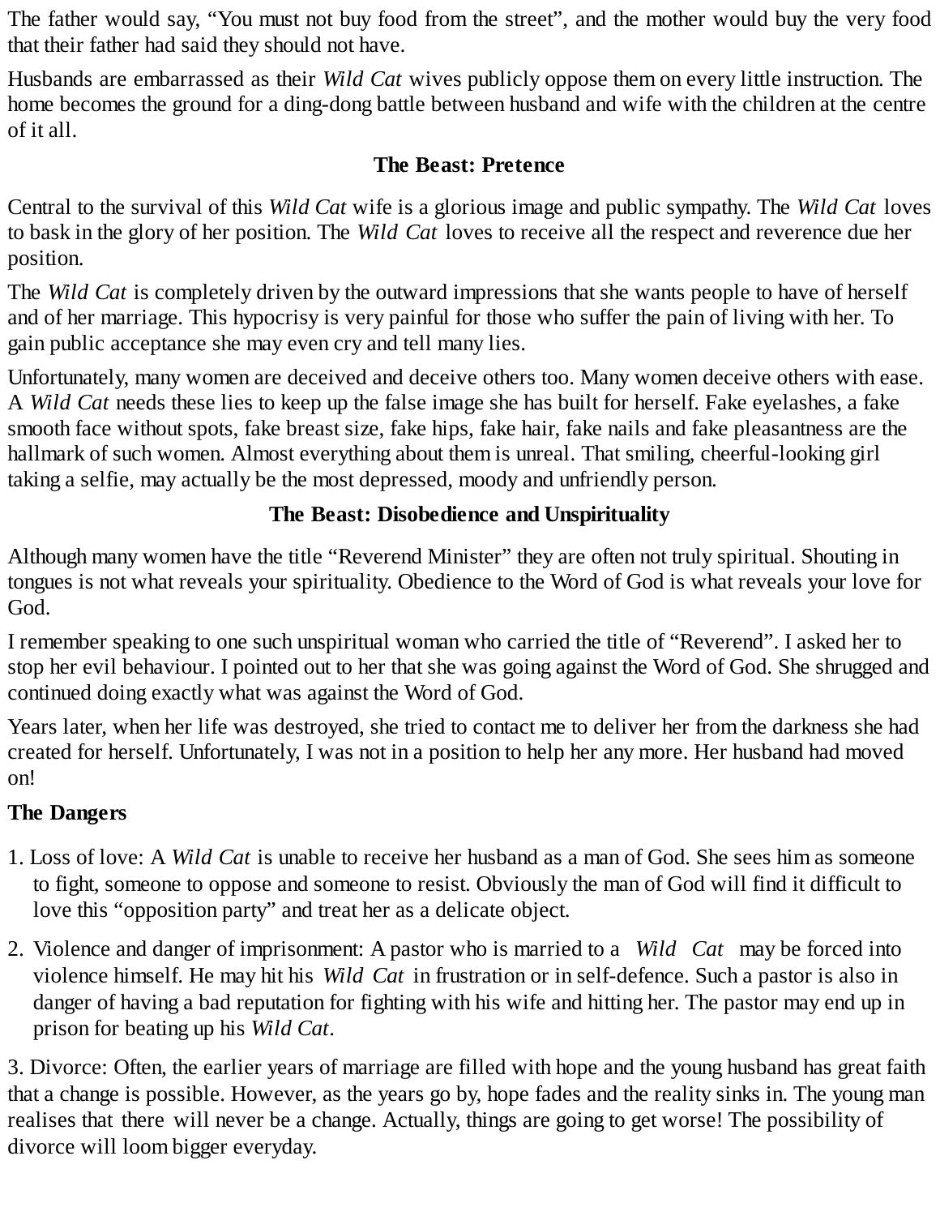The father would say, “You must not buy food from the street”, and the mother would buy the very food that their father had said they should not have.

Husbands are embarrassed as their *Wild Cat* wives publicly oppose them on every little instruction. The home becomes the ground for a ding-dong battle between husband and wife with the children at the centre of it all.

### The Beast: Pretence

Central to the survival of this *Wild Cat* wife is a glorious image and public sympathy. The *Wild Cat* loves to bask in the glory of her position. The *Wild Cat* loves to receive all the respect and reverence due her position.

The *Wild Cat* is completely driven by the outward impressions that she wants people to have of herself and of her marriage. This hypocrisy is very painful for those who suffer the pain of living with her. To gain public acceptance she may even cry and tell many lies.

Unfortunately, many women are deceived and deceive others too. Many women deceive others with ease. A *Wild Cat* needs these lies to keep up the false image she has built for herself. Fake eyelashes, a fake smooth face without spots, fake breast size, fake hips, fake hair, fake nails and fake pleasantness are the hallmark of such women. Almost everything about them is unreal. That smiling, cheerful-looking girl taking a selfie, may actually be the most depressed, moody and unfriendly person.

### The Beast: Disobedience and Unspirituality

Although many women have the title “Reverend Minister” they are often not truly spiritual. Shouting in tongues is not what reveals your spirituality. Obedience to the Word of God is what reveals your love for God.

I remember speaking to one such unspiritual woman who carried the title of “Reverend”. I asked her to stop her evil behaviour. I pointed out to her that she was going against the Word of God. She shrugged and continued doing exactly what was against the Word of God.

Years later, when her life was destroyed, she tried to contact me to deliver her from the darkness she had created for herself. Unfortunately, I was not in a position to help her any more. Her husband had moved on!

**The Dangers**

1. Loss of love: A *Wild Cat* is unable to receive her husband as a man of God. She sees him as someone to fight, someone to oppose and someone to resist. Obviously the man of God will find it difficult to love this “opposition party” and treat her as a delicate object.
2. Violence and danger of imprisonment: A pastor who is married to a *Wild Cat* may be forced into violence himself. He may hit his *Wild Cat* in frustration or in self-defence. Such a pastor is also in danger of having a bad reputation for fighting with his wife and hitting her. The pastor may end up in prison for beating up his *Wild Cat*.
3. Divorce: Often, the earlier years of marriage are filled with hope and the young husband has great faith that a change is possible. However, as the years go by, hope fades and the reality sinks in. The young man realises that there will never be a change. Actually, things are going to get worse! The possibility of divorce will loom bigger everyday.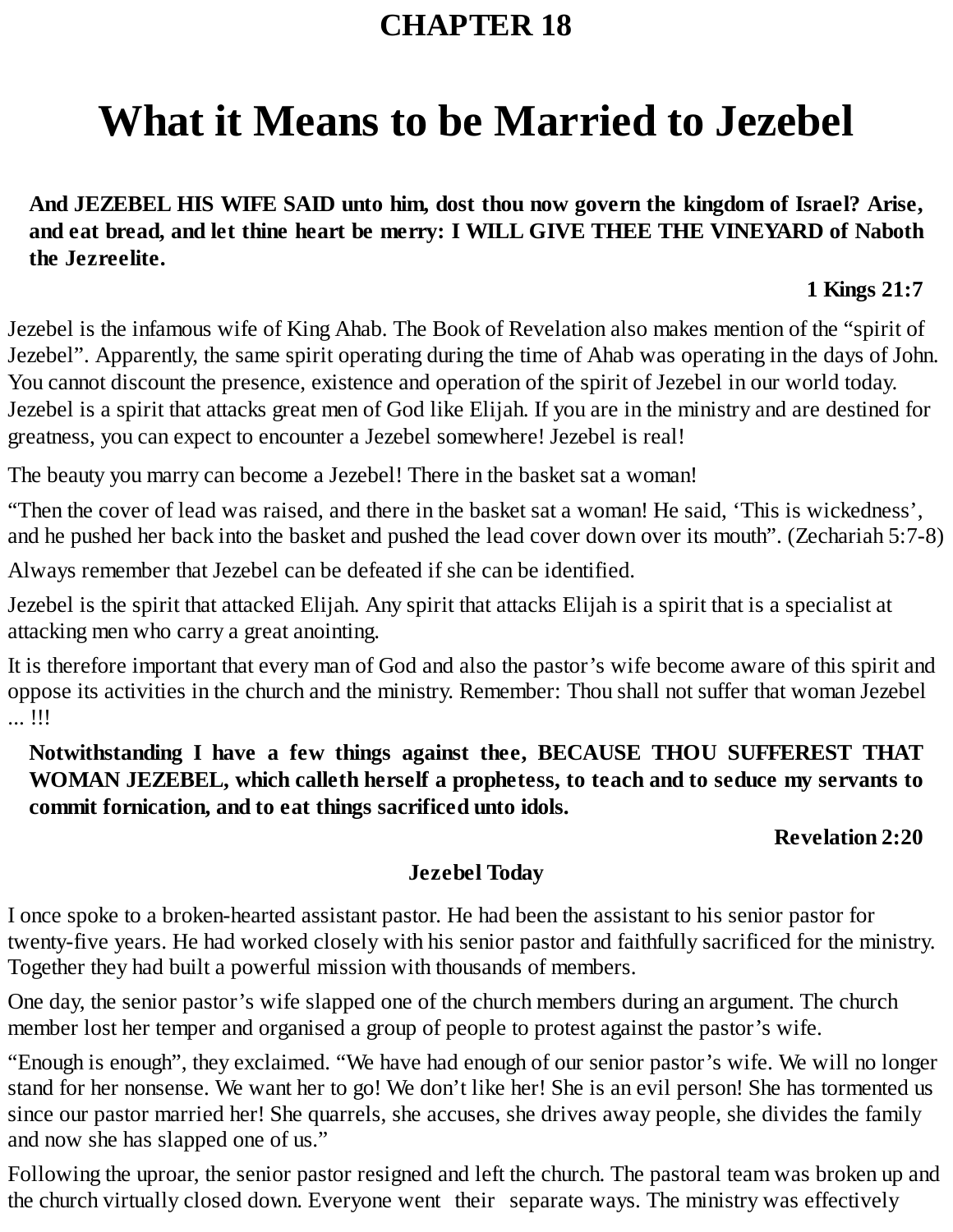# CHAPTER 18

# What it Means to be Married to Jezebel

> **And JEZEBEL HIS WIFE SAID unto him, dost thou now govern the kingdom of Israel? Arise, and eat bread, and let thine heart be merry: I WILL GIVE THEE THE VINEYARD of Naboth the Jezreelite.**
>
> **1 Kings 21:7**

Jezebel is the infamous wife of King Ahab. The Book of Revelation also makes mention of the "spirit of Jezebel". Apparently, the same spirit operating during the time of Ahab was operating in the days of John. You cannot discount the presence, existence and operation of the spirit of Jezebel in our world today. Jezebel is a spirit that attacks great men of God like Elijah. If you are in the ministry and are destined for greatness, you can expect to encounter a Jezebel somewhere! Jezebel is real!

The beauty you marry can become a Jezebel! There in the basket sat a woman!

"Then the cover of lead was raised, and there in the basket sat a woman! He said, 'This is wickedness', and he pushed her back into the basket and pushed the lead cover down over its mouth". (Zechariah 5:7-8)

Always remember that Jezebel can be defeated if she can be identified.

Jezebel is the spirit that attacked Elijah. Any spirit that attacks Elijah is a spirit that is a specialist at attacking men who carry a great anointing.

It is therefore important that every man of God and also the pastor's wife become aware of this spirit and oppose its activities in the church and the ministry. Remember: Thou shall not suffer that woman Jezebel ... !!!

> **Notwithstanding I have a few things against thee, BECAUSE THOU SUFFEREST THAT WOMAN JEZEBEL, which calleth herself a prophetess, to teach and to seduce my servants to commit fornication, and to eat things sacrificed unto idols.**
>
> **Revelation 2:20**

### Jezebel Today

I once spoke to a broken-hearted assistant pastor. He had been the assistant to his senior pastor for twenty-five years. He had worked closely with his senior pastor and faithfully sacrificed for the ministry. Together they had built a powerful mission with thousands of members.

One day, the senior pastor's wife slapped one of the church members during an argument. The church member lost her temper and organised a group of people to protest against the pastor's wife.

"Enough is enough", they exclaimed. "We have had enough of our senior pastor's wife. We will no longer stand for her nonsense. We want her to go! We don't like her! She is an evil person! She has tormented us since our pastor married her! She quarrels, she accuses, she drives away people, she divides the family and now she has slapped one of us."

Following the uproar, the senior pastor resigned and left the church. The pastoral team was broken up and the church virtually closed down. Everyone went their separate ways. The ministry was effectively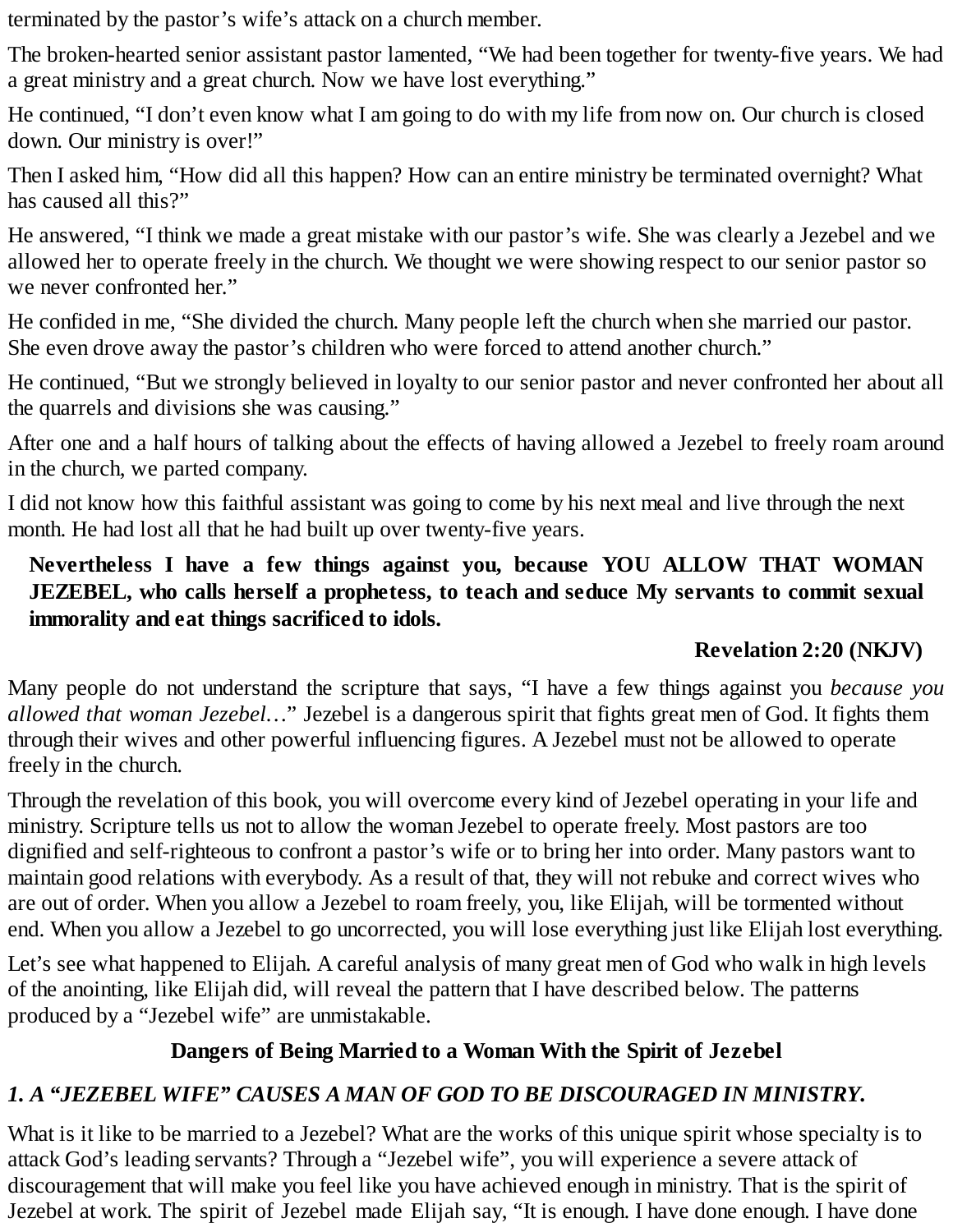terminated by the pastor's wife's attack on a church member.

The broken-hearted senior assistant pastor lamented, "We had been together for twenty-five years. We had a great ministry and a great church. Now we have lost everything."

He continued, "I don't even know what I am going to do with my life from now on. Our church is closed down. Our ministry is over!"

Then I asked him, "How did all this happen? How can an entire ministry be terminated overnight? What has caused all this?"

He answered, "I think we made a great mistake with our pastor's wife. She was clearly a Jezebel and we allowed her to operate freely in the church. We thought we were showing respect to our senior pastor so we never confronted her."

He confided in me, "She divided the church. Many people left the church when she married our pastor. She even drove away the pastor's children who were forced to attend another church."

He continued, "But we strongly believed in loyalty to our senior pastor and never confronted her about all the quarrels and divisions she was causing."

After one and a half hours of talking about the effects of having allowed a Jezebel to freely roam around in the church, we parted company.

I did not know how this faithful assistant was going to come by his next meal and live through the next month. He had lost all that he had built up over twenty-five years.

> **Nevertheless I have a few things against you, because YOU ALLOW THAT WOMAN JEZEBEL, who calls herself a prophetess, to teach and seduce My servants to commit sexual immorality and eat things sacrificed to idols.**
>
> **Revelation 2:20 (NKJV)**

Many people do not understand the scripture that says, "I have a few things against you *because you allowed that woman Jezebel…*" Jezebel is a dangerous spirit that fights great men of God. It fights them through their wives and other powerful influencing figures. A Jezebel must not be allowed to operate freely in the church.

Through the revelation of this book, you will overcome every kind of Jezebel operating in your life and ministry. Scripture tells us not to allow the woman Jezebel to operate freely. Most pastors are too dignified and self-righteous to confront a pastor's wife or to bring her into order. Many pastors want to maintain good relations with everybody. As a result of that, they will not rebuke and correct wives who are out of order. When you allow a Jezebel to roam freely, you, like Elijah, will be tormented without end. When you allow a Jezebel to go uncorrected, you will lose everything just like Elijah lost everything.

Let's see what happened to Elijah. A careful analysis of many great men of God who walk in high levels of the anointing, like Elijah did, will reveal the pattern that I have described below. The patterns produced by a "Jezebel wife" are unmistakable.

## Dangers of Being Married to a Woman With the Spirit of Jezebel

### *1. A "JEZEBEL WIFE" CAUSES A MAN OF GOD TO BE DISCOURAGED IN MINISTRY.*

What is it like to be married to a Jezebel? What are the works of this unique spirit whose specialty is to attack God's leading servants? Through a "Jezebel wife", you will experience a severe attack of discouragement that will make you feel like you have achieved enough in ministry. That is the spirit of Jezebel at work. The spirit of Jezebel made Elijah say, "It is enough. I have done enough. I have done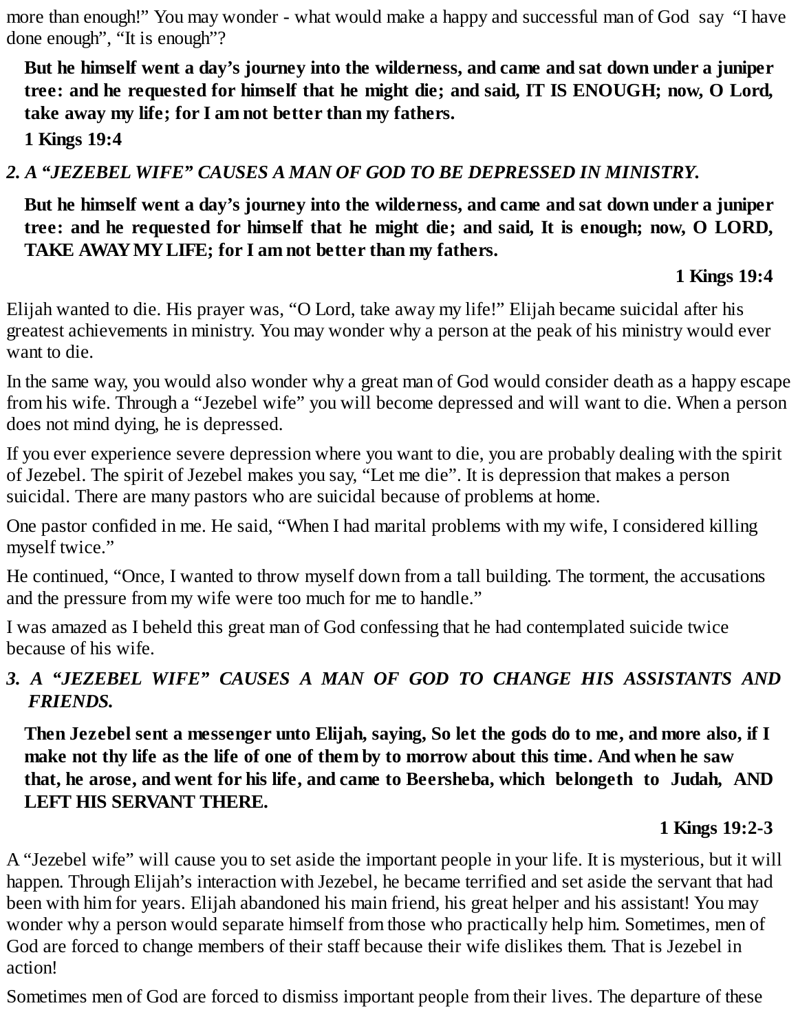more than enough!" You may wonder - what would make a happy and successful man of God say "I have done enough", "It is enough"?

> **But he himself went a day's journey into the wilderness, and came and sat down under a juniper tree: and he requested for himself that he might die; and said, IT IS ENOUGH; now, O Lord, take away my life; for I am not better than my fathers.**
>
> **1 Kings 19:4**

### *2. A "JEZEBEL WIFE" CAUSES A MAN OF GOD TO BE DEPRESSED IN MINISTRY.*

> **But he himself went a day's journey into the wilderness, and came and sat down under a juniper tree: and he requested for himself that he might die; and said, It is enough; now, O LORD, TAKE AWAY MY LIFE; for I am not better than my fathers.**
>
> **1 Kings 19:4**

Elijah wanted to die. His prayer was, "O Lord, take away my life!" Elijah became suicidal after his greatest achievements in ministry. You may wonder why a person at the peak of his ministry would ever want to die.

In the same way, you would also wonder why a great man of God would consider death as a happy escape from his wife. Through a "Jezebel wife" you will become depressed and will want to die. When a person does not mind dying, he is depressed.

If you ever experience severe depression where you want to die, you are probably dealing with the spirit of Jezebel. The spirit of Jezebel makes you say, "Let me die". It is depression that makes a person suicidal. There are many pastors who are suicidal because of problems at home.

One pastor confided in me. He said, "When I had marital problems with my wife, I considered killing myself twice."

He continued, "Once, I wanted to throw myself down from a tall building. The torment, the accusations and the pressure from my wife were too much for me to handle."

I was amazed as I beheld this great man of God confessing that he had contemplated suicide twice because of his wife.

### *3. A "JEZEBEL WIFE" CAUSES A MAN OF GOD TO CHANGE HIS ASSISTANTS AND FRIENDS.*

> **Then Jezebel sent a messenger unto Elijah, saying, So let the gods do to me, and more also, if I make not thy life as the life of one of them by to morrow about this time. And when he saw that, he arose, and went for his life, and came to Beersheba, which belongeth to Judah, AND LEFT HIS SERVANT THERE.**
>
> **1 Kings 19:2-3**

A "Jezebel wife" will cause you to set aside the important people in your life. It is mysterious, but it will happen. Through Elijah's interaction with Jezebel, he became terrified and set aside the servant that had been with him for years. Elijah abandoned his main friend, his great helper and his assistant! You may wonder why a person would separate himself from those who practically help him. Sometimes, men of God are forced to change members of their staff because their wife dislikes them. That is Jezebel in action!

Sometimes men of God are forced to dismiss important people from their lives. The departure of these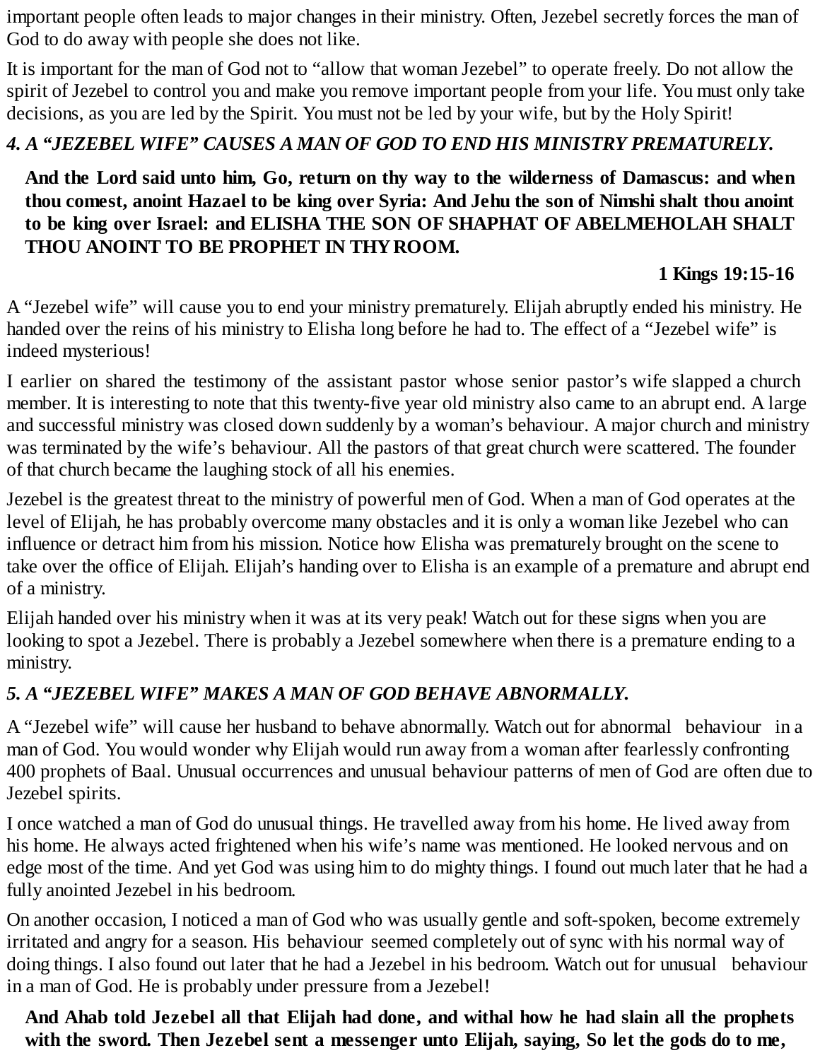important people often leads to major changes in their ministry. Often, Jezebel secretly forces the man of God to do away with people she does not like.

It is important for the man of God not to "allow that woman Jezebel" to operate freely. Do not allow the spirit of Jezebel to control you and make you remove important people from your life. You must only take decisions, as you are led by the Spirit. You must not be led by your wife, but by the Holy Spirit!

### *4. A "JEZEBEL WIFE" CAUSES A MAN OF GOD TO END HIS MINISTRY PREMATURELY.*

> **And the Lord said unto him, Go, return on thy way to the wilderness of Damascus: and when thou comest, anoint Hazael to be king over Syria: And Jehu the son of Nimshi shalt thou anoint to be king over Israel: and ELISHA THE SON OF SHAPHAT OF ABELMEHOLAH SHALT THOU ANOINT TO BE PROPHET IN THY ROOM.**
>
> **1 Kings 19:15-16**

A "Jezebel wife" will cause you to end your ministry prematurely. Elijah abruptly ended his ministry. He handed over the reins of his ministry to Elisha long before he had to. The effect of a "Jezebel wife" is indeed mysterious!

I earlier on shared the testimony of the assistant pastor whose senior pastor's wife slapped a church member. It is interesting to note that this twenty-five year old ministry also came to an abrupt end. A large and successful ministry was closed down suddenly by a woman's behaviour. A major church and ministry was terminated by the wife's behaviour. All the pastors of that great church were scattered. The founder of that church became the laughing stock of all his enemies.

Jezebel is the greatest threat to the ministry of powerful men of God. When a man of God operates at the level of Elijah, he has probably overcome many obstacles and it is only a woman like Jezebel who can influence or detract him from his mission. Notice how Elisha was prematurely brought on the scene to take over the office of Elijah. Elijah's handing over to Elisha is an example of a premature and abrupt end of a ministry.

Elijah handed over his ministry when it was at its very peak! Watch out for these signs when you are looking to spot a Jezebel. There is probably a Jezebel somewhere when there is a premature ending to a ministry.

### *5. A "JEZEBEL WIFE" MAKES A MAN OF GOD BEHAVE ABNORMALLY.*

A "Jezebel wife" will cause her husband to behave abnormally. Watch out for abnormal behaviour in a man of God. You would wonder why Elijah would run away from a woman after fearlessly confronting 400 prophets of Baal. Unusual occurrences and unusual behaviour patterns of men of God are often due to Jezebel spirits.

I once watched a man of God do unusual things. He travelled away from his home. He lived away from his home. He always acted frightened when his wife's name was mentioned. He looked nervous and on edge most of the time. And yet God was using him to do mighty things. I found out much later that he had a fully anointed Jezebel in his bedroom.

On another occasion, I noticed a man of God who was usually gentle and soft-spoken, become extremely irritated and angry for a season. His behaviour seemed completely out of sync with his normal way of doing things. I also found out later that he had a Jezebel in his bedroom. Watch out for unusual behaviour in a man of God. He is probably under pressure from a Jezebel!

> **And Ahab told Jezebel all that Elijah had done, and withal how he had slain all the prophets with the sword. Then Jezebel sent a messenger unto Elijah, saying, So let the gods do to me,**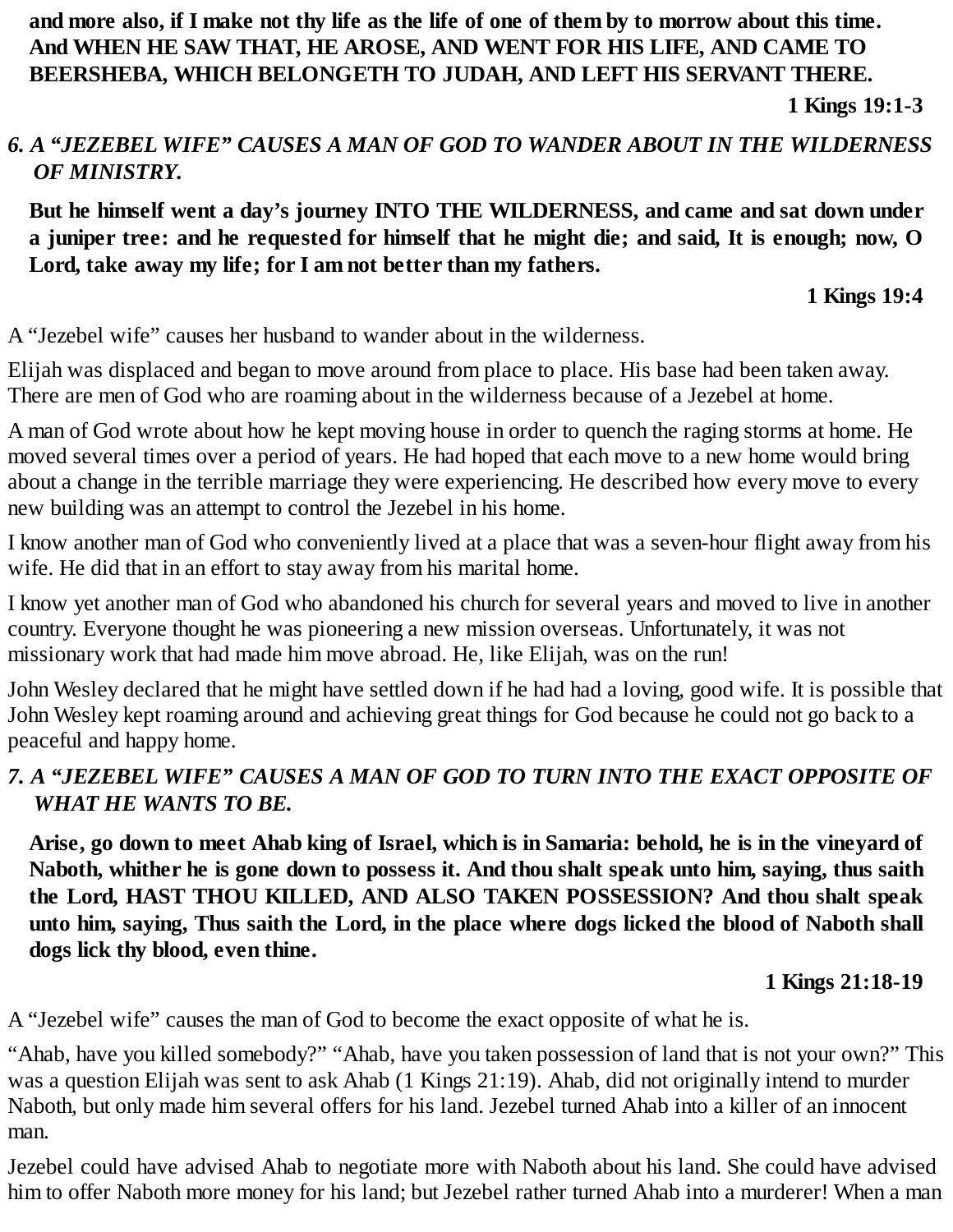**and more also, if I make not thy life as the life of one of them by to morrow about this time. And WHEN HE SAW THAT, HE AROSE, AND WENT FOR HIS LIFE, AND CAME TO BEERSHEBA, WHICH BELONGETH TO JUDAH, AND LEFT HIS SERVANT THERE.**

**1 Kings 19:1-3**

### *6. A "JEZEBEL WIFE" CAUSES A MAN OF GOD TO WANDER ABOUT IN THE WILDERNESS OF MINISTRY.*

**But he himself went a day's journey INTO THE WILDERNESS, and came and sat down under a juniper tree: and he requested for himself that he might die; and said, It is enough; now, O Lord, take away my life; for I am not better than my fathers.**

**1 Kings 19:4**

A "Jezebel wife" causes her husband to wander about in the wilderness.

Elijah was displaced and began to move around from place to place. His base had been taken away. There are men of God who are roaming about in the wilderness because of a Jezebel at home.

A man of God wrote about how he kept moving house in order to quench the raging storms at home. He moved several times over a period of years. He had hoped that each move to a new home would bring about a change in the terrible marriage they were experiencing. He described how every move to every new building was an attempt to control the Jezebel in his home.

I know another man of God who conveniently lived at a place that was a seven-hour flight away from his wife. He did that in an effort to stay away from his marital home.

I know yet another man of God who abandoned his church for several years and moved to live in another country. Everyone thought he was pioneering a new mission overseas. Unfortunately, it was not missionary work that had made him move abroad. He, like Elijah, was on the run!

John Wesley declared that he might have settled down if he had had a loving, good wife. It is possible that John Wesley kept roaming around and achieving great things for God because he could not go back to a peaceful and happy home.

### *7. A "JEZEBEL WIFE" CAUSES A MAN OF GOD TO TURN INTO THE EXACT OPPOSITE OF WHAT HE WANTS TO BE.*

**Arise, go down to meet Ahab king of Israel, which is in Samaria: behold, he is in the vineyard of Naboth, whither he is gone down to possess it. And thou shalt speak unto him, saying, thus saith the Lord, HAST THOU KILLED, AND ALSO TAKEN POSSESSION? And thou shalt speak unto him, saying, Thus saith the Lord, in the place where dogs licked the blood of Naboth shall dogs lick thy blood, even thine.**

**1 Kings 21:18-19**

A "Jezebel wife" causes the man of God to become the exact opposite of what he is.

"Ahab, have you killed somebody?" "Ahab, have you taken possession of land that is not your own?" This was a question Elijah was sent to ask Ahab (1 Kings 21:19). Ahab, did not originally intend to murder Naboth, but only made him several offers for his land. Jezebel turned Ahab into a killer of an innocent man.

Jezebel could have advised Ahab to negotiate more with Naboth about his land. She could have advised him to offer Naboth more money for his land; but Jezebel rather turned Ahab into a murderer! When a man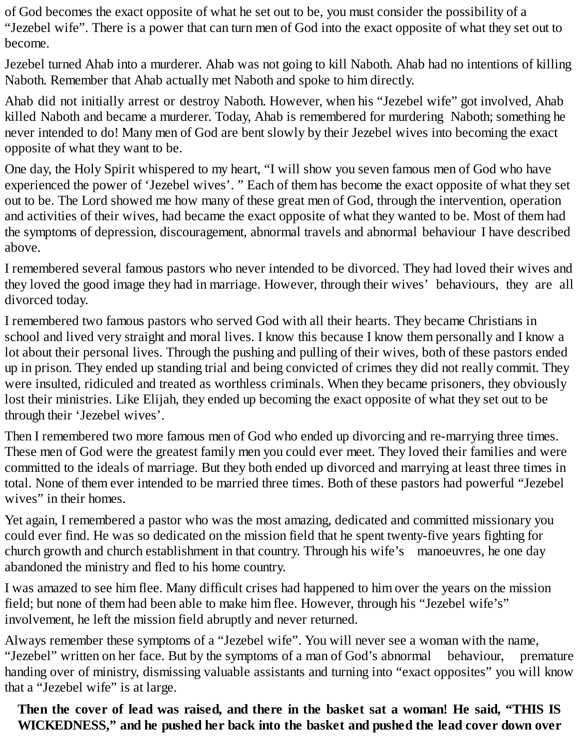of God becomes the exact opposite of what he set out to be, you must consider the possibility of a "Jezebel wife". There is a power that can turn men of God into the exact opposite of what they set out to become.

Jezebel turned Ahab into a murderer. Ahab was not going to kill Naboth. Ahab had no intentions of killing Naboth. Remember that Ahab actually met Naboth and spoke to him directly.

Ahab did not initially arrest or destroy Naboth. However, when his "Jezebel wife" got involved, Ahab killed Naboth and became a murderer. Today, Ahab is remembered for murdering Naboth; something he never intended to do! Many men of God are bent slowly by their Jezebel wives into becoming the exact opposite of what they want to be.

One day, the Holy Spirit whispered to my heart, "I will show you seven famous men of God who have experienced the power of 'Jezebel wives'. " Each of them has become the exact opposite of what they set out to be. The Lord showed me how many of these great men of God, through the intervention, operation and activities of their wives, had became the exact opposite of what they wanted to be. Most of them had the symptoms of depression, discouragement, abnormal travels and abnormal behaviour I have described above.

I remembered several famous pastors who never intended to be divorced. They had loved their wives and they loved the good image they had in marriage. However, through their wives' behaviours, they are all divorced today.

I remembered two famous pastors who served God with all their hearts. They became Christians in school and lived very straight and moral lives. I know this because I know them personally and I know a lot about their personal lives. Through the pushing and pulling of their wives, both of these pastors ended up in prison. They ended up standing trial and being convicted of crimes they did not really commit. They were insulted, ridiculed and treated as worthless criminals. When they became prisoners, they obviously lost their ministries. Like Elijah, they ended up becoming the exact opposite of what they set out to be through their 'Jezebel wives'.

Then I remembered two more famous men of God who ended up divorcing and re-marrying three times. These men of God were the greatest family men you could ever meet. They loved their families and were committed to the ideals of marriage. But they both ended up divorced and marrying at least three times in total. None of them ever intended to be married three times. Both of these pastors had powerful "Jezebel wives" in their homes.

Yet again, I remembered a pastor who was the most amazing, dedicated and committed missionary you could ever find. He was so dedicated on the mission field that he spent twenty-five years fighting for church growth and church establishment in that country. Through his wife's manoeuvres, he one day abandoned the ministry and fled to his home country.

I was amazed to see him flee. Many difficult crises had happened to him over the years on the mission field; but none of them had been able to make him flee. However, through his "Jezebel wife's" involvement, he left the mission field abruptly and never returned.

Always remember these symptoms of a "Jezebel wife". You will never see a woman with the name, "Jezebel" written on her face. But by the symptoms of a man of God's abnormal behaviour, premature handing over of ministry, dismissing valuable assistants and turning into "exact opposites" you will know that a "Jezebel wife" is at large.

**Then the cover of lead was raised, and there in the basket sat a woman! He said, "THIS IS WICKEDNESS," and he pushed her back into the basket and pushed the lead cover down over**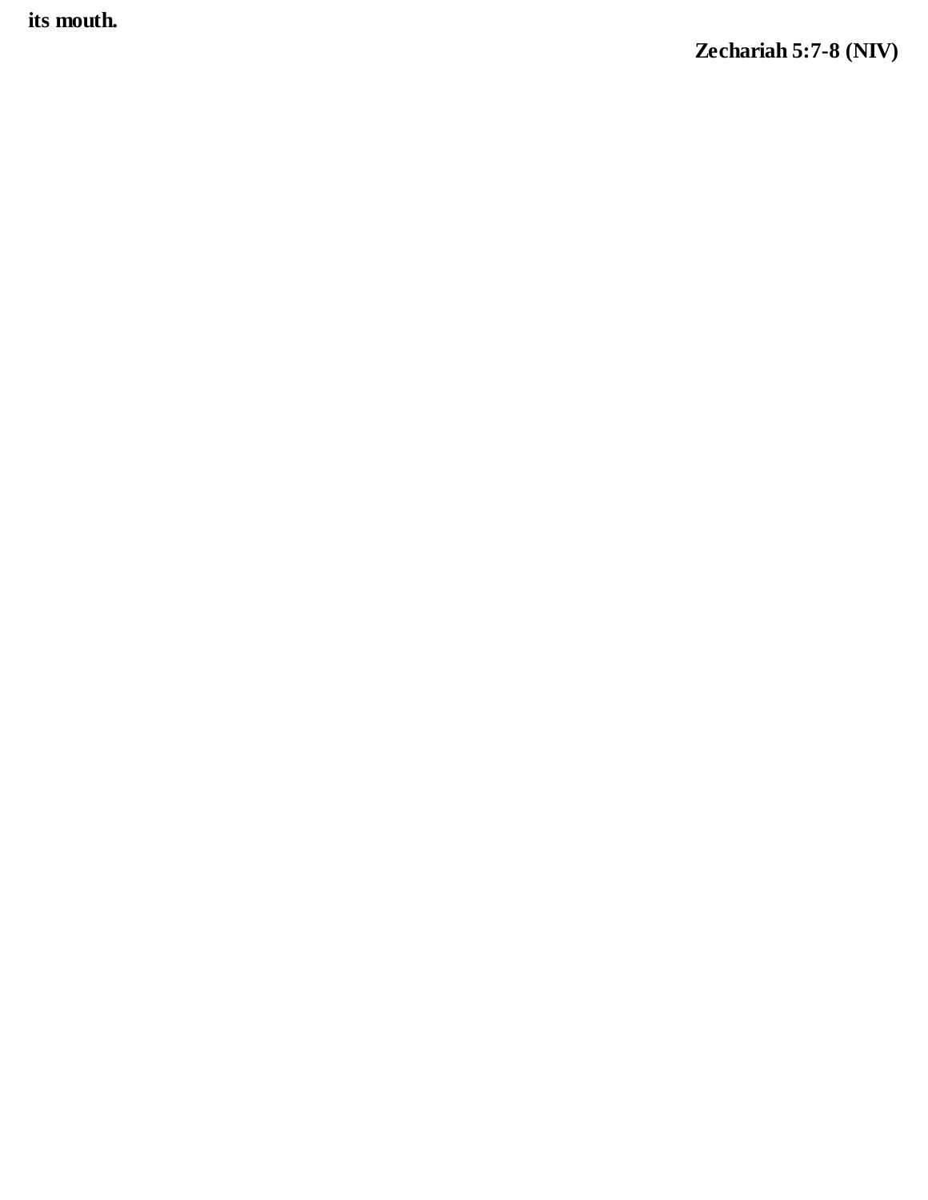**its mouth.**

**Zechariah 5:7-8 (NIV)**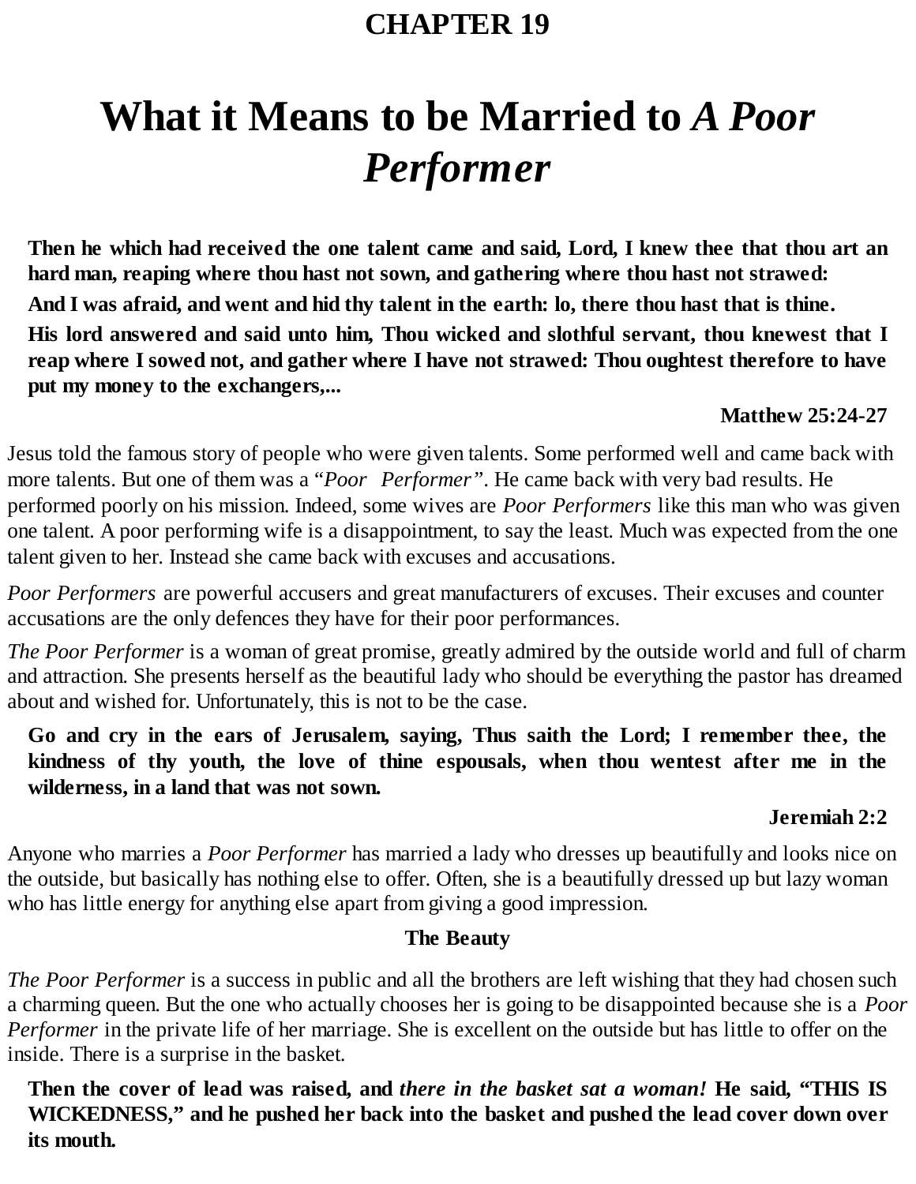# CHAPTER 19

# What it Means to be Married to *A Poor Performer*

**Then he which had received the one talent came and said, Lord, I knew thee that thou art an hard man, reaping where thou hast not sown, and gathering where thou hast not strawed:**

**And I was afraid, and went and hid thy talent in the earth: lo, there thou hast that is thine.**

**His lord answered and said unto him, Thou wicked and slothful servant, thou knewest that I reap where I sowed not, and gather where I have not strawed: Thou oughtest therefore to have put my money to the exchangers,...**

**Matthew 25:24-27**

Jesus told the famous story of people who were given talents. Some performed well and came back with more talents. But one of them was a "*Poor Performer*". He came back with very bad results. He performed poorly on his mission. Indeed, some wives are *Poor Performers* like this man who was given one talent. A poor performing wife is a disappointment, to say the least. Much was expected from the one talent given to her. Instead she came back with excuses and accusations.

*Poor Performers* are powerful accusers and great manufacturers of excuses. Their excuses and counter accusations are the only defences they have for their poor performances.

*The Poor Performer* is a woman of great promise, greatly admired by the outside world and full of charm and attraction. She presents herself as the beautiful lady who should be everything the pastor has dreamed about and wished for. Unfortunately, this is not to be the case.

**Go and cry in the ears of Jerusalem, saying, Thus saith the Lord; I remember thee, the kindness of thy youth, the love of thine espousals, when thou wentest after me in the wilderness, in a land that was not sown.**

**Jeremiah 2:2**

Anyone who marries a *Poor Performer* has married a lady who dresses up beautifully and looks nice on the outside, but basically has nothing else to offer. Often, she is a beautifully dressed up but lazy woman who has little energy for anything else apart from giving a good impression.

**The Beauty**

*The Poor Performer* is a success in public and all the brothers are left wishing that they had chosen such a charming queen. But the one who actually chooses her is going to be disappointed because she is a *Poor Performer* in the private life of her marriage. She is excellent on the outside but has little to offer on the inside. There is a surprise in the basket.

**Then the cover of lead was raised, and *there in the basket sat a woman!* He said, "THIS IS WICKEDNESS," and he pushed her back into the basket and pushed the lead cover down over its mouth.**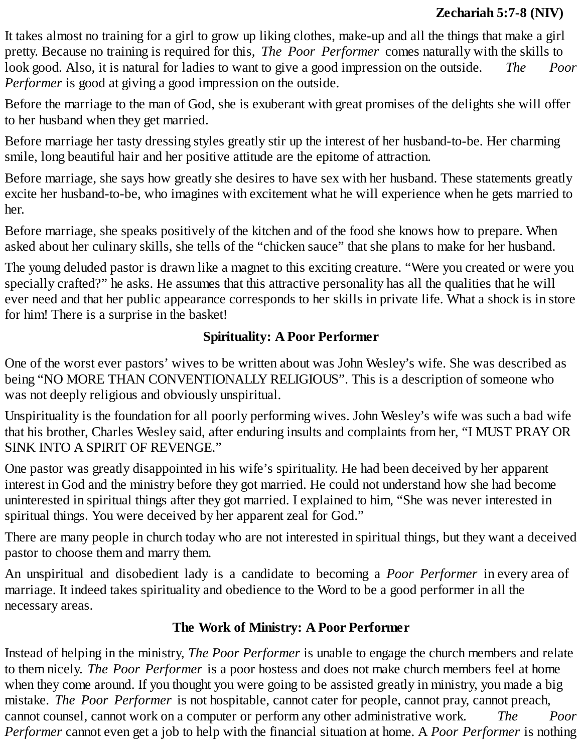**Zechariah 5:7-8 (NIV)**

It takes almost no training for a girl to grow up liking clothes, make-up and all the things that make a girl pretty. Because no training is required for this, *The Poor Performer* comes naturally with the skills to look good. Also, it is natural for ladies to want to give a good impression on the outside. *The Poor Performer* is good at giving a good impression on the outside.

Before the marriage to the man of God, she is exuberant with great promises of the delights she will offer to her husband when they get married.

Before marriage her tasty dressing styles greatly stir up the interest of her husband-to-be. Her charming smile, long beautiful hair and her positive attitude are the epitome of attraction.

Before marriage, she says how greatly she desires to have sex with her husband. These statements greatly excite her husband-to-be, who imagines with excitement what he will experience when he gets married to her.

Before marriage, she speaks positively of the kitchen and of the food she knows how to prepare. When asked about her culinary skills, she tells of the "chicken sauce" that she plans to make for her husband.

The young deluded pastor is drawn like a magnet to this exciting creature. "Were you created or were you specially crafted?" he asks. He assumes that this attractive personality has all the qualities that he will ever need and that her public appearance corresponds to her skills in private life. What a shock is in store for him! There is a surprise in the basket!

## Spirituality: A Poor Performer

One of the worst ever pastors' wives to be written about was John Wesley's wife. She was described as being "NO MORE THAN CONVENTIONALLY RELIGIOUS". This is a description of someone who was not deeply religious and obviously unspiritual.

Unspirituality is the foundation for all poorly performing wives. John Wesley's wife was such a bad wife that his brother, Charles Wesley said, after enduring insults and complaints from her, "I MUST PRAY OR SINK INTO A SPIRIT OF REVENGE."

One pastor was greatly disappointed in his wife's spirituality. He had been deceived by her apparent interest in God and the ministry before they got married. He could not understand how she had become uninterested in spiritual things after they got married. I explained to him, "She was never interested in spiritual things. You were deceived by her apparent zeal for God."

There are many people in church today who are not interested in spiritual things, but they want a deceived pastor to choose them and marry them.

An unspiritual and disobedient lady is a candidate to becoming a *Poor Performer* in every area of marriage. It indeed takes spirituality and obedience to the Word to be a good performer in all the necessary areas.

## The Work of Ministry: A Poor Performer

Instead of helping in the ministry, *The Poor Performer* is unable to engage the church members and relate to them nicely. *The Poor Performer* is a poor hostess and does not make church members feel at home when they come around. If you thought you were going to be assisted greatly in ministry, you made a big mistake. *The Poor Performer* is not hospitable, cannot cater for people, cannot pray, cannot preach, cannot counsel, cannot work on a computer or perform any other administrative work. *The Poor Performer* cannot even get a job to help with the financial situation at home. A *Poor Performer* is nothing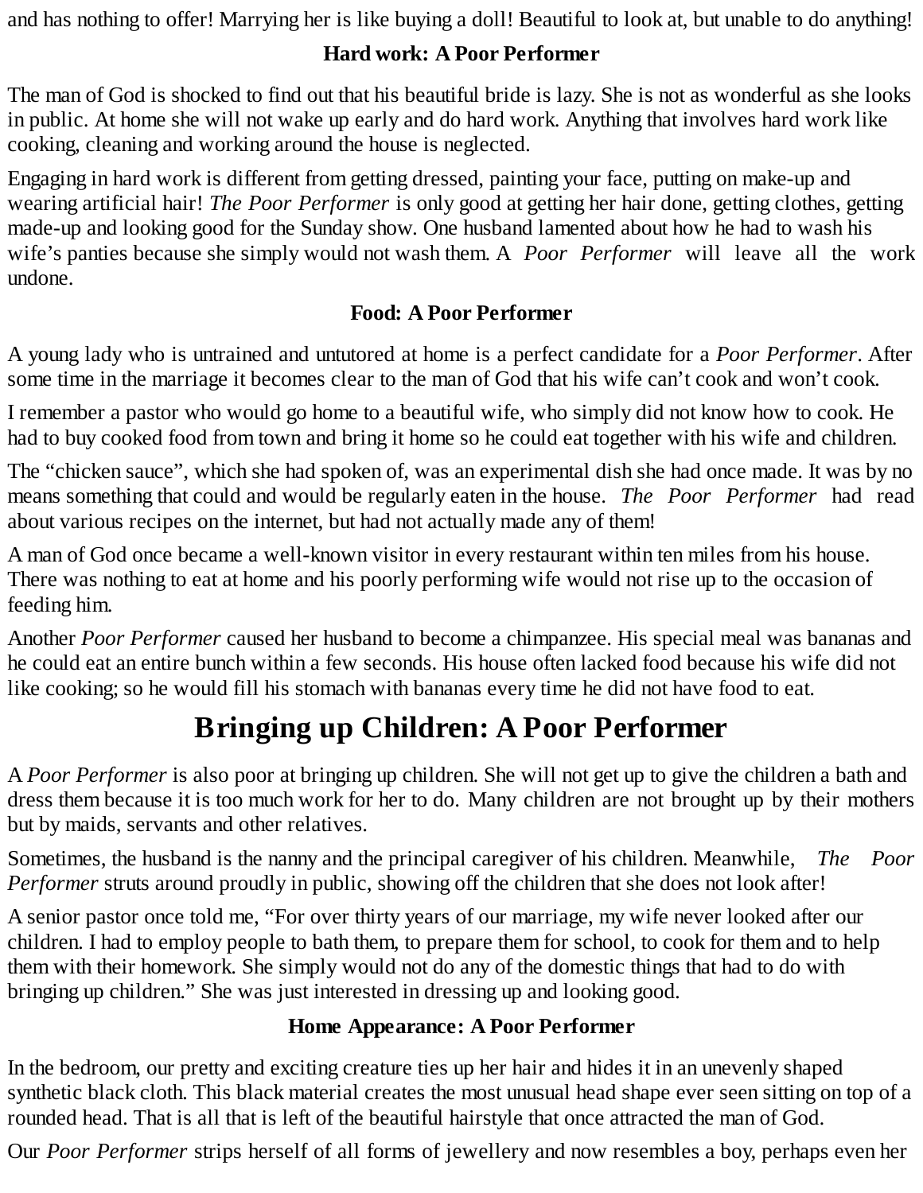and has nothing to offer! Marrying her is like buying a doll! Beautiful to look at, but unable to do anything!

### Hard work: A Poor Performer

The man of God is shocked to find out that his beautiful bride is lazy. She is not as wonderful as she looks in public. At home she will not wake up early and do hard work. Anything that involves hard work like cooking, cleaning and working around the house is neglected.

Engaging in hard work is different from getting dressed, painting your face, putting on make-up and wearing artificial hair! *The Poor Performer* is only good at getting her hair done, getting clothes, getting made-up and looking good for the Sunday show. One husband lamented about how he had to wash his wife's panties because she simply would not wash them. A *Poor Performer* will leave all the work undone.

### Food: A Poor Performer

A young lady who is untrained and untutored at home is a perfect candidate for a *Poor Performer*. After some time in the marriage it becomes clear to the man of God that his wife can't cook and won't cook.

I remember a pastor who would go home to a beautiful wife, who simply did not know how to cook. He had to buy cooked food from town and bring it home so he could eat together with his wife and children.

The "chicken sauce", which she had spoken of, was an experimental dish she had once made. It was by no means something that could and would be regularly eaten in the house. *The Poor Performer* had read about various recipes on the internet, but had not actually made any of them!

A man of God once became a well-known visitor in every restaurant within ten miles from his house. There was nothing to eat at home and his poorly performing wife would not rise up to the occasion of feeding him.

Another *Poor Performer* caused her husband to become a chimpanzee. His special meal was bananas and he could eat an entire bunch within a few seconds. His house often lacked food because his wife did not like cooking; so he would fill his stomach with bananas every time he did not have food to eat.

## Bringing up Children: A Poor Performer

A *Poor Performer* is also poor at bringing up children. She will not get up to give the children a bath and dress them because it is too much work for her to do. Many children are not brought up by their mothers but by maids, servants and other relatives.

Sometimes, the husband is the nanny and the principal caregiver of his children. Meanwhile, *The Poor Performer* struts around proudly in public, showing off the children that she does not look after!

A senior pastor once told me, "For over thirty years of our marriage, my wife never looked after our children. I had to employ people to bath them, to prepare them for school, to cook for them and to help them with their homework. She simply would not do any of the domestic things that had to do with bringing up children." She was just interested in dressing up and looking good.

### Home Appearance: A Poor Performer

In the bedroom, our pretty and exciting creature ties up her hair and hides it in an unevenly shaped synthetic black cloth. This black material creates the most unusual head shape ever seen sitting on top of a rounded head. That is all that is left of the beautiful hairstyle that once attracted the man of God.

Our *Poor Performer* strips herself of all forms of jewellery and now resembles a boy, perhaps even her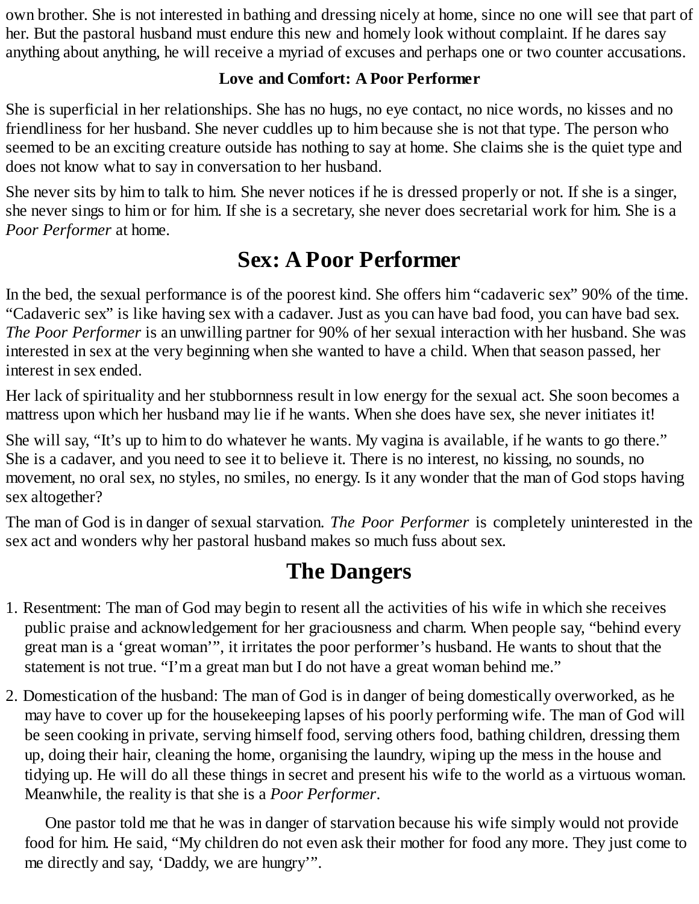own brother. She is not interested in bathing and dressing nicely at home, since no one will see that part of her. But the pastoral husband must endure this new and homely look without complaint. If he dares say anything about anything, he will receive a myriad of excuses and perhaps one or two counter accusations.

### Love and Comfort: A Poor Performer

She is superficial in her relationships. She has no hugs, no eye contact, no nice words, no kisses and no friendliness for her husband. She never cuddles up to him because she is not that type. The person who seemed to be an exciting creature outside has nothing to say at home. She claims she is the quiet type and does not know what to say in conversation to her husband.

She never sits by him to talk to him. She never notices if he is dressed properly or not. If she is a singer, she never sings to him or for him. If she is a secretary, she never does secretarial work for him. She is a *Poor Performer* at home.

## Sex: A Poor Performer

In the bed, the sexual performance is of the poorest kind. She offers him "cadaveric sex" 90% of the time. "Cadaveric sex" is like having sex with a cadaver. Just as you can have bad food, you can have bad sex. *The Poor Performer* is an unwilling partner for 90% of her sexual interaction with her husband. She was interested in sex at the very beginning when she wanted to have a child. When that season passed, her interest in sex ended.

Her lack of spirituality and her stubbornness result in low energy for the sexual act. She soon becomes a mattress upon which her husband may lie if he wants. When she does have sex, she never initiates it!

She will say, "It's up to him to do whatever he wants. My vagina is available, if he wants to go there." She is a cadaver, and you need to see it to believe it. There is no interest, no kissing, no sounds, no movement, no oral sex, no styles, no smiles, no energy. Is it any wonder that the man of God stops having sex altogether?

The man of God is in danger of sexual starvation. *The Poor Performer* is completely uninterested in the sex act and wonders why her pastoral husband makes so much fuss about sex.

## The Dangers

1. Resentment: The man of God may begin to resent all the activities of his wife in which she receives public praise and acknowledgement for her graciousness and charm. When people say, "behind every great man is a 'great woman'", it irritates the poor performer's husband. He wants to shout that the statement is not true. "I'm a great man but I do not have a great woman behind me."

2. Domestication of the husband: The man of God is in danger of being domestically overworked, as he may have to cover up for the housekeeping lapses of his poorly performing wife. The man of God will be seen cooking in private, serving himself food, serving others food, bathing children, dressing them up, doing their hair, cleaning the home, organising the laundry, wiping up the mess in the house and tidying up. He will do all these things in secret and present his wife to the world as a virtuous woman. Meanwhile, the reality is that she is a *Poor Performer*.

   One pastor told me that he was in danger of starvation because his wife simply would not provide food for him. He said, "My children do not even ask their mother for food any more. They just come to me directly and say, 'Daddy, we are hungry'".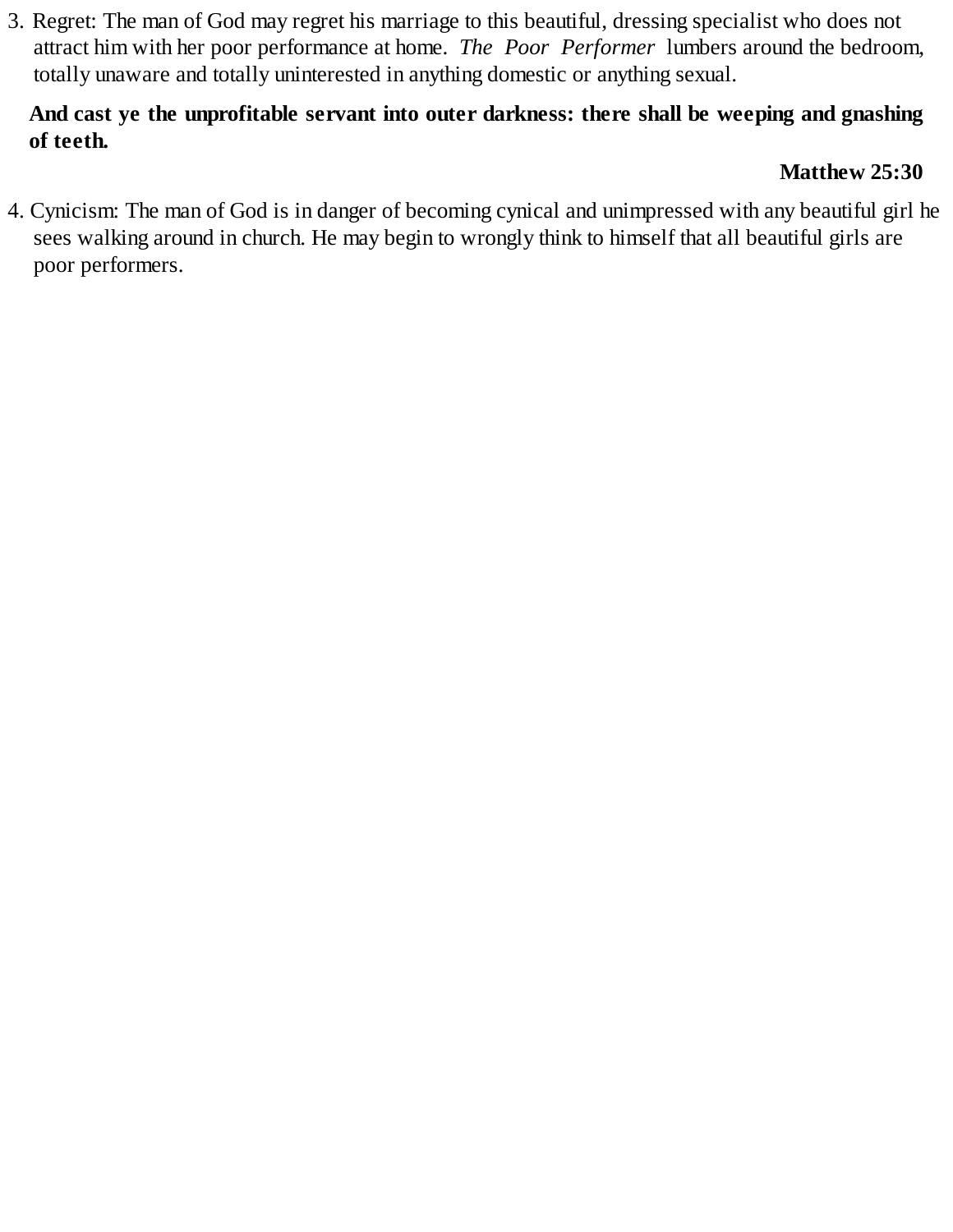3. Regret: The man of God may regret his marriage to this beautiful, dressing specialist who does not attract him with her poor performance at home. *The Poor Performer* lumbers around the bedroom, totally unaware and totally uninterested in anything domestic or anything sexual.

**And cast ye the unprofitable servant into outer darkness: there shall be weeping and gnashing of teeth.**

**Matthew 25:30**

4. Cynicism: The man of God is in danger of becoming cynical and unimpressed with any beautiful girl he sees walking around in church. He may begin to wrongly think to himself that all beautiful girls are poor performers.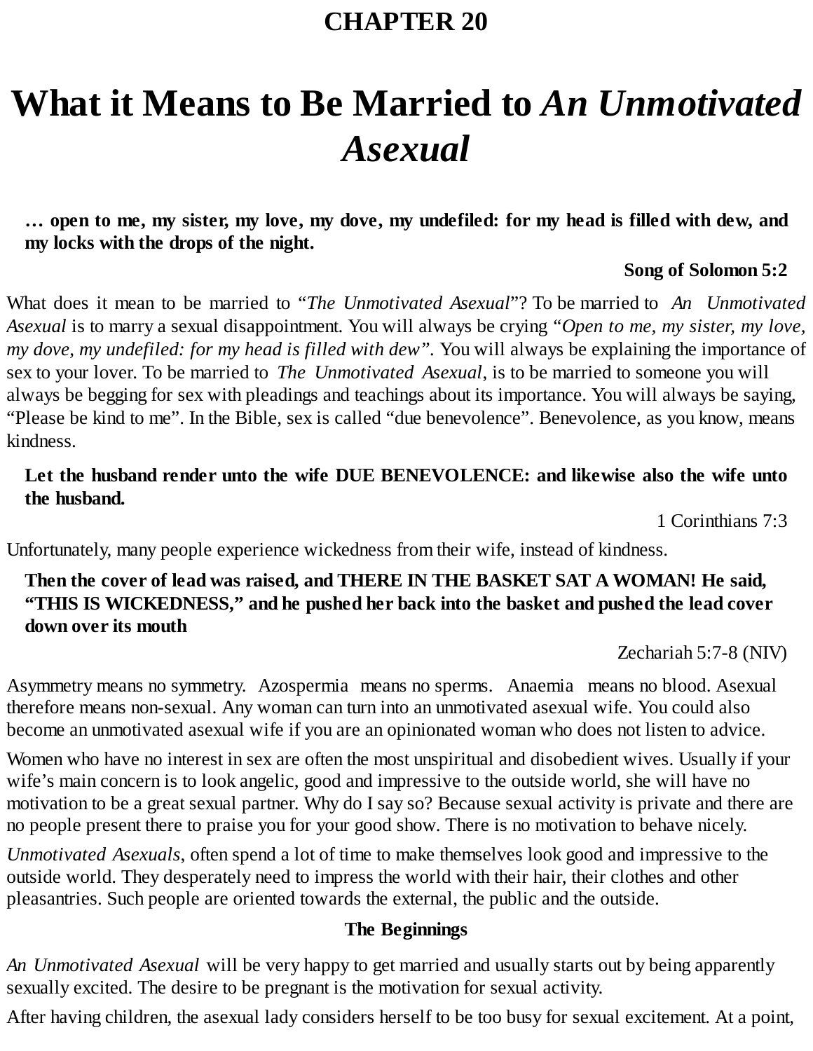# CHAPTER 20

# What it Means to Be Married to *An Unmotivated Asexual*

**… open to me, my sister, my love, my dove, my undefiled: for my head is filled with dew, and my locks with the drops of the night.**

**Song of Solomon 5:2**

What does it mean to be married to "*The Unmotivated Asexual*"? To be married to *An Unmotivated Asexual* is to marry a sexual disappointment. You will always be crying "*Open to me, my sister, my love, my dove, my undefiled: for my head is filled with dew*". You will always be explaining the importance of sex to your lover. To be married to *The Unmotivated Asexual*, is to be married to someone you will always be begging for sex with pleadings and teachings about its importance. You will always be saying, "Please be kind to me". In the Bible, sex is called "due benevolence". Benevolence, as you know, means kindness.

**Let the husband render unto the wife DUE BENEVOLENCE: and likewise also the wife unto the husband.**

1 Corinthians 7:3

Unfortunately, many people experience wickedness from their wife, instead of kindness.

**Then the cover of lead was raised, and THERE IN THE BASKET SAT A WOMAN! He said, "THIS IS WICKEDNESS," and he pushed her back into the basket and pushed the lead cover down over its mouth**

Zechariah 5:7-8 (NIV)

Asymmetry means no symmetry. Azospermia means no sperms. Anaemia means no blood. Asexual therefore means non-sexual. Any woman can turn into an unmotivated asexual wife. You could also become an unmotivated asexual wife if you are an opinionated woman who does not listen to advice.

Women who have no interest in sex are often the most unspiritual and disobedient wives. Usually if your wife's main concern is to look angelic, good and impressive to the outside world, she will have no motivation to be a great sexual partner. Why do I say so? Because sexual activity is private and there are no people present there to praise you for your good show. There is no motivation to behave nicely.

*Unmotivated Asexuals*, often spend a lot of time to make themselves look good and impressive to the outside world. They desperately need to impress the world with their hair, their clothes and other pleasantries. Such people are oriented towards the external, the public and the outside.

### The Beginnings

*An Unmotivated Asexual* will be very happy to get married and usually starts out by being apparently sexually excited. The desire to be pregnant is the motivation for sexual activity.

After having children, the asexual lady considers herself to be too busy for sexual excitement. At a point,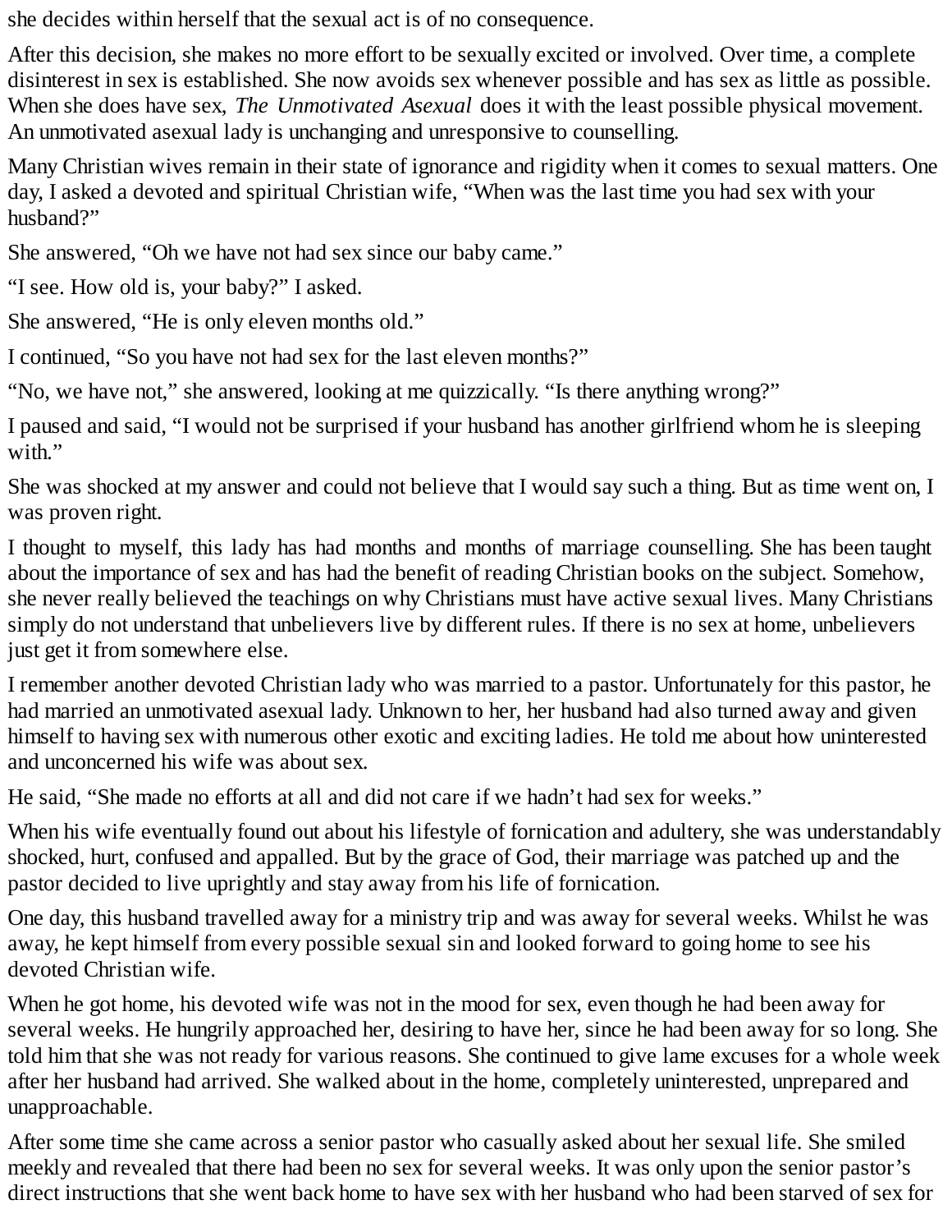she decides within herself that the sexual act is of no consequence.

After this decision, she makes no more effort to be sexually excited or involved. Over time, a complete disinterest in sex is established. She now avoids sex whenever possible and has sex as little as possible. When she does have sex, *The Unmotivated Asexual* does it with the least possible physical movement. An unmotivated asexual lady is unchanging and unresponsive to counselling.

Many Christian wives remain in their state of ignorance and rigidity when it comes to sexual matters. One day, I asked a devoted and spiritual Christian wife, "When was the last time you had sex with your husband?"

She answered, "Oh we have not had sex since our baby came."

"I see. How old is, your baby?" I asked.

She answered, "He is only eleven months old."

I continued, "So you have not had sex for the last eleven months?"

"No, we have not," she answered, looking at me quizzically. "Is there anything wrong?"

I paused and said, "I would not be surprised if your husband has another girlfriend whom he is sleeping with."

She was shocked at my answer and could not believe that I would say such a thing. But as time went on, I was proven right.

I thought to myself, this lady has had months and months of marriage counselling. She has been taught about the importance of sex and has had the benefit of reading Christian books on the subject. Somehow, she never really believed the teachings on why Christians must have active sexual lives. Many Christians simply do not understand that unbelievers live by different rules. If there is no sex at home, unbelievers just get it from somewhere else.

I remember another devoted Christian lady who was married to a pastor. Unfortunately for this pastor, he had married an unmotivated asexual lady. Unknown to her, her husband had also turned away and given himself to having sex with numerous other exotic and exciting ladies. He told me about how uninterested and unconcerned his wife was about sex.

He said, "She made no efforts at all and did not care if we hadn't had sex for weeks."

When his wife eventually found out about his lifestyle of fornication and adultery, she was understandably shocked, hurt, confused and appalled. But by the grace of God, their marriage was patched up and the pastor decided to live uprightly and stay away from his life of fornication.

One day, this husband travelled away for a ministry trip and was away for several weeks. Whilst he was away, he kept himself from every possible sexual sin and looked forward to going home to see his devoted Christian wife.

When he got home, his devoted wife was not in the mood for sex, even though he had been away for several weeks. He hungrily approached her, desiring to have her, since he had been away for so long. She told him that she was not ready for various reasons. She continued to give lame excuses for a whole week after her husband had arrived. She walked about in the home, completely uninterested, unprepared and unapproachable.

After some time she came across a senior pastor who casually asked about her sexual life. She smiled meekly and revealed that there had been no sex for several weeks. It was only upon the senior pastor's direct instructions that she went back home to have sex with her husband who had been starved of sex for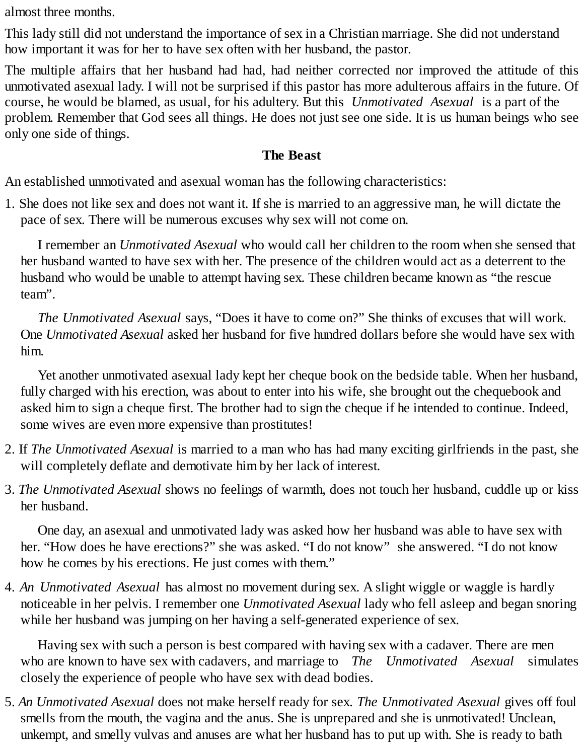almost three months.

This lady still did not understand the importance of sex in a Christian marriage. She did not understand how important it was for her to have sex often with her husband, the pastor.

The multiple affairs that her husband had had, had neither corrected nor improved the attitude of this unmotivated asexual lady. I will not be surprised if this pastor has more adulterous affairs in the future. Of course, he would be blamed, as usual, for his adultery. But this *Unmotivated Asexual* is a part of the problem. Remember that God sees all things. He does not just see one side. It is us human beings who see only one side of things.

### The Beast

An established unmotivated and asexual woman has the following characteristics:

1. She does not like sex and does not want it. If she is married to an aggressive man, he will dictate the pace of sex. There will be numerous excuses why sex will not come on.

   I remember an *Unmotivated Asexual* who would call her children to the room when she sensed that her husband wanted to have sex with her. The presence of the children would act as a deterrent to the husband who would be unable to attempt having sex. These children became known as "the rescue team".

   *The Unmotivated Asexual* says, "Does it have to come on?" She thinks of excuses that will work. One *Unmotivated Asexual* asked her husband for five hundred dollars before she would have sex with him.

   Yet another unmotivated asexual lady kept her cheque book on the bedside table. When her husband, fully charged with his erection, was about to enter into his wife, she brought out the chequebook and asked him to sign a cheque first. The brother had to sign the cheque if he intended to continue. Indeed, some wives are even more expensive than prostitutes!

2. If *The Unmotivated Asexual* is married to a man who has had many exciting girlfriends in the past, she will completely deflate and demotivate him by her lack of interest.

3. *The Unmotivated Asexual* shows no feelings of warmth, does not touch her husband, cuddle up or kiss her husband.

   One day, an asexual and unmotivated lady was asked how her husband was able to have sex with her. "How does he have erections?" she was asked. "I do not know" she answered. "I do not know how he comes by his erections. He just comes with them."

4. *An Unmotivated Asexual* has almost no movement during sex. A slight wiggle or waggle is hardly noticeable in her pelvis. I remember one *Unmotivated Asexual* lady who fell asleep and began snoring while her husband was jumping on her having a self-generated experience of sex.

   Having sex with such a person is best compared with having sex with a cadaver. There are men who are known to have sex with cadavers, and marriage to *The Unmotivated Asexual* simulates closely the experience of people who have sex with dead bodies.

5. *An Unmotivated Asexual* does not make herself ready for sex. *The Unmotivated Asexual* gives off foul smells from the mouth, the vagina and the anus. She is unprepared and she is unmotivated! Unclean, unkempt, and smelly vulvas and anuses are what her husband has to put up with. She is ready to bath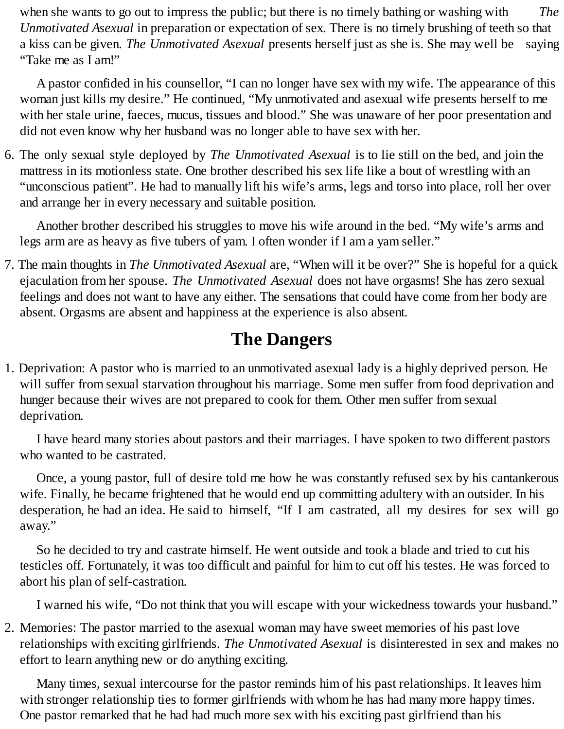when she wants to go out to impress the public; but there is no timely bathing or washing with *The Unmotivated Asexual* in preparation or expectation of sex. There is no timely brushing of teeth so that a kiss can be given. *The Unmotivated Asexual* presents herself just as she is. She may well be saying "Take me as I am!"

A pastor confided in his counsellor, "I can no longer have sex with my wife. The appearance of this woman just kills my desire." He continued, "My unmotivated and asexual wife presents herself to me with her stale urine, faeces, mucus, tissues and blood." She was unaware of her poor presentation and did not even know why her husband was no longer able to have sex with her.

6. The only sexual style deployed by *The Unmotivated Asexual* is to lie still on the bed, and join the mattress in its motionless state. One brother described his sex life like a bout of wrestling with an "unconscious patient". He had to manually lift his wife's arms, legs and torso into place, roll her over and arrange her in every necessary and suitable position.

   Another brother described his struggles to move his wife around in the bed. "My wife's arms and legs arm are as heavy as five tubers of yam. I often wonder if I am a yam seller."

7. The main thoughts in *The Unmotivated Asexual* are, "When will it be over?" She is hopeful for a quick ejaculation from her spouse. *The Unmotivated Asexual* does not have orgasms! She has zero sexual feelings and does not want to have any either. The sensations that could have come from her body are absent. Orgasms are absent and happiness at the experience is also absent.

## The Dangers

1. Deprivation: A pastor who is married to an unmotivated asexual lady is a highly deprived person. He will suffer from sexual starvation throughout his marriage. Some men suffer from food deprivation and hunger because their wives are not prepared to cook for them. Other men suffer from sexual deprivation.

   I have heard many stories about pastors and their marriages. I have spoken to two different pastors who wanted to be castrated.

   Once, a young pastor, full of desire told me how he was constantly refused sex by his cantankerous wife. Finally, he became frightened that he would end up committing adultery with an outsider. In his desperation, he had an idea. He said to himself, "If I am castrated, all my desires for sex will go away."

   So he decided to try and castrate himself. He went outside and took a blade and tried to cut his testicles off. Fortunately, it was too difficult and painful for him to cut off his testes. He was forced to abort his plan of self-castration.

   I warned his wife, "Do not think that you will escape with your wickedness towards your husband."

2. Memories: The pastor married to the asexual woman may have sweet memories of his past love relationships with exciting girlfriends. *The Unmotivated Asexual* is disinterested in sex and makes no effort to learn anything new or do anything exciting.

   Many times, sexual intercourse for the pastor reminds him of his past relationships. It leaves him with stronger relationship ties to former girlfriends with whom he has had many more happy times. One pastor remarked that he had had much more sex with his exciting past girlfriend than his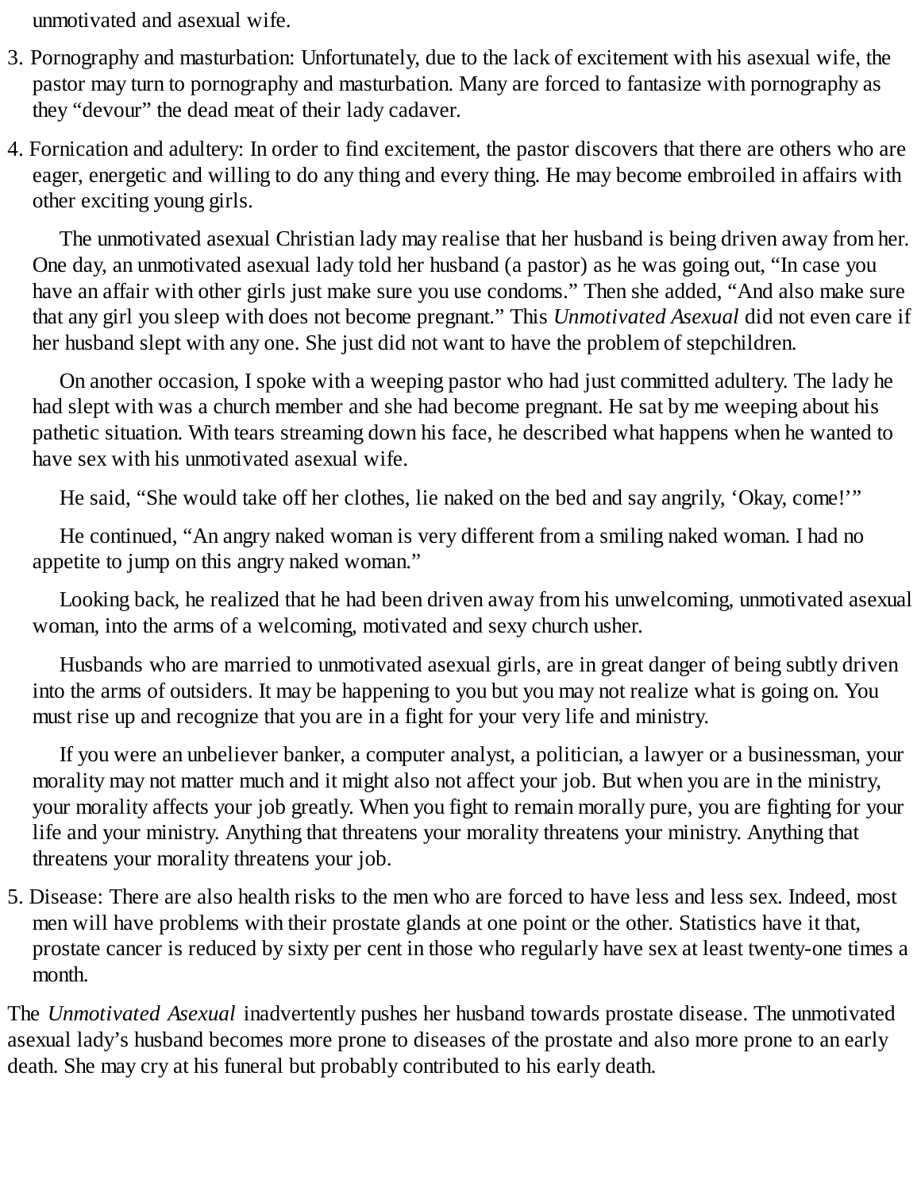unmotivated and asexual wife.

3. Pornography and masturbation: Unfortunately, due to the lack of excitement with his asexual wife, the pastor may turn to pornography and masturbation. Many are forced to fantasize with pornography as they "devour" the dead meat of their lady cadaver.

4. Fornication and adultery: In order to find excitement, the pastor discovers that there are others who are eager, energetic and willing to do any thing and every thing. He may become embroiled in affairs with other exciting young girls.

   The unmotivated asexual Christian lady may realise that her husband is being driven away from her. One day, an unmotivated asexual lady told her husband (a pastor) as he was going out, "In case you have an affair with other girls just make sure you use condoms." Then she added, "And also make sure that any girl you sleep with does not become pregnant." This *Unmotivated Asexual* did not even care if her husband slept with any one. She just did not want to have the problem of stepchildren.

   On another occasion, I spoke with a weeping pastor who had just committed adultery. The lady he had slept with was a church member and she had become pregnant. He sat by me weeping about his pathetic situation. With tears streaming down his face, he described what happens when he wanted to have sex with his unmotivated asexual wife.

   He said, "She would take off her clothes, lie naked on the bed and say angrily, 'Okay, come!'"

   He continued, "An angry naked woman is very different from a smiling naked woman. I had no appetite to jump on this angry naked woman."

   Looking back, he realized that he had been driven away from his unwelcoming, unmotivated asexual woman, into the arms of a welcoming, motivated and sexy church usher.

   Husbands who are married to unmotivated asexual girls, are in great danger of being subtly driven into the arms of outsiders. It may be happening to you but you may not realize what is going on. You must rise up and recognize that you are in a fight for your very life and ministry.

   If you were an unbeliever banker, a computer analyst, a politician, a lawyer or a businessman, your morality may not matter much and it might also not affect your job. But when you are in the ministry, your morality affects your job greatly. When you fight to remain morally pure, you are fighting for your life and your ministry. Anything that threatens your morality threatens your ministry. Anything that threatens your morality threatens your job.

5. Disease: There are also health risks to the men who are forced to have less and less sex. Indeed, most men will have problems with their prostate glands at one point or the other. Statistics have it that, prostate cancer is reduced by sixty per cent in those who regularly have sex at least twenty-one times a month.

The *Unmotivated Asexual* inadvertently pushes her husband towards prostate disease. The unmotivated asexual lady's husband becomes more prone to diseases of the prostate and also more prone to an early death. She may cry at his funeral but probably contributed to his early death.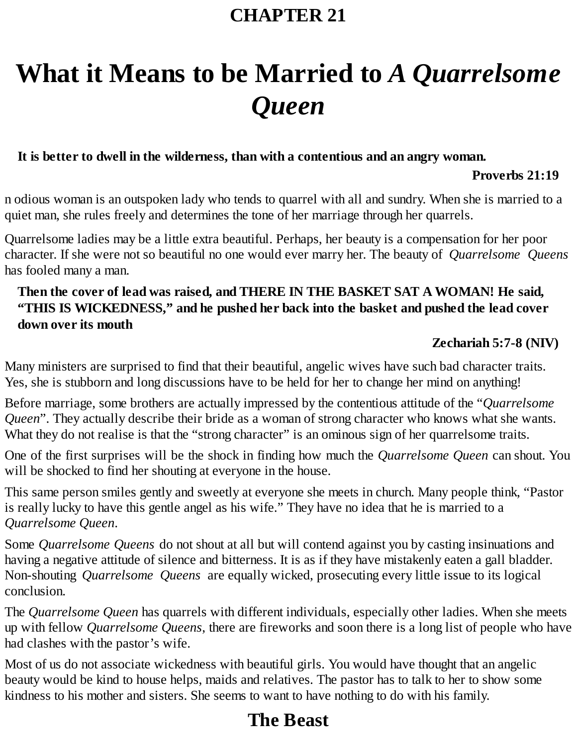# CHAPTER 21

# What it Means to be Married to *A Quarrelsome Queen*

**It is better to dwell in the wilderness, than with a contentious and an angry woman.**

**Proverbs 21:19**

n odious woman is an outspoken lady who tends to quarrel with all and sundry. When she is married to a quiet man, she rules freely and determines the tone of her marriage through her quarrels.

Quarrelsome ladies may be a little extra beautiful. Perhaps, her beauty is a compensation for her poor character. If she were not so beautiful no one would ever marry her. The beauty of *Quarrelsome Queens* has fooled many a man.

**Then the cover of lead was raised, and THERE IN THE BASKET SAT A WOMAN! He said, "THIS IS WICKEDNESS," and he pushed her back into the basket and pushed the lead cover down over its mouth**

**Zechariah 5:7-8 (NIV)**

Many ministers are surprised to find that their beautiful, angelic wives have such bad character traits. Yes, she is stubborn and long discussions have to be held for her to change her mind on anything!

Before marriage, some brothers are actually impressed by the contentious attitude of the "*Quarrelsome Queen*". They actually describe their bride as a woman of strong character who knows what she wants. What they do not realise is that the "strong character" is an ominous sign of her quarrelsome traits.

One of the first surprises will be the shock in finding how much the *Quarrelsome Queen* can shout. You will be shocked to find her shouting at everyone in the house.

This same person smiles gently and sweetly at everyone she meets in church. Many people think, "Pastor is really lucky to have this gentle angel as his wife." They have no idea that he is married to a *Quarrelsome Queen*.

Some *Quarrelsome Queens* do not shout at all but will contend against you by casting insinuations and having a negative attitude of silence and bitterness. It is as if they have mistakenly eaten a gall bladder. Non-shouting *Quarrelsome Queens* are equally wicked, prosecuting every little issue to its logical conclusion.

The *Quarrelsome Queen* has quarrels with different individuals, especially other ladies. When she meets up with fellow *Quarrelsome Queens*, there are fireworks and soon there is a long list of people who have had clashes with the pastor's wife.

Most of us do not associate wickedness with beautiful girls. You would have thought that an angelic beauty would be kind to house helps, maids and relatives. The pastor has to talk to her to show some kindness to his mother and sisters. She seems to want to have nothing to do with his family.

## The Beast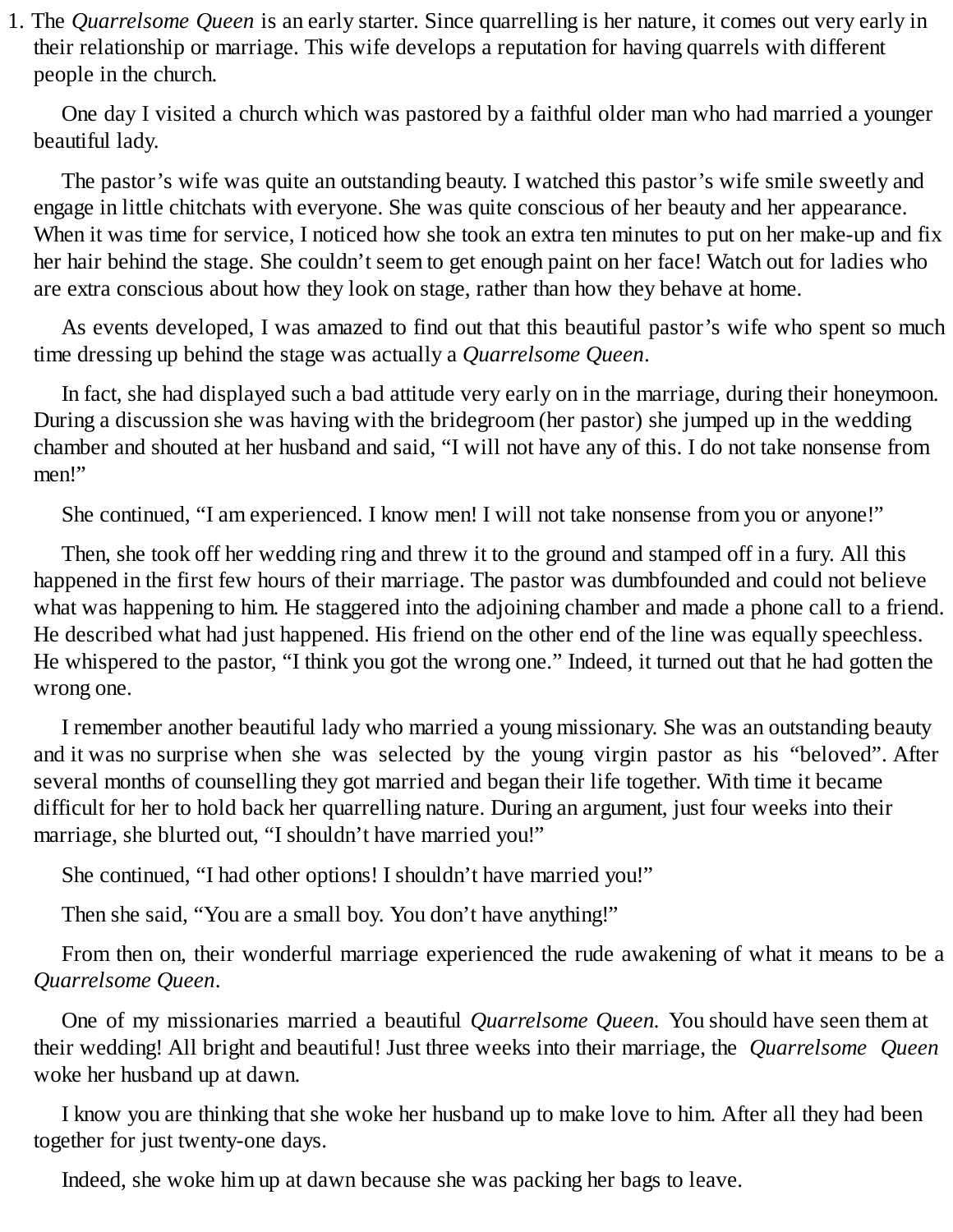1. The *Quarrelsome Queen* is an early starter. Since quarrelling is her nature, it comes out very early in their relationship or marriage. This wife develops a reputation for having quarrels with different people in the church.

   One day I visited a church which was pastored by a faithful older man who had married a younger beautiful lady.

   The pastor's wife was quite an outstanding beauty. I watched this pastor's wife smile sweetly and engage in little chitchats with everyone. She was quite conscious of her beauty and her appearance. When it was time for service, I noticed how she took an extra ten minutes to put on her make-up and fix her hair behind the stage. She couldn't seem to get enough paint on her face! Watch out for ladies who are extra conscious about how they look on stage, rather than how they behave at home.

   As events developed, I was amazed to find out that this beautiful pastor's wife who spent so much time dressing up behind the stage was actually a *Quarrelsome Queen*.

   In fact, she had displayed such a bad attitude very early on in the marriage, during their honeymoon. During a discussion she was having with the bridegroom (her pastor) she jumped up in the wedding chamber and shouted at her husband and said, "I will not have any of this. I do not take nonsense from men!"

   She continued, "I am experienced. I know men! I will not take nonsense from you or anyone!"

   Then, she took off her wedding ring and threw it to the ground and stamped off in a fury. All this happened in the first few hours of their marriage. The pastor was dumbfounded and could not believe what was happening to him. He staggered into the adjoining chamber and made a phone call to a friend. He described what had just happened. His friend on the other end of the line was equally speechless. He whispered to the pastor, "I think you got the wrong one." Indeed, it turned out that he had gotten the wrong one.

   I remember another beautiful lady who married a young missionary. She was an outstanding beauty and it was no surprise when she was selected by the young virgin pastor as his "beloved". After several months of counselling they got married and began their life together. With time it became difficult for her to hold back her quarrelling nature. During an argument, just four weeks into their marriage, she blurted out, "I shouldn't have married you!"

   She continued, "I had other options! I shouldn't have married you!"

   Then she said, "You are a small boy. You don't have anything!"

   From then on, their wonderful marriage experienced the rude awakening of what it means to be a *Quarrelsome Queen*.

   One of my missionaries married a beautiful *Quarrelsome Queen.* You should have seen them at their wedding! All bright and beautiful! Just three weeks into their marriage, the *Quarrelsome Queen* woke her husband up at dawn.

   I know you are thinking that she woke her husband up to make love to him. After all they had been together for just twenty-one days.

   Indeed, she woke him up at dawn because she was packing her bags to leave.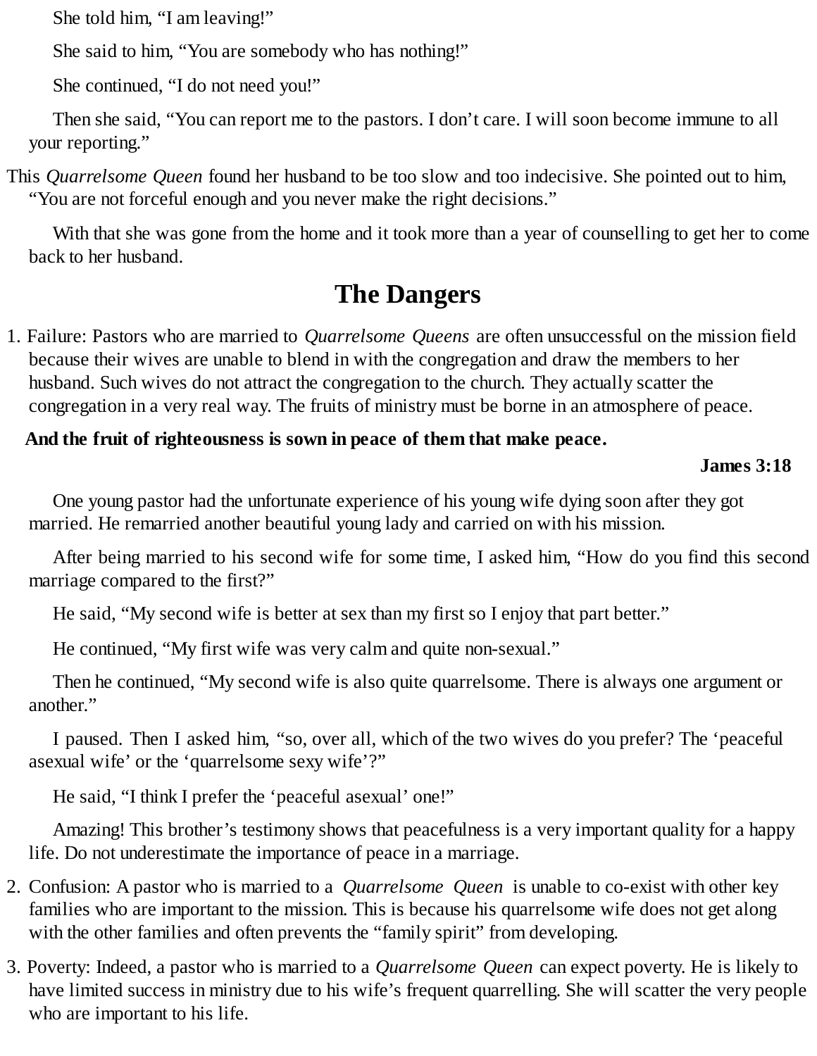She told him, "I am leaving!"

She said to him, "You are somebody who has nothing!"

She continued, "I do not need you!"

Then she said, "You can report me to the pastors. I don't care. I will soon become immune to all your reporting."

This *Quarrelsome Queen* found her husband to be too slow and too indecisive. She pointed out to him, "You are not forceful enough and you never make the right decisions."

With that she was gone from the home and it took more than a year of counselling to get her to come back to her husband.

## The Dangers

1. Failure: Pastors who are married to *Quarrelsome Queens* are often unsuccessful on the mission field because their wives are unable to blend in with the congregation and draw the members to her husband. Such wives do not attract the congregation to the church. They actually scatter the congregation in a very real way. The fruits of ministry must be borne in an atmosphere of peace.

**And the fruit of righteousness is sown in peace of them that make peace.**

**James 3:18**

One young pastor had the unfortunate experience of his young wife dying soon after they got married. He remarried another beautiful young lady and carried on with his mission.

After being married to his second wife for some time, I asked him, "How do you find this second marriage compared to the first?"

He said, "My second wife is better at sex than my first so I enjoy that part better."

He continued, "My first wife was very calm and quite non-sexual."

Then he continued, "My second wife is also quite quarrelsome. There is always one argument or another."

I paused. Then I asked him, "so, over all, which of the two wives do you prefer? The 'peaceful asexual wife' or the 'quarrelsome sexy wife'?"

He said, "I think I prefer the 'peaceful asexual' one!"

Amazing! This brother's testimony shows that peacefulness is a very important quality for a happy life. Do not underestimate the importance of peace in a marriage.

2. Confusion: A pastor who is married to a *Quarrelsome Queen* is unable to co-exist with other key families who are important to the mission. This is because his quarrelsome wife does not get along with the other families and often prevents the "family spirit" from developing.

3. Poverty: Indeed, a pastor who is married to a *Quarrelsome Queen* can expect poverty. He is likely to have limited success in ministry due to his wife's frequent quarrelling. She will scatter the very people who are important to his life.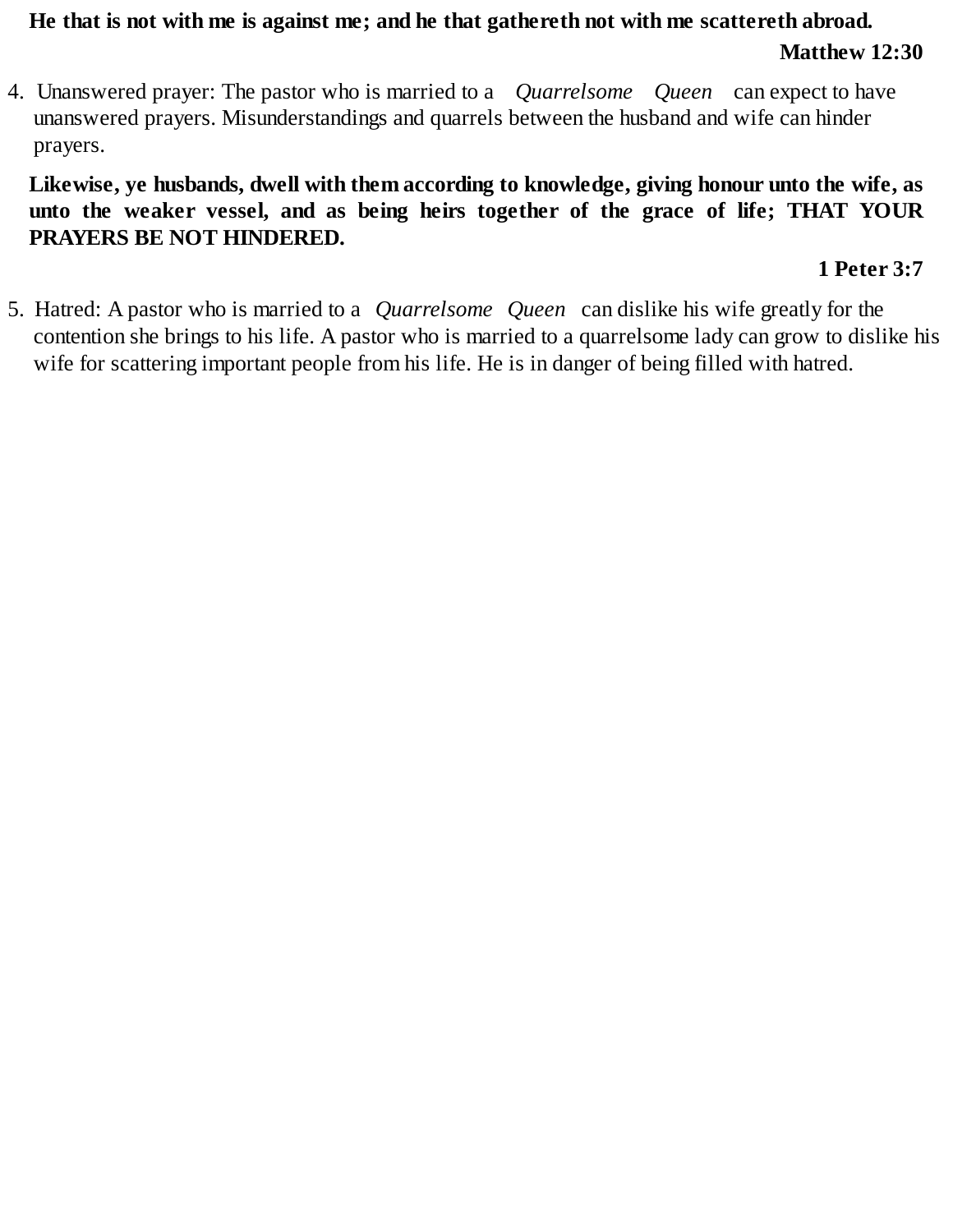**He that is not with me is against me; and he that gathereth not with me scattereth abroad.**

**Matthew 12:30**

4. Unanswered prayer: The pastor who is married to a *Quarrelsome Queen* can expect to have unanswered prayers. Misunderstandings and quarrels between the husband and wife can hinder prayers.

**Likewise, ye husbands, dwell with them according to knowledge, giving honour unto the wife, as unto the weaker vessel, and as being heirs together of the grace of life; THAT YOUR PRAYERS BE NOT HINDERED.**

**1 Peter 3:7**

5. Hatred: A pastor who is married to a *Quarrelsome Queen* can dislike his wife greatly for the contention she brings to his life. A pastor who is married to a quarrelsome lady can grow to dislike his wife for scattering important people from his life. He is in danger of being filled with hatred.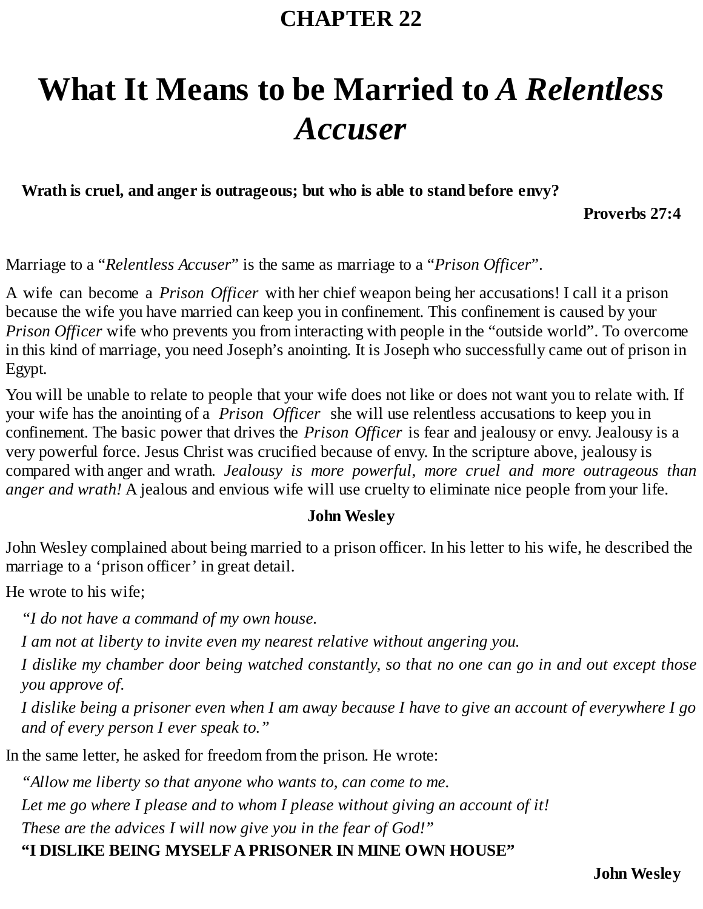# CHAPTER 22

# What It Means to be Married to *A Relentless Accuser*

**Wrath is cruel, and anger is outrageous; but who is able to stand before envy?**

**Proverbs 27:4**

Marriage to a "*Relentless Accuser*" is the same as marriage to a "*Prison Officer*".

A wife can become a *Prison Officer* with her chief weapon being her accusations! I call it a prison because the wife you have married can keep you in confinement. This confinement is caused by your *Prison Officer* wife who prevents you from interacting with people in the "outside world". To overcome in this kind of marriage, you need Joseph's anointing. It is Joseph who successfully came out of prison in Egypt.

You will be unable to relate to people that your wife does not like or does not want you to relate with. If your wife has the anointing of a *Prison Officer* she will use relentless accusations to keep you in confinement. The basic power that drives the *Prison Officer* is fear and jealousy or envy. Jealousy is a very powerful force. Jesus Christ was crucified because of envy. In the scripture above, jealousy is compared with anger and wrath. *Jealousy is more powerful, more cruel and more outrageous than anger and wrath!* A jealous and envious wife will use cruelty to eliminate nice people from your life.

**John Wesley**

John Wesley complained about being married to a prison officer. In his letter to his wife, he described the marriage to a 'prison officer' in great detail.

He wrote to his wife;

*"I do not have a command of my own house.*

*I am not at liberty to invite even my nearest relative without angering you.*

*I dislike my chamber door being watched constantly, so that no one can go in and out except those you approve of.*

*I dislike being a prisoner even when I am away because I have to give an account of everywhere I go and of every person I ever speak to."*

In the same letter, he asked for freedom from the prison. He wrote:

*"Allow me liberty so that anyone who wants to, can come to me.*

*Let me go where I please and to whom I please without giving an account of it!*

*These are the advices I will now give you in the fear of God!"*

**"I DISLIKE BEING MYSELF A PRISONER IN MINE OWN HOUSE"**

**John Wesley**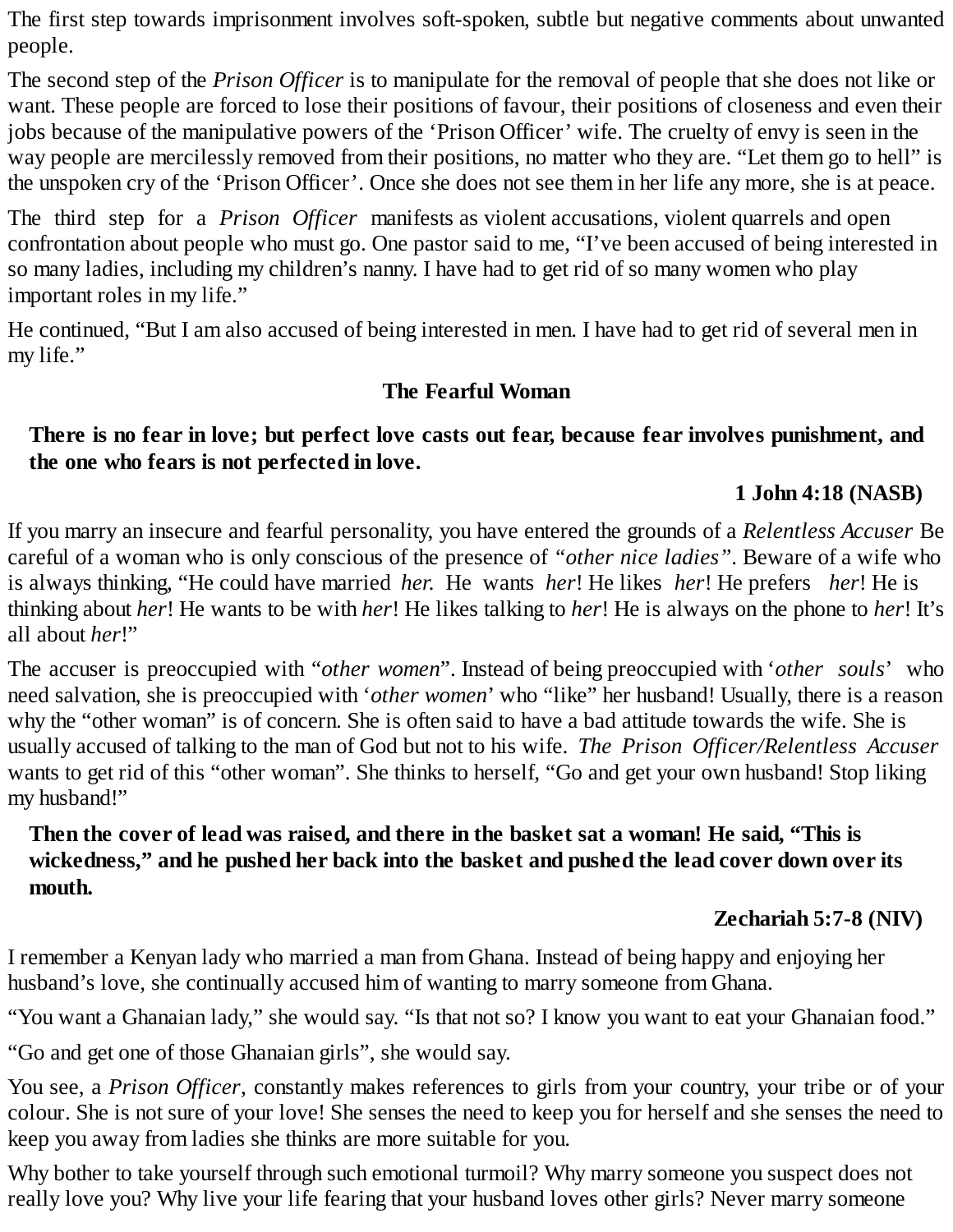The first step towards imprisonment involves soft-spoken, subtle but negative comments about unwanted people.

The second step of the *Prison Officer* is to manipulate for the removal of people that she does not like or want. These people are forced to lose their positions of favour, their positions of closeness and even their jobs because of the manipulative powers of the 'Prison Officer' wife. The cruelty of envy is seen in the way people are mercilessly removed from their positions, no matter who they are. "Let them go to hell" is the unspoken cry of the 'Prison Officer'. Once she does not see them in her life any more, she is at peace.

The third step for a *Prison Officer* manifests as violent accusations, violent quarrels and open confrontation about people who must go. One pastor said to me, "I've been accused of being interested in so many ladies, including my children's nanny. I have had to get rid of so many women who play important roles in my life."

He continued, "But I am also accused of being interested in men. I have had to get rid of several men in my life."

### The Fearful Woman

> **There is no fear in love; but perfect love casts out fear, because fear involves punishment, and the one who fears is not perfected in love.**
>
> **1 John 4:18 (NASB)**

If you marry an insecure and fearful personality, you have entered the grounds of a *Relentless Accuser* Be careful of a woman who is only conscious of the presence of *"other nice ladies"*. Beware of a wife who is always thinking, "He could have married *her.* He wants *her*! He likes *her*! He prefers *her*! He is thinking about *her*! He wants to be with *her*! He likes talking to *her*! He is always on the phone to *her*! It's all about *her*!"

The accuser is preoccupied with "*other women*". Instead of being preoccupied with '*other souls*' who need salvation, she is preoccupied with '*other women*' who "like" her husband! Usually, there is a reason why the "other woman" is of concern. She is often said to have a bad attitude towards the wife. She is usually accused of talking to the man of God but not to his wife. *The Prison Officer/Relentless Accuser* wants to get rid of this "other woman". She thinks to herself, "Go and get your own husband! Stop liking my husband!"

> **Then the cover of lead was raised, and there in the basket sat a woman! He said, "This is wickedness," and he pushed her back into the basket and pushed the lead cover down over its mouth.**
>
> **Zechariah 5:7-8 (NIV)**

I remember a Kenyan lady who married a man from Ghana. Instead of being happy and enjoying her husband's love, she continually accused him of wanting to marry someone from Ghana.

"You want a Ghanaian lady," she would say. "Is that not so? I know you want to eat your Ghanaian food."

"Go and get one of those Ghanaian girls", she would say.

You see, a *Prison Officer*, constantly makes references to girls from your country, your tribe or of your colour. She is not sure of your love! She senses the need to keep you for herself and she senses the need to keep you away from ladies she thinks are more suitable for you.

Why bother to take yourself through such emotional turmoil? Why marry someone you suspect does not really love you? Why live your life fearing that your husband loves other girls? Never marry someone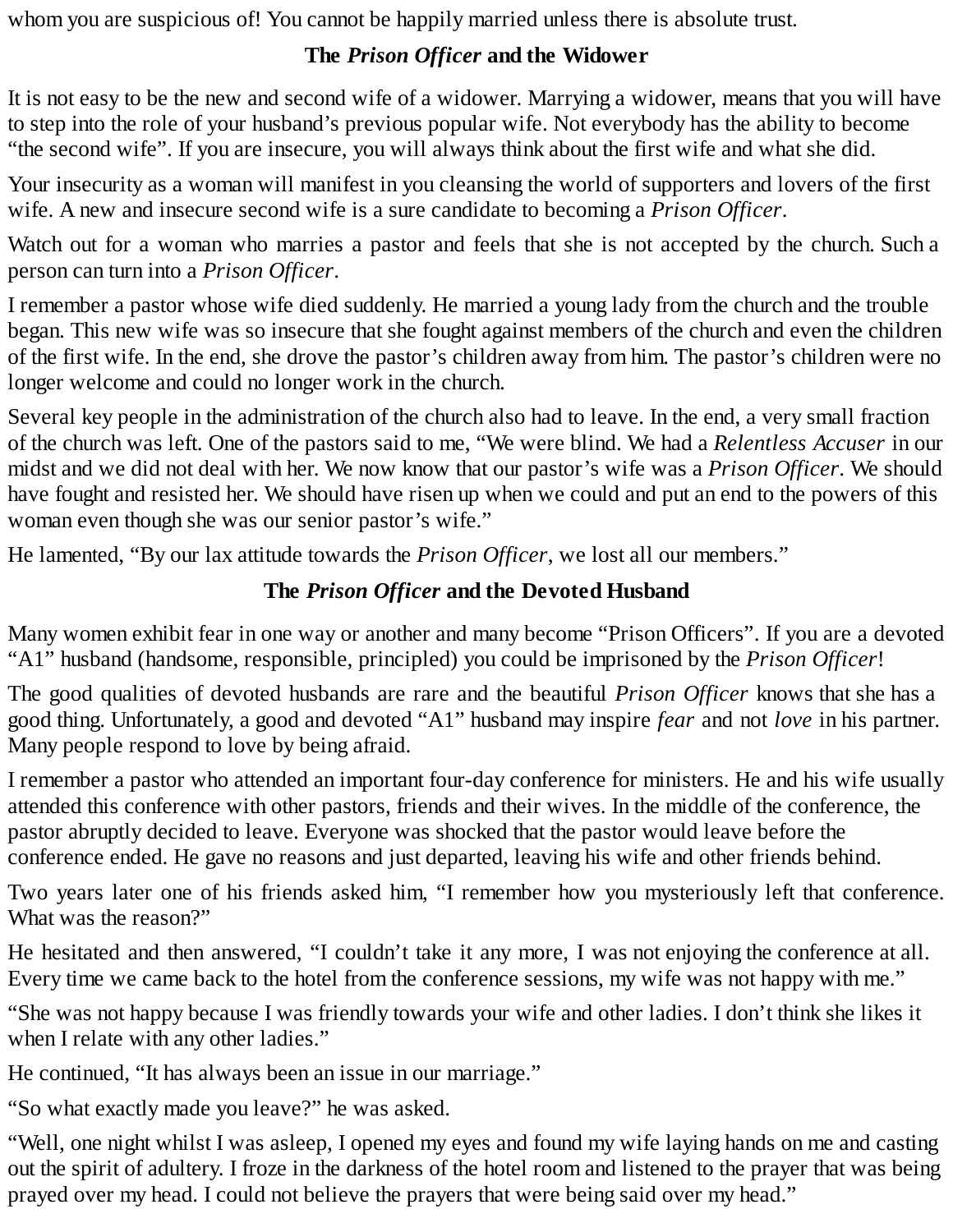whom you are suspicious of! You cannot be happily married unless there is absolute trust.

### The *Prison Officer* and the Widower

It is not easy to be the new and second wife of a widower. Marrying a widower, means that you will have to step into the role of your husband's previous popular wife. Not everybody has the ability to become "the second wife". If you are insecure, you will always think about the first wife and what she did.

Your insecurity as a woman will manifest in you cleansing the world of supporters and lovers of the first wife. A new and insecure second wife is a sure candidate to becoming a *Prison Officer*.

Watch out for a woman who marries a pastor and feels that she is not accepted by the church. Such a person can turn into a *Prison Officer*.

I remember a pastor whose wife died suddenly. He married a young lady from the church and the trouble began. This new wife was so insecure that she fought against members of the church and even the children of the first wife. In the end, she drove the pastor's children away from him. The pastor's children were no longer welcome and could no longer work in the church.

Several key people in the administration of the church also had to leave. In the end, a very small fraction of the church was left. One of the pastors said to me, "We were blind. We had a *Relentless Accuser* in our midst and we did not deal with her. We now know that our pastor's wife was a *Prison Officer*. We should have fought and resisted her. We should have risen up when we could and put an end to the powers of this woman even though she was our senior pastor's wife."

He lamented, "By our lax attitude towards the *Prison Officer*, we lost all our members."

### The *Prison Officer* and the Devoted Husband

Many women exhibit fear in one way or another and many become "Prison Officers". If you are a devoted "A1" husband (handsome, responsible, principled) you could be imprisoned by the *Prison Officer*!

The good qualities of devoted husbands are rare and the beautiful *Prison Officer* knows that she has a good thing. Unfortunately, a good and devoted "A1" husband may inspire *fear* and not *love* in his partner. Many people respond to love by being afraid.

I remember a pastor who attended an important four-day conference for ministers. He and his wife usually attended this conference with other pastors, friends and their wives. In the middle of the conference, the pastor abruptly decided to leave. Everyone was shocked that the pastor would leave before the conference ended. He gave no reasons and just departed, leaving his wife and other friends behind.

Two years later one of his friends asked him, "I remember how you mysteriously left that conference. What was the reason?"

He hesitated and then answered, "I couldn't take it any more, I was not enjoying the conference at all. Every time we came back to the hotel from the conference sessions, my wife was not happy with me."

"She was not happy because I was friendly towards your wife and other ladies. I don't think she likes it when I relate with any other ladies."

He continued, "It has always been an issue in our marriage."

"So what exactly made you leave?" he was asked.

"Well, one night whilst I was asleep, I opened my eyes and found my wife laying hands on me and casting out the spirit of adultery. I froze in the darkness of the hotel room and listened to the prayer that was being prayed over my head. I could not believe the prayers that were being said over my head."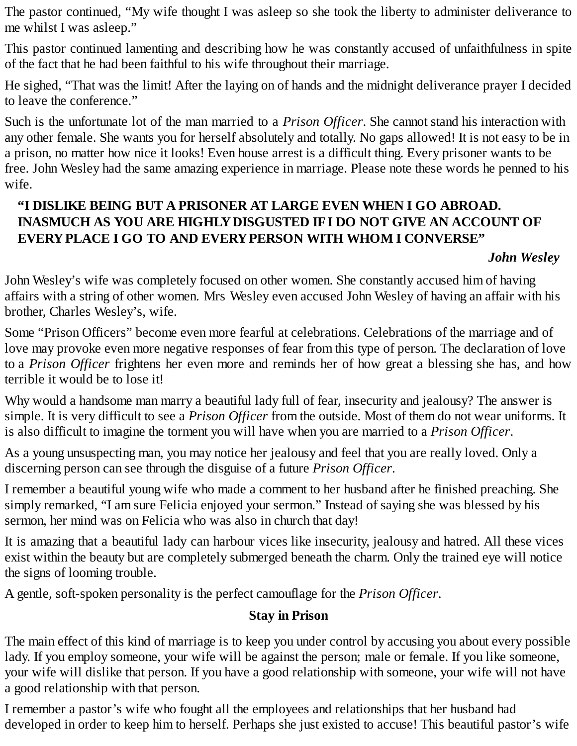The pastor continued, "My wife thought I was asleep so she took the liberty to administer deliverance to me whilst I was asleep."

This pastor continued lamenting and describing how he was constantly accused of unfaithfulness in spite of the fact that he had been faithful to his wife throughout their marriage.

He sighed, "That was the limit! After the laying on of hands and the midnight deliverance prayer I decided to leave the conference."

Such is the unfortunate lot of the man married to a *Prison Officer*. She cannot stand his interaction with any other female. She wants you for herself absolutely and totally. No gaps allowed! It is not easy to be in a prison, no matter how nice it looks! Even house arrest is a difficult thing. Every prisoner wants to be free. John Wesley had the same amazing experience in marriage. Please note these words he penned to his wife.

> **"I DISLIKE BEING BUT A PRISONER AT LARGE EVEN WHEN I GO ABROAD. INASMUCH AS YOU ARE HIGHLY DISGUSTED IF I DO NOT GIVE AN ACCOUNT OF EVERY PLACE I GO TO AND EVERY PERSON WITH WHOM I CONVERSE"**
>
> ***John Wesley***

John Wesley's wife was completely focused on other women. She constantly accused him of having affairs with a string of other women. Mrs Wesley even accused John Wesley of having an affair with his brother, Charles Wesley's, wife.

Some "Prison Officers" become even more fearful at celebrations. Celebrations of the marriage and of love may provoke even more negative responses of fear from this type of person. The declaration of love to a *Prison Officer* frightens her even more and reminds her of how great a blessing she has, and how terrible it would be to lose it!

Why would a handsome man marry a beautiful lady full of fear, insecurity and jealousy? The answer is simple. It is very difficult to see a *Prison Officer* from the outside. Most of them do not wear uniforms. It is also difficult to imagine the torment you will have when you are married to a *Prison Officer*.

As a young unsuspecting man, you may notice her jealousy and feel that you are really loved. Only a discerning person can see through the disguise of a future *Prison Officer*.

I remember a beautiful young wife who made a comment to her husband after he finished preaching. She simply remarked, "I am sure Felicia enjoyed your sermon." Instead of saying she was blessed by his sermon, her mind was on Felicia who was also in church that day!

It is amazing that a beautiful lady can harbour vices like insecurity, jealousy and hatred. All these vices exist within the beauty but are completely submerged beneath the charm. Only the trained eye will notice the signs of looming trouble.

A gentle, soft-spoken personality is the perfect camouflage for the *Prison Officer*.

### Stay in Prison

The main effect of this kind of marriage is to keep you under control by accusing you about every possible lady. If you employ someone, your wife will be against the person; male or female. If you like someone, your wife will dislike that person. If you have a good relationship with someone, your wife will not have a good relationship with that person.

I remember a pastor's wife who fought all the employees and relationships that her husband had developed in order to keep him to herself. Perhaps she just existed to accuse! This beautiful pastor's wife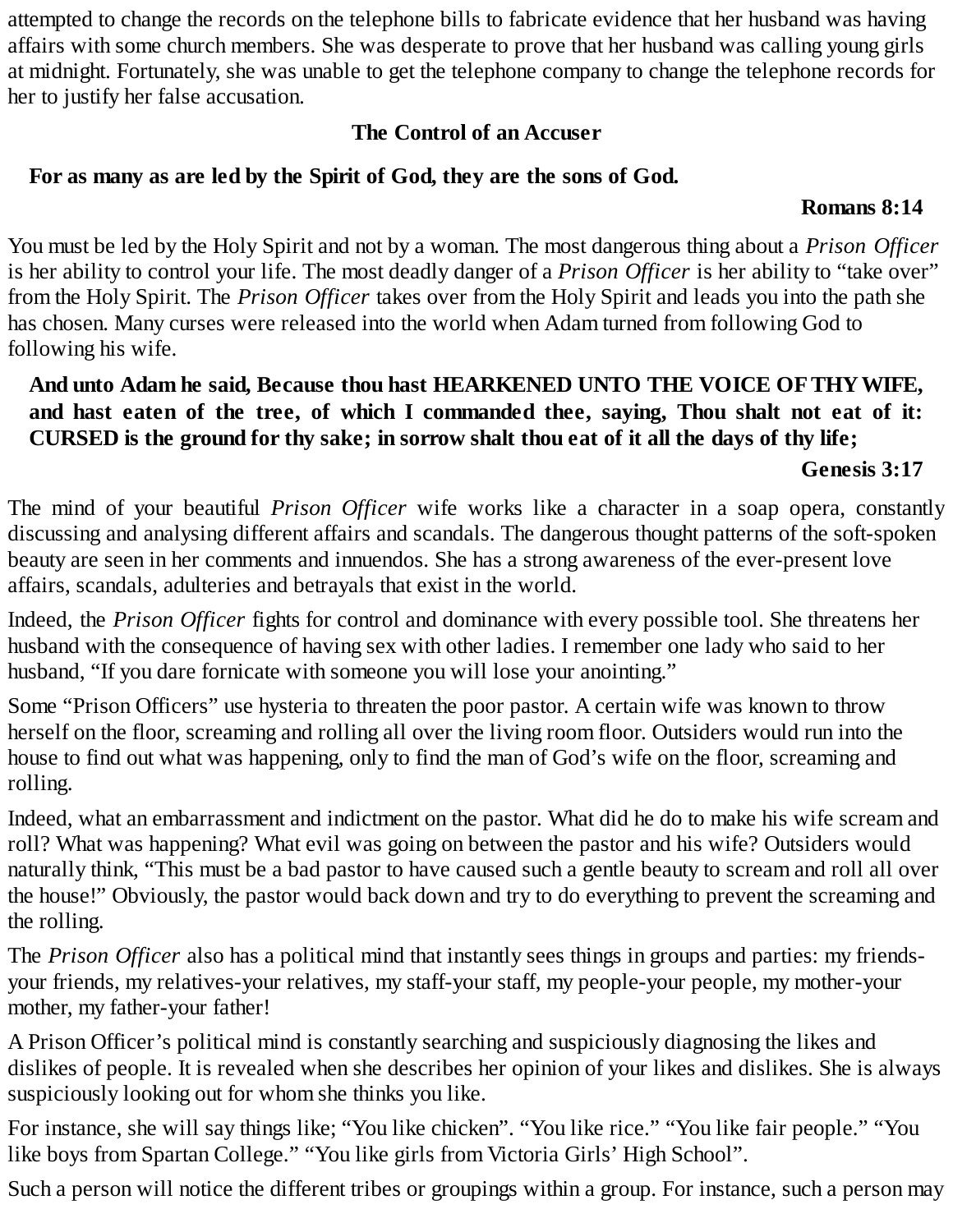attempted to change the records on the telephone bills to fabricate evidence that her husband was having affairs with some church members. She was desperate to prove that her husband was calling young girls at midnight. Fortunately, she was unable to get the telephone company to change the telephone records for her to justify her false accusation.

### The Control of an Accuser

> **For as many as are led by the Spirit of God, they are the sons of God.**
>
> **Romans 8:14**

You must be led by the Holy Spirit and not by a woman. The most dangerous thing about a *Prison Officer* is her ability to control your life. The most deadly danger of a *Prison Officer* is her ability to "take over" from the Holy Spirit. The *Prison Officer* takes over from the Holy Spirit and leads you into the path she has chosen. Many curses were released into the world when Adam turned from following God to following his wife.

> **And unto Adam he said, Because thou hast HEARKENED UNTO THE VOICE OF THY WIFE, and hast eaten of the tree, of which I commanded thee, saying, Thou shalt not eat of it: CURSED is the ground for thy sake; in sorrow shalt thou eat of it all the days of thy life;**
>
> **Genesis 3:17**

The mind of your beautiful *Prison Officer* wife works like a character in a soap opera, constantly discussing and analysing different affairs and scandals. The dangerous thought patterns of the soft-spoken beauty are seen in her comments and innuendos. She has a strong awareness of the ever-present love affairs, scandals, adulteries and betrayals that exist in the world.

Indeed, the *Prison Officer* fights for control and dominance with every possible tool. She threatens her husband with the consequence of having sex with other ladies. I remember one lady who said to her husband, "If you dare fornicate with someone you will lose your anointing."

Some "Prison Officers" use hysteria to threaten the poor pastor. A certain wife was known to throw herself on the floor, screaming and rolling all over the living room floor. Outsiders would run into the house to find out what was happening, only to find the man of God's wife on the floor, screaming and rolling.

Indeed, what an embarrassment and indictment on the pastor. What did he do to make his wife scream and roll? What was happening? What evil was going on between the pastor and his wife? Outsiders would naturally think, "This must be a bad pastor to have caused such a gentle beauty to scream and roll all over the house!" Obviously, the pastor would back down and try to do everything to prevent the screaming and the rolling.

The *Prison Officer* also has a political mind that instantly sees things in groups and parties: my friends-your friends, my relatives-your relatives, my staff-your staff, my people-your people, my mother-your mother, my father-your father!

A Prison Officer's political mind is constantly searching and suspiciously diagnosing the likes and dislikes of people. It is revealed when she describes her opinion of your likes and dislikes. She is always suspiciously looking out for whom she thinks you like.

For instance, she will say things like; "You like chicken". "You like rice." "You like fair people." "You like boys from Spartan College." "You like girls from Victoria Girls' High School".

Such a person will notice the different tribes or groupings within a group. For instance, such a person may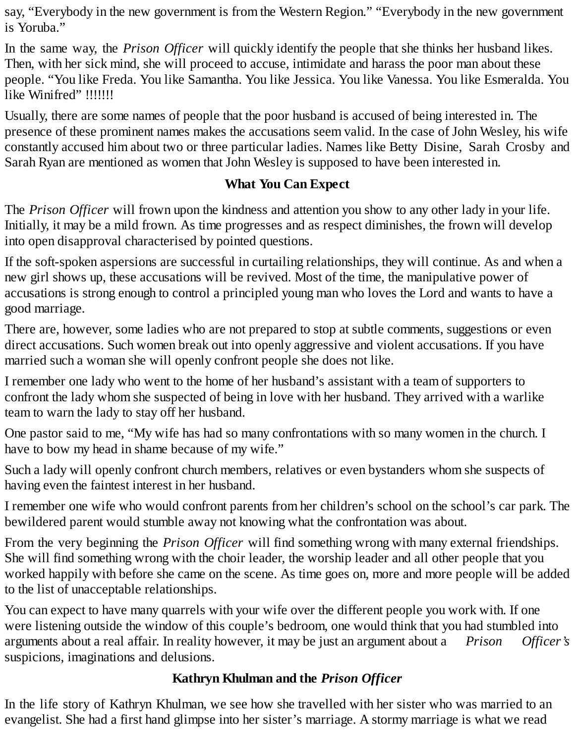say, “Everybody in the new government is from the Western Region.” “Everybody in the new government is Yoruba.”

In the same way, the *Prison Officer* will quickly identify the people that she thinks her husband likes. Then, with her sick mind, she will proceed to accuse, intimidate and harass the poor man about these people. “You like Freda. You like Samantha. You like Jessica. You like Vanessa. You like Esmeralda. You like Winifred” !!!!!!!

Usually, there are some names of people that the poor husband is accused of being interested in. The presence of these prominent names makes the accusations seem valid. In the case of John Wesley, his wife constantly accused him about two or three particular ladies. Names like Betty Disine, Sarah Crosby and Sarah Ryan are mentioned as women that John Wesley is supposed to have been interested in.

### What You Can Expect

The *Prison Officer* will frown upon the kindness and attention you show to any other lady in your life. Initially, it may be a mild frown. As time progresses and as respect diminishes, the frown will develop into open disapproval characterised by pointed questions.

If the soft-spoken aspersions are successful in curtailing relationships, they will continue. As and when a new girl shows up, these accusations will be revived. Most of the time, the manipulative power of accusations is strong enough to control a principled young man who loves the Lord and wants to have a good marriage.

There are, however, some ladies who are not prepared to stop at subtle comments, suggestions or even direct accusations. Such women break out into openly aggressive and violent accusations. If you have married such a woman she will openly confront people she does not like.

I remember one lady who went to the home of her husband’s assistant with a team of supporters to confront the lady whom she suspected of being in love with her husband. They arrived with a warlike team to warn the lady to stay off her husband.

One pastor said to me, “My wife has had so many confrontations with so many women in the church. I have to bow my head in shame because of my wife.”

Such a lady will openly confront church members, relatives or even bystanders whom she suspects of having even the faintest interest in her husband.

I remember one wife who would confront parents from her children’s school on the school’s car park. The bewildered parent would stumble away not knowing what the confrontation was about.

From the very beginning the *Prison Officer* will find something wrong with many external friendships. She will find something wrong with the choir leader, the worship leader and all other people that you worked happily with before she came on the scene. As time goes on, more and more people will be added to the list of unacceptable relationships.

You can expect to have many quarrels with your wife over the different people you work with. If one were listening outside the window of this couple’s bedroom, one would think that you had stumbled into arguments about a real affair. In reality however, it may be just an argument about a *Prison Officer’s* suspicions, imaginations and delusions.

### Kathryn Khulman and the *Prison Officer*

In the life story of Kathryn Khulman, we see how she travelled with her sister who was married to an evangelist. She had a first hand glimpse into her sister’s marriage. A stormy marriage is what we read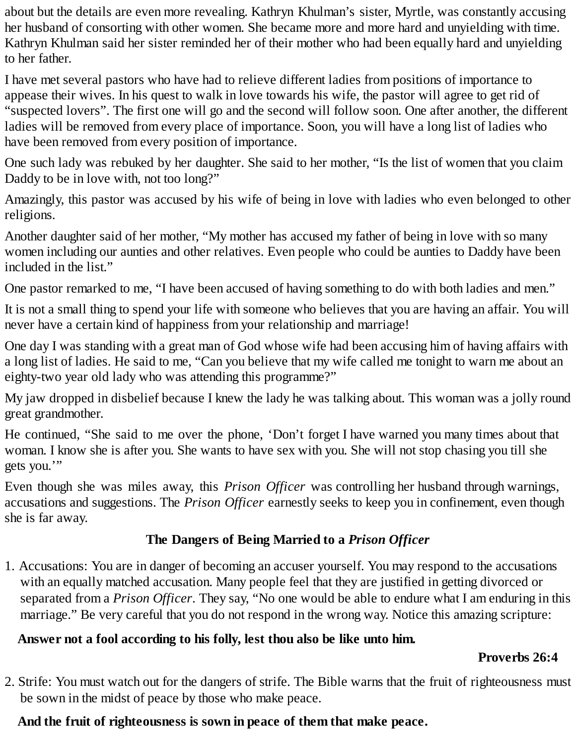about but the details are even more revealing. Kathryn Khulman's sister, Myrtle, was constantly accusing her husband of consorting with other women. She became more and more hard and unyielding with time. Kathryn Khulman said her sister reminded her of their mother who had been equally hard and unyielding to her father.

I have met several pastors who have had to relieve different ladies from positions of importance to appease their wives. In his quest to walk in love towards his wife, the pastor will agree to get rid of "suspected lovers". The first one will go and the second will follow soon. One after another, the different ladies will be removed from every place of importance. Soon, you will have a long list of ladies who have been removed from every position of importance.

One such lady was rebuked by her daughter. She said to her mother, "Is the list of women that you claim Daddy to be in love with, not too long?"

Amazingly, this pastor was accused by his wife of being in love with ladies who even belonged to other religions.

Another daughter said of her mother, "My mother has accused my father of being in love with so many women including our aunties and other relatives. Even people who could be aunties to Daddy have been included in the list."

One pastor remarked to me, "I have been accused of having something to do with both ladies and men."

It is not a small thing to spend your life with someone who believes that you are having an affair. You will never have a certain kind of happiness from your relationship and marriage!

One day I was standing with a great man of God whose wife had been accusing him of having affairs with a long list of ladies. He said to me, "Can you believe that my wife called me tonight to warn me about an eighty-two year old lady who was attending this programme?"

My jaw dropped in disbelief because I knew the lady he was talking about. This woman was a jolly round great grandmother.

He continued, "She said to me over the phone, 'Don't forget I have warned you many times about that woman. I know she is after you. She wants to have sex with you. She will not stop chasing you till she gets you.'"

Even though she was miles away, this *Prison Officer* was controlling her husband through warnings, accusations and suggestions. The *Prison Officer* earnestly seeks to keep you in confinement, even though she is far away.

### The Dangers of Being Married to a *Prison Officer*

1. Accusations: You are in danger of becoming an accuser yourself. You may respond to the accusations with an equally matched accusation. Many people feel that they are justified in getting divorced or separated from a *Prison Officer*. They say, "No one would be able to endure what I am enduring in this marriage." Be very careful that you do not respond in the wrong way. Notice this amazing scripture:

**Answer not a fool according to his folly, lest thou also be like unto him.**

**Proverbs 26:4**

2. Strife: You must watch out for the dangers of strife. The Bible warns that the fruit of righteousness must be sown in the midst of peace by those who make peace.

**And the fruit of righteousness is sown in peace of them that make peace.**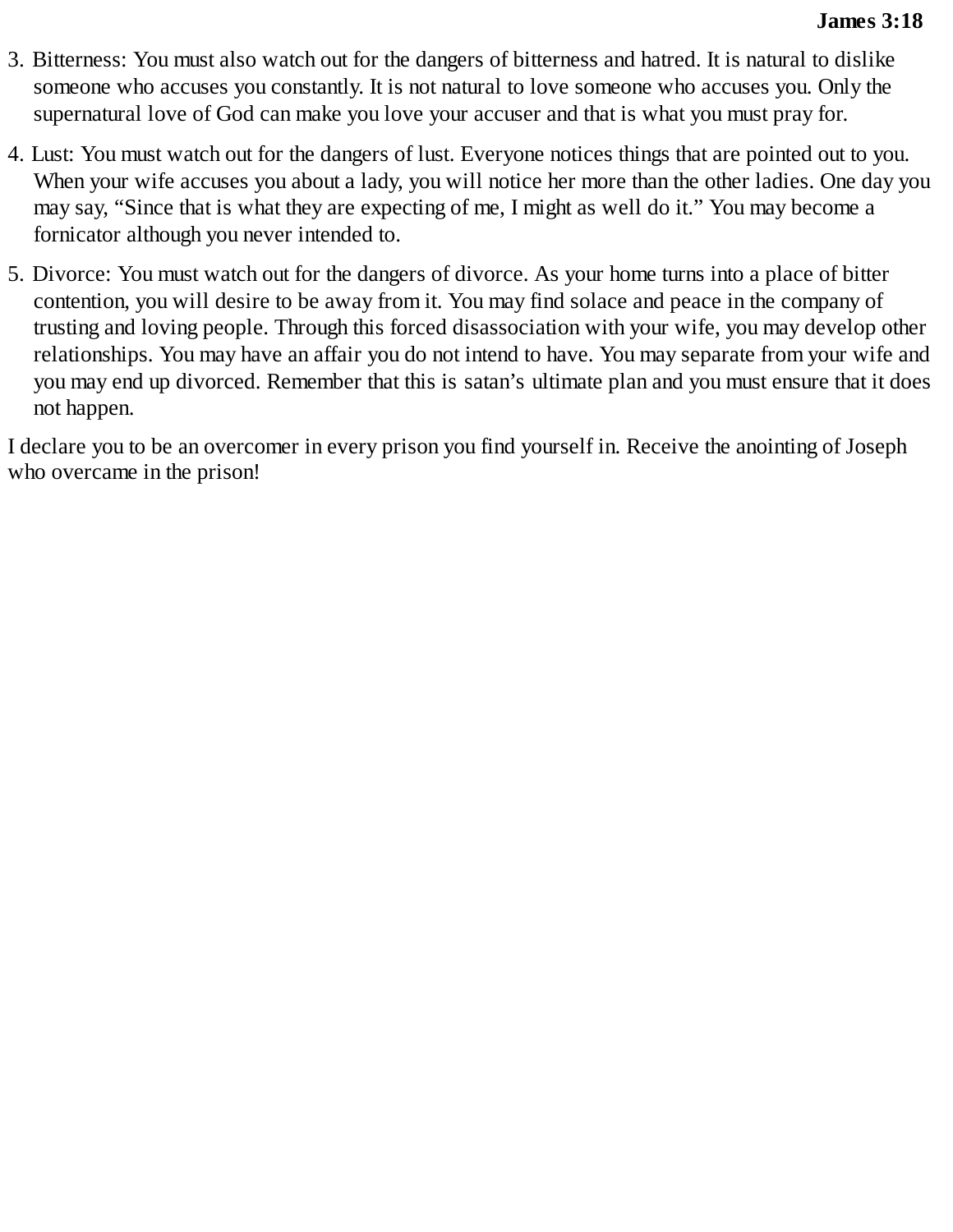**James 3:18**

3. Bitterness: You must also watch out for the dangers of bitterness and hatred. It is natural to dislike someone who accuses you constantly. It is not natural to love someone who accuses you. Only the supernatural love of God can make you love your accuser and that is what you must pray for.

4. Lust: You must watch out for the dangers of lust. Everyone notices things that are pointed out to you. When your wife accuses you about a lady, you will notice her more than the other ladies. One day you may say, "Since that is what they are expecting of me, I might as well do it." You may become a fornicator although you never intended to.

5. Divorce: You must watch out for the dangers of divorce. As your home turns into a place of bitter contention, you will desire to be away from it. You may find solace and peace in the company of trusting and loving people. Through this forced disassociation with your wife, you may develop other relationships. You may have an affair you do not intend to have. You may separate from your wife and you may end up divorced. Remember that this is satan's ultimate plan and you must ensure that it does not happen.

I declare you to be an overcomer in every prison you find yourself in. Receive the anointing of Joseph who overcame in the prison!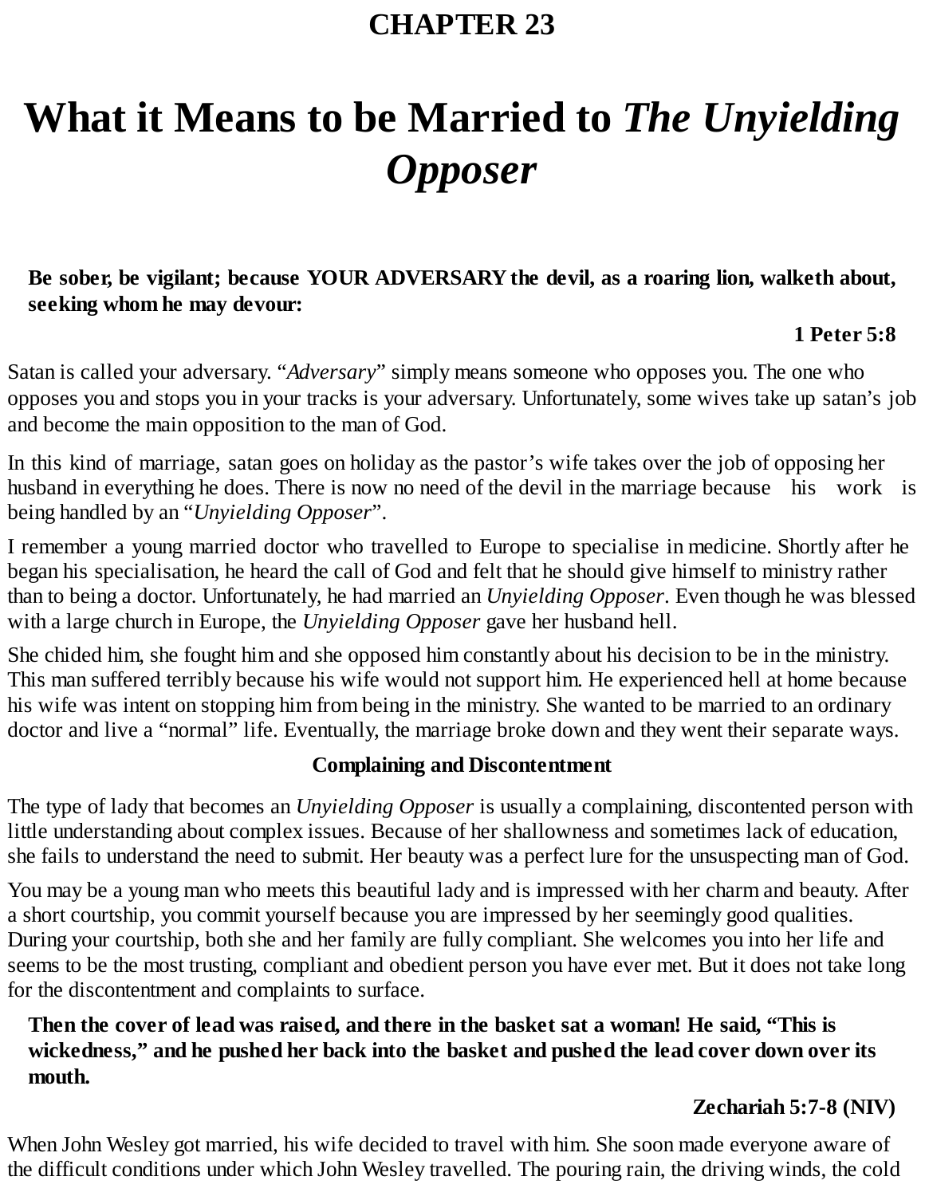# CHAPTER 23

# What it Means to be Married to *The Unyielding Opposer*

> **Be sober, be vigilant; because YOUR ADVERSARY the devil, as a roaring lion, walketh about, seeking whom he may devour:**
>
> **1 Peter 5:8**

Satan is called your adversary. "*Adversary*" simply means someone who opposes you. The one who opposes you and stops you in your tracks is your adversary. Unfortunately, some wives take up satan's job and become the main opposition to the man of God.

In this kind of marriage, satan goes on holiday as the pastor's wife takes over the job of opposing her husband in everything he does. There is now no need of the devil in the marriage because his work is being handled by an "*Unyielding Opposer*".

I remember a young married doctor who travelled to Europe to specialise in medicine. Shortly after he began his specialisation, he heard the call of God and felt that he should give himself to ministry rather than to being a doctor. Unfortunately, he had married an *Unyielding Opposer*. Even though he was blessed with a large church in Europe, the *Unyielding Opposer* gave her husband hell.

She chided him, she fought him and she opposed him constantly about his decision to be in the ministry. This man suffered terribly because his wife would not support him. He experienced hell at home because his wife was intent on stopping him from being in the ministry. She wanted to be married to an ordinary doctor and live a "normal" life. Eventually, the marriage broke down and they went their separate ways.

### Complaining and Discontentment

The type of lady that becomes an *Unyielding Opposer* is usually a complaining, discontented person with little understanding about complex issues. Because of her shallowness and sometimes lack of education, she fails to understand the need to submit. Her beauty was a perfect lure for the unsuspecting man of God.

You may be a young man who meets this beautiful lady and is impressed with her charm and beauty. After a short courtship, you commit yourself because you are impressed by her seemingly good qualities. During your courtship, both she and her family are fully compliant. She welcomes you into her life and seems to be the most trusting, compliant and obedient person you have ever met. But it does not take long for the discontentment and complaints to surface.

> **Then the cover of lead was raised, and there in the basket sat a woman! He said, "This is wickedness," and he pushed her back into the basket and pushed the lead cover down over its mouth.**
>
> **Zechariah 5:7-8 (NIV)**

When John Wesley got married, his wife decided to travel with him. She soon made everyone aware of the difficult conditions under which John Wesley travelled. The pouring rain, the driving winds, the cold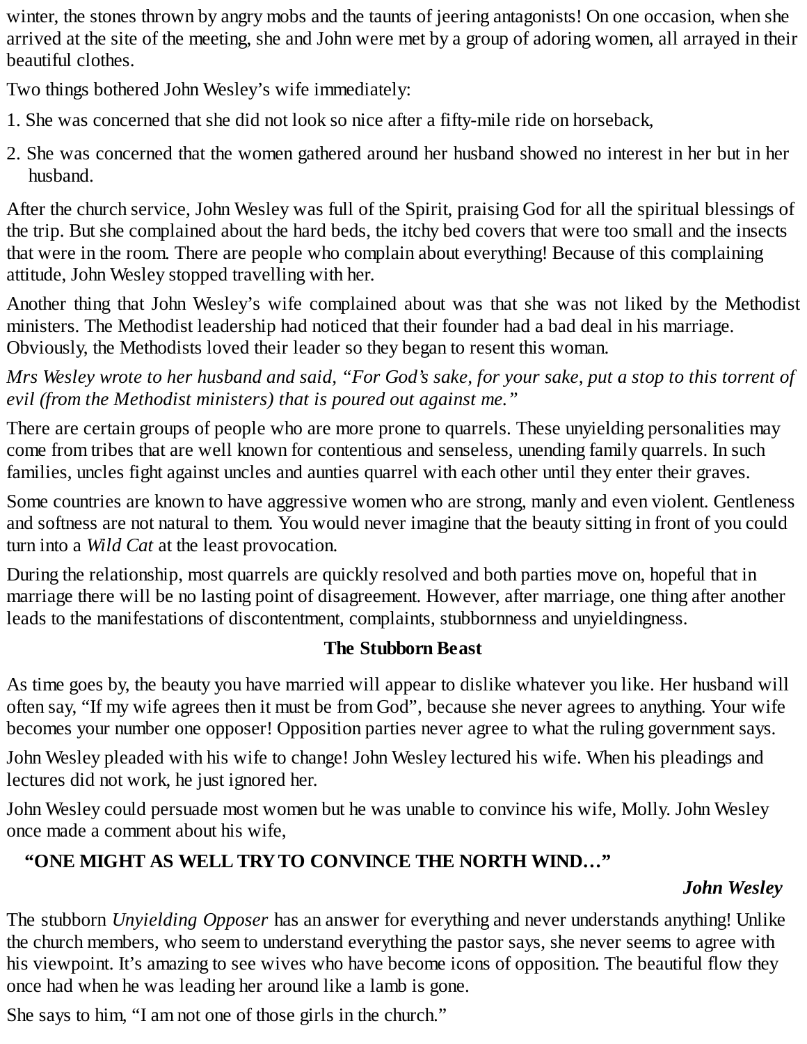winter, the stones thrown by angry mobs and the taunts of jeering antagonists! On one occasion, when she arrived at the site of the meeting, she and John were met by a group of adoring women, all arrayed in their beautiful clothes.

Two things bothered John Wesley's wife immediately:

1. She was concerned that she did not look so nice after a fifty-mile ride on horseback,
2. She was concerned that the women gathered around her husband showed no interest in her but in her husband.

After the church service, John Wesley was full of the Spirit, praising God for all the spiritual blessings of the trip. But she complained about the hard beds, the itchy bed covers that were too small and the insects that were in the room. There are people who complain about everything! Because of this complaining attitude, John Wesley stopped travelling with her.

Another thing that John Wesley's wife complained about was that she was not liked by the Methodist ministers. The Methodist leadership had noticed that their founder had a bad deal in his marriage. Obviously, the Methodists loved their leader so they began to resent this woman.

*Mrs Wesley wrote to her husband and said, "For God's sake, for your sake, put a stop to this torrent of evil (from the Methodist ministers) that is poured out against me."*

There are certain groups of people who are more prone to quarrels. These unyielding personalities may come from tribes that are well known for contentious and senseless, unending family quarrels. In such families, uncles fight against uncles and aunties quarrel with each other until they enter their graves.

Some countries are known to have aggressive women who are strong, manly and even violent. Gentleness and softness are not natural to them. You would never imagine that the beauty sitting in front of you could turn into a *Wild Cat* at the least provocation.

During the relationship, most quarrels are quickly resolved and both parties move on, hopeful that in marriage there will be no lasting point of disagreement. However, after marriage, one thing after another leads to the manifestations of discontentment, complaints, stubbornness and unyieldingness.

### The Stubborn Beast

As time goes by, the beauty you have married will appear to dislike whatever you like. Her husband will often say, "If my wife agrees then it must be from God", because she never agrees to anything. Your wife becomes your number one opposer! Opposition parties never agree to what the ruling government says.

John Wesley pleaded with his wife to change! John Wesley lectured his wife. When his pleadings and lectures did not work, he just ignored her.

John Wesley could persuade most women but he was unable to convince his wife, Molly. John Wesley once made a comment about his wife,

**"ONE MIGHT AS WELL TRY TO CONVINCE THE NORTH WIND…"**

***John Wesley***

The stubborn *Unyielding Opposer* has an answer for everything and never understands anything! Unlike the church members, who seem to understand everything the pastor says, she never seems to agree with his viewpoint. It's amazing to see wives who have become icons of opposition. The beautiful flow they once had when he was leading her around like a lamb is gone.

She says to him, "I am not one of those girls in the church."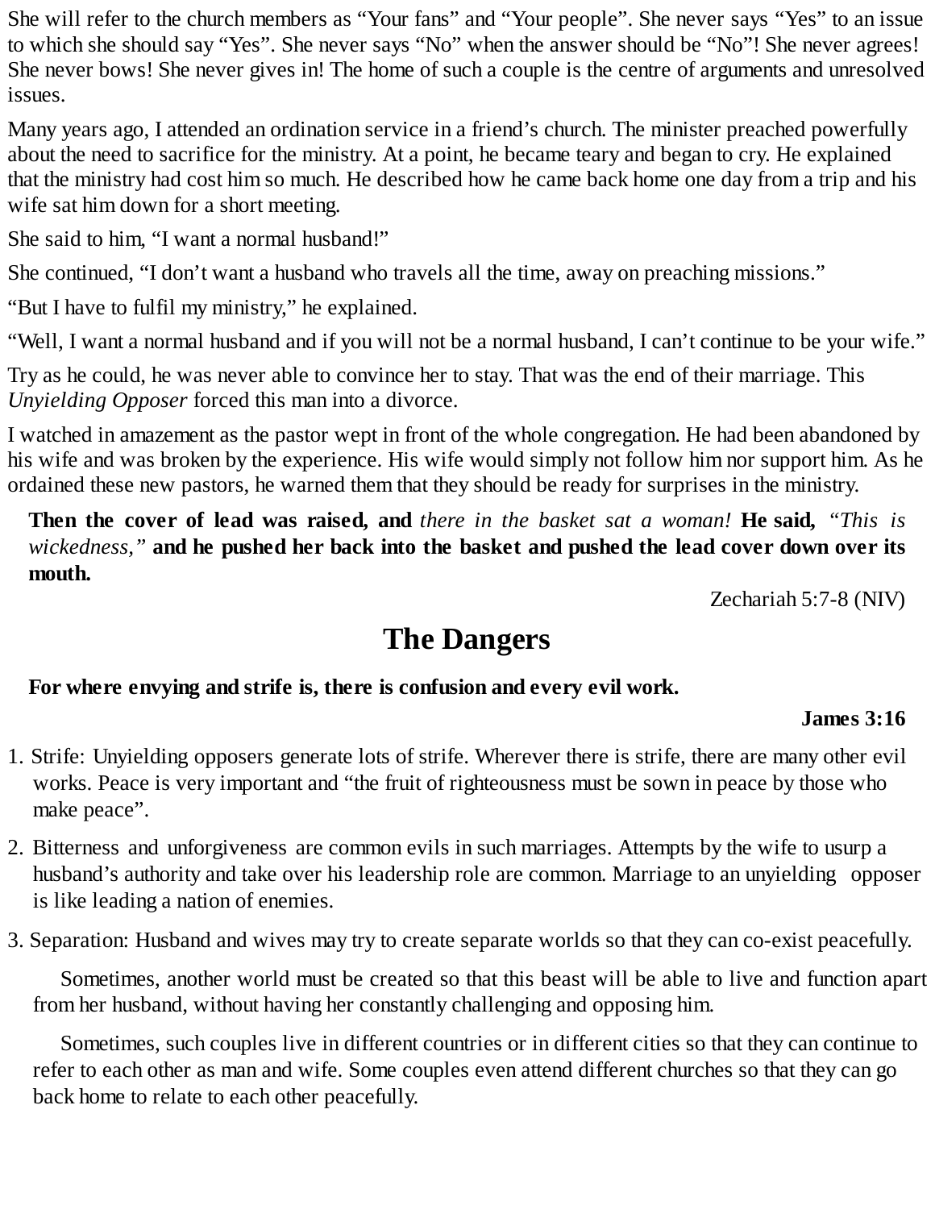She will refer to the church members as “Your fans” and “Your people”. She never says “Yes” to an issue to which she should say “Yes”. She never says “No” when the answer should be “No”! She never agrees! She never bows! She never gives in! The home of such a couple is the centre of arguments and unresolved issues.

Many years ago, I attended an ordination service in a friend’s church. The minister preached powerfully about the need to sacrifice for the ministry. At a point, he became teary and began to cry. He explained that the ministry had cost him so much. He described how he came back home one day from a trip and his wife sat him down for a short meeting.

She said to him, “I want a normal husband!”

She continued, “I don’t want a husband who travels all the time, away on preaching missions.”

“But I have to fulfil my ministry,” he explained.

“Well, I want a normal husband and if you will not be a normal husband, I can’t continue to be your wife.”

Try as he could, he was never able to convince her to stay. That was the end of their marriage. This *Unyielding Opposer* forced this man into a divorce.

I watched in amazement as the pastor wept in front of the whole congregation. He had been abandoned by his wife and was broken by the experience. His wife would simply not follow him nor support him. As he ordained these new pastors, he warned them that they should be ready for surprises in the ministry.

> **Then the cover of lead was raised, and** *there in the basket sat a woman!* **He said,** *“This is wickedness,”* **and he pushed her back into the basket and pushed the lead cover down over its mouth.**
>
> Zechariah 5:7-8 (NIV)

## The Dangers

> **For where envying and strife is, there is confusion and every evil work.**
>
> **James 3:16**

1. Strife: Unyielding opposers generate lots of strife. Wherever there is strife, there are many other evil works. Peace is very important and “the fruit of righteousness must be sown in peace by those who make peace”.
2. Bitterness and unforgiveness are common evils in such marriages. Attempts by the wife to usurp a husband’s authority and take over his leadership role are common. Marriage to an unyielding opposer is like leading a nation of enemies.
3. Separation: Husband and wives may try to create separate worlds so that they can co-exist peacefully.

   Sometimes, another world must be created so that this beast will be able to live and function apart from her husband, without having her constantly challenging and opposing him.

   Sometimes, such couples live in different countries or in different cities so that they can continue to refer to each other as man and wife. Some couples even attend different churches so that they can go back home to relate to each other peacefully.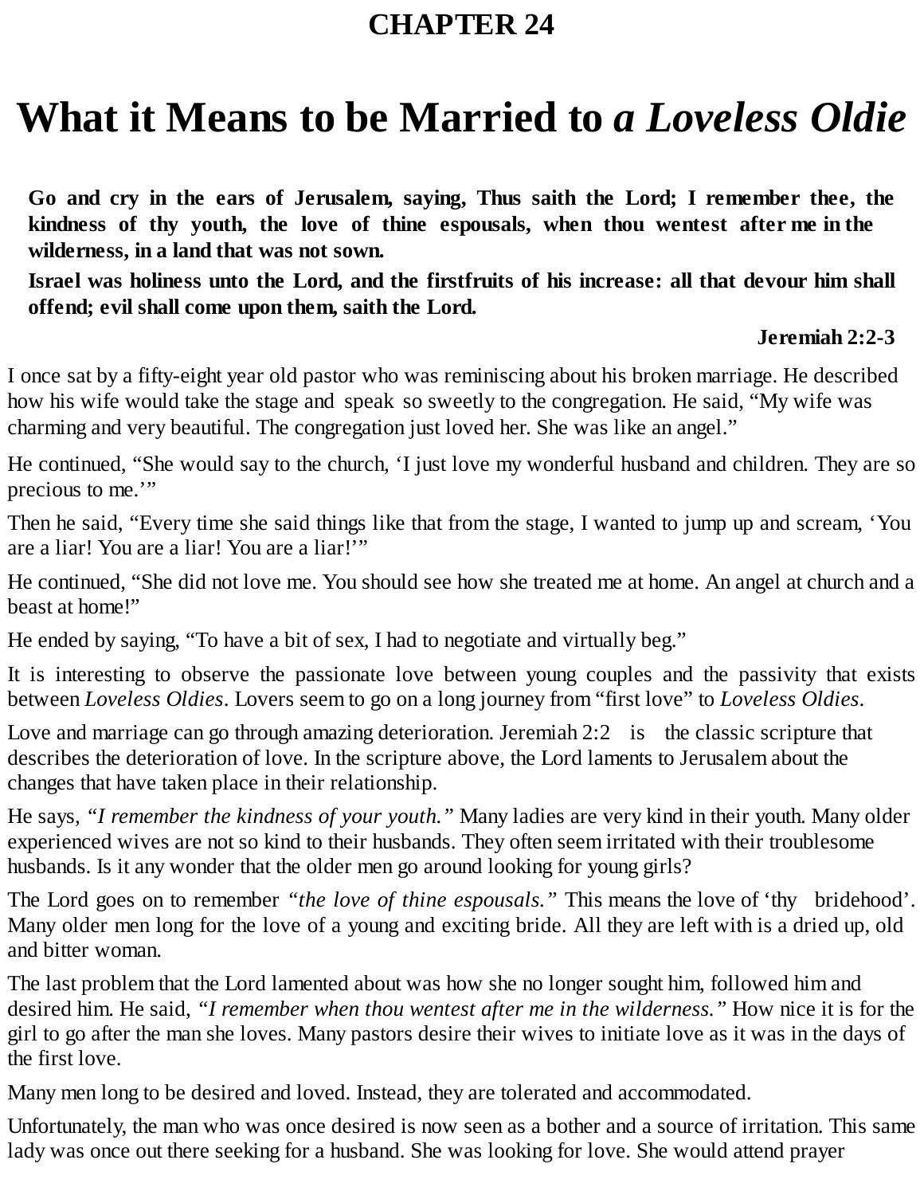## CHAPTER 24

# What it Means to be Married to *a Loveless Oldie*

> **Go and cry in the ears of Jerusalem, saying, Thus saith the Lord; I remember thee, the kindness of thy youth, the love of thine espousals, when thou wentest after me in the wilderness, in a land that was not sown.**
>
> **Israel was holiness unto the Lord, and the firstfruits of his increase: all that devour him shall offend; evil shall come upon them, saith the Lord.**
>
> **Jeremiah 2:2-3**

I once sat by a fifty-eight year old pastor who was reminiscing about his broken marriage. He described how his wife would take the stage and speak so sweetly to the congregation. He said, "My wife was charming and very beautiful. The congregation just loved her. She was like an angel."

He continued, "She would say to the church, 'I just love my wonderful husband and children. They are so precious to me.'"

Then he said, "Every time she said things like that from the stage, I wanted to jump up and scream, 'You are a liar! You are a liar! You are a liar!'"

He continued, "She did not love me. You should see how she treated me at home. An angel at church and a beast at home!"

He ended by saying, "To have a bit of sex, I had to negotiate and virtually beg."

It is interesting to observe the passionate love between young couples and the passivity that exists between *Loveless Oldies*. Lovers seem to go on a long journey from "first love" to *Loveless Oldies*.

Love and marriage can go through amazing deterioration. Jeremiah 2:2 is the classic scripture that describes the deterioration of love. In the scripture above, the Lord laments to Jerusalem about the changes that have taken place in their relationship.

He says, *"I remember the kindness of your youth."* Many ladies are very kind in their youth. Many older experienced wives are not so kind to their husbands. They often seem irritated with their troublesome husbands. Is it any wonder that the older men go around looking for young girls?

The Lord goes on to remember *"the love of thine espousals."* This means the love of 'thy bridehood'. Many older men long for the love of a young and exciting bride. All they are left with is a dried up, old and bitter woman.

The last problem that the Lord lamented about was how she no longer sought him, followed him and desired him. He said, *"I remember when thou wentest after me in the wilderness."* How nice it is for the girl to go after the man she loves. Many pastors desire their wives to initiate love as it was in the days of the first love.

Many men long to be desired and loved. Instead, they are tolerated and accommodated.

Unfortunately, the man who was once desired is now seen as a bother and a source of irritation. This same lady was once out there seeking for a husband. She was looking for love. She would attend prayer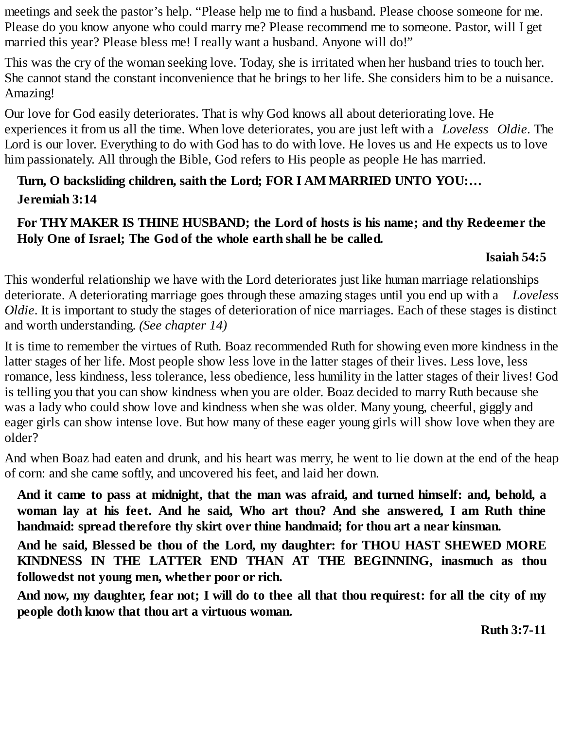meetings and seek the pastor's help. "Please help me to find a husband. Please choose someone for me. Please do you know anyone who could marry me? Please recommend me to someone. Pastor, will I get married this year? Please bless me! I really want a husband. Anyone will do!"

This was the cry of the woman seeking love. Today, she is irritated when her husband tries to touch her. She cannot stand the constant inconvenience that he brings to her life. She considers him to be a nuisance. Amazing!

Our love for God easily deteriorates. That is why God knows all about deteriorating love. He experiences it from us all the time. When love deteriorates, you are just left with a *Loveless Oldie*. The Lord is our lover. Everything to do with God has to do with love. He loves us and He expects us to love him passionately. All through the Bible, God refers to His people as people He has married.

> **Turn, O backsliding children, saith the Lord; FOR I AM MARRIED UNTO YOU:…**
> **Jeremiah 3:14**

> **For THY MAKER IS THINE HUSBAND; the Lord of hosts is his name; and thy Redeemer the Holy One of Israel; The God of the whole earth shall he be called.**
>
> **Isaiah 54:5**

This wonderful relationship we have with the Lord deteriorates just like human marriage relationships deteriorate. A deteriorating marriage goes through these amazing stages until you end up with a *Loveless Oldie*. It is important to study the stages of deterioration of nice marriages. Each of these stages is distinct and worth understanding. *(See chapter 14)*

It is time to remember the virtues of Ruth. Boaz recommended Ruth for showing even more kindness in the latter stages of her life. Most people show less love in the latter stages of their lives. Less love, less romance, less kindness, less tolerance, less obedience, less humility in the latter stages of their lives! God is telling you that you can show kindness when you are older. Boaz decided to marry Ruth because she was a lady who could show love and kindness when she was older. Many young, cheerful, giggly and eager girls can show intense love. But how many of these eager young girls will show love when they are older?

And when Boaz had eaten and drunk, and his heart was merry, he went to lie down at the end of the heap of corn: and she came softly, and uncovered his feet, and laid her down.

> **And it came to pass at midnight, that the man was afraid, and turned himself: and, behold, a woman lay at his feet. And he said, Who art thou? And she answered, I am Ruth thine handmaid: spread therefore thy skirt over thine handmaid; for thou art a near kinsman.**
>
> **And he said, Blessed be thou of the Lord, my daughter: for THOU HAST SHEWED MORE KINDNESS IN THE LATTER END THAN AT THE BEGINNING, inasmuch as thou followedst not young men, whether poor or rich.**
>
> **And now, my daughter, fear not; I will do to thee all that thou requirest: for all the city of my people doth know that thou art a virtuous woman.**
>
> **Ruth 3:7-11**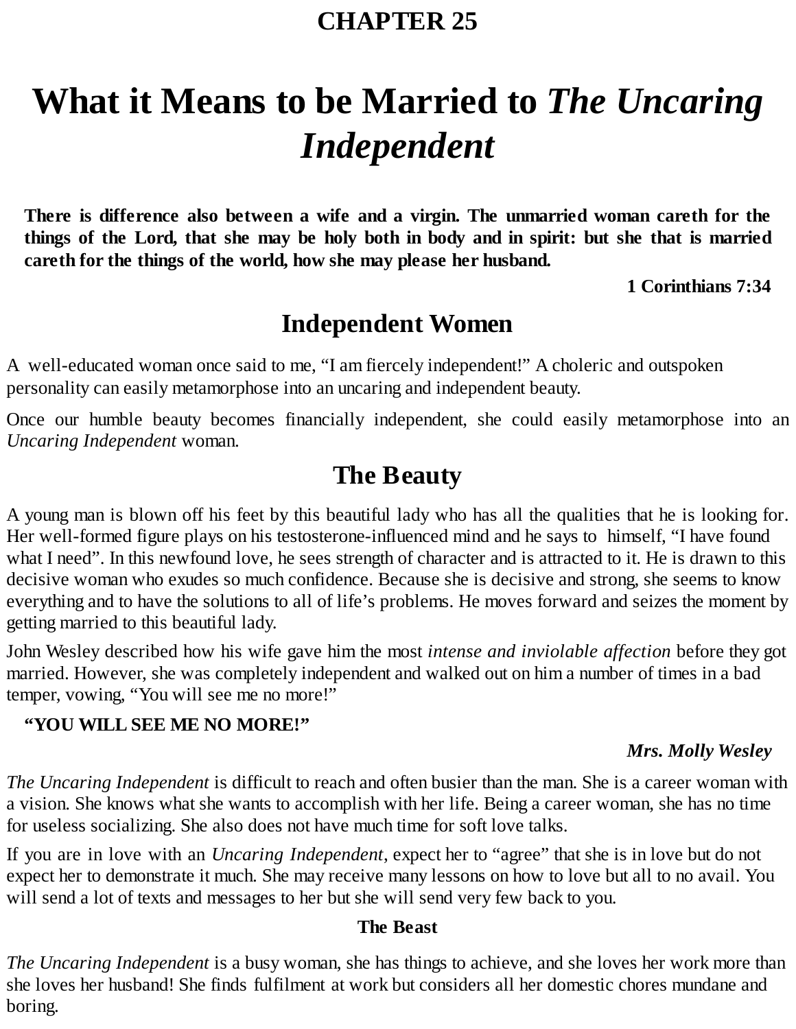**CHAPTER 25**

# What it Means to be Married to *The Uncaring Independent*

**There is difference also between a wife and a virgin. The unmarried woman careth for the things of the Lord, that she may be holy both in body and in spirit: but she that is married careth for the things of the world, how she may please her husband.**

**1 Corinthians 7:34**

## Independent Women

A well-educated woman once said to me, "I am fiercely independent!" A choleric and outspoken personality can easily metamorphose into an uncaring and independent beauty.

Once our humble beauty becomes financially independent, she could easily metamorphose into an *Uncaring Independent* woman.

## The Beauty

A young man is blown off his feet by this beautiful lady who has all the qualities that he is looking for. Her well-formed figure plays on his testosterone-influenced mind and he says to himself, "I have found what I need". In this newfound love, he sees strength of character and is attracted to it. He is drawn to this decisive woman who exudes so much confidence. Because she is decisive and strong, she seems to know everything and to have the solutions to all of life's problems. He moves forward and seizes the moment by getting married to this beautiful lady.

John Wesley described how his wife gave him the most *intense and inviolable affection* before they got married. However, she was completely independent and walked out on him a number of times in a bad temper, vowing, "You will see me no more!"

**"YOU WILL SEE ME NO MORE!"**

***Mrs. Molly Wesley***

*The Uncaring Independent* is difficult to reach and often busier than the man. She is a career woman with a vision. She knows what she wants to accomplish with her life. Being a career woman, she has no time for useless socializing. She also does not have much time for soft love talks.

If you are in love with an *Uncaring Independent*, expect her to "agree" that she is in love but do not expect her to demonstrate it much. She may receive many lessons on how to love but all to no avail. You will send a lot of texts and messages to her but she will send very few back to you.

### The Beast

*The Uncaring Independent* is a busy woman, she has things to achieve, and she loves her work more than she loves her husband! She finds fulfilment at work but considers all her domestic chores mundane and boring.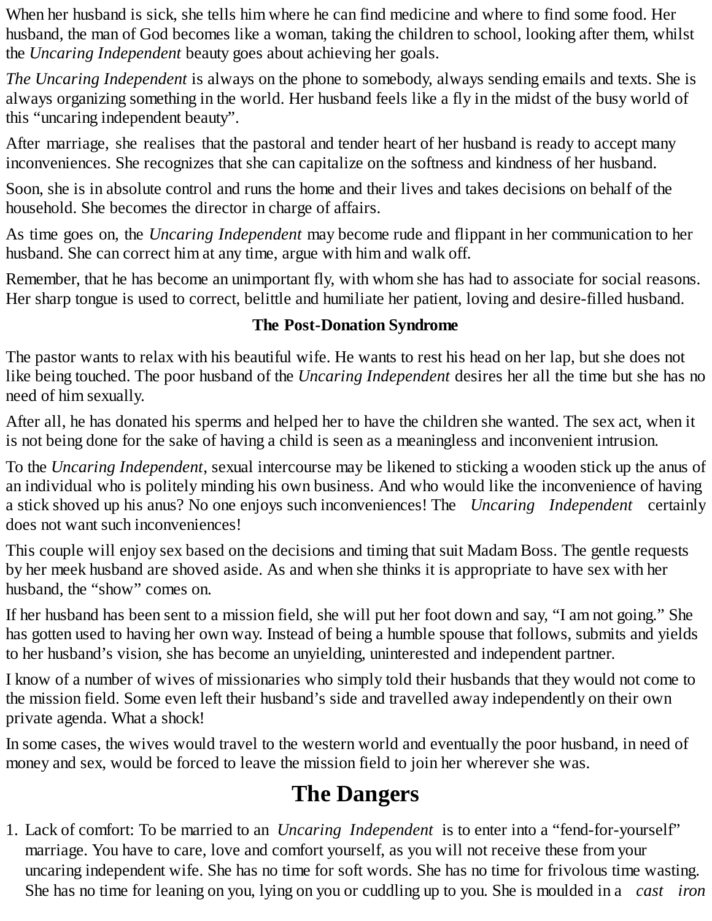When her husband is sick, she tells him where he can find medicine and where to find some food. Her husband, the man of God becomes like a woman, taking the children to school, looking after them, whilst the *Uncaring Independent* beauty goes about achieving her goals.

*The Uncaring Independent* is always on the phone to somebody, always sending emails and texts. She is always organizing something in the world. Her husband feels like a fly in the midst of the busy world of this "uncaring independent beauty".

After marriage, she realises that the pastoral and tender heart of her husband is ready to accept many inconveniences. She recognizes that she can capitalize on the softness and kindness of her husband.

Soon, she is in absolute control and runs the home and their lives and takes decisions on behalf of the household. She becomes the director in charge of affairs.

As time goes on, the *Uncaring Independent* may become rude and flippant in her communication to her husband. She can correct him at any time, argue with him and walk off.

Remember, that he has become an unimportant fly, with whom she has had to associate for social reasons. Her sharp tongue is used to correct, belittle and humiliate her patient, loving and desire-filled husband.

**The Post-Donation Syndrome**

The pastor wants to relax with his beautiful wife. He wants to rest his head on her lap, but she does not like being touched. The poor husband of the *Uncaring Independent* desires her all the time but she has no need of him sexually.

After all, he has donated his sperms and helped her to have the children she wanted. The sex act, when it is not being done for the sake of having a child is seen as a meaningless and inconvenient intrusion.

To the *Uncaring Independent*, sexual intercourse may be likened to sticking a wooden stick up the anus of an individual who is politely minding his own business. And who would like the inconvenience of having a stick shoved up his anus? No one enjoys such inconveniences! The *Uncaring Independent* certainly does not want such inconveniences!

This couple will enjoy sex based on the decisions and timing that suit Madam Boss. The gentle requests by her meek husband are shoved aside. As and when she thinks it is appropriate to have sex with her husband, the "show" comes on.

If her husband has been sent to a mission field, she will put her foot down and say, "I am not going." She has gotten used to having her own way. Instead of being a humble spouse that follows, submits and yields to her husband's vision, she has become an unyielding, uninterested and independent partner.

I know of a number of wives of missionaries who simply told their husbands that they would not come to the mission field. Some even left their husband's side and travelled away independently on their own private agenda. What a shock!

In some cases, the wives would travel to the western world and eventually the poor husband, in need of money and sex, would be forced to leave the mission field to join her wherever she was.

## The Dangers

1. Lack of comfort: To be married to an *Uncaring Independent* is to enter into a "fend-for-yourself" marriage. You have to care, love and comfort yourself, as you will not receive these from your uncaring independent wife. She has no time for soft words. She has no time for frivolous time wasting. She has no time for leaning on you, lying on you or cuddling up to you. She is moulded in a *cast iron*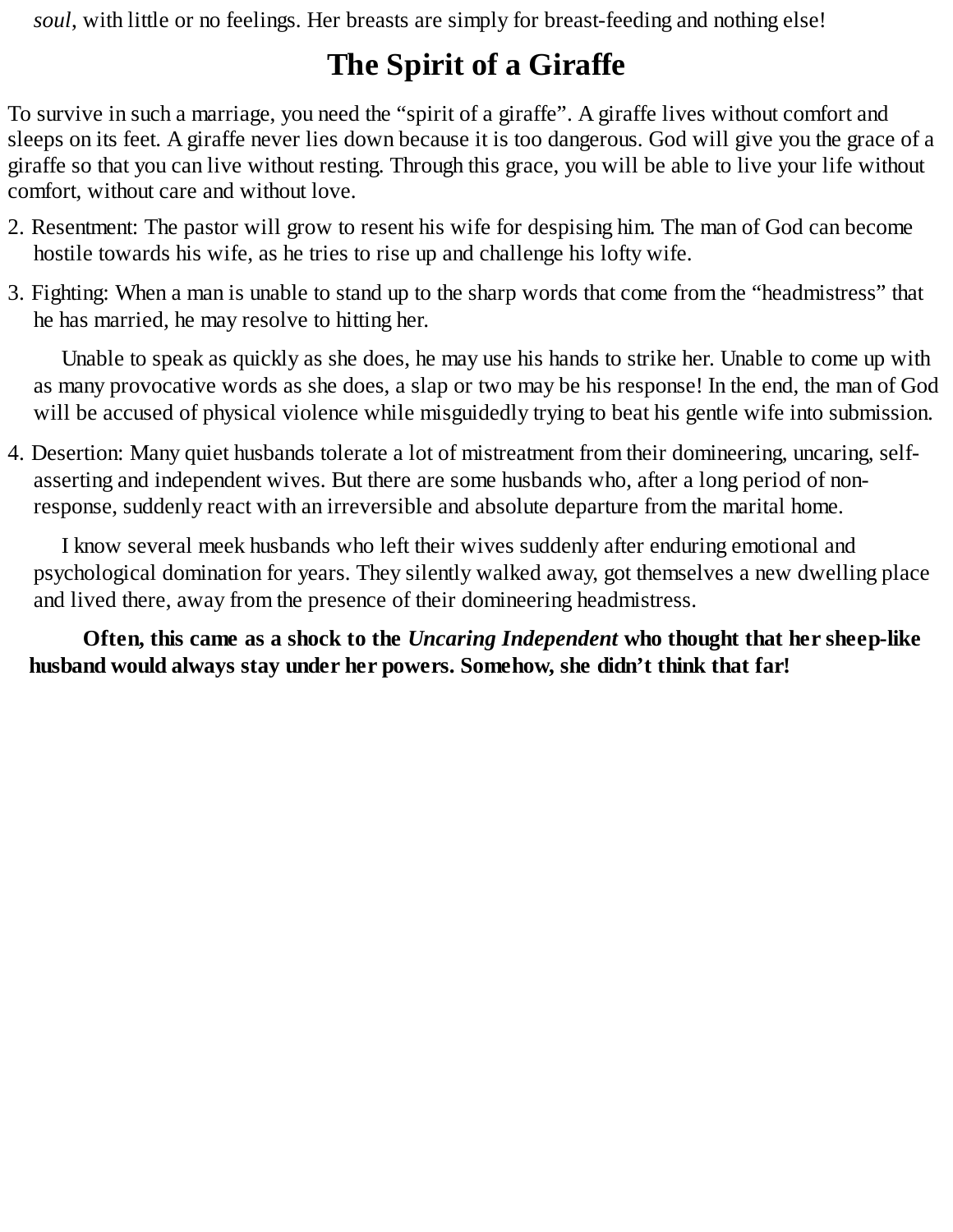*soul*, with little or no feelings. Her breasts are simply for breast-feeding and nothing else!

## The Spirit of a Giraffe

To survive in such a marriage, you need the "spirit of a giraffe". A giraffe lives without comfort and sleeps on its feet. A giraffe never lies down because it is too dangerous. God will give you the grace of a giraffe so that you can live without resting. Through this grace, you will be able to live your life without comfort, without care and without love.

2. Resentment: The pastor will grow to resent his wife for despising him. The man of God can become hostile towards his wife, as he tries to rise up and challenge his lofty wife.

3. Fighting: When a man is unable to stand up to the sharp words that come from the "headmistress" that he has married, he may resolve to hitting her.

   Unable to speak as quickly as she does, he may use his hands to strike her. Unable to come up with as many provocative words as she does, a slap or two may be his response! In the end, the man of God will be accused of physical violence while misguidedly trying to beat his gentle wife into submission.

4. Desertion: Many quiet husbands tolerate a lot of mistreatment from their domineering, uncaring, self-asserting and independent wives. But there are some husbands who, after a long period of non-response, suddenly react with an irreversible and absolute departure from the marital home.

   I know several meek husbands who left their wives suddenly after enduring emotional and psychological domination for years. They silently walked away, got themselves a new dwelling place and lived there, away from the presence of their domineering headmistress.

**Often, this came as a shock to the *Uncaring Independent* who thought that her sheep-like husband would always stay under her powers. Somehow, she didn't think that far!**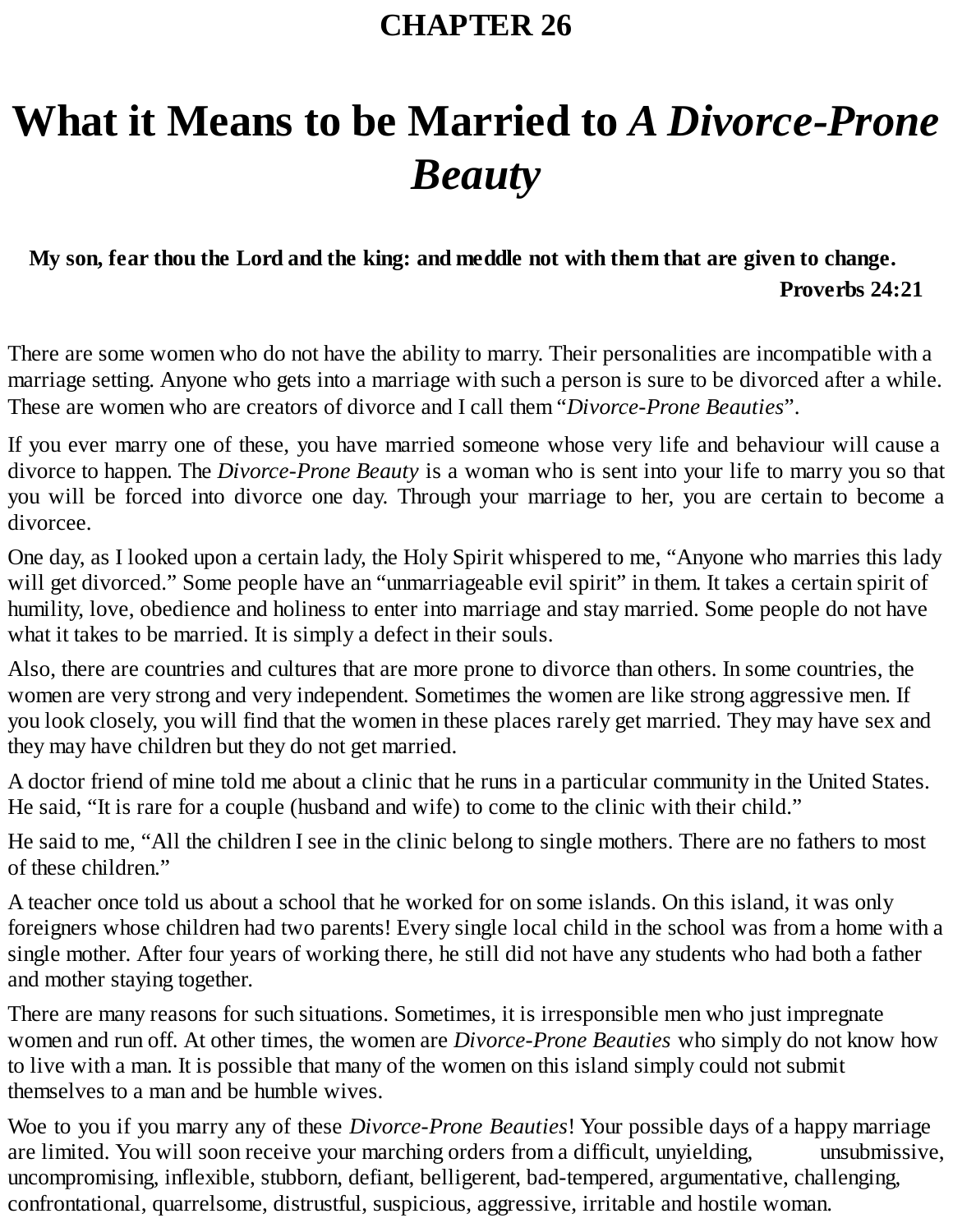# CHAPTER 26

# What it Means to be Married to *A Divorce-Prone Beauty*

**My son, fear thou the Lord and the king: and meddle not with them that are given to change.**

**Proverbs 24:21**

There are some women who do not have the ability to marry. Their personalities are incompatible with a marriage setting. Anyone who gets into a marriage with such a person is sure to be divorced after a while. These are women who are creators of divorce and I call them "*Divorce-Prone Beauties*".

If you ever marry one of these, you have married someone whose very life and behaviour will cause a divorce to happen. The *Divorce-Prone Beauty* is a woman who is sent into your life to marry you so that you will be forced into divorce one day. Through your marriage to her, you are certain to become a divorcee.

One day, as I looked upon a certain lady, the Holy Spirit whispered to me, "Anyone who marries this lady will get divorced." Some people have an "unmarriageable evil spirit" in them. It takes a certain spirit of humility, love, obedience and holiness to enter into marriage and stay married. Some people do not have what it takes to be married. It is simply a defect in their souls.

Also, there are countries and cultures that are more prone to divorce than others. In some countries, the women are very strong and very independent. Sometimes the women are like strong aggressive men. If you look closely, you will find that the women in these places rarely get married. They may have sex and they may have children but they do not get married.

A doctor friend of mine told me about a clinic that he runs in a particular community in the United States. He said, "It is rare for a couple (husband and wife) to come to the clinic with their child."

He said to me, "All the children I see in the clinic belong to single mothers. There are no fathers to most of these children."

A teacher once told us about a school that he worked for on some islands. On this island, it was only foreigners whose children had two parents! Every single local child in the school was from a home with a single mother. After four years of working there, he still did not have any students who had both a father and mother staying together.

There are many reasons for such situations. Sometimes, it is irresponsible men who just impregnate women and run off. At other times, the women are *Divorce-Prone Beauties* who simply do not know how to live with a man. It is possible that many of the women on this island simply could not submit themselves to a man and be humble wives.

Woe to you if you marry any of these *Divorce-Prone Beauties*! Your possible days of a happy marriage are limited. You will soon receive your marching orders from a difficult, unyielding, unsubmissive, uncompromising, inflexible, stubborn, defiant, belligerent, bad-tempered, argumentative, challenging, confrontational, quarrelsome, distrustful, suspicious, aggressive, irritable and hostile woman.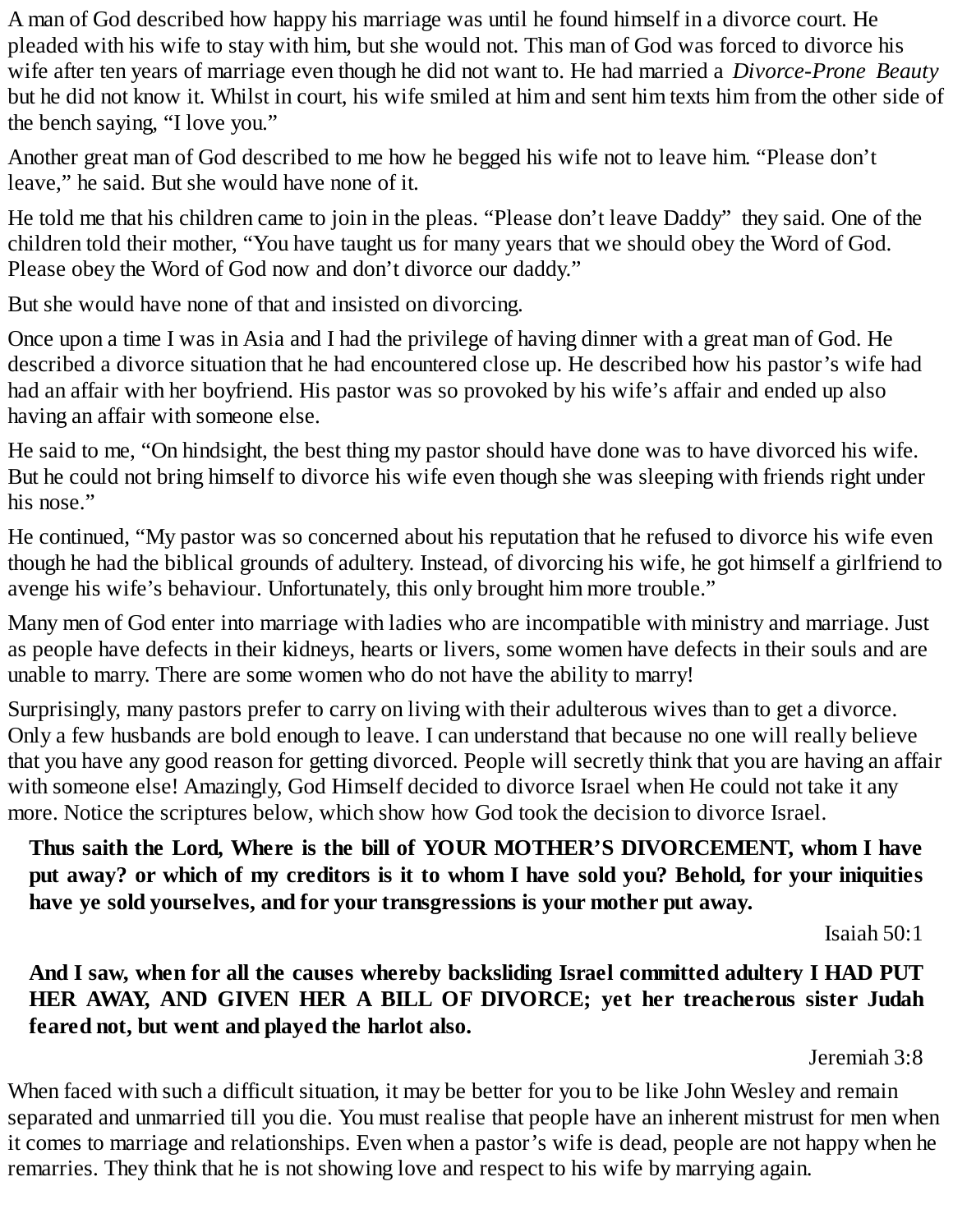A man of God described how happy his marriage was until he found himself in a divorce court. He pleaded with his wife to stay with him, but she would not. This man of God was forced to divorce his wife after ten years of marriage even though he did not want to. He had married a *Divorce-Prone Beauty* but he did not know it. Whilst in court, his wife smiled at him and sent him texts him from the other side of the bench saying, "I love you."

Another great man of God described to me how he begged his wife not to leave him. "Please don't leave," he said. But she would have none of it.

He told me that his children came to join in the pleas. "Please don't leave Daddy" they said. One of the children told their mother, "You have taught us for many years that we should obey the Word of God. Please obey the Word of God now and don't divorce our daddy."

But she would have none of that and insisted on divorcing.

Once upon a time I was in Asia and I had the privilege of having dinner with a great man of God. He described a divorce situation that he had encountered close up. He described how his pastor's wife had had an affair with her boyfriend. His pastor was so provoked by his wife's affair and ended up also having an affair with someone else.

He said to me, "On hindsight, the best thing my pastor should have done was to have divorced his wife. But he could not bring himself to divorce his wife even though she was sleeping with friends right under his nose."

He continued, "My pastor was so concerned about his reputation that he refused to divorce his wife even though he had the biblical grounds of adultery. Instead, of divorcing his wife, he got himself a girlfriend to avenge his wife's behaviour. Unfortunately, this only brought him more trouble."

Many men of God enter into marriage with ladies who are incompatible with ministry and marriage. Just as people have defects in their kidneys, hearts or livers, some women have defects in their souls and are unable to marry. There are some women who do not have the ability to marry!

Surprisingly, many pastors prefer to carry on living with their adulterous wives than to get a divorce. Only a few husbands are bold enough to leave. I can understand that because no one will really believe that you have any good reason for getting divorced. People will secretly think that you are having an affair with someone else! Amazingly, God Himself decided to divorce Israel when He could not take it any more. Notice the scriptures below, which show how God took the decision to divorce Israel.

> **Thus saith the Lord, Where is the bill of YOUR MOTHER'S DIVORCEMENT, whom I have put away? or which of my creditors is it to whom I have sold you? Behold, for your iniquities have ye sold yourselves, and for your transgressions is your mother put away.**
>
> Isaiah 50:1

> **And I saw, when for all the causes whereby backsliding Israel committed adultery I HAD PUT HER AWAY, AND GIVEN HER A BILL OF DIVORCE; yet her treacherous sister Judah feared not, but went and played the harlot also.**
>
> Jeremiah 3:8

When faced with such a difficult situation, it may be better for you to be like John Wesley and remain separated and unmarried till you die. You must realise that people have an inherent mistrust for men when it comes to marriage and relationships. Even when a pastor's wife is dead, people are not happy when he remarries. They think that he is not showing love and respect to his wife by marrying again.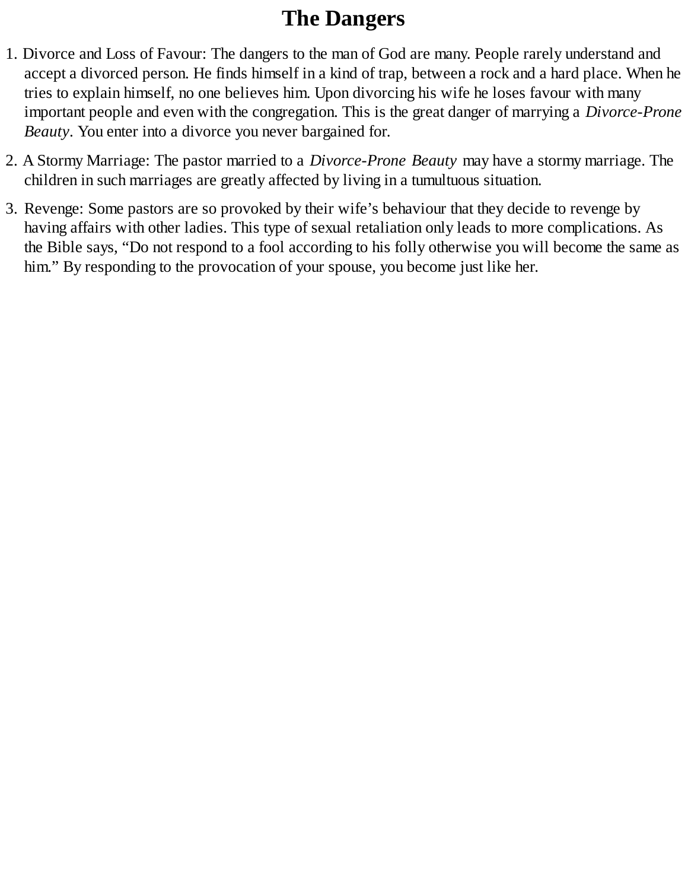# The Dangers

1. Divorce and Loss of Favour: The dangers to the man of God are many. People rarely understand and accept a divorced person. He finds himself in a kind of trap, between a rock and a hard place. When he tries to explain himself, no one believes him. Upon divorcing his wife he loses favour with many important people and even with the congregation. This is the great danger of marrying a *Divorce-Prone Beauty*. You enter into a divorce you never bargained for.

2. A Stormy Marriage: The pastor married to a *Divorce-Prone Beauty* may have a stormy marriage. The children in such marriages are greatly affected by living in a tumultuous situation.

3. Revenge: Some pastors are so provoked by their wife's behaviour that they decide to revenge by having affairs with other ladies. This type of sexual retaliation only leads to more complications. As the Bible says, "Do not respond to a fool according to his folly otherwise you will become the same as him." By responding to the provocation of your spouse, you become just like her.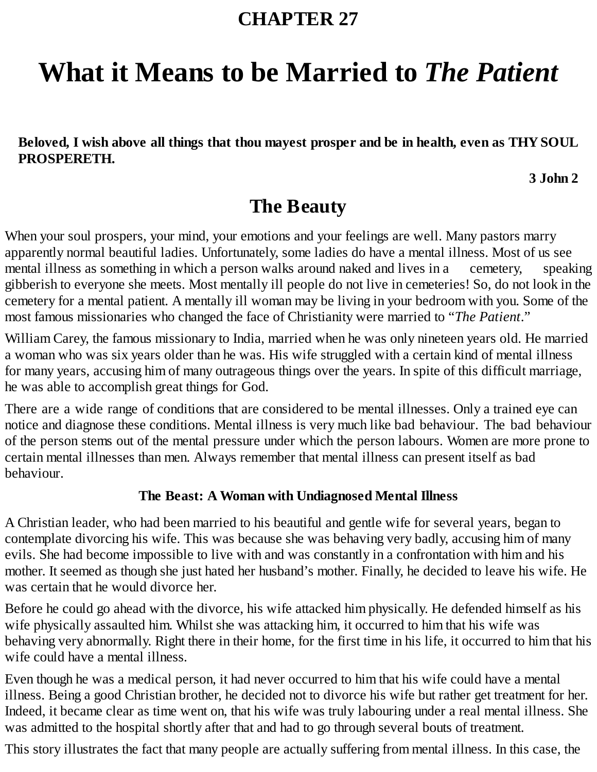# CHAPTER 27

# What it Means to be Married to *The Patient*

**Beloved, I wish above all things that thou mayest prosper and be in health, even as THY SOUL PROSPERETH.**

**3 John 2**

## The Beauty

When your soul prospers, your mind, your emotions and your feelings are well. Many pastors marry apparently normal beautiful ladies. Unfortunately, some ladies do have a mental illness. Most of us see mental illness as something in which a person walks around naked and lives in a cemetery, speaking gibberish to everyone she meets. Most mentally ill people do not live in cemeteries! So, do not look in the cemetery for a mental patient. A mentally ill woman may be living in your bedroom with you. Some of the most famous missionaries who changed the face of Christianity were married to "*The Patient*."

William Carey, the famous missionary to India, married when he was only nineteen years old. He married a woman who was six years older than he was. His wife struggled with a certain kind of mental illness for many years, accusing him of many outrageous things over the years. In spite of this difficult marriage, he was able to accomplish great things for God.

There are a wide range of conditions that are considered to be mental illnesses. Only a trained eye can notice and diagnose these conditions. Mental illness is very much like bad behaviour. The bad behaviour of the person stems out of the mental pressure under which the person labours. Women are more prone to certain mental illnesses than men. Always remember that mental illness can present itself as bad behaviour.

### The Beast: A Woman with Undiagnosed Mental Illness

A Christian leader, who had been married to his beautiful and gentle wife for several years, began to contemplate divorcing his wife. This was because she was behaving very badly, accusing him of many evils. She had become impossible to live with and was constantly in a confrontation with him and his mother. It seemed as though she just hated her husband's mother. Finally, he decided to leave his wife. He was certain that he would divorce her.

Before he could go ahead with the divorce, his wife attacked him physically. He defended himself as his wife physically assaulted him. Whilst she was attacking him, it occurred to him that his wife was behaving very abnormally. Right there in their home, for the first time in his life, it occurred to him that his wife could have a mental illness.

Even though he was a medical person, it had never occurred to him that his wife could have a mental illness. Being a good Christian brother, he decided not to divorce his wife but rather get treatment for her. Indeed, it became clear as time went on, that his wife was truly labouring under a real mental illness. She was admitted to the hospital shortly after that and had to go through several bouts of treatment.

This story illustrates the fact that many people are actually suffering from mental illness. In this case, the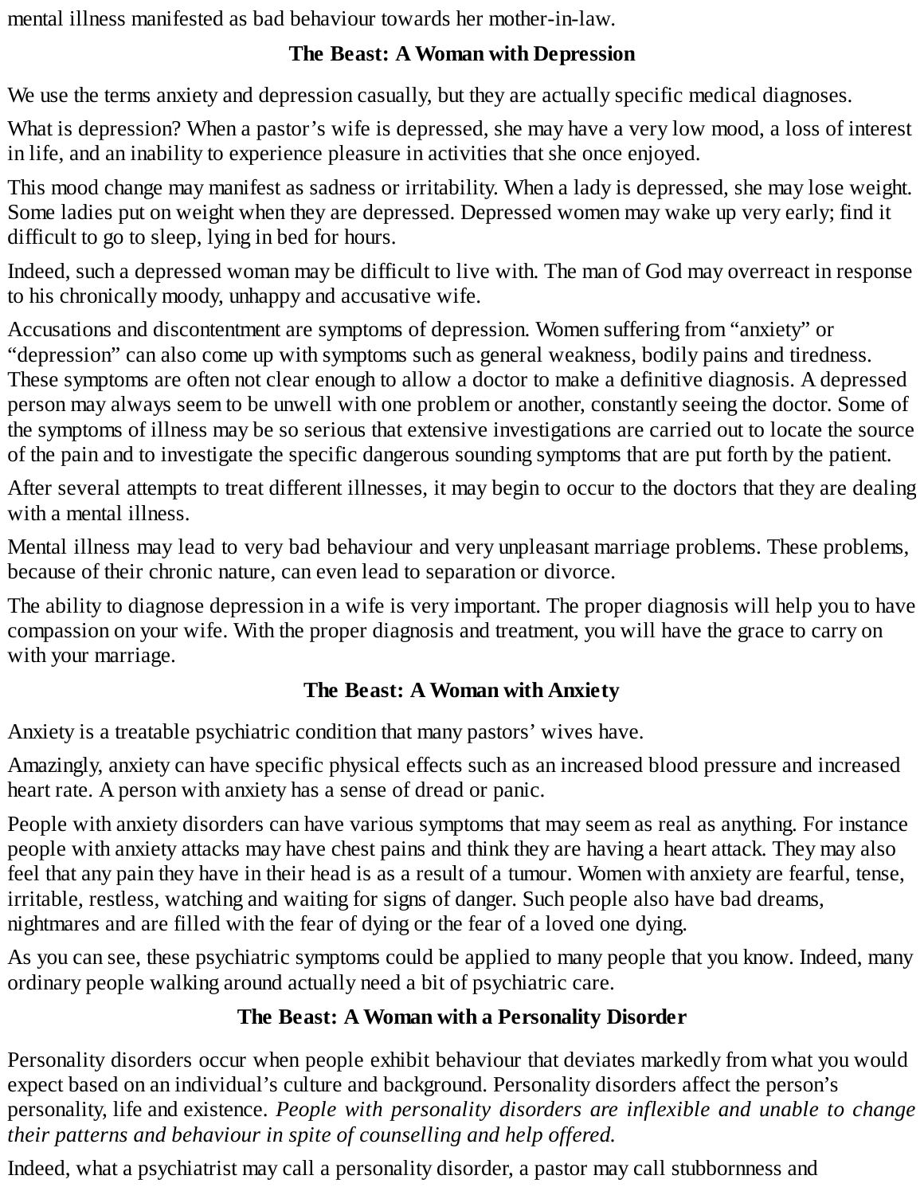mental illness manifested as bad behaviour towards her mother-in-law.

## The Beast: A Woman with Depression

We use the terms anxiety and depression casually, but they are actually specific medical diagnoses.

What is depression? When a pastor's wife is depressed, she may have a very low mood, a loss of interest in life, and an inability to experience pleasure in activities that she once enjoyed.

This mood change may manifest as sadness or irritability. When a lady is depressed, she may lose weight. Some ladies put on weight when they are depressed. Depressed women may wake up very early; find it difficult to go to sleep, lying in bed for hours.

Indeed, such a depressed woman may be difficult to live with. The man of God may overreact in response to his chronically moody, unhappy and accusative wife.

Accusations and discontentment are symptoms of depression. Women suffering from "anxiety" or "depression" can also come up with symptoms such as general weakness, bodily pains and tiredness. These symptoms are often not clear enough to allow a doctor to make a definitive diagnosis. A depressed person may always seem to be unwell with one problem or another, constantly seeing the doctor. Some of the symptoms of illness may be so serious that extensive investigations are carried out to locate the source of the pain and to investigate the specific dangerous sounding symptoms that are put forth by the patient.

After several attempts to treat different illnesses, it may begin to occur to the doctors that they are dealing with a mental illness.

Mental illness may lead to very bad behaviour and very unpleasant marriage problems. These problems, because of their chronic nature, can even lead to separation or divorce.

The ability to diagnose depression in a wife is very important. The proper diagnosis will help you to have compassion on your wife. With the proper diagnosis and treatment, you will have the grace to carry on with your marriage.

## The Beast: A Woman with Anxiety

Anxiety is a treatable psychiatric condition that many pastors' wives have.

Amazingly, anxiety can have specific physical effects such as an increased blood pressure and increased heart rate. A person with anxiety has a sense of dread or panic.

People with anxiety disorders can have various symptoms that may seem as real as anything. For instance people with anxiety attacks may have chest pains and think they are having a heart attack. They may also feel that any pain they have in their head is as a result of a tumour. Women with anxiety are fearful, tense, irritable, restless, watching and waiting for signs of danger. Such people also have bad dreams, nightmares and are filled with the fear of dying or the fear of a loved one dying.

As you can see, these psychiatric symptoms could be applied to many people that you know. Indeed, many ordinary people walking around actually need a bit of psychiatric care.

## The Beast: A Woman with a Personality Disorder

Personality disorders occur when people exhibit behaviour that deviates markedly from what you would expect based on an individual's culture and background. Personality disorders affect the person's personality, life and existence. *People with personality disorders are inflexible and unable to change their patterns and behaviour in spite of counselling and help offered.*

Indeed, what a psychiatrist may call a personality disorder, a pastor may call stubbornness and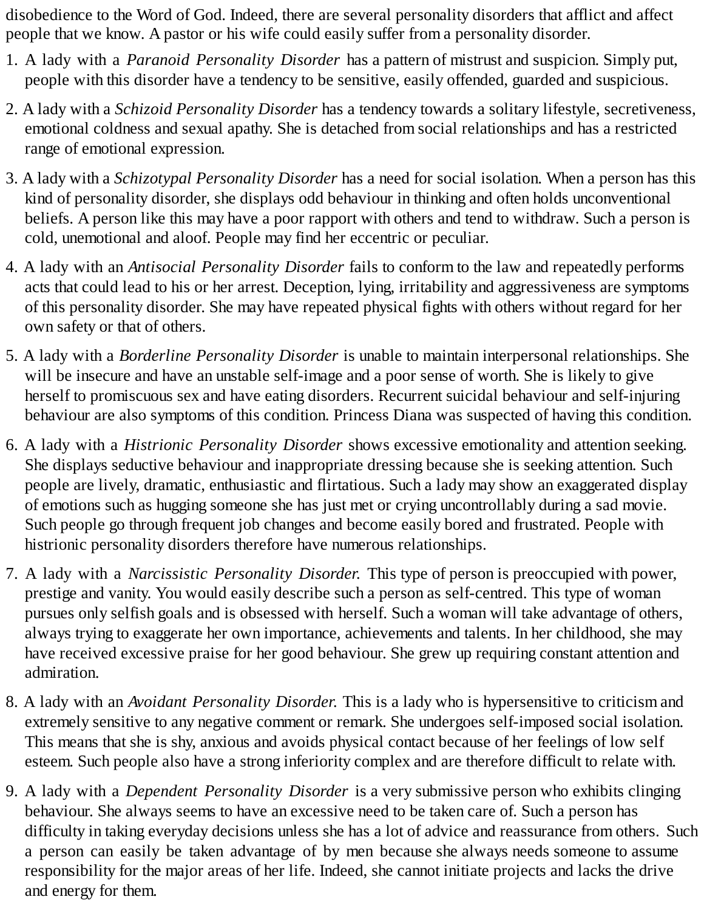disobedience to the Word of God. Indeed, there are several personality disorders that afflict and affect people that we know. A pastor or his wife could easily suffer from a personality disorder.

1. A lady with a *Paranoid Personality Disorder* has a pattern of mistrust and suspicion. Simply put, people with this disorder have a tendency to be sensitive, easily offended, guarded and suspicious.

2. A lady with a *Schizoid Personality Disorder* has a tendency towards a solitary lifestyle, secretiveness, emotional coldness and sexual apathy. She is detached from social relationships and has a restricted range of emotional expression.

3. A lady with a *Schizotypal Personality Disorder* has a need for social isolation. When a person has this kind of personality disorder, she displays odd behaviour in thinking and often holds unconventional beliefs. A person like this may have a poor rapport with others and tend to withdraw. Such a person is cold, unemotional and aloof. People may find her eccentric or peculiar.

4. A lady with an *Antisocial Personality Disorder* fails to conform to the law and repeatedly performs acts that could lead to his or her arrest. Deception, lying, irritability and aggressiveness are symptoms of this personality disorder. She may have repeated physical fights with others without regard for her own safety or that of others.

5. A lady with a *Borderline Personality Disorder* is unable to maintain interpersonal relationships. She will be insecure and have an unstable self-image and a poor sense of worth. She is likely to give herself to promiscuous sex and have eating disorders. Recurrent suicidal behaviour and self-injuring behaviour are also symptoms of this condition. Princess Diana was suspected of having this condition.

6. A lady with a *Histrionic Personality Disorder* shows excessive emotionality and attention seeking. She displays seductive behaviour and inappropriate dressing because she is seeking attention. Such people are lively, dramatic, enthusiastic and flirtatious. Such a lady may show an exaggerated display of emotions such as hugging someone she has just met or crying uncontrollably during a sad movie. Such people go through frequent job changes and become easily bored and frustrated. People with histrionic personality disorders therefore have numerous relationships.

7. A lady with a *Narcissistic Personality Disorder.* This type of person is preoccupied with power, prestige and vanity. You would easily describe such a person as self-centred. This type of woman pursues only selfish goals and is obsessed with herself. Such a woman will take advantage of others, always trying to exaggerate her own importance, achievements and talents. In her childhood, she may have received excessive praise for her good behaviour. She grew up requiring constant attention and admiration.

8. A lady with an *Avoidant Personality Disorder.* This is a lady who is hypersensitive to criticism and extremely sensitive to any negative comment or remark. She undergoes self-imposed social isolation. This means that she is shy, anxious and avoids physical contact because of her feelings of low self esteem. Such people also have a strong inferiority complex and are therefore difficult to relate with.

9. A lady with a *Dependent Personality Disorder* is a very submissive person who exhibits clinging behaviour. She always seems to have an excessive need to be taken care of. Such a person has difficulty in taking everyday decisions unless she has a lot of advice and reassurance from others. Such a person can easily be taken advantage of by men because she always needs someone to assume responsibility for the major areas of her life. Indeed, she cannot initiate projects and lacks the drive and energy for them.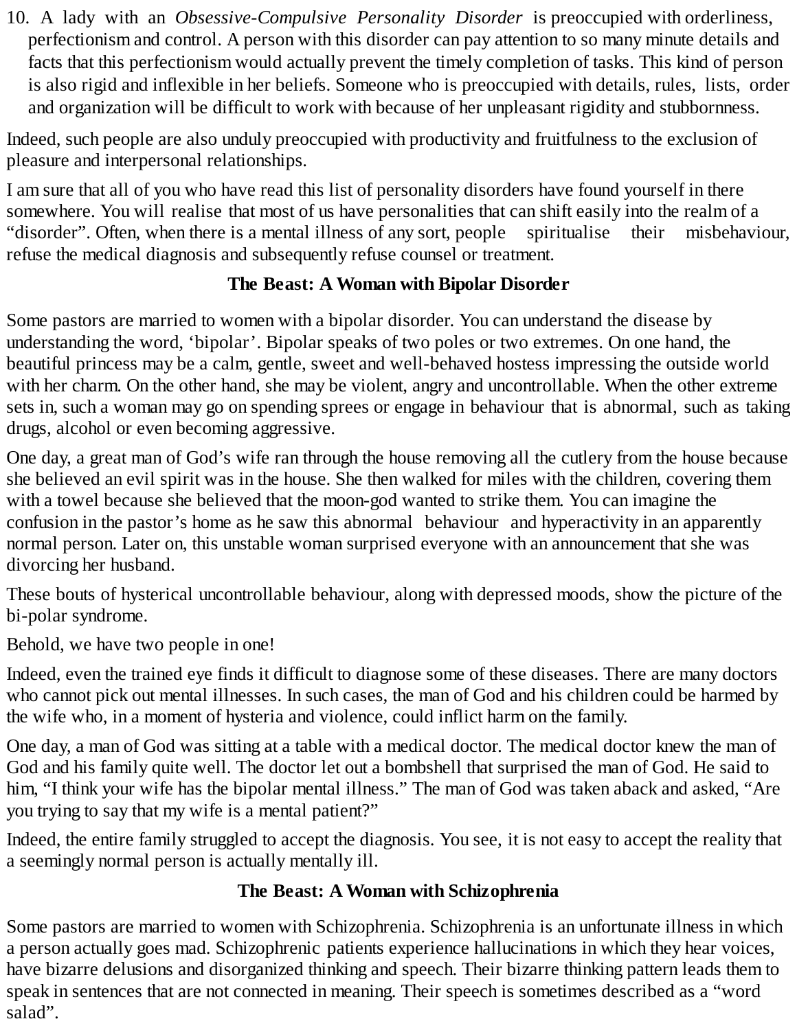10. A lady with an *Obsessive-Compulsive Personality Disorder* is preoccupied with orderliness, perfectionism and control. A person with this disorder can pay attention to so many minute details and facts that this perfectionism would actually prevent the timely completion of tasks. This kind of person is also rigid and inflexible in her beliefs. Someone who is preoccupied with details, rules, lists, order and organization will be difficult to work with because of her unpleasant rigidity and stubbornness.

Indeed, such people are also unduly preoccupied with productivity and fruitfulness to the exclusion of pleasure and interpersonal relationships.

I am sure that all of you who have read this list of personality disorders have found yourself in there somewhere. You will realise that most of us have personalities that can shift easily into the realm of a "disorder". Often, when there is a mental illness of any sort, people spiritualise their misbehaviour, refuse the medical diagnosis and subsequently refuse counsel or treatment.

## The Beast: A Woman with Bipolar Disorder

Some pastors are married to women with a bipolar disorder. You can understand the disease by understanding the word, 'bipolar'. Bipolar speaks of two poles or two extremes. On one hand, the beautiful princess may be a calm, gentle, sweet and well-behaved hostess impressing the outside world with her charm. On the other hand, she may be violent, angry and uncontrollable. When the other extreme sets in, such a woman may go on spending sprees or engage in behaviour that is abnormal, such as taking drugs, alcohol or even becoming aggressive.

One day, a great man of God's wife ran through the house removing all the cutlery from the house because she believed an evil spirit was in the house. She then walked for miles with the children, covering them with a towel because she believed that the moon-god wanted to strike them. You can imagine the confusion in the pastor's home as he saw this abnormal behaviour and hyperactivity in an apparently normal person. Later on, this unstable woman surprised everyone with an announcement that she was divorcing her husband.

These bouts of hysterical uncontrollable behaviour, along with depressed moods, show the picture of the bi-polar syndrome.

Behold, we have two people in one!

Indeed, even the trained eye finds it difficult to diagnose some of these diseases. There are many doctors who cannot pick out mental illnesses. In such cases, the man of God and his children could be harmed by the wife who, in a moment of hysteria and violence, could inflict harm on the family.

One day, a man of God was sitting at a table with a medical doctor. The medical doctor knew the man of God and his family quite well. The doctor let out a bombshell that surprised the man of God. He said to him, "I think your wife has the bipolar mental illness." The man of God was taken aback and asked, "Are you trying to say that my wife is a mental patient?"

Indeed, the entire family struggled to accept the diagnosis. You see, it is not easy to accept the reality that a seemingly normal person is actually mentally ill.

## The Beast: A Woman with Schizophrenia

Some pastors are married to women with Schizophrenia. Schizophrenia is an unfortunate illness in which a person actually goes mad. Schizophrenic patients experience hallucinations in which they hear voices, have bizarre delusions and disorganized thinking and speech. Their bizarre thinking pattern leads them to speak in sentences that are not connected in meaning. Their speech is sometimes described as a "word salad".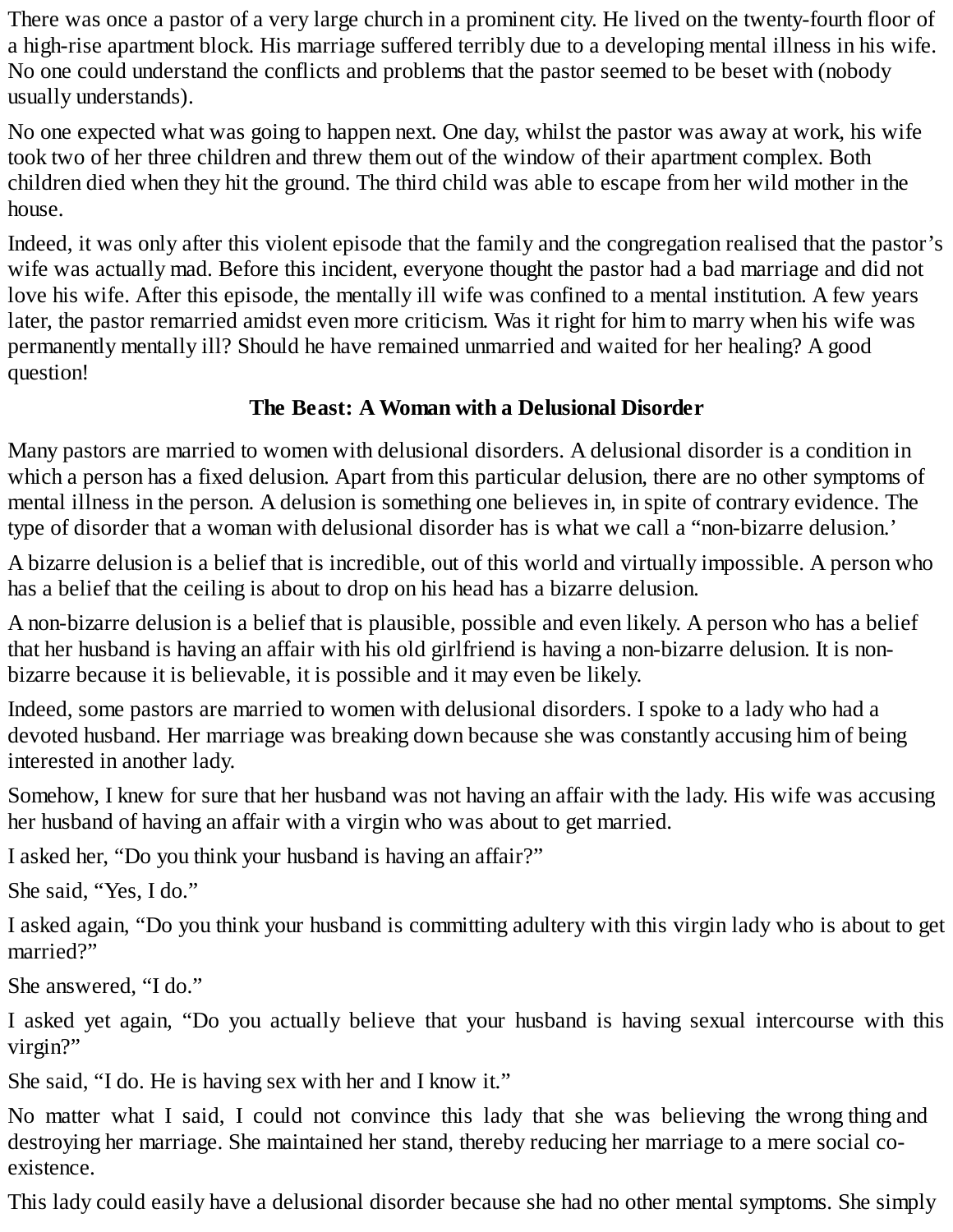There was once a pastor of a very large church in a prominent city. He lived on the twenty-fourth floor of a high-rise apartment block. His marriage suffered terribly due to a developing mental illness in his wife. No one could understand the conflicts and problems that the pastor seemed to be beset with (nobody usually understands).

No one expected what was going to happen next. One day, whilst the pastor was away at work, his wife took two of her three children and threw them out of the window of their apartment complex. Both children died when they hit the ground. The third child was able to escape from her wild mother in the house.

Indeed, it was only after this violent episode that the family and the congregation realised that the pastor's wife was actually mad. Before this incident, everyone thought the pastor had a bad marriage and did not love his wife. After this episode, the mentally ill wife was confined to a mental institution. A few years later, the pastor remarried amidst even more criticism. Was it right for him to marry when his wife was permanently mentally ill? Should he have remained unmarried and waited for her healing? A good question!

## The Beast: A Woman with a Delusional Disorder

Many pastors are married to women with delusional disorders. A delusional disorder is a condition in which a person has a fixed delusion. Apart from this particular delusion, there are no other symptoms of mental illness in the person. A delusion is something one believes in, in spite of contrary evidence. The type of disorder that a woman with delusional disorder has is what we call a "non-bizarre delusion.'

A bizarre delusion is a belief that is incredible, out of this world and virtually impossible. A person who has a belief that the ceiling is about to drop on his head has a bizarre delusion.

A non-bizarre delusion is a belief that is plausible, possible and even likely. A person who has a belief that her husband is having an affair with his old girlfriend is having a non-bizarre delusion. It is non-bizarre because it is believable, it is possible and it may even be likely.

Indeed, some pastors are married to women with delusional disorders. I spoke to a lady who had a devoted husband. Her marriage was breaking down because she was constantly accusing him of being interested in another lady.

Somehow, I knew for sure that her husband was not having an affair with the lady. His wife was accusing her husband of having an affair with a virgin who was about to get married.

I asked her, "Do you think your husband is having an affair?"

She said, "Yes, I do."

I asked again, "Do you think your husband is committing adultery with this virgin lady who is about to get married?"

She answered, "I do."

I asked yet again, "Do you actually believe that your husband is having sexual intercourse with this virgin?"

She said, "I do. He is having sex with her and I know it."

No matter what I said, I could not convince this lady that she was believing the wrong thing and destroying her marriage. She maintained her stand, thereby reducing her marriage to a mere social co-existence.

This lady could easily have a delusional disorder because she had no other mental symptoms. She simply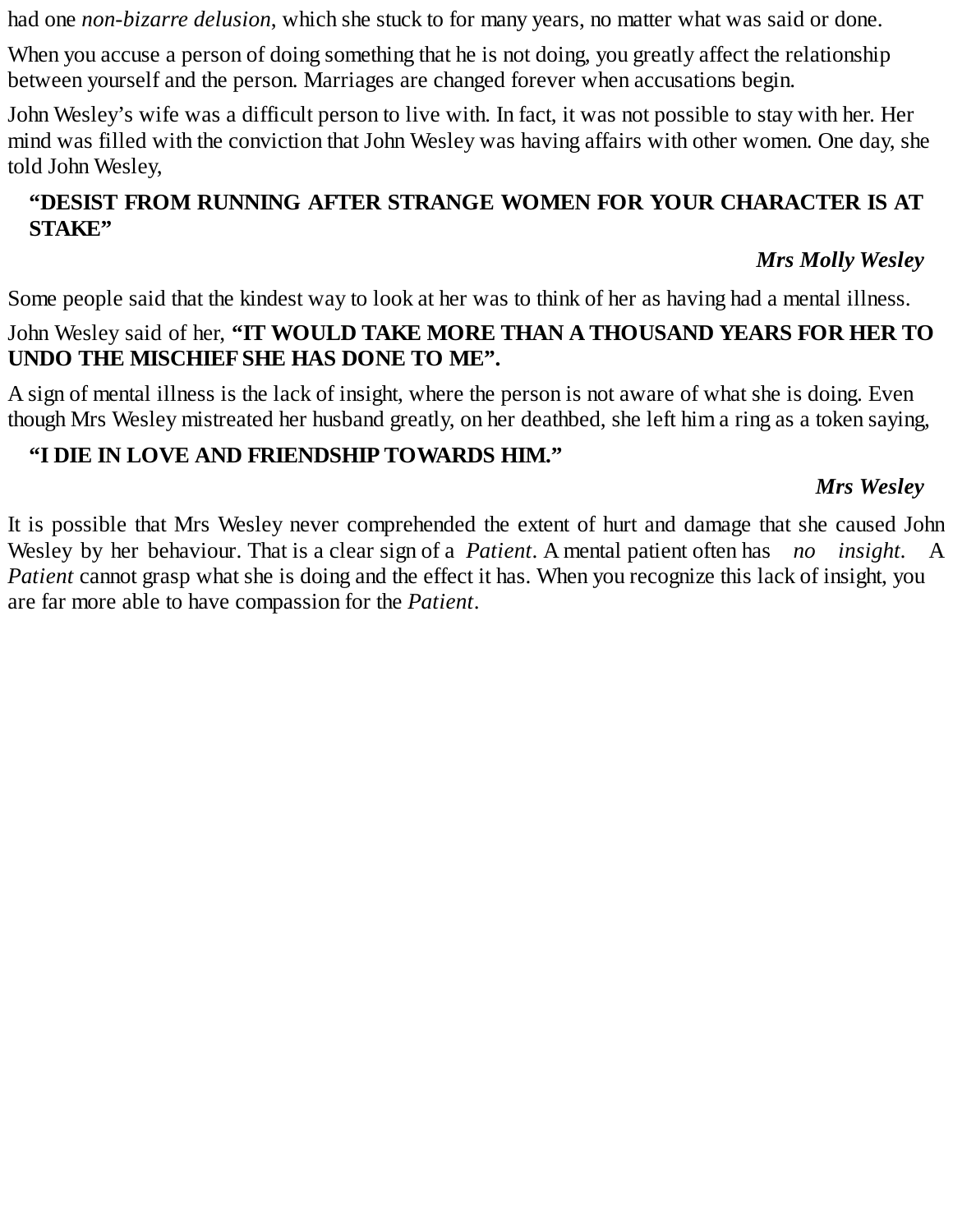had one *non-bizarre delusion*, which she stuck to for many years, no matter what was said or done.

When you accuse a person of doing something that he is not doing, you greatly affect the relationship between yourself and the person. Marriages are changed forever when accusations begin.

John Wesley's wife was a difficult person to live with. In fact, it was not possible to stay with her. Her mind was filled with the conviction that John Wesley was having affairs with other women. One day, she told John Wesley,

> **"DESIST FROM RUNNING AFTER STRANGE WOMEN FOR YOUR CHARACTER IS AT STAKE"**
>
> ***Mrs Molly Wesley***

Some people said that the kindest way to look at her was to think of her as having had a mental illness.

John Wesley said of her, **"IT WOULD TAKE MORE THAN A THOUSAND YEARS FOR HER TO UNDO THE MISCHIEF SHE HAS DONE TO ME".**

A sign of mental illness is the lack of insight, where the person is not aware of what she is doing. Even though Mrs Wesley mistreated her husband greatly, on her deathbed, she left him a ring as a token saying,

> **"I DIE IN LOVE AND FRIENDSHIP TOWARDS HIM."**
>
> ***Mrs Wesley***

It is possible that Mrs Wesley never comprehended the extent of hurt and damage that she caused John Wesley by her behaviour. That is a clear sign of a *Patient*. A mental patient often has *no insight*. A *Patient* cannot grasp what she is doing and the effect it has. When you recognize this lack of insight, you are far more able to have compassion for the *Patient*.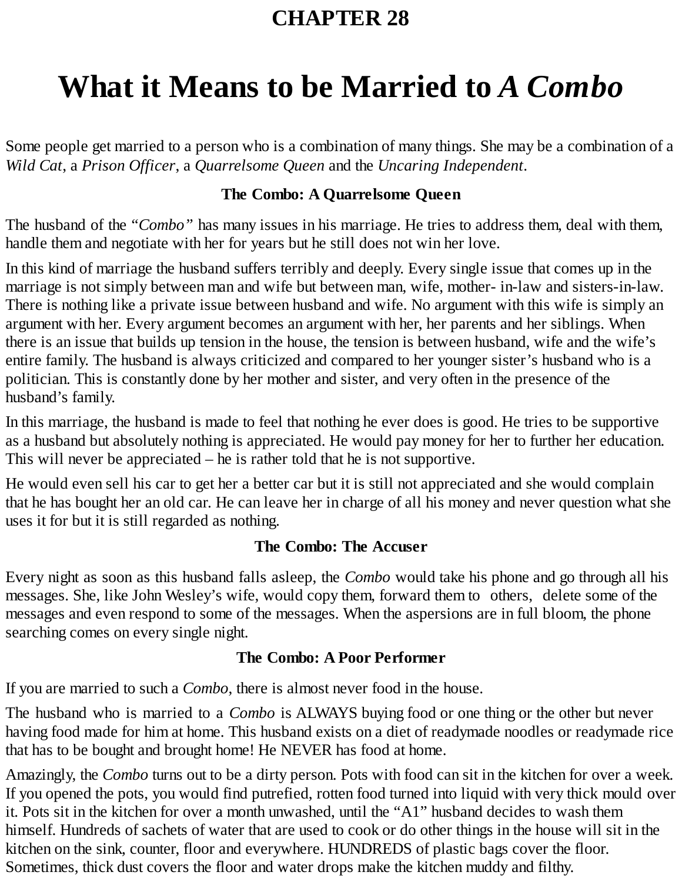# CHAPTER 28

# What it Means to be Married to *A Combo*

Some people get married to a person who is a combination of many things. She may be a combination of a *Wild Cat*, a *Prison Officer*, a *Quarrelsome Queen* and the *Uncaring Independent*.

### The Combo: A Quarrelsome Queen

The husband of the "*Combo*" has many issues in his marriage. He tries to address them, deal with them, handle them and negotiate with her for years but he still does not win her love.

In this kind of marriage the husband suffers terribly and deeply. Every single issue that comes up in the marriage is not simply between man and wife but between man, wife, mother- in-law and sisters-in-law. There is nothing like a private issue between husband and wife. No argument with this wife is simply an argument with her. Every argument becomes an argument with her, her parents and her siblings. When there is an issue that builds up tension in the house, the tension is between husband, wife and the wife's entire family. The husband is always criticized and compared to her younger sister's husband who is a politician. This is constantly done by her mother and sister, and very often in the presence of the husband's family.

In this marriage, the husband is made to feel that nothing he ever does is good. He tries to be supportive as a husband but absolutely nothing is appreciated. He would pay money for her to further her education. This will never be appreciated – he is rather told that he is not supportive.

He would even sell his car to get her a better car but it is still not appreciated and she would complain that he has bought her an old car. He can leave her in charge of all his money and never question what she uses it for but it is still regarded as nothing.

### The Combo: The Accuser

Every night as soon as this husband falls asleep, the *Combo* would take his phone and go through all his messages. She, like John Wesley's wife, would copy them, forward them to others, delete some of the messages and even respond to some of the messages. When the aspersions are in full bloom, the phone searching comes on every single night.

### The Combo: A Poor Performer

If you are married to such a *Combo*, there is almost never food in the house.

The husband who is married to a *Combo* is ALWAYS buying food or one thing or the other but never having food made for him at home. This husband exists on a diet of readymade noodles or readymade rice that has to be bought and brought home! He NEVER has food at home.

Amazingly, the *Combo* turns out to be a dirty person. Pots with food can sit in the kitchen for over a week. If you opened the pots, you would find putrefied, rotten food turned into liquid with very thick mould over it. Pots sit in the kitchen for over a month unwashed, until the "A1" husband decides to wash them himself. Hundreds of sachets of water that are used to cook or do other things in the house will sit in the kitchen on the sink, counter, floor and everywhere. HUNDREDS of plastic bags cover the floor. Sometimes, thick dust covers the floor and water drops make the kitchen muddy and filthy.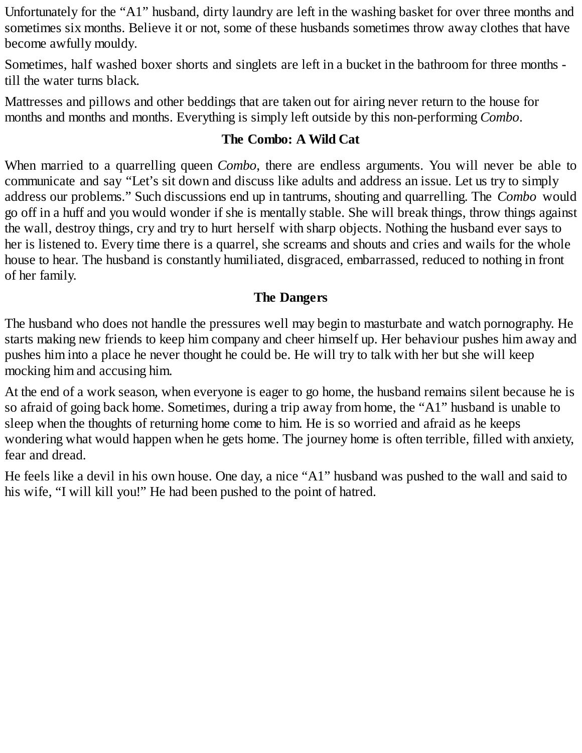Unfortunately for the "A1" husband, dirty laundry are left in the washing basket for over three months and sometimes six months. Believe it or not, some of these husbands sometimes throw away clothes that have become awfully mouldy.

Sometimes, half washed boxer shorts and singlets are left in a bucket in the bathroom for three months - till the water turns black.

Mattresses and pillows and other beddings that are taken out for airing never return to the house for months and months and months. Everything is simply left outside by this non-performing *Combo*.

### The Combo: A Wild Cat

When married to a quarrelling queen *Combo*, there are endless arguments. You will never be able to communicate and say "Let's sit down and discuss like adults and address an issue. Let us try to simply address our problems." Such discussions end up in tantrums, shouting and quarrelling. The *Combo* would go off in a huff and you would wonder if she is mentally stable. She will break things, throw things against the wall, destroy things, cry and try to hurt herself with sharp objects. Nothing the husband ever says to her is listened to. Every time there is a quarrel, she screams and shouts and cries and wails for the whole house to hear. The husband is constantly humiliated, disgraced, embarrassed, reduced to nothing in front of her family.

### The Dangers

The husband who does not handle the pressures well may begin to masturbate and watch pornography. He starts making new friends to keep him company and cheer himself up. Her behaviour pushes him away and pushes him into a place he never thought he could be. He will try to talk with her but she will keep mocking him and accusing him.

At the end of a work season, when everyone is eager to go home, the husband remains silent because he is so afraid of going back home. Sometimes, during a trip away from home, the "A1" husband is unable to sleep when the thoughts of returning home come to him. He is so worried and afraid as he keeps wondering what would happen when he gets home. The journey home is often terrible, filled with anxiety, fear and dread.

He feels like a devil in his own house. One day, a nice "A1" husband was pushed to the wall and said to his wife, "I will kill you!" He had been pushed to the point of hatred.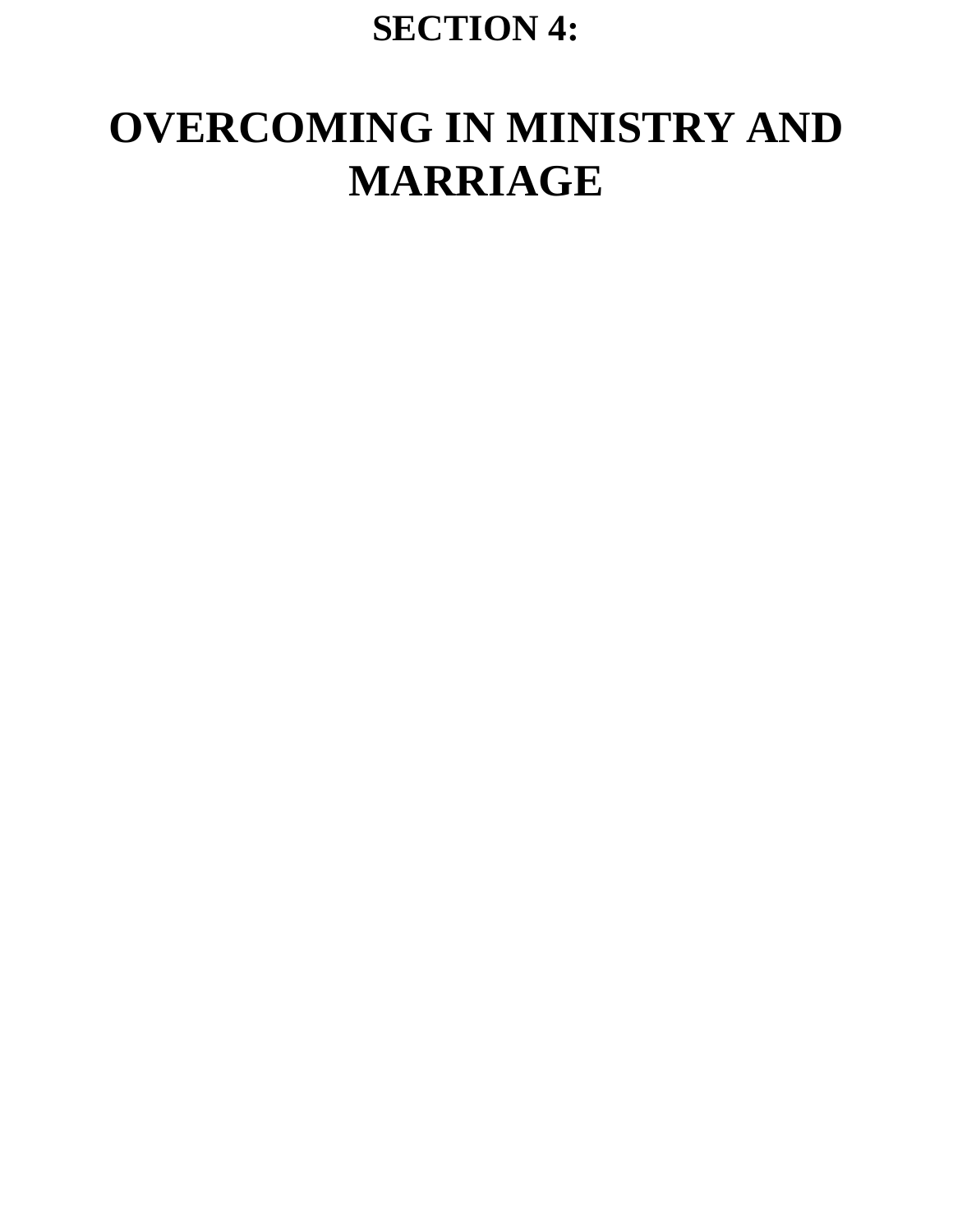# SECTION 4:

# OVERCOMING IN MINISTRY AND MARRIAGE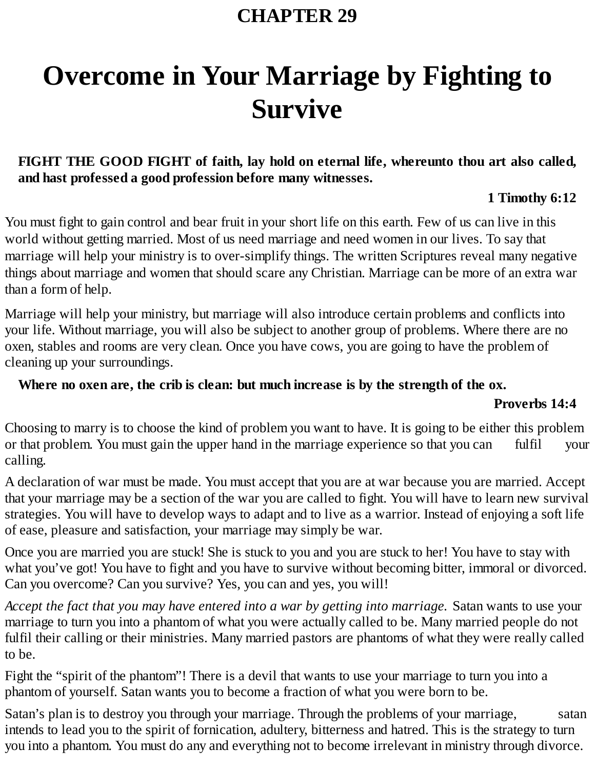# CHAPTER 29

# Overcome in Your Marriage by Fighting to Survive

> **FIGHT THE GOOD FIGHT of faith, lay hold on eternal life, whereunto thou art also called, and hast professed a good profession before many witnesses.**
>
> **1 Timothy 6:12**

You must fight to gain control and bear fruit in your short life on this earth. Few of us can live in this world without getting married. Most of us need marriage and need women in our lives. To say that marriage will help your ministry is to over-simplify things. The written Scriptures reveal many negative things about marriage and women that should scare any Christian. Marriage can be more of an extra war than a form of help.

Marriage will help your ministry, but marriage will also introduce certain problems and conflicts into your life. Without marriage, you will also be subject to another group of problems. Where there are no oxen, stables and rooms are very clean. Once you have cows, you are going to have the problem of cleaning up your surroundings.

> **Where no oxen are, the crib is clean: but much increase is by the strength of the ox.**
>
> **Proverbs 14:4**

Choosing to marry is to choose the kind of problem you want to have. It is going to be either this problem or that problem. You must gain the upper hand in the marriage experience so that you can fulfil your calling.

A declaration of war must be made. You must accept that you are at war because you are married. Accept that your marriage may be a section of the war you are called to fight. You will have to learn new survival strategies. You will have to develop ways to adapt and to live as a warrior. Instead of enjoying a soft life of ease, pleasure and satisfaction, your marriage may simply be war.

Once you are married you are stuck! She is stuck to you and you are stuck to her! You have to stay with what you've got! You have to fight and you have to survive without becoming bitter, immoral or divorced. Can you overcome? Can you survive? Yes, you can and yes, you will!

*Accept the fact that you may have entered into a war by getting into marriage.* Satan wants to use your marriage to turn you into a phantom of what you were actually called to be. Many married people do not fulfil their calling or their ministries. Many married pastors are phantoms of what they were really called to be.

Fight the "spirit of the phantom"! There is a devil that wants to use your marriage to turn you into a phantom of yourself. Satan wants you to become a fraction of what you were born to be.

Satan's plan is to destroy you through your marriage. Through the problems of your marriage, satan intends to lead you to the spirit of fornication, adultery, bitterness and hatred. This is the strategy to turn you into a phantom. You must do any and everything not to become irrelevant in ministry through divorce.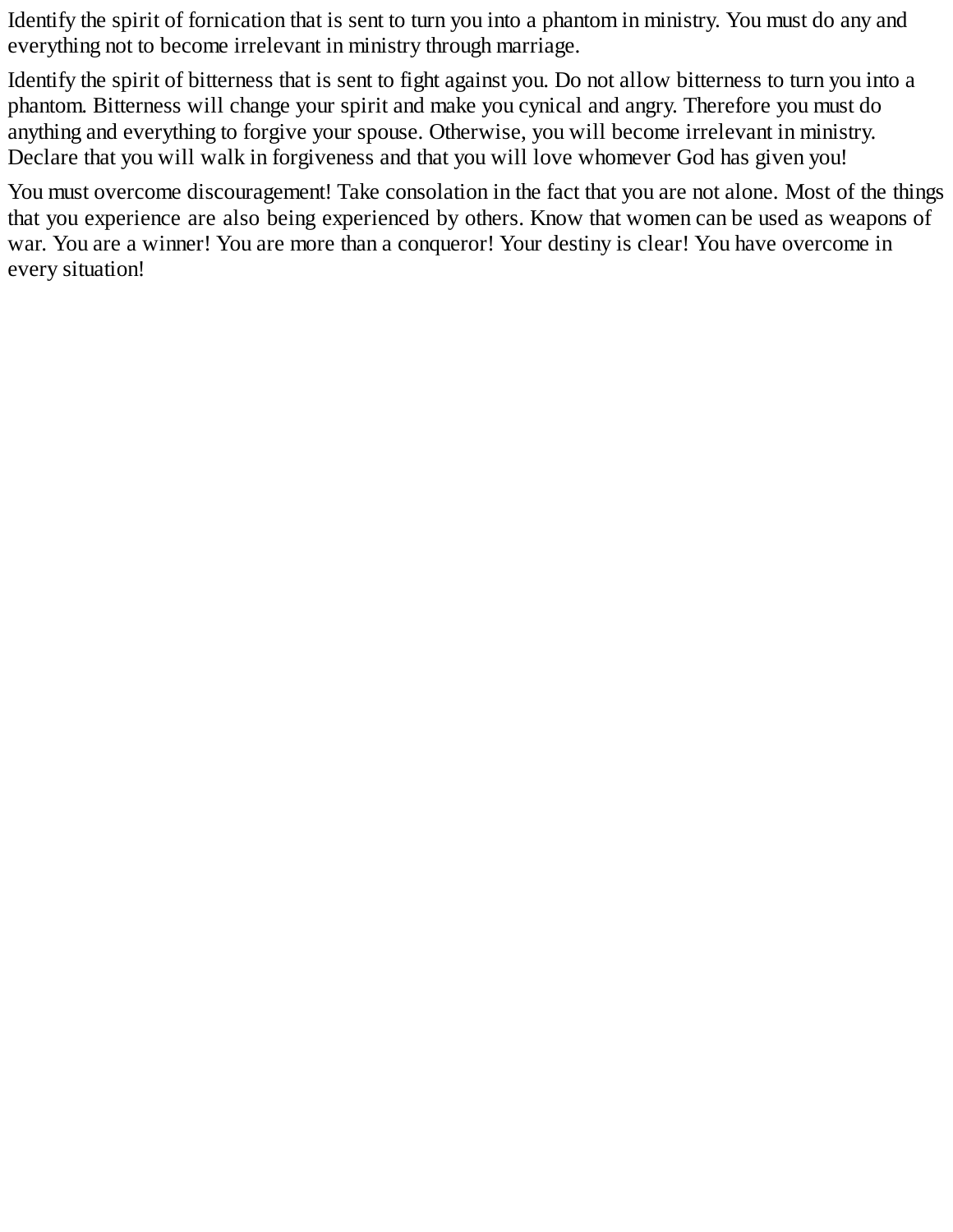Identify the spirit of fornication that is sent to turn you into a phantom in ministry. You must do any and everything not to become irrelevant in ministry through marriage.

Identify the spirit of bitterness that is sent to fight against you. Do not allow bitterness to turn you into a phantom. Bitterness will change your spirit and make you cynical and angry. Therefore you must do anything and everything to forgive your spouse. Otherwise, you will become irrelevant in ministry. Declare that you will walk in forgiveness and that you will love whomever God has given you!

You must overcome discouragement! Take consolation in the fact that you are not alone. Most of the things that you experience are also being experienced by others. Know that women can be used as weapons of war. You are a winner! You are more than a conqueror! Your destiny is clear! You have overcome in every situation!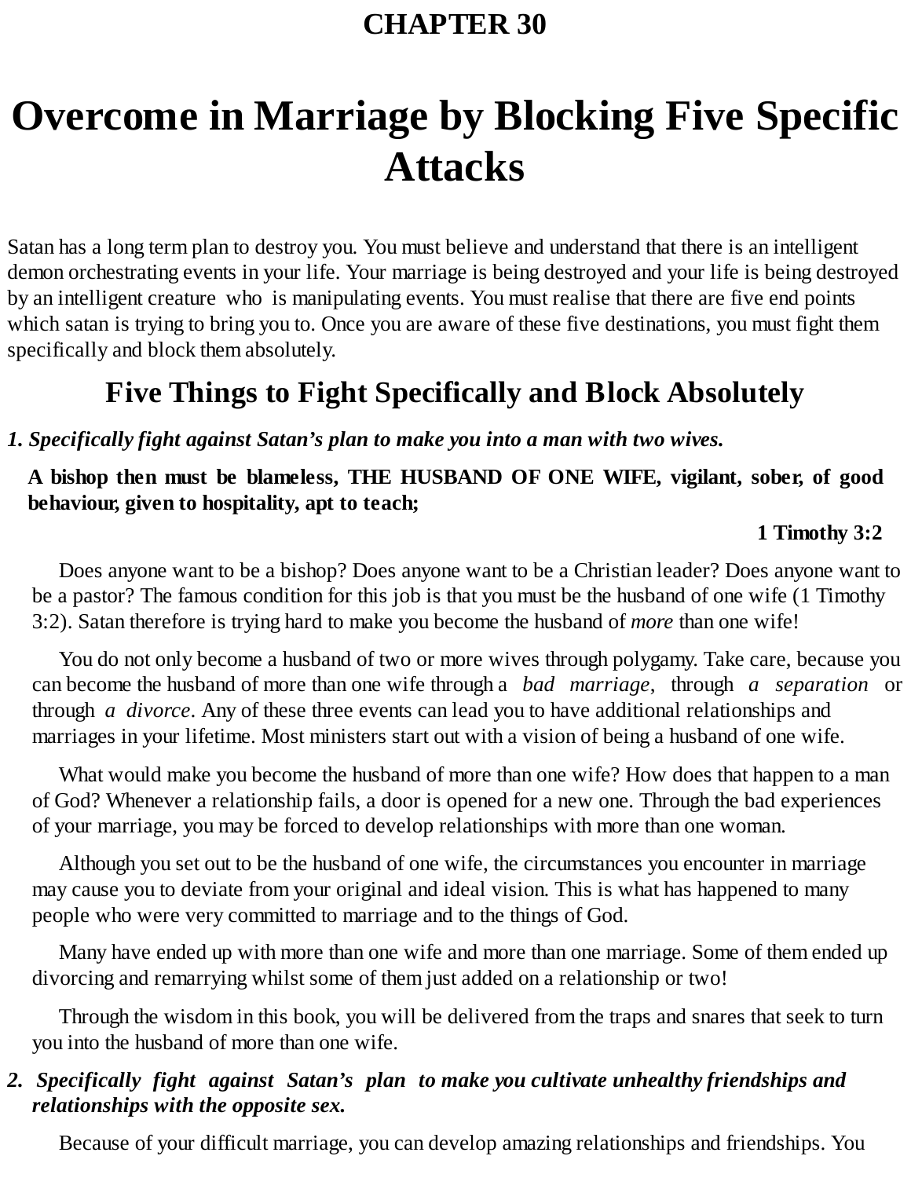# CHAPTER 30

# Overcome in Marriage by Blocking Five Specific Attacks

Satan has a long term plan to destroy you. You must believe and understand that there is an intelligent demon orchestrating events in your life. Your marriage is being destroyed and your life is being destroyed by an intelligent creature who is manipulating events. You must realise that there are five end points which satan is trying to bring you to. Once you are aware of these five destinations, you must fight them specifically and block them absolutely.

## Five Things to Fight Specifically and Block Absolutely

***1. Specifically fight against Satan's plan to make you into a man with two wives.***

> **A bishop then must be blameless, THE HUSBAND OF ONE WIFE, vigilant, sober, of good behaviour, given to hospitality, apt to teach;**
>
> **1 Timothy 3:2**

Does anyone want to be a bishop? Does anyone want to be a Christian leader? Does anyone want to be a pastor? The famous condition for this job is that you must be the husband of one wife (1 Timothy 3:2). Satan therefore is trying hard to make you become the husband of *more* than one wife!

You do not only become a husband of two or more wives through polygamy. Take care, because you can become the husband of more than one wife through a *bad marriage*, through *a separation* or through *a divorce*. Any of these three events can lead you to have additional relationships and marriages in your lifetime. Most ministers start out with a vision of being a husband of one wife.

What would make you become the husband of more than one wife? How does that happen to a man of God? Whenever a relationship fails, a door is opened for a new one. Through the bad experiences of your marriage, you may be forced to develop relationships with more than one woman.

Although you set out to be the husband of one wife, the circumstances you encounter in marriage may cause you to deviate from your original and ideal vision. This is what has happened to many people who were very committed to marriage and to the things of God.

Many have ended up with more than one wife and more than one marriage. Some of them ended up divorcing and remarrying whilst some of them just added on a relationship or two!

Through the wisdom in this book, you will be delivered from the traps and snares that seek to turn you into the husband of more than one wife.

***2. Specifically fight against Satan's plan to make you cultivate unhealthy friendships and relationships with the opposite sex.***

Because of your difficult marriage, you can develop amazing relationships and friendships. You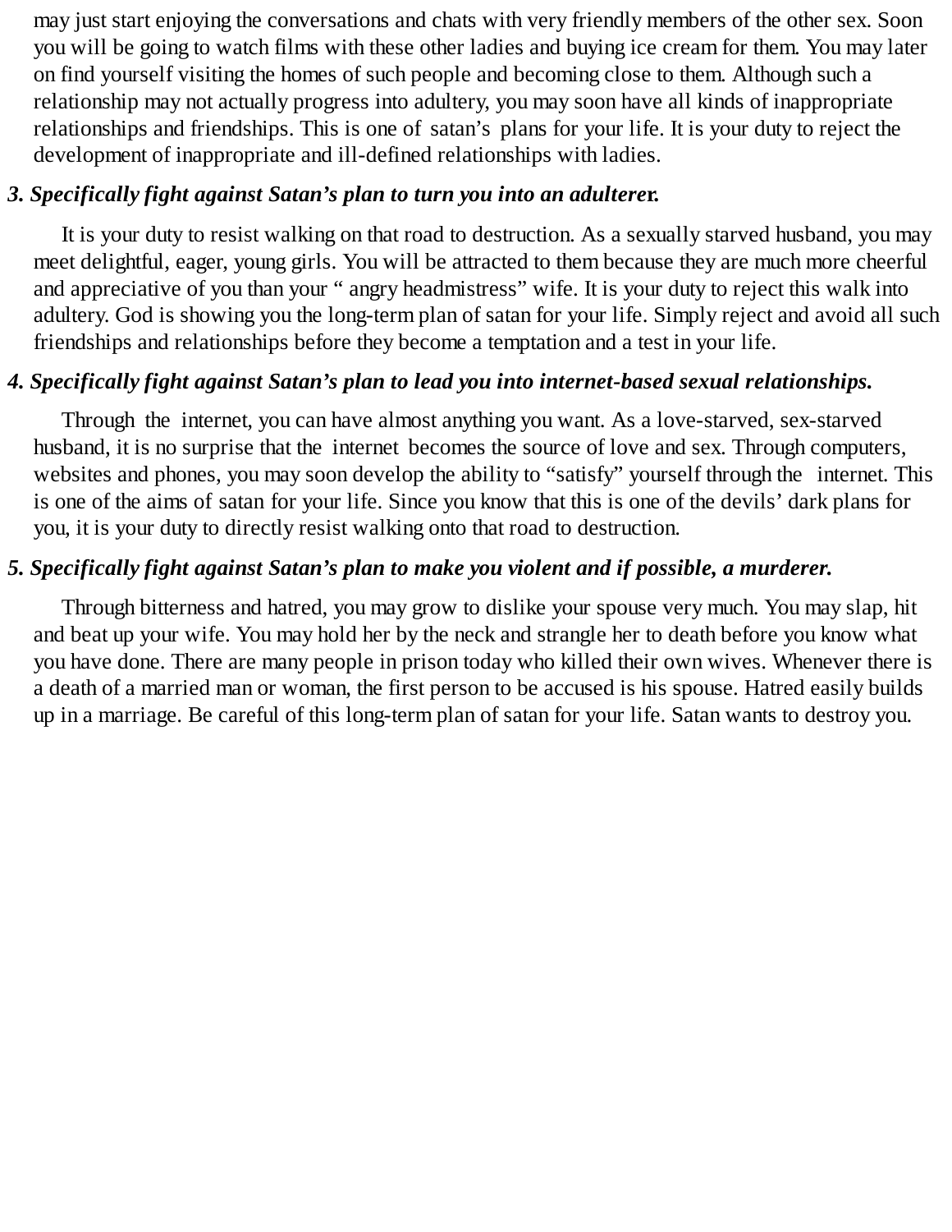may just start enjoying the conversations and chats with very friendly members of the other sex. Soon you will be going to watch films with these other ladies and buying ice cream for them. You may later on find yourself visiting the homes of such people and becoming close to them. Although such a relationship may not actually progress into adultery, you may soon have all kinds of inappropriate relationships and friendships. This is one of satan's plans for your life. It is your duty to reject the development of inappropriate and ill-defined relationships with ladies.

***3. Specifically fight against Satan's plan to turn you into an adulterer.***

It is your duty to resist walking on that road to destruction. As a sexually starved husband, you may meet delightful, eager, young girls. You will be attracted to them because they are much more cheerful and appreciative of you than your " angry headmistress" wife. It is your duty to reject this walk into adultery. God is showing you the long-term plan of satan for your life. Simply reject and avoid all such friendships and relationships before they become a temptation and a test in your life.

***4. Specifically fight against Satan's plan to lead you into internet-based sexual relationships.***

Through the internet, you can have almost anything you want. As a love-starved, sex-starved husband, it is no surprise that the internet becomes the source of love and sex. Through computers, websites and phones, you may soon develop the ability to "satisfy" yourself through the internet. This is one of the aims of satan for your life. Since you know that this is one of the devils' dark plans for you, it is your duty to directly resist walking onto that road to destruction.

***5. Specifically fight against Satan's plan to make you violent and if possible, a murderer.***

Through bitterness and hatred, you may grow to dislike your spouse very much. You may slap, hit and beat up your wife. You may hold her by the neck and strangle her to death before you know what you have done. There are many people in prison today who killed their own wives. Whenever there is a death of a married man or woman, the first person to be accused is his spouse. Hatred easily builds up in a marriage. Be careful of this long-term plan of satan for your life. Satan wants to destroy you.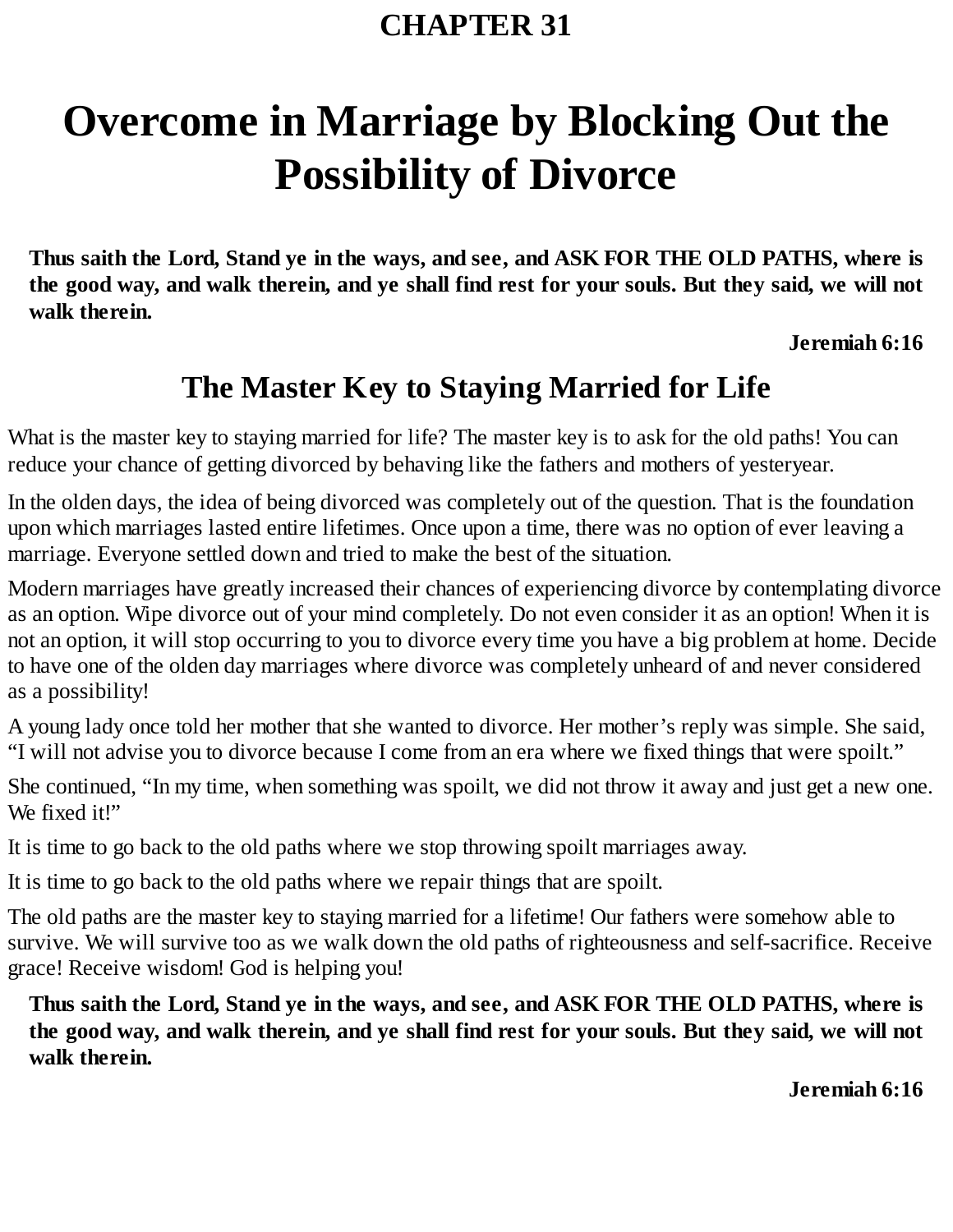# CHAPTER 31

# Overcome in Marriage by Blocking Out the Possibility of Divorce

> **Thus saith the Lord, Stand ye in the ways, and see, and ASK FOR THE OLD PATHS, where is the good way, and walk therein, and ye shall find rest for your souls. But they said, we will not walk therein.**
>
> **Jeremiah 6:16**

## The Master Key to Staying Married for Life

What is the master key to staying married for life? The master key is to ask for the old paths! You can reduce your chance of getting divorced by behaving like the fathers and mothers of yesteryear.

In the olden days, the idea of being divorced was completely out of the question. That is the foundation upon which marriages lasted entire lifetimes. Once upon a time, there was no option of ever leaving a marriage. Everyone settled down and tried to make the best of the situation.

Modern marriages have greatly increased their chances of experiencing divorce by contemplating divorce as an option. Wipe divorce out of your mind completely. Do not even consider it as an option! When it is not an option, it will stop occurring to you to divorce every time you have a big problem at home. Decide to have one of the olden day marriages where divorce was completely unheard of and never considered as a possibility!

A young lady once told her mother that she wanted to divorce. Her mother's reply was simple. She said, "I will not advise you to divorce because I come from an era where we fixed things that were spoilt."

She continued, "In my time, when something was spoilt, we did not throw it away and just get a new one. We fixed it!"

It is time to go back to the old paths where we stop throwing spoilt marriages away.

It is time to go back to the old paths where we repair things that are spoilt.

The old paths are the master key to staying married for a lifetime! Our fathers were somehow able to survive. We will survive too as we walk down the old paths of righteousness and self-sacrifice. Receive grace! Receive wisdom! God is helping you!

> **Thus saith the Lord, Stand ye in the ways, and see, and ASK FOR THE OLD PATHS, where is the good way, and walk therein, and ye shall find rest for your souls. But they said, we will not walk therein.**
>
> **Jeremiah 6:16**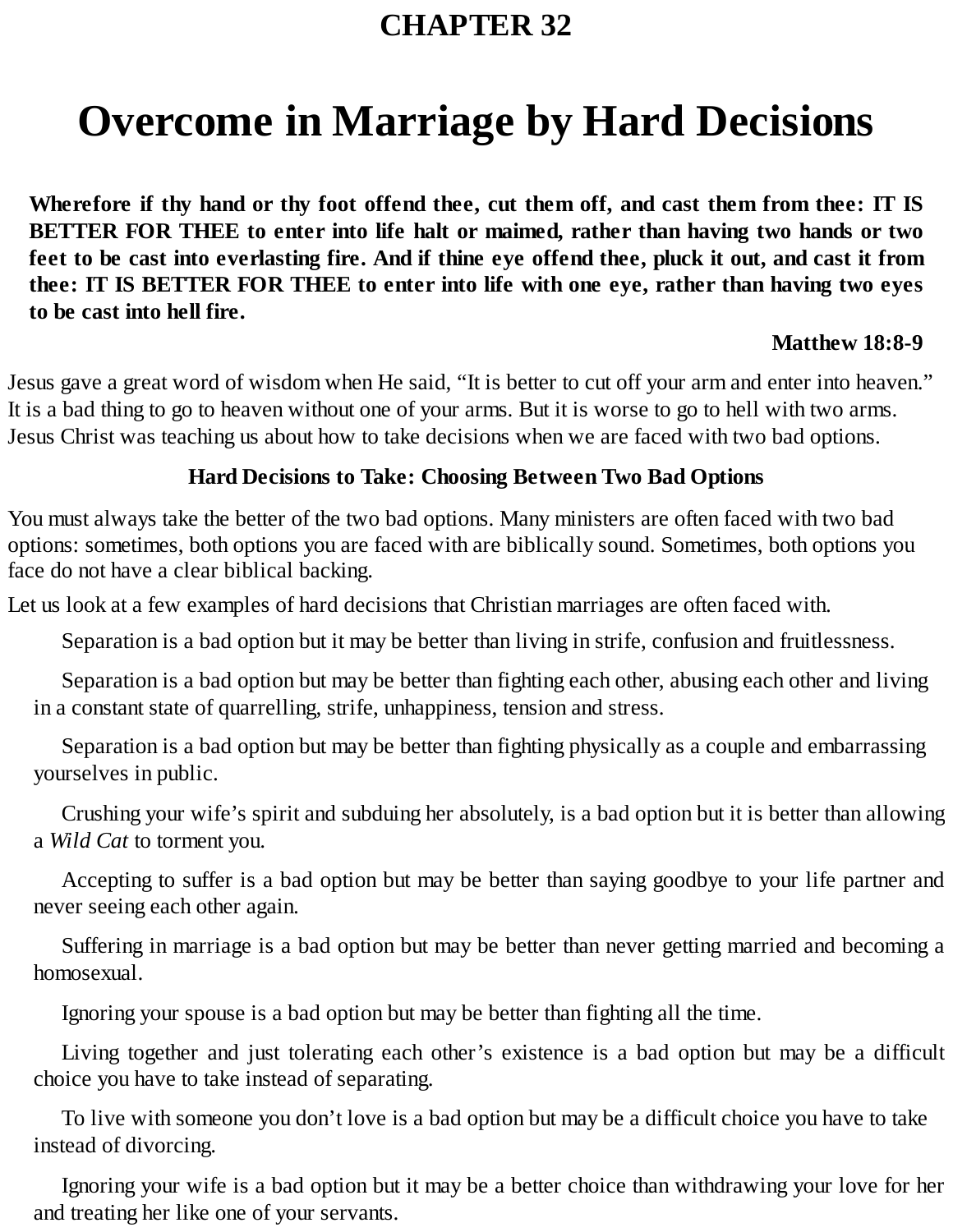# CHAPTER 32

# Overcome in Marriage by Hard Decisions

> **Wherefore if thy hand or thy foot offend thee, cut them off, and cast them from thee: IT IS BETTER FOR THEE to enter into life halt or maimed, rather than having two hands or two feet to be cast into everlasting fire. And if thine eye offend thee, pluck it out, and cast it from thee: IT IS BETTER FOR THEE to enter into life with one eye, rather than having two eyes to be cast into hell fire.**
>
> **Matthew 18:8-9**

Jesus gave a great word of wisdom when He said, "It is better to cut off your arm and enter into heaven." It is a bad thing to go to heaven without one of your arms. But it is worse to go to hell with two arms. Jesus Christ was teaching us about how to take decisions when we are faced with two bad options.

### Hard Decisions to Take: Choosing Between Two Bad Options

You must always take the better of the two bad options. Many ministers are often faced with two bad options: sometimes, both options you are faced with are biblically sound. Sometimes, both options you face do not have a clear biblical backing.

Let us look at a few examples of hard decisions that Christian marriages are often faced with.

Separation is a bad option but it may be better than living in strife, confusion and fruitlessness.

Separation is a bad option but may be better than fighting each other, abusing each other and living in a constant state of quarrelling, strife, unhappiness, tension and stress.

Separation is a bad option but may be better than fighting physically as a couple and embarrassing yourselves in public.

Crushing your wife's spirit and subduing her absolutely, is a bad option but it is better than allowing a *Wild Cat* to torment you.

Accepting to suffer is a bad option but may be better than saying goodbye to your life partner and never seeing each other again.

Suffering in marriage is a bad option but may be better than never getting married and becoming a homosexual.

Ignoring your spouse is a bad option but may be better than fighting all the time.

Living together and just tolerating each other's existence is a bad option but may be a difficult choice you have to take instead of separating.

To live with someone you don't love is a bad option but may be a difficult choice you have to take instead of divorcing.

Ignoring your wife is a bad option but it may be a better choice than withdrawing your love for her and treating her like one of your servants.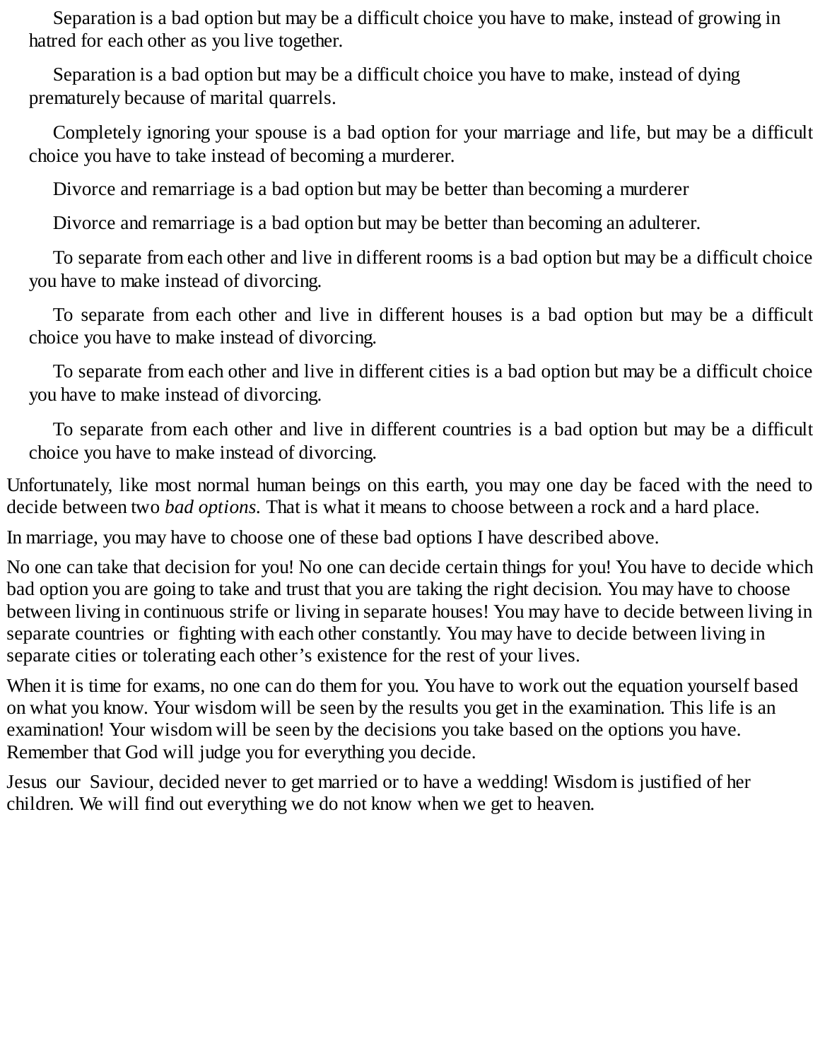Separation is a bad option but may be a difficult choice you have to make, instead of growing in hatred for each other as you live together.

Separation is a bad option but may be a difficult choice you have to make, instead of dying prematurely because of marital quarrels.

Completely ignoring your spouse is a bad option for your marriage and life, but may be a difficult choice you have to take instead of becoming a murderer.

Divorce and remarriage is a bad option but may be better than becoming a murderer

Divorce and remarriage is a bad option but may be better than becoming an adulterer.

To separate from each other and live in different rooms is a bad option but may be a difficult choice you have to make instead of divorcing.

To separate from each other and live in different houses is a bad option but may be a difficult choice you have to make instead of divorcing.

To separate from each other and live in different cities is a bad option but may be a difficult choice you have to make instead of divorcing.

To separate from each other and live in different countries is a bad option but may be a difficult choice you have to make instead of divorcing.

Unfortunately, like most normal human beings on this earth, you may one day be faced with the need to decide between two *bad options.* That is what it means to choose between a rock and a hard place.

In marriage, you may have to choose one of these bad options I have described above.

No one can take that decision for you! No one can decide certain things for you! You have to decide which bad option you are going to take and trust that you are taking the right decision. You may have to choose between living in continuous strife or living in separate houses! You may have to decide between living in separate countries or fighting with each other constantly. You may have to decide between living in separate cities or tolerating each other's existence for the rest of your lives.

When it is time for exams, no one can do them for you. You have to work out the equation yourself based on what you know. Your wisdom will be seen by the results you get in the examination. This life is an examination! Your wisdom will be seen by the decisions you take based on the options you have. Remember that God will judge you for everything you decide.

Jesus our Saviour, decided never to get married or to have a wedding! Wisdom is justified of her children. We will find out everything we do not know when we get to heaven.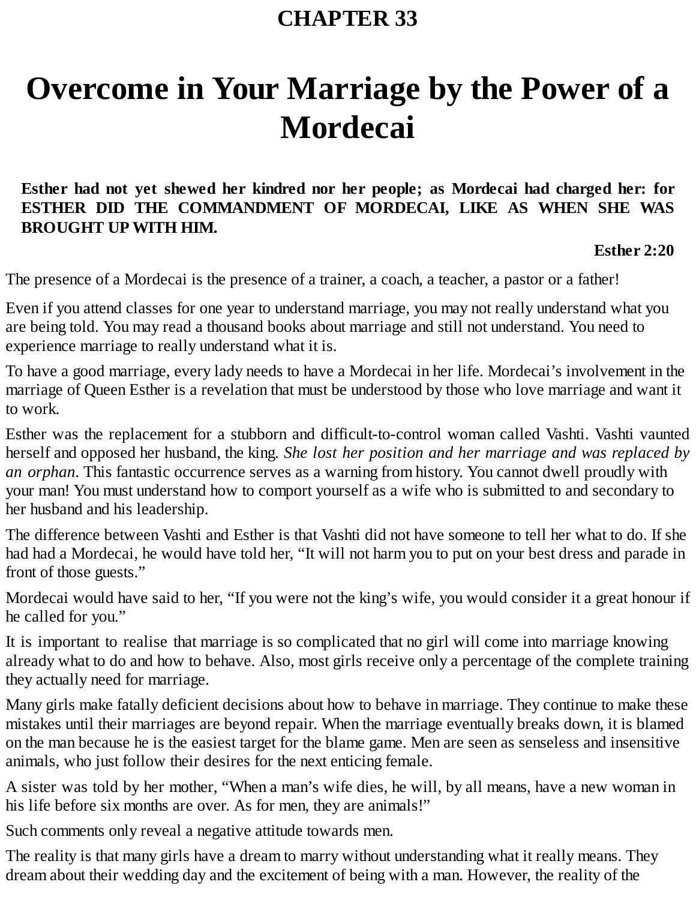# CHAPTER 33

# Overcome in Your Marriage by the Power of a Mordecai

> **Esther had not yet shewed her kindred nor her people; as Mordecai had charged her: for ESTHER DID THE COMMANDMENT OF MORDECAI, LIKE AS WHEN SHE WAS BROUGHT UP WITH HIM.**
>
> **Esther 2:20**

The presence of a Mordecai is the presence of a trainer, a coach, a teacher, a pastor or a father!

Even if you attend classes for one year to understand marriage, you may not really understand what you are being told. You may read a thousand books about marriage and still not understand. You need to experience marriage to really understand what it is.

To have a good marriage, every lady needs to have a Mordecai in her life. Mordecai's involvement in the marriage of Queen Esther is a revelation that must be understood by those who love marriage and want it to work.

Esther was the replacement for a stubborn and difficult-to-control woman called Vashti. Vashti vaunted herself and opposed her husband, the king. *She lost her position and her marriage and was replaced by an orphan*. This fantastic occurrence serves as a warning from history. You cannot dwell proudly with your man! You must understand how to comport yourself as a wife who is submitted to and secondary to her husband and his leadership.

The difference between Vashti and Esther is that Vashti did not have someone to tell her what to do. If she had had a Mordecai, he would have told her, "It will not harm you to put on your best dress and parade in front of those guests."

Mordecai would have said to her, "If you were not the king's wife, you would consider it a great honour if he called for you."

It is important to realise that marriage is so complicated that no girl will come into marriage knowing already what to do and how to behave. Also, most girls receive only a percentage of the complete training they actually need for marriage.

Many girls make fatally deficient decisions about how to behave in marriage. They continue to make these mistakes until their marriages are beyond repair. When the marriage eventually breaks down, it is blamed on the man because he is the easiest target for the blame game. Men are seen as senseless and insensitive animals, who just follow their desires for the next enticing female.

A sister was told by her mother, "When a man's wife dies, he will, by all means, have a new woman in his life before six months are over. As for men, they are animals!"

Such comments only reveal a negative attitude towards men.

The reality is that many girls have a dream to marry without understanding what it really means. They dream about their wedding day and the excitement of being with a man. However, the reality of the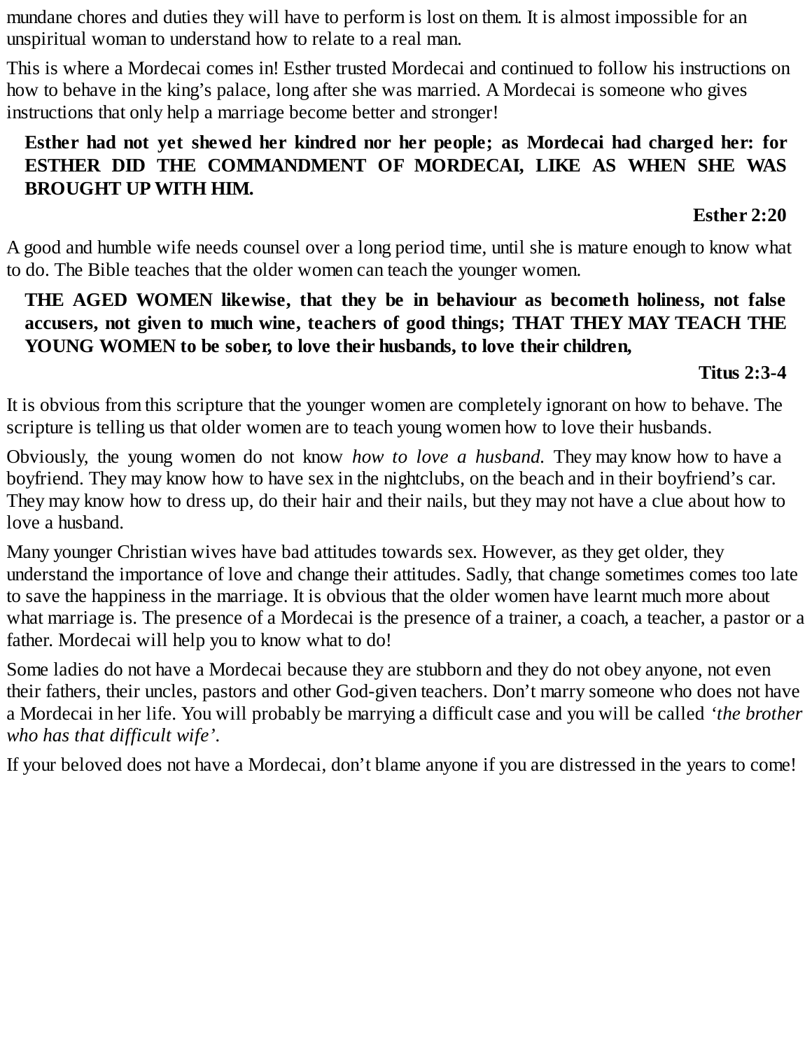mundane chores and duties they will have to perform is lost on them. It is almost impossible for an unspiritual woman to understand how to relate to a real man.

This is where a Mordecai comes in! Esther trusted Mordecai and continued to follow his instructions on how to behave in the king's palace, long after she was married. A Mordecai is someone who gives instructions that only help a marriage become better and stronger!

> **Esther had not yet shewed her kindred nor her people; as Mordecai had charged her: for ESTHER DID THE COMMANDMENT OF MORDECAI, LIKE AS WHEN SHE WAS BROUGHT UP WITH HIM.**
>
> **Esther 2:20**

A good and humble wife needs counsel over a long period time, until she is mature enough to know what to do. The Bible teaches that the older women can teach the younger women.

> **THE AGED WOMEN likewise, that they be in behaviour as becometh holiness, not false accusers, not given to much wine, teachers of good things; THAT THEY MAY TEACH THE YOUNG WOMEN to be sober, to love their husbands, to love their children,**
>
> **Titus 2:3-4**

It is obvious from this scripture that the younger women are completely ignorant on how to behave. The scripture is telling us that older women are to teach young women how to love their husbands.

Obviously, the young women do not know *how to love a husband.* They may know how to have a boyfriend. They may know how to have sex in the nightclubs, on the beach and in their boyfriend's car. They may know how to dress up, do their hair and their nails, but they may not have a clue about how to love a husband.

Many younger Christian wives have bad attitudes towards sex. However, as they get older, they understand the importance of love and change their attitudes. Sadly, that change sometimes comes too late to save the happiness in the marriage. It is obvious that the older women have learnt much more about what marriage is. The presence of a Mordecai is the presence of a trainer, a coach, a teacher, a pastor or a father. Mordecai will help you to know what to do!

Some ladies do not have a Mordecai because they are stubborn and they do not obey anyone, not even their fathers, their uncles, pastors and other God-given teachers. Don't marry someone who does not have a Mordecai in her life. You will probably be marrying a difficult case and you will be called *'the brother who has that difficult wife'.*

If your beloved does not have a Mordecai, don't blame anyone if you are distressed in the years to come!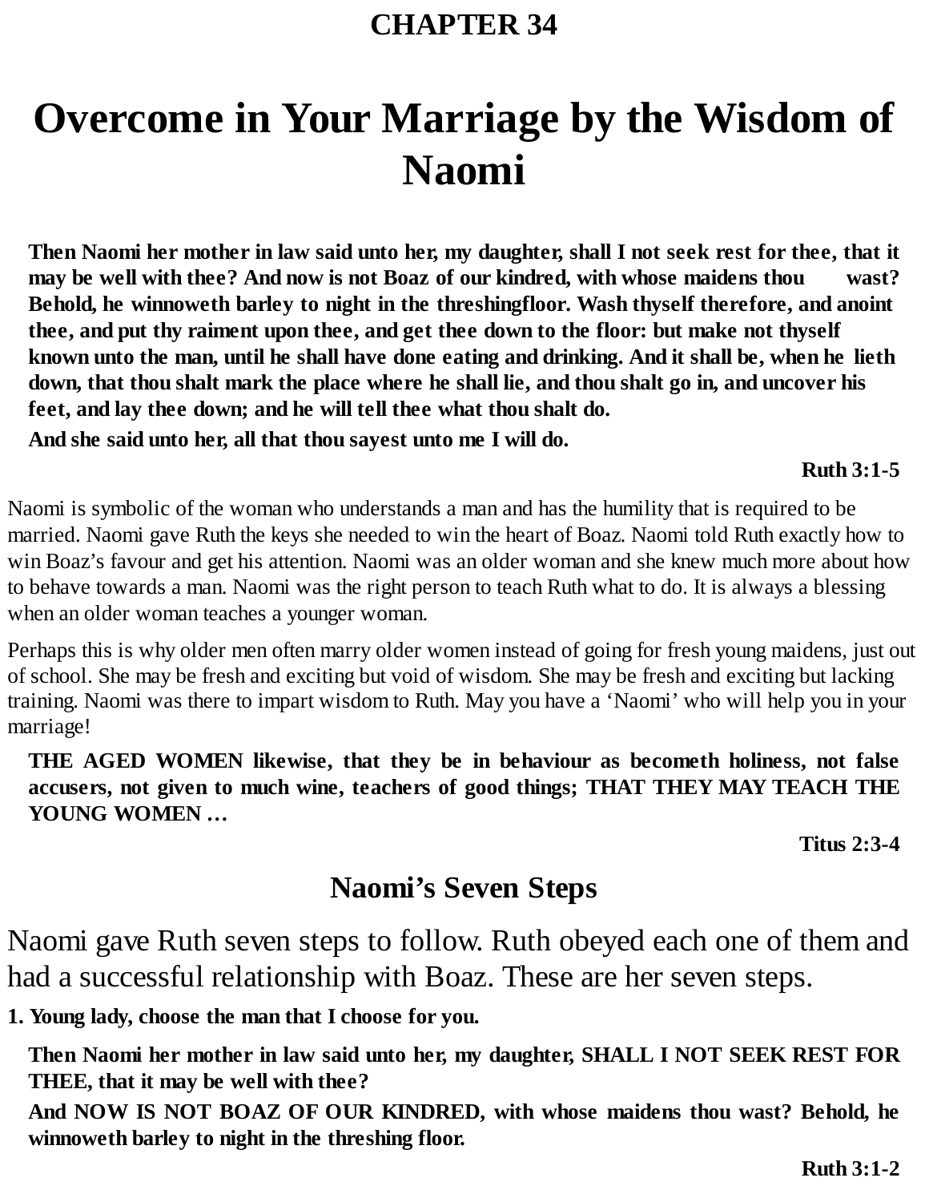# CHAPTER 34

# Overcome in Your Marriage by the Wisdom of Naomi

> **Then Naomi her mother in law said unto her, my daughter, shall I not seek rest for thee, that it may be well with thee? And now is not Boaz of our kindred, with whose maidens thou wast? Behold, he winnoweth barley to night in the threshingfloor. Wash thyself therefore, and anoint thee, and put thy raiment upon thee, and get thee down to the floor: but make not thyself known unto the man, until he shall have done eating and drinking. And it shall be, when he lieth down, that thou shalt mark the place where he shall lie, and thou shalt go in, and uncover his feet, and lay thee down; and he will tell thee what thou shalt do.**
>
> **And she said unto her, all that thou sayest unto me I will do.**
>
> **Ruth 3:1-5**

Naomi is symbolic of the woman who understands a man and has the humility that is required to be married. Naomi gave Ruth the keys she needed to win the heart of Boaz. Naomi told Ruth exactly how to win Boaz's favour and get his attention. Naomi was an older woman and she knew much more about how to behave towards a man. Naomi was the right person to teach Ruth what to do. It is always a blessing when an older woman teaches a younger woman.

Perhaps this is why older men often marry older women instead of going for fresh young maidens, just out of school. She may be fresh and exciting but void of wisdom. She may be fresh and exciting but lacking training. Naomi was there to impart wisdom to Ruth. May you have a 'Naomi' who will help you in your marriage!

> **THE AGED WOMEN likewise, that they be in behaviour as becometh holiness, not false accusers, not given to much wine, teachers of good things; THAT THEY MAY TEACH THE YOUNG WOMEN …**
>
> **Titus 2:3-4**

## Naomi's Seven Steps

Naomi gave Ruth seven steps to follow. Ruth obeyed each one of them and had a successful relationship with Boaz. These are her seven steps.

**1. Young lady, choose the man that I choose for you.**

> **Then Naomi her mother in law said unto her, my daughter, SHALL I NOT SEEK REST FOR THEE, that it may be well with thee?**
>
> **And NOW IS NOT BOAZ OF OUR KINDRED, with whose maidens thou wast? Behold, he winnoweth barley to night in the threshing floor.**
>
> **Ruth 3:1-2**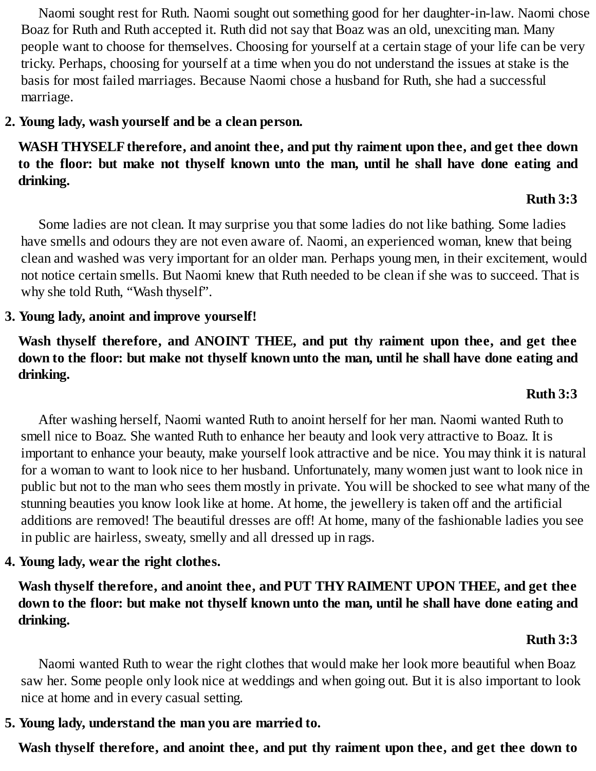Naomi sought rest for Ruth. Naomi sought out something good for her daughter-in-law. Naomi chose Boaz for Ruth and Ruth accepted it. Ruth did not say that Boaz was an old, unexciting man. Many people want to choose for themselves. Choosing for yourself at a certain stage of your life can be very tricky. Perhaps, choosing for yourself at a time when you do not understand the issues at stake is the basis for most failed marriages. Because Naomi chose a husband for Ruth, she had a successful marriage.

**2. Young lady, wash yourself and be a clean person.**

**WASH THYSELF therefore, and anoint thee, and put thy raiment upon thee, and get thee down to the floor: but make not thyself known unto the man, until he shall have done eating and drinking.**

**Ruth 3:3**

Some ladies are not clean. It may surprise you that some ladies do not like bathing. Some ladies have smells and odours they are not even aware of. Naomi, an experienced woman, knew that being clean and washed was very important for an older man. Perhaps young men, in their excitement, would not notice certain smells. But Naomi knew that Ruth needed to be clean if she was to succeed. That is why she told Ruth, "Wash thyself".

**3. Young lady, anoint and improve yourself!**

**Wash thyself therefore, and ANOINT THEE, and put thy raiment upon thee, and get thee down to the floor: but make not thyself known unto the man, until he shall have done eating and drinking.**

**Ruth 3:3**

After washing herself, Naomi wanted Ruth to anoint herself for her man. Naomi wanted Ruth to smell nice to Boaz. She wanted Ruth to enhance her beauty and look very attractive to Boaz. It is important to enhance your beauty, make yourself look attractive and be nice. You may think it is natural for a woman to want to look nice to her husband. Unfortunately, many women just want to look nice in public but not to the man who sees them mostly in private. You will be shocked to see what many of the stunning beauties you know look like at home. At home, the jewellery is taken off and the artificial additions are removed! The beautiful dresses are off! At home, many of the fashionable ladies you see in public are hairless, sweaty, smelly and all dressed up in rags.

**4. Young lady, wear the right clothes.**

**Wash thyself therefore, and anoint thee, and PUT THY RAIMENT UPON THEE, and get thee down to the floor: but make not thyself known unto the man, until he shall have done eating and drinking.**

**Ruth 3:3**

Naomi wanted Ruth to wear the right clothes that would make her look more beautiful when Boaz saw her. Some people only look nice at weddings and when going out. But it is also important to look nice at home and in every casual setting.

**5. Young lady, understand the man you are married to.**

**Wash thyself therefore, and anoint thee, and put thy raiment upon thee, and get thee down to**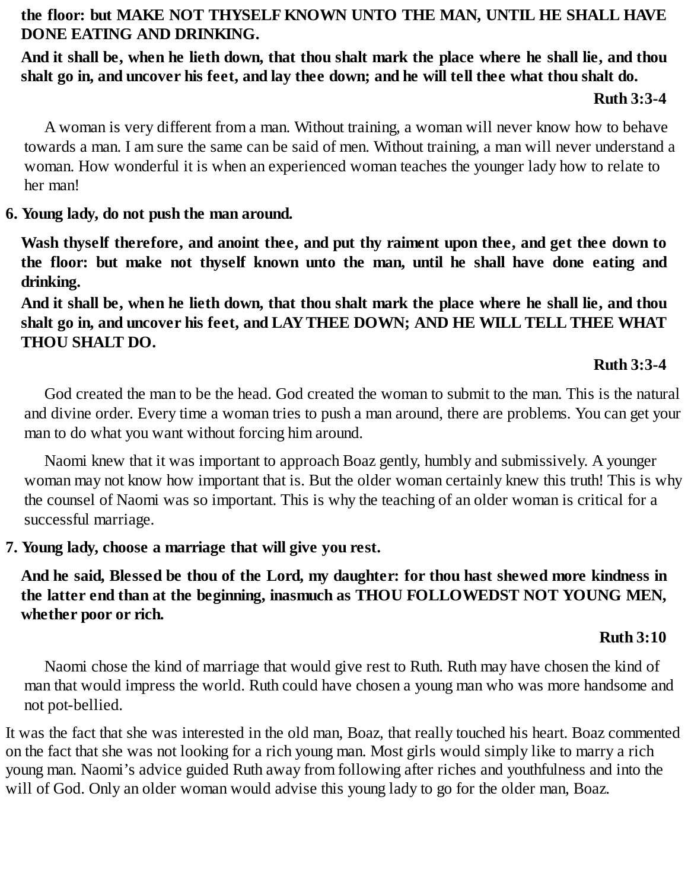**the floor: but MAKE NOT THYSELF KNOWN UNTO THE MAN, UNTIL HE SHALL HAVE DONE EATING AND DRINKING.**

**And it shall be, when he lieth down, that thou shalt mark the place where he shall lie, and thou shalt go in, and uncover his feet, and lay thee down; and he will tell thee what thou shalt do.**

**Ruth 3:3-4**

A woman is very different from a man. Without training, a woman will never know how to behave towards a man. I am sure the same can be said of men. Without training, a man will never understand a woman. How wonderful it is when an experienced woman teaches the younger lady how to relate to her man!

**6. Young lady, do not push the man around.**

**Wash thyself therefore, and anoint thee, and put thy raiment upon thee, and get thee down to the floor: but make not thyself known unto the man, until he shall have done eating and drinking.**

**And it shall be, when he lieth down, that thou shalt mark the place where he shall lie, and thou shalt go in, and uncover his feet, and LAY THEE DOWN; AND HE WILL TELL THEE WHAT THOU SHALT DO.**

**Ruth 3:3-4**

God created the man to be the head. God created the woman to submit to the man. This is the natural and divine order. Every time a woman tries to push a man around, there are problems. You can get your man to do what you want without forcing him around.

Naomi knew that it was important to approach Boaz gently, humbly and submissively. A younger woman may not know how important that is. But the older woman certainly knew this truth! This is why the counsel of Naomi was so important. This is why the teaching of an older woman is critical for a successful marriage.

**7. Young lady, choose a marriage that will give you rest.**

**And he said, Blessed be thou of the Lord, my daughter: for thou hast shewed more kindness in the latter end than at the beginning, inasmuch as THOU FOLLOWEDST NOT YOUNG MEN, whether poor or rich.**

**Ruth 3:10**

Naomi chose the kind of marriage that would give rest to Ruth. Ruth may have chosen the kind of man that would impress the world. Ruth could have chosen a young man who was more handsome and not pot-bellied.

It was the fact that she was interested in the old man, Boaz, that really touched his heart. Boaz commented on the fact that she was not looking for a rich young man. Most girls would simply like to marry a rich young man. Naomi's advice guided Ruth away from following after riches and youthfulness and into the will of God. Only an older woman would advise this young lady to go for the older man, Boaz.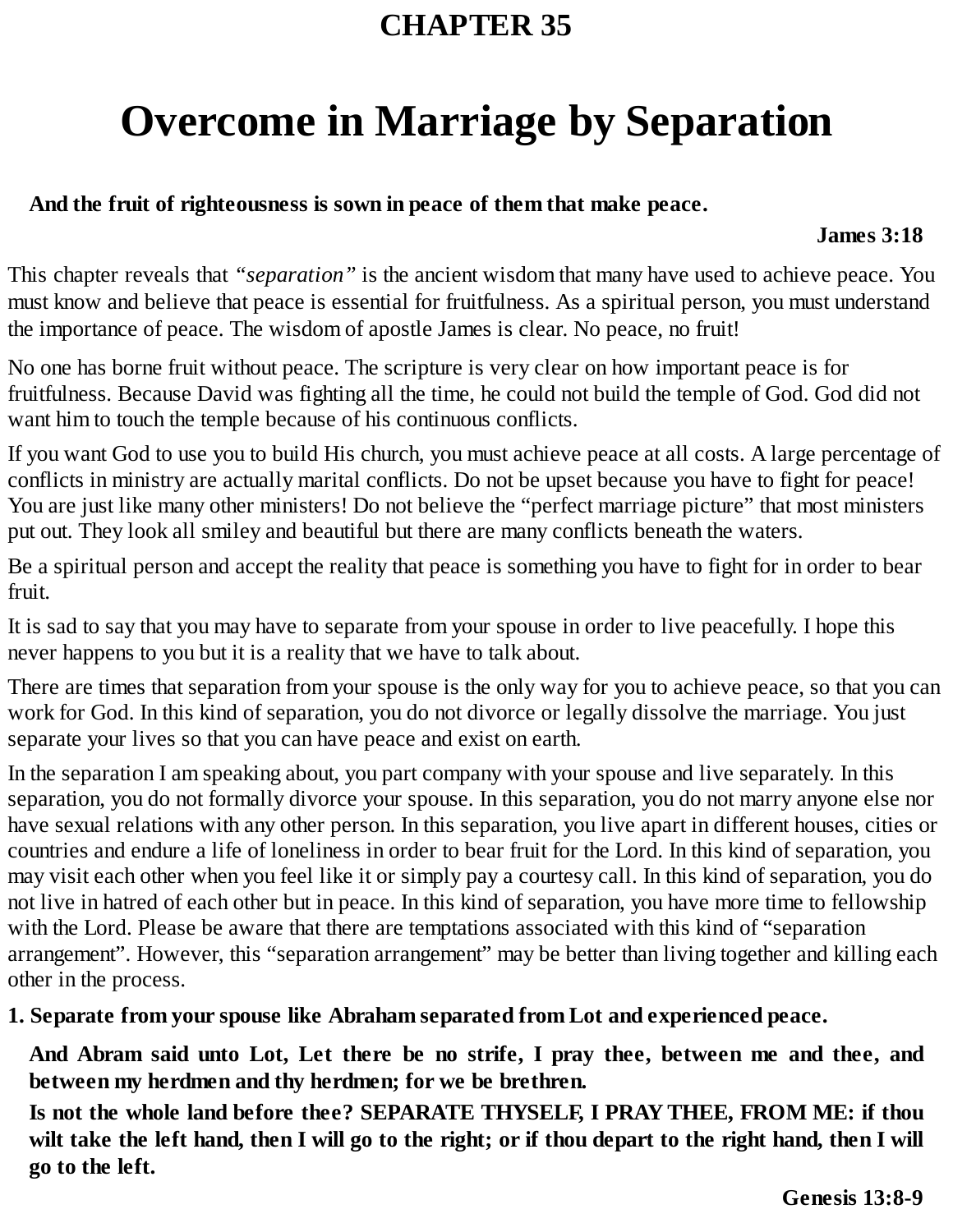# CHAPTER 35

# Overcome in Marriage by Separation

**And the fruit of righteousness is sown in peace of them that make peace.**

**James 3:18**

This chapter reveals that *"separation"* is the ancient wisdom that many have used to achieve peace. You must know and believe that peace is essential for fruitfulness. As a spiritual person, you must understand the importance of peace. The wisdom of apostle James is clear. No peace, no fruit!

No one has borne fruit without peace. The scripture is very clear on how important peace is for fruitfulness. Because David was fighting all the time, he could not build the temple of God. God did not want him to touch the temple because of his continuous conflicts.

If you want God to use you to build His church, you must achieve peace at all costs. A large percentage of conflicts in ministry are actually marital conflicts. Do not be upset because you have to fight for peace! You are just like many other ministers! Do not believe the "perfect marriage picture" that most ministers put out. They look all smiley and beautiful but there are many conflicts beneath the waters.

Be a spiritual person and accept the reality that peace is something you have to fight for in order to bear fruit.

It is sad to say that you may have to separate from your spouse in order to live peacefully. I hope this never happens to you but it is a reality that we have to talk about.

There are times that separation from your spouse is the only way for you to achieve peace, so that you can work for God. In this kind of separation, you do not divorce or legally dissolve the marriage. You just separate your lives so that you can have peace and exist on earth.

In the separation I am speaking about, you part company with your spouse and live separately. In this separation, you do not formally divorce your spouse. In this separation, you do not marry anyone else nor have sexual relations with any other person. In this separation, you live apart in different houses, cities or countries and endure a life of loneliness in order to bear fruit for the Lord. In this kind of separation, you may visit each other when you feel like it or simply pay a courtesy call. In this kind of separation, you do not live in hatred of each other but in peace. In this kind of separation, you have more time to fellowship with the Lord. Please be aware that there are temptations associated with this kind of "separation arrangement". However, this "separation arrangement" may be better than living together and killing each other in the process.

**1. Separate from your spouse like Abraham separated from Lot and experienced peace.**

**And Abram said unto Lot, Let there be no strife, I pray thee, between me and thee, and between my herdmen and thy herdmen; for we be brethren.**

**Is not the whole land before thee? SEPARATE THYSELF, I PRAY THEE, FROM ME: if thou wilt take the left hand, then I will go to the right; or if thou depart to the right hand, then I will go to the left.**

**Genesis 13:8-9**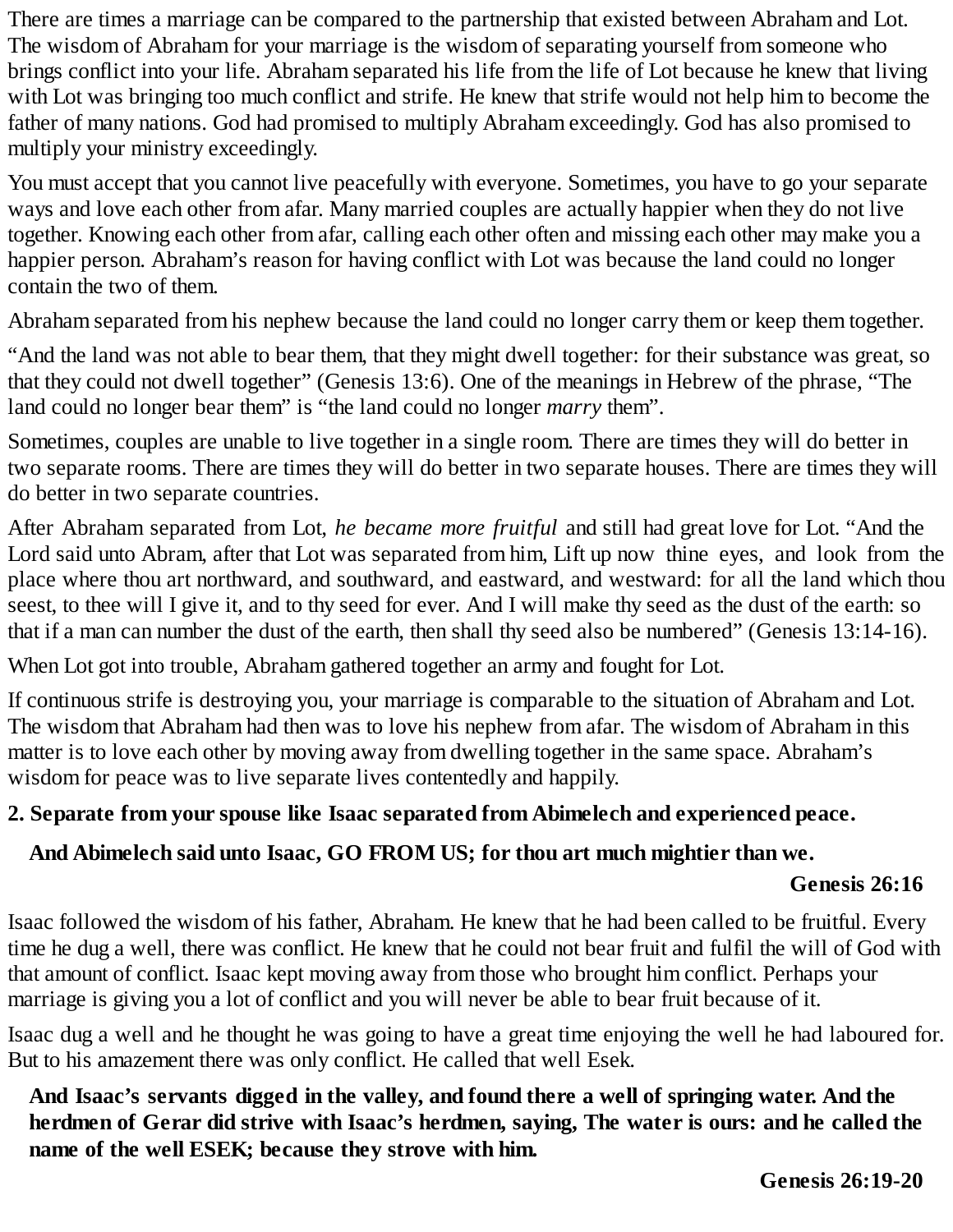There are times a marriage can be compared to the partnership that existed between Abraham and Lot. The wisdom of Abraham for your marriage is the wisdom of separating yourself from someone who brings conflict into your life. Abraham separated his life from the life of Lot because he knew that living with Lot was bringing too much conflict and strife. He knew that strife would not help him to become the father of many nations. God had promised to multiply Abraham exceedingly. God has also promised to multiply your ministry exceedingly.

You must accept that you cannot live peacefully with everyone. Sometimes, you have to go your separate ways and love each other from afar. Many married couples are actually happier when they do not live together. Knowing each other from afar, calling each other often and missing each other may make you a happier person. Abraham's reason for having conflict with Lot was because the land could no longer contain the two of them.

Abraham separated from his nephew because the land could no longer carry them or keep them together.

"And the land was not able to bear them, that they might dwell together: for their substance was great, so that they could not dwell together" (Genesis 13:6). One of the meanings in Hebrew of the phrase, "The land could no longer bear them" is "the land could no longer *marry* them".

Sometimes, couples are unable to live together in a single room. There are times they will do better in two separate rooms. There are times they will do better in two separate houses. There are times they will do better in two separate countries.

After Abraham separated from Lot, *he became more fruitful* and still had great love for Lot. "And the Lord said unto Abram, after that Lot was separated from him, Lift up now thine eyes, and look from the place where thou art northward, and southward, and eastward, and westward: for all the land which thou seest, to thee will I give it, and to thy seed for ever. And I will make thy seed as the dust of the earth: so that if a man can number the dust of the earth, then shall thy seed also be numbered" (Genesis 13:14-16).

When Lot got into trouble, Abraham gathered together an army and fought for Lot.

If continuous strife is destroying you, your marriage is comparable to the situation of Abraham and Lot. The wisdom that Abraham had then was to love his nephew from afar. The wisdom of Abraham in this matter is to love each other by moving away from dwelling together in the same space. Abraham's wisdom for peace was to live separate lives contentedly and happily.

**2. Separate from your spouse like Isaac separated from Abimelech and experienced peace.**

> **And Abimelech said unto Isaac, GO FROM US; for thou art much mightier than we.**
>
> **Genesis 26:16**

Isaac followed the wisdom of his father, Abraham. He knew that he had been called to be fruitful. Every time he dug a well, there was conflict. He knew that he could not bear fruit and fulfil the will of God with that amount of conflict. Isaac kept moving away from those who brought him conflict. Perhaps your marriage is giving you a lot of conflict and you will never be able to bear fruit because of it.

Isaac dug a well and he thought he was going to have a great time enjoying the well he had laboured for. But to his amazement there was only conflict. He called that well Esek.

> **And Isaac's servants digged in the valley, and found there a well of springing water. And the herdmen of Gerar did strive with Isaac's herdmen, saying, The water is ours: and he called the name of the well ESEK; because they strove with him.**
>
> **Genesis 26:19-20**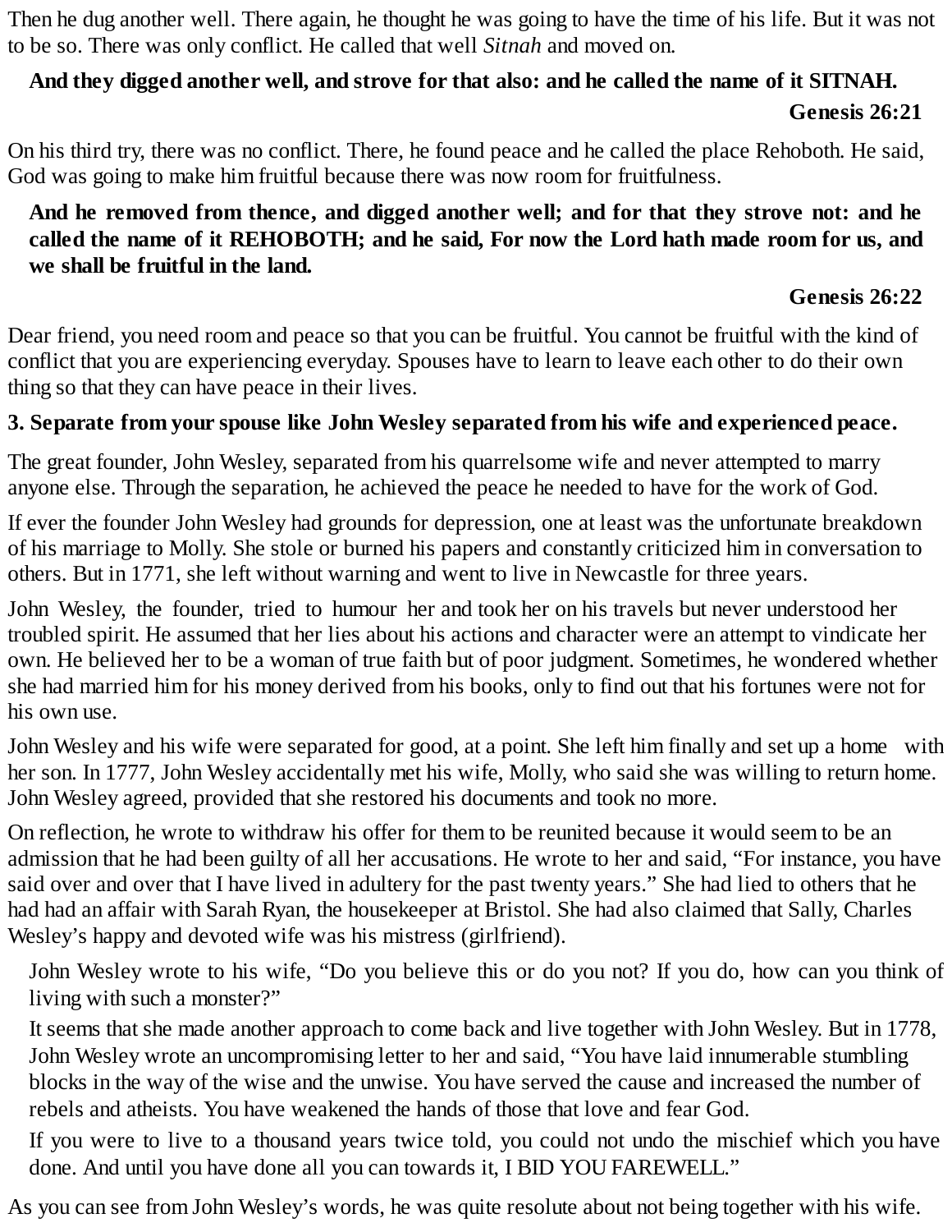Then he dug another well. There again, he thought he was going to have the time of his life. But it was not to be so. There was only conflict. He called that well *Sitnah* and moved on.

> **And they digged another well, and strove for that also: and he called the name of it SITNAH.**
>
> **Genesis 26:21**

On his third try, there was no conflict. There, he found peace and he called the place Rehoboth. He said, God was going to make him fruitful because there was now room for fruitfulness.

> **And he removed from thence, and digged another well; and for that they strove not: and he called the name of it REHOBOTH; and he said, For now the Lord hath made room for us, and we shall be fruitful in the land.**
>
> **Genesis 26:22**

Dear friend, you need room and peace so that you can be fruitful. You cannot be fruitful with the kind of conflict that you are experiencing everyday. Spouses have to learn to leave each other to do their own thing so that they can have peace in their lives.

**3. Separate from your spouse like John Wesley separated from his wife and experienced peace.**

The great founder, John Wesley, separated from his quarrelsome wife and never attempted to marry anyone else. Through the separation, he achieved the peace he needed to have for the work of God.

If ever the founder John Wesley had grounds for depression, one at least was the unfortunate breakdown of his marriage to Molly. She stole or burned his papers and constantly criticized him in conversation to others. But in 1771, she left without warning and went to live in Newcastle for three years.

John Wesley, the founder, tried to humour her and took her on his travels but never understood her troubled spirit. He assumed that her lies about his actions and character were an attempt to vindicate her own. He believed her to be a woman of true faith but of poor judgment. Sometimes, he wondered whether she had married him for his money derived from his books, only to find out that his fortunes were not for his own use.

John Wesley and his wife were separated for good, at a point. She left him finally and set up a home with her son. In 1777, John Wesley accidentally met his wife, Molly, who said she was willing to return home. John Wesley agreed, provided that she restored his documents and took no more.

On reflection, he wrote to withdraw his offer for them to be reunited because it would seem to be an admission that he had been guilty of all her accusations. He wrote to her and said, "For instance, you have said over and over that I have lived in adultery for the past twenty years." She had lied to others that he had had an affair with Sarah Ryan, the housekeeper at Bristol. She had also claimed that Sally, Charles Wesley's happy and devoted wife was his mistress (girlfriend).

> John Wesley wrote to his wife, "Do you believe this or do you not? If you do, how can you think of living with such a monster?"
>
> It seems that she made another approach to come back and live together with John Wesley. But in 1778, John Wesley wrote an uncompromising letter to her and said, "You have laid innumerable stumbling blocks in the way of the wise and the unwise. You have served the cause and increased the number of rebels and atheists. You have weakened the hands of those that love and fear God.
>
> If you were to live to a thousand years twice told, you could not undo the mischief which you have done. And until you have done all you can towards it, I BID YOU FAREWELL."

As you can see from John Wesley's words, he was quite resolute about not being together with his wife.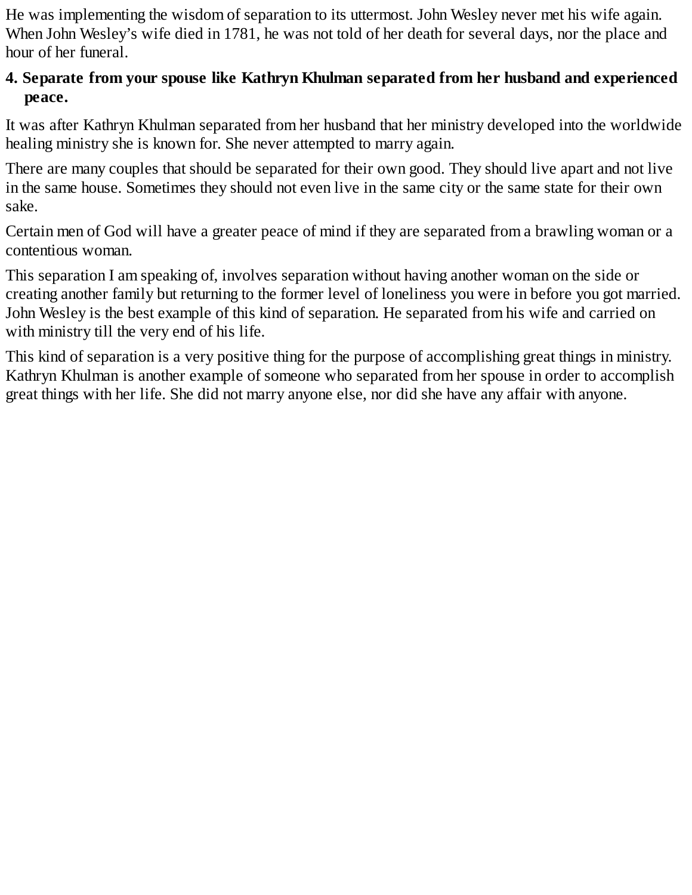He was implementing the wisdom of separation to its uttermost. John Wesley never met his wife again. When John Wesley's wife died in 1781, he was not told of her death for several days, nor the place and hour of her funeral.

**4. Separate from your spouse like Kathryn Khulman separated from her husband and experienced peace.**

It was after Kathryn Khulman separated from her husband that her ministry developed into the worldwide healing ministry she is known for. She never attempted to marry again.

There are many couples that should be separated for their own good. They should live apart and not live in the same house. Sometimes they should not even live in the same city or the same state for their own sake.

Certain men of God will have a greater peace of mind if they are separated from a brawling woman or a contentious woman.

This separation I am speaking of, involves separation without having another woman on the side or creating another family but returning to the former level of loneliness you were in before you got married. John Wesley is the best example of this kind of separation. He separated from his wife and carried on with ministry till the very end of his life.

This kind of separation is a very positive thing for the purpose of accomplishing great things in ministry. Kathryn Khulman is another example of someone who separated from her spouse in order to accomplish great things with her life. She did not marry anyone else, nor did she have any affair with anyone.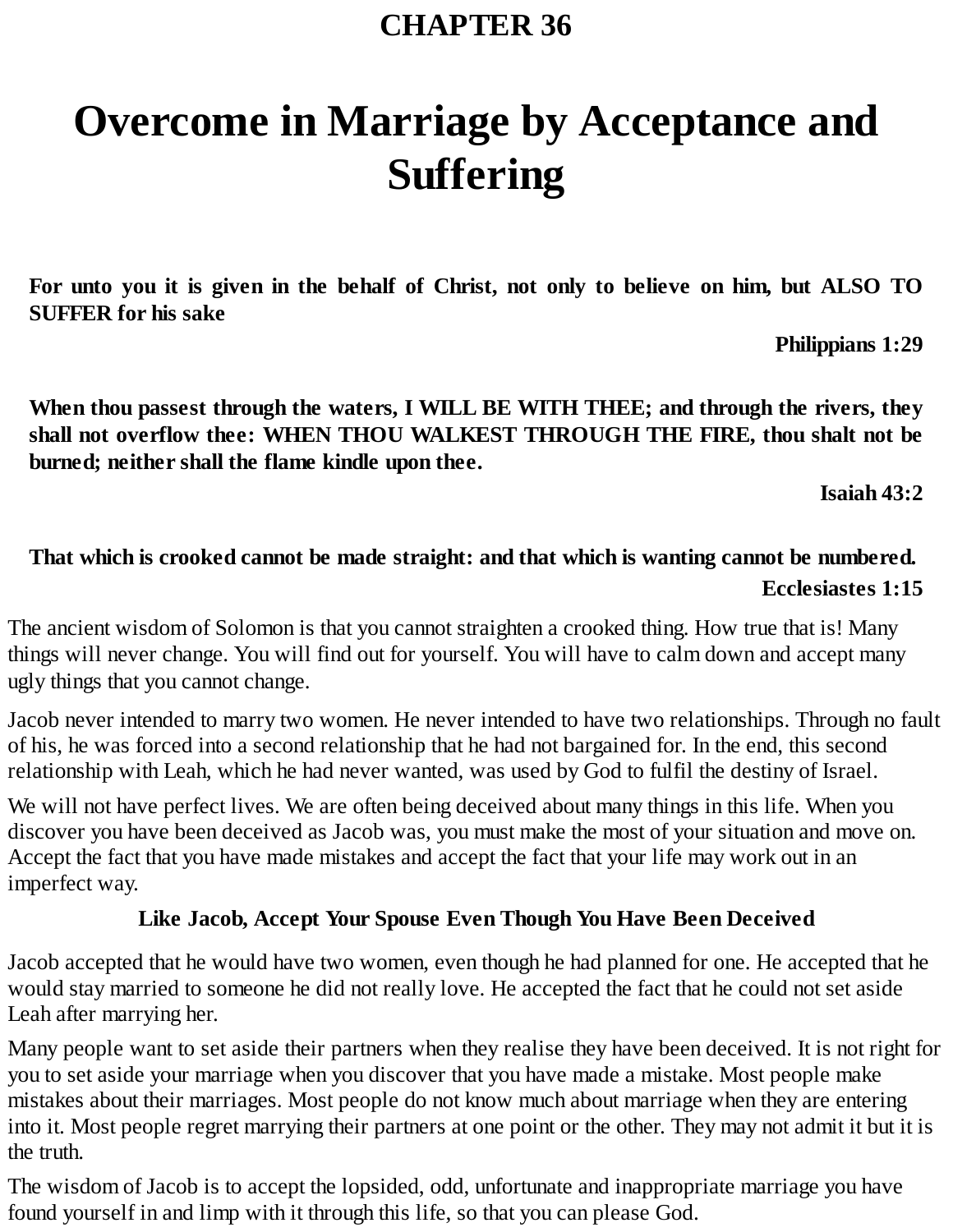# CHAPTER 36

# Overcome in Marriage by Acceptance and Suffering

**For unto you it is given in the behalf of Christ, not only to believe on him, but ALSO TO SUFFER for his sake**

**Philippians 1:29**

**When thou passest through the waters, I WILL BE WITH THEE; and through the rivers, they shall not overflow thee: WHEN THOU WALKEST THROUGH THE FIRE, thou shalt not be burned; neither shall the flame kindle upon thee.**

**Isaiah 43:2**

**That which is crooked cannot be made straight: and that which is wanting cannot be numbered.**

**Ecclesiastes 1:15**

The ancient wisdom of Solomon is that you cannot straighten a crooked thing. How true that is! Many things will never change. You will find out for yourself. You will have to calm down and accept many ugly things that you cannot change.

Jacob never intended to marry two women. He never intended to have two relationships. Through no fault of his, he was forced into a second relationship that he had not bargained for. In the end, this second relationship with Leah, which he had never wanted, was used by God to fulfil the destiny of Israel.

We will not have perfect lives. We are often being deceived about many things in this life. When you discover you have been deceived as Jacob was, you must make the most of your situation and move on. Accept the fact that you have made mistakes and accept the fact that your life may work out in an imperfect way.

### Like Jacob, Accept Your Spouse Even Though You Have Been Deceived

Jacob accepted that he would have two women, even though he had planned for one. He accepted that he would stay married to someone he did not really love. He accepted the fact that he could not set aside Leah after marrying her.

Many people want to set aside their partners when they realise they have been deceived. It is not right for you to set aside your marriage when you discover that you have made a mistake. Most people make mistakes about their marriages. Most people do not know much about marriage when they are entering into it. Most people regret marrying their partners at one point or the other. They may not admit it but it is the truth.

The wisdom of Jacob is to accept the lopsided, odd, unfortunate and inappropriate marriage you have found yourself in and limp with it through this life, so that you can please God.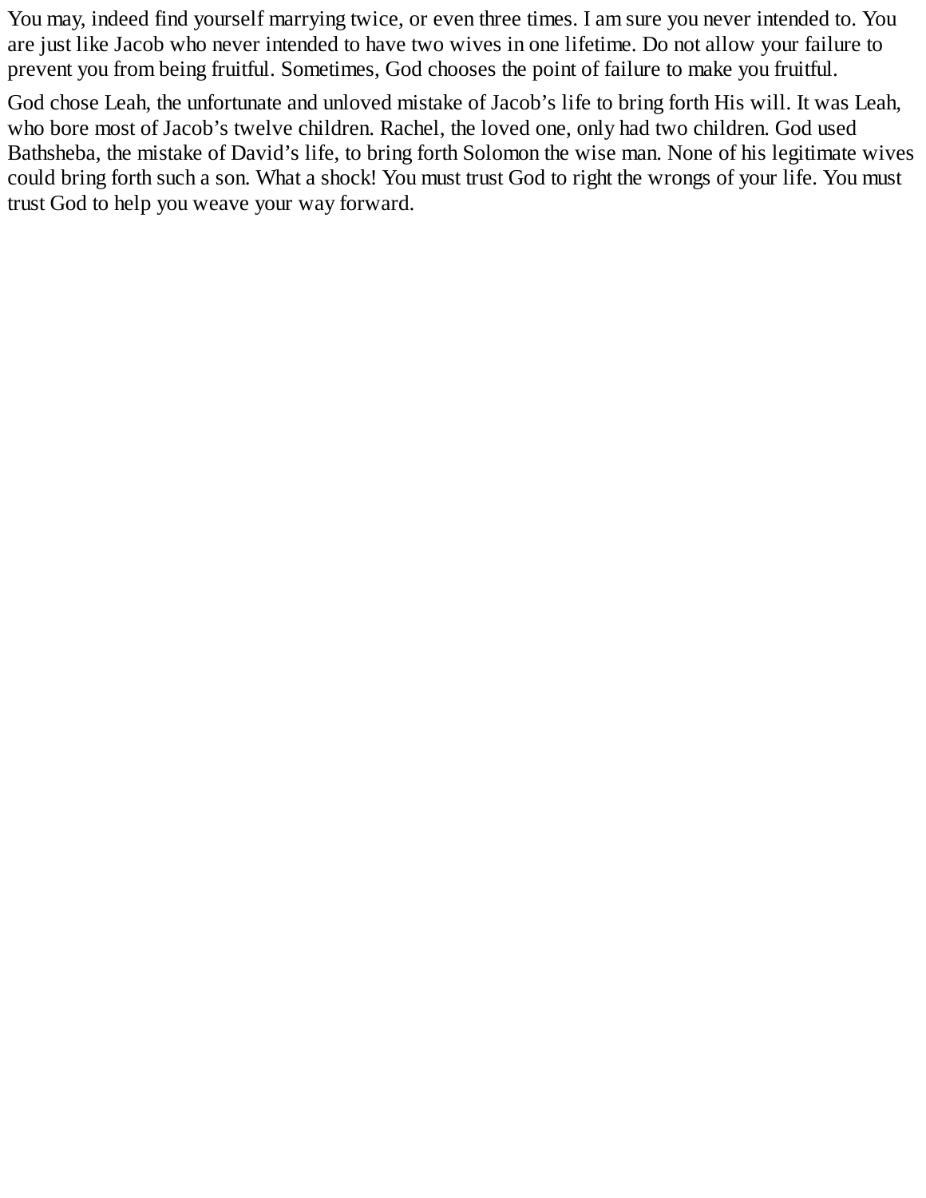You may, indeed find yourself marrying twice, or even three times. I am sure you never intended to. You are just like Jacob who never intended to have two wives in one lifetime. Do not allow your failure to prevent you from being fruitful. Sometimes, God chooses the point of failure to make you fruitful.

God chose Leah, the unfortunate and unloved mistake of Jacob’s life to bring forth His will. It was Leah, who bore most of Jacob’s twelve children. Rachel, the loved one, only had two children. God used Bathsheba, the mistake of David’s life, to bring forth Solomon the wise man. None of his legitimate wives could bring forth such a son. What a shock! You must trust God to right the wrongs of your life. You must trust God to help you weave your way forward.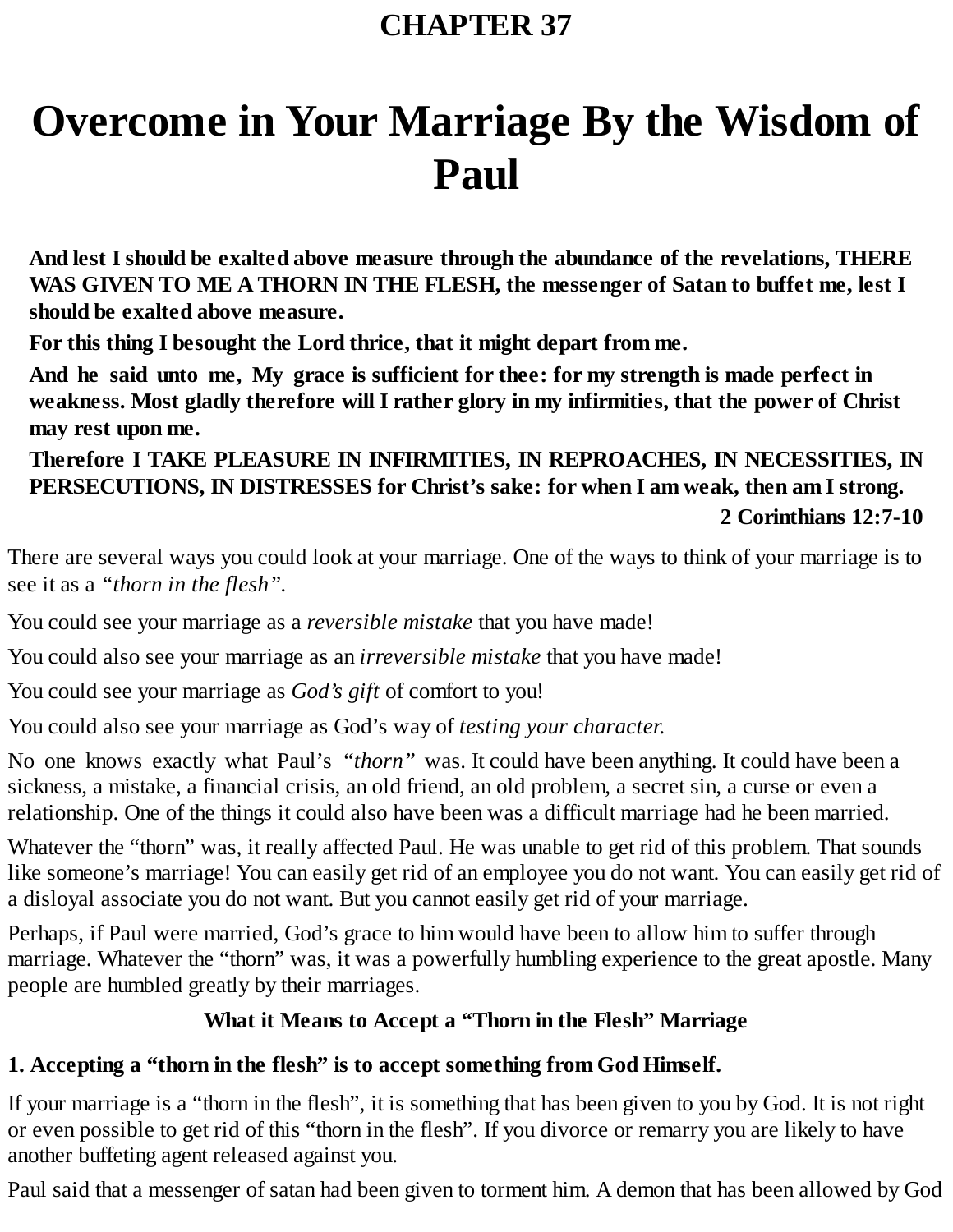# CHAPTER 37

# Overcome in Your Marriage By the Wisdom of Paul

> **And lest I should be exalted above measure through the abundance of the revelations, THERE WAS GIVEN TO ME A THORN IN THE FLESH, the messenger of Satan to buffet me, lest I should be exalted above measure.**
>
> **For this thing I besought the Lord thrice, that it might depart from me.**
>
> **And he said unto me, My grace is sufficient for thee: for my strength is made perfect in weakness. Most gladly therefore will I rather glory in my infirmities, that the power of Christ may rest upon me.**
>
> **Therefore I TAKE PLEASURE IN INFIRMITIES, IN REPROACHES, IN NECESSITIES, IN PERSECUTIONS, IN DISTRESSES for Christ's sake: for when I am weak, then am I strong.**
>
> **2 Corinthians 12:7-10**

There are several ways you could look at your marriage. One of the ways to think of your marriage is to see it as a *"thorn in the flesh"*.

You could see your marriage as a *reversible mistake* that you have made!

You could also see your marriage as an *irreversible mistake* that you have made!

You could see your marriage as *God's gift* of comfort to you!

You could also see your marriage as God's way of *testing your character.*

No one knows exactly what Paul's *"thorn"* was. It could have been anything. It could have been a sickness, a mistake, a financial crisis, an old friend, an old problem, a secret sin, a curse or even a relationship. One of the things it could also have been was a difficult marriage had he been married.

Whatever the "thorn" was, it really affected Paul. He was unable to get rid of this problem. That sounds like someone's marriage! You can easily get rid of an employee you do not want. You can easily get rid of a disloyal associate you do not want. But you cannot easily get rid of your marriage.

Perhaps, if Paul were married, God's grace to him would have been to allow him to suffer through marriage. Whatever the "thorn" was, it was a powerfully humbling experience to the great apostle. Many people are humbled greatly by their marriages.

### What it Means to Accept a "Thorn in the Flesh" Marriage

**1. Accepting a "thorn in the flesh" is to accept something from God Himself.**

If your marriage is a "thorn in the flesh", it is something that has been given to you by God. It is not right or even possible to get rid of this "thorn in the flesh". If you divorce or remarry you are likely to have another buffeting agent released against you.

Paul said that a messenger of satan had been given to torment him. A demon that has been allowed by God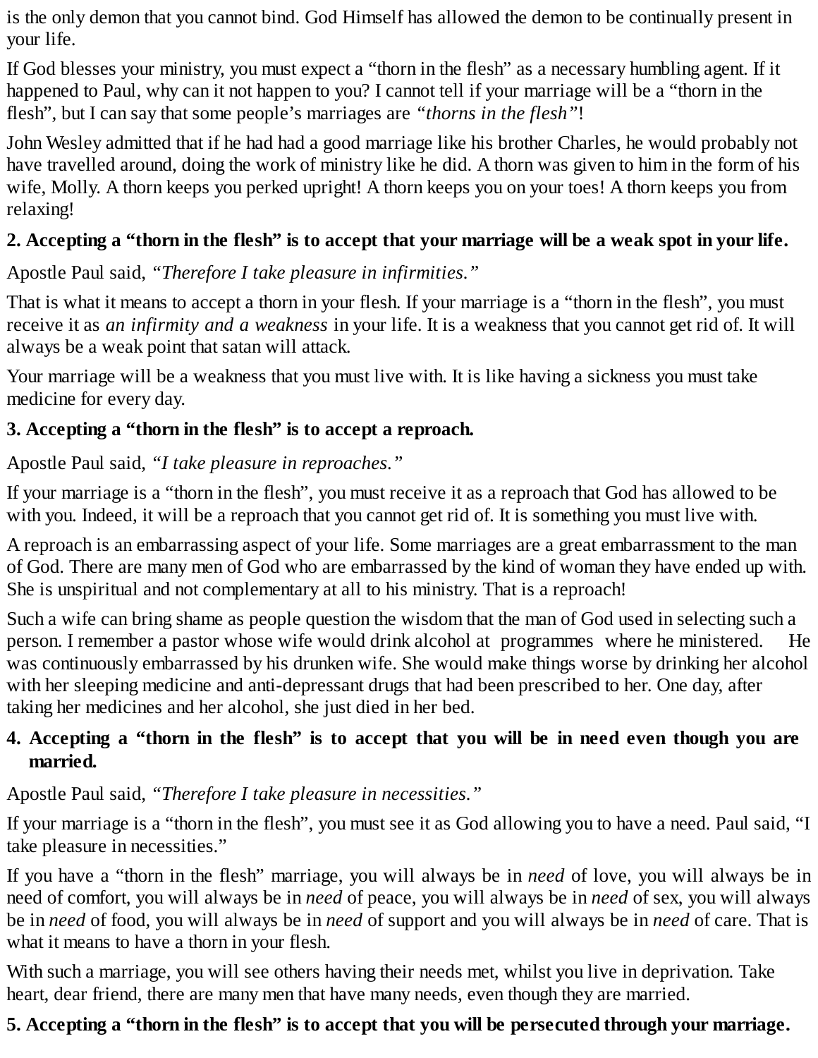is the only demon that you cannot bind. God Himself has allowed the demon to be continually present in your life.

If God blesses your ministry, you must expect a "thorn in the flesh" as a necessary humbling agent. If it happened to Paul, why can it not happen to you? I cannot tell if your marriage will be a "thorn in the flesh", but I can say that some people's marriages are *"thorns in the flesh"*!

John Wesley admitted that if he had had a good marriage like his brother Charles, he would probably not have travelled around, doing the work of ministry like he did. A thorn was given to him in the form of his wife, Molly. A thorn keeps you perked upright! A thorn keeps you on your toes! A thorn keeps you from relaxing!

**2. Accepting a "thorn in the flesh" is to accept that your marriage will be a weak spot in your life.**

Apostle Paul said, *"Therefore I take pleasure in infirmities."*

That is what it means to accept a thorn in your flesh. If your marriage is a "thorn in the flesh", you must receive it as *an infirmity and a weakness* in your life. It is a weakness that you cannot get rid of. It will always be a weak point that satan will attack.

Your marriage will be a weakness that you must live with. It is like having a sickness you must take medicine for every day.

**3. Accepting a "thorn in the flesh" is to accept a reproach.**

Apostle Paul said, *"I take pleasure in reproaches."*

If your marriage is a "thorn in the flesh", you must receive it as a reproach that God has allowed to be with you. Indeed, it will be a reproach that you cannot get rid of. It is something you must live with.

A reproach is an embarrassing aspect of your life. Some marriages are a great embarrassment to the man of God. There are many men of God who are embarrassed by the kind of woman they have ended up with. She is unspiritual and not complementary at all to his ministry. That is a reproach!

Such a wife can bring shame as people question the wisdom that the man of God used in selecting such a person. I remember a pastor whose wife would drink alcohol at programmes where he ministered. He was continuously embarrassed by his drunken wife. She would make things worse by drinking her alcohol with her sleeping medicine and anti-depressant drugs that had been prescribed to her. One day, after taking her medicines and her alcohol, she just died in her bed.

**4. Accepting a "thorn in the flesh" is to accept that you will be in need even though you are married.**

Apostle Paul said, *"Therefore I take pleasure in necessities."*

If your marriage is a "thorn in the flesh", you must see it as God allowing you to have a need. Paul said, "I take pleasure in necessities."

If you have a "thorn in the flesh" marriage, you will always be in *need* of love, you will always be in need of comfort, you will always be in *need* of peace, you will always be in *need* of sex, you will always be in *need* of food, you will always be in *need* of support and you will always be in *need* of care. That is what it means to have a thorn in your flesh.

With such a marriage, you will see others having their needs met, whilst you live in deprivation. Take heart, dear friend, there are many men that have many needs, even though they are married.

**5. Accepting a "thorn in the flesh" is to accept that you will be persecuted through your marriage.**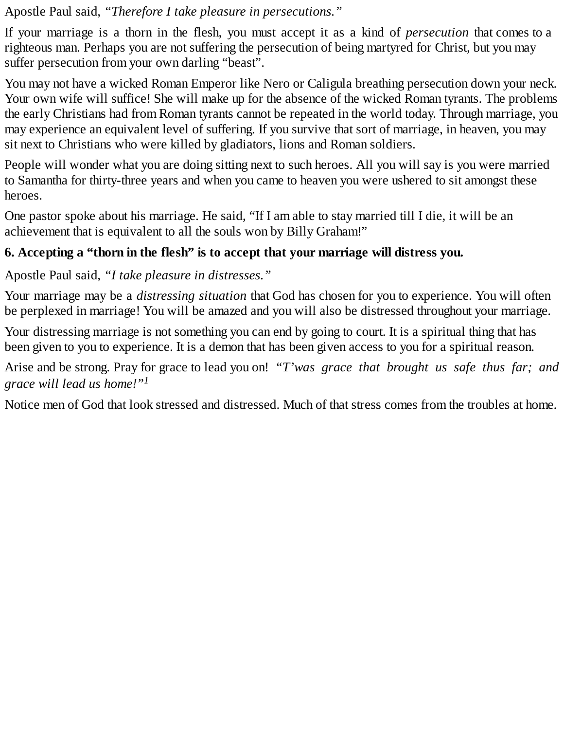Apostle Paul said, *"Therefore I take pleasure in persecutions."*

If your marriage is a thorn in the flesh, you must accept it as a kind of *persecution* that comes to a righteous man. Perhaps you are not suffering the persecution of being martyred for Christ, but you may suffer persecution from your own darling "beast".

You may not have a wicked Roman Emperor like Nero or Caligula breathing persecution down your neck. Your own wife will suffice! She will make up for the absence of the wicked Roman tyrants. The problems the early Christians had from Roman tyrants cannot be repeated in the world today. Through marriage, you may experience an equivalent level of suffering. If you survive that sort of marriage, in heaven, you may sit next to Christians who were killed by gladiators, lions and Roman soldiers.

People will wonder what you are doing sitting next to such heroes. All you will say is you were married to Samantha for thirty-three years and when you came to heaven you were ushered to sit amongst these heroes.

One pastor spoke about his marriage. He said, "If I am able to stay married till I die, it will be an achievement that is equivalent to all the souls won by Billy Graham!"

**6. Accepting a "thorn in the flesh" is to accept that your marriage will distress you.**

Apostle Paul said, *"I take pleasure in distresses."*

Your marriage may be a *distressing situation* that God has chosen for you to experience. You will often be perplexed in marriage! You will be amazed and you will also be distressed throughout your marriage.

Your distressing marriage is not something you can end by going to court. It is a spiritual thing that has been given to you to experience. It is a demon that has been given access to you for a spiritual reason.

Arise and be strong. Pray for grace to lead you on! *"T'was grace that brought us safe thus far; and grace will lead us home!"*[1]

Notice men of God that look stressed and distressed. Much of that stress comes from the troubles at home.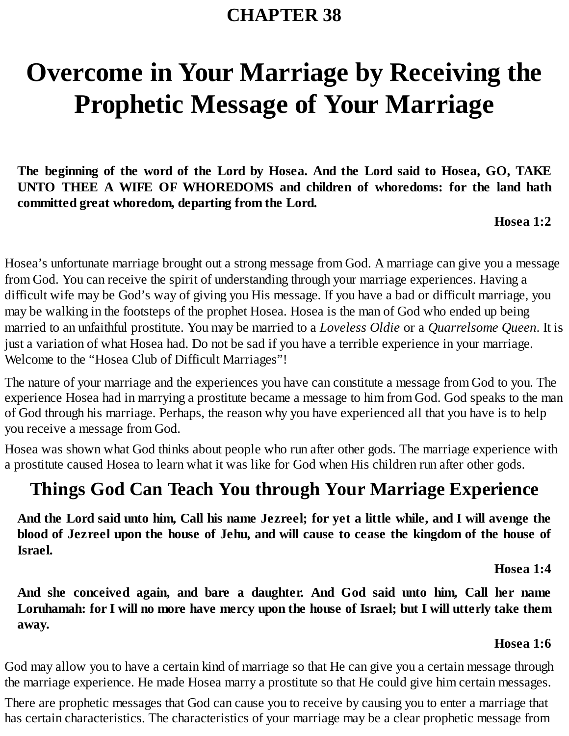# CHAPTER 38

# Overcome in Your Marriage by Receiving the Prophetic Message of Your Marriage

> **The beginning of the word of the Lord by Hosea. And the Lord said to Hosea, GO, TAKE UNTO THEE A WIFE OF WHOREDOMS and children of whoredoms: for the land hath committed great whoredom, departing from the Lord.**
>
> **Hosea 1:2**

Hosea's unfortunate marriage brought out a strong message from God. A marriage can give you a message from God. You can receive the spirit of understanding through your marriage experiences. Having a difficult wife may be God's way of giving you His message. If you have a bad or difficult marriage, you may be walking in the footsteps of the prophet Hosea. Hosea is the man of God who ended up being married to an unfaithful prostitute. You may be married to a *Loveless Oldie* or a *Quarrelsome Queen*. It is just a variation of what Hosea had. Do not be sad if you have a terrible experience in your marriage. Welcome to the "Hosea Club of Difficult Marriages"!

The nature of your marriage and the experiences you have can constitute a message from God to you. The experience Hosea had in marrying a prostitute became a message to him from God. God speaks to the man of God through his marriage. Perhaps, the reason why you have experienced all that you have is to help you receive a message from God.

Hosea was shown what God thinks about people who run after other gods. The marriage experience with a prostitute caused Hosea to learn what it was like for God when His children run after other gods.

## Things God Can Teach You through Your Marriage Experience

> **And the Lord said unto him, Call his name Jezreel; for yet a little while, and I will avenge the blood of Jezreel upon the house of Jehu, and will cause to cease the kingdom of the house of Israel.**
>
> **Hosea 1:4**

> **And she conceived again, and bare a daughter. And God said unto him, Call her name Loruhamah: for I will no more have mercy upon the house of Israel; but I will utterly take them away.**
>
> **Hosea 1:6**

God may allow you to have a certain kind of marriage so that He can give you a certain message through the marriage experience. He made Hosea marry a prostitute so that He could give him certain messages.

There are prophetic messages that God can cause you to receive by causing you to enter a marriage that has certain characteristics. The characteristics of your marriage may be a clear prophetic message from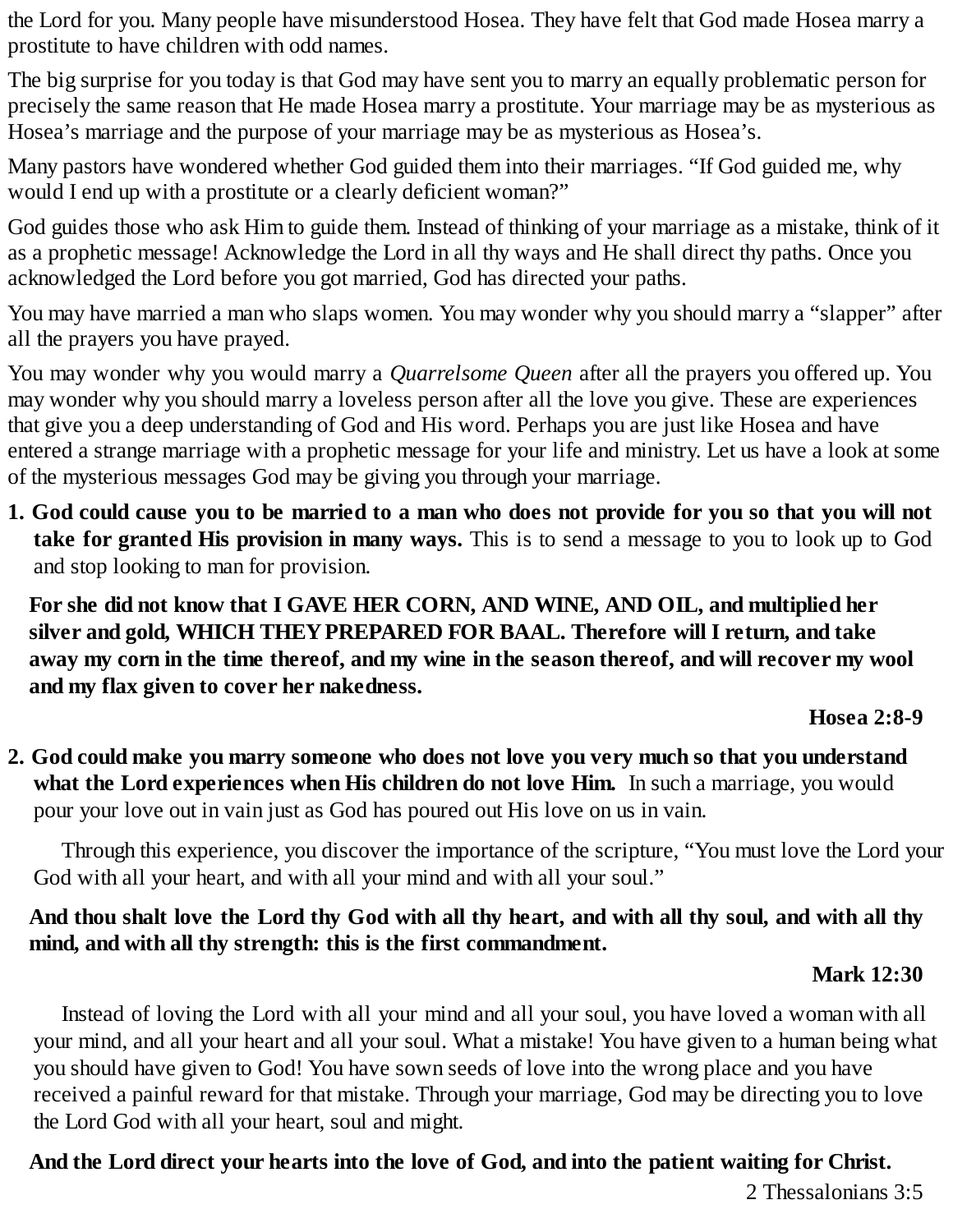the Lord for you. Many people have misunderstood Hosea. They have felt that God made Hosea marry a prostitute to have children with odd names.

The big surprise for you today is that God may have sent you to marry an equally problematic person for precisely the same reason that He made Hosea marry a prostitute. Your marriage may be as mysterious as Hosea's marriage and the purpose of your marriage may be as mysterious as Hosea's.

Many pastors have wondered whether God guided them into their marriages. "If God guided me, why would I end up with a prostitute or a clearly deficient woman?"

God guides those who ask Him to guide them. Instead of thinking of your marriage as a mistake, think of it as a prophetic message! Acknowledge the Lord in all thy ways and He shall direct thy paths. Once you acknowledged the Lord before you got married, God has directed your paths.

You may have married a man who slaps women. You may wonder why you should marry a "slapper" after all the prayers you have prayed.

You may wonder why you would marry a *Quarrelsome Queen* after all the prayers you offered up. You may wonder why you should marry a loveless person after all the love you give. These are experiences that give you a deep understanding of God and His word. Perhaps you are just like Hosea and have entered a strange marriage with a prophetic message for your life and ministry. Let us have a look at some of the mysterious messages God may be giving you through your marriage.

1. **God could cause you to be married to a man who does not provide for you so that you will not take for granted His provision in many ways.** This is to send a message to you to look up to God and stop looking to man for provision.

**For she did not know that I GAVE HER CORN, AND WINE, AND OIL, and multiplied her silver and gold, WHICH THEY PREPARED FOR BAAL. Therefore will I return, and take away my corn in the time thereof, and my wine in the season thereof, and will recover my wool and my flax given to cover her nakedness.**

**Hosea 2:8-9**

2. **God could make you marry someone who does not love you very much so that you understand what the Lord experiences when His children do not love Him.** In such a marriage, you would pour your love out in vain just as God has poured out His love on us in vain.

   Through this experience, you discover the importance of the scripture, "You must love the Lord your God with all your heart, and with all your mind and with all your soul."

**And thou shalt love the Lord thy God with all thy heart, and with all thy soul, and with all thy mind, and with all thy strength: this is the first commandment.**

**Mark 12:30**

   Instead of loving the Lord with all your mind and all your soul, you have loved a woman with all your mind, and all your heart and all your soul. What a mistake! You have given to a human being what you should have given to God! You have sown seeds of love into the wrong place and you have received a painful reward for that mistake. Through your marriage, God may be directing you to love the Lord God with all your heart, soul and might.

**And the Lord direct your hearts into the love of God, and into the patient waiting for Christ.**

2 Thessalonians 3:5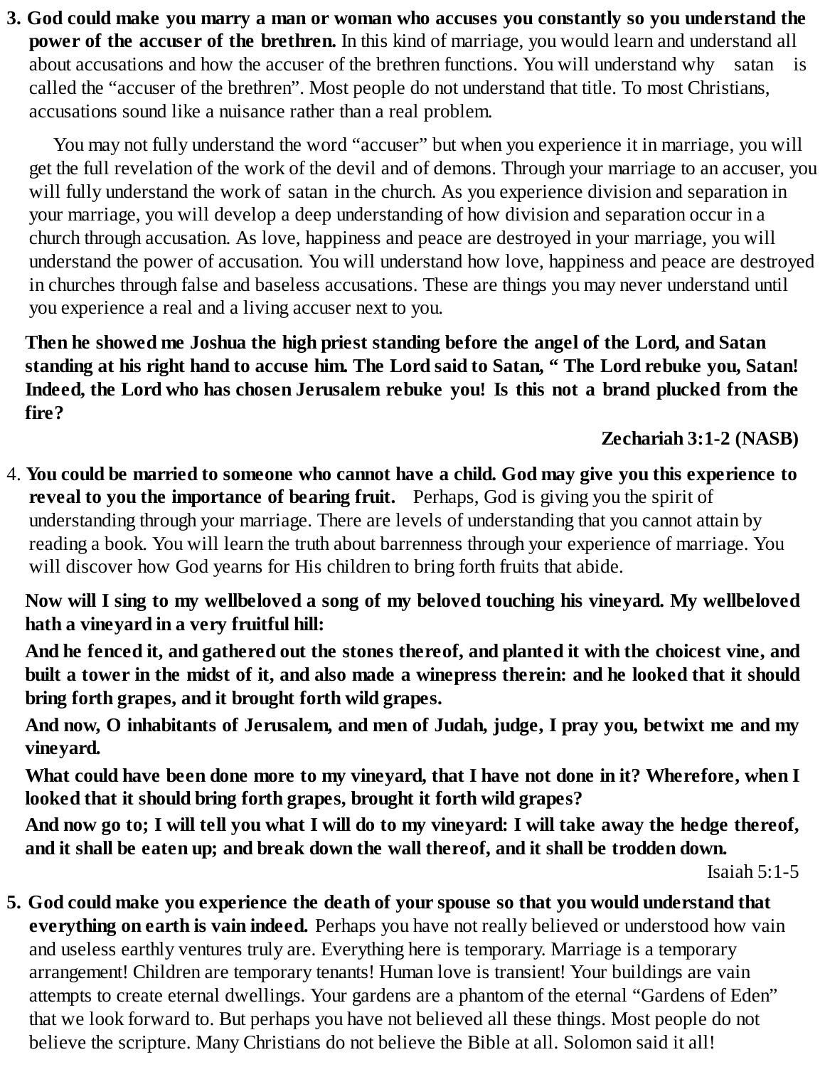3. **God could make you marry a man or woman who accuses you constantly so you understand the power of the accuser of the brethren.** In this kind of marriage, you would learn and understand all about accusations and how the accuser of the brethren functions. You will understand why satan is called the "accuser of the brethren". Most people do not understand that title. To most Christians, accusations sound like a nuisance rather than a real problem.

   You may not fully understand the word "accuser" but when you experience it in marriage, you will get the full revelation of the work of the devil and of demons. Through your marriage to an accuser, you will fully understand the work of satan in the church. As you experience division and separation in your marriage, you will develop a deep understanding of how division and separation occur in a church through accusation. As love, happiness and peace are destroyed in your marriage, you will understand the power of accusation. You will understand how love, happiness and peace are destroyed in churches through false and baseless accusations. These are things you may never understand until you experience a real and a living accuser next to you.

**Then he showed me Joshua the high priest standing before the angel of the Lord, and Satan standing at his right hand to accuse him. The Lord said to Satan, " The Lord rebuke you, Satan! Indeed, the Lord who has chosen Jerusalem rebuke you! Is this not a brand plucked from the fire?**

**Zechariah 3:1-2 (NASB)**

4. **You could be married to someone who cannot have a child. God may give you this experience to reveal to you the importance of bearing fruit.** Perhaps, God is giving you the spirit of understanding through your marriage. There are levels of understanding that you cannot attain by reading a book. You will learn the truth about barrenness through your experience of marriage. You will discover how God yearns for His children to bring forth fruits that abide.

**Now will I sing to my wellbeloved a song of my beloved touching his vineyard. My wellbeloved hath a vineyard in a very fruitful hill:**

**And he fenced it, and gathered out the stones thereof, and planted it with the choicest vine, and built a tower in the midst of it, and also made a winepress therein: and he looked that it should bring forth grapes, and it brought forth wild grapes.**

**And now, O inhabitants of Jerusalem, and men of Judah, judge, I pray you, betwixt me and my vineyard.**

**What could have been done more to my vineyard, that I have not done in it? Wherefore, when I looked that it should bring forth grapes, brought it forth wild grapes?**

**And now go to; I will tell you what I will do to my vineyard: I will take away the hedge thereof, and it shall be eaten up; and break down the wall thereof, and it shall be trodden down.**

Isaiah 5:1-5

5. **God could make you experience the death of your spouse so that you would understand that everything on earth is vain indeed.** Perhaps you have not really believed or understood how vain and useless earthly ventures truly are. Everything here is temporary. Marriage is a temporary arrangement! Children are temporary tenants! Human love is transient! Your buildings are vain attempts to create eternal dwellings. Your gardens are a phantom of the eternal "Gardens of Eden" that we look forward to. But perhaps you have not believed all these things. Most people do not believe the scripture. Many Christians do not believe the Bible at all. Solomon said it all!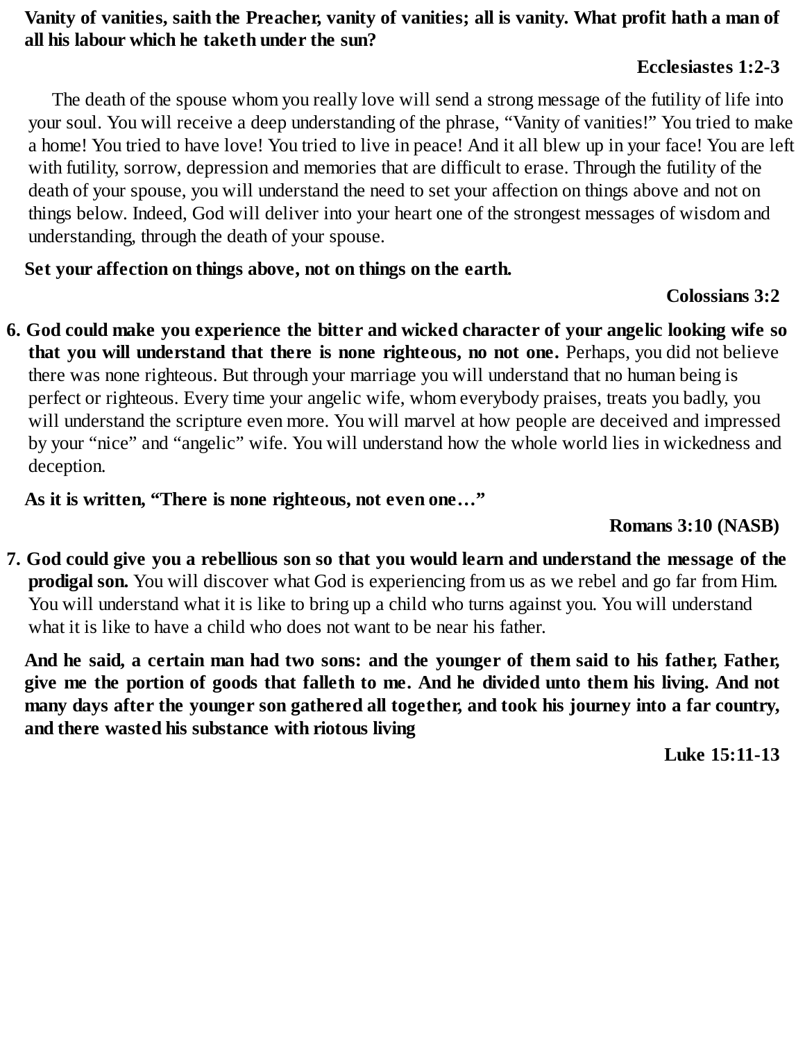**Vanity of vanities, saith the Preacher, vanity of vanities; all is vanity. What profit hath a man of all his labour which he taketh under the sun?**

**Ecclesiastes 1:2-3**

The death of the spouse whom you really love will send a strong message of the futility of life into your soul. You will receive a deep understanding of the phrase, "Vanity of vanities!" You tried to make a home! You tried to have love! You tried to live in peace! And it all blew up in your face! You are left with futility, sorrow, depression and memories that are difficult to erase. Through the futility of the death of your spouse, you will understand the need to set your affection on things above and not on things below. Indeed, God will deliver into your heart one of the strongest messages of wisdom and understanding, through the death of your spouse.

**Set your affection on things above, not on things on the earth.**

**Colossians 3:2**

6. **God could make you experience the bitter and wicked character of your angelic looking wife so that you will understand that there is none righteous, no not one.** Perhaps, you did not believe there was none righteous. But through your marriage you will understand that no human being is perfect or righteous. Every time your angelic wife, whom everybody praises, treats you badly, you will understand the scripture even more. You will marvel at how people are deceived and impressed by your "nice" and "angelic" wife. You will understand how the whole world lies in wickedness and deception.

**As it is written, "There is none righteous, not even one…"**

**Romans 3:10 (NASB)**

7. **God could give you a rebellious son so that you would learn and understand the message of the prodigal son.** You will discover what God is experiencing from us as we rebel and go far from Him. You will understand what it is like to bring up a child who turns against you. You will understand what it is like to have a child who does not want to be near his father.

**And he said, a certain man had two sons: and the younger of them said to his father, Father, give me the portion of goods that falleth to me. And he divided unto them his living. And not many days after the younger son gathered all together, and took his journey into a far country, and there wasted his substance with riotous living**

**Luke 15:11-13**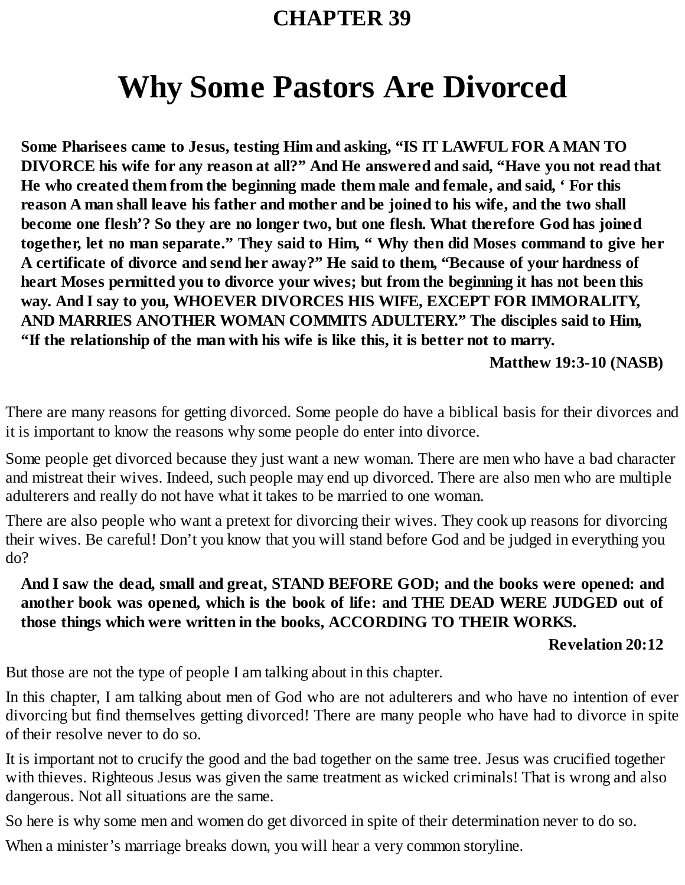## CHAPTER 39

# Why Some Pastors Are Divorced

> **Some Pharisees came to Jesus, testing Him and asking, "IS IT LAWFUL FOR A MAN TO DIVORCE his wife for any reason at all?" And He answered and said, "Have you not read that He who created them from the beginning made them male and female, and said, ' For this reason A man shall leave his father and mother and be joined to his wife, and the two shall become one flesh'? So they are no longer two, but one flesh. What therefore God has joined together, let no man separate." They said to Him, " Why then did Moses command to give her A certificate of divorce and send her away?" He said to them, "Because of your hardness of heart Moses permitted you to divorce your wives; but from the beginning it has not been this way. And I say to you, WHOEVER DIVORCES HIS WIFE, EXCEPT FOR IMMORALITY, AND MARRIES ANOTHER WOMAN COMMITS ADULTERY." The disciples said to Him, "If the relationship of the man with his wife is like this, it is better not to marry.**
>
> **Matthew 19:3-10 (NASB)**

There are many reasons for getting divorced. Some people do have a biblical basis for their divorces and it is important to know the reasons why some people do enter into divorce.

Some people get divorced because they just want a new woman. There are men who have a bad character and mistreat their wives. Indeed, such people may end up divorced. There are also men who are multiple adulterers and really do not have what it takes to be married to one woman.

There are also people who want a pretext for divorcing their wives. They cook up reasons for divorcing their wives. Be careful! Don't you know that you will stand before God and be judged in everything you do?

> **And I saw the dead, small and great, STAND BEFORE GOD; and the books were opened: and another book was opened, which is the book of life: and THE DEAD WERE JUDGED out of those things which were written in the books, ACCORDING TO THEIR WORKS.**
>
> **Revelation 20:12**

But those are not the type of people I am talking about in this chapter.

In this chapter, I am talking about men of God who are not adulterers and who have no intention of ever divorcing but find themselves getting divorced! There are many people who have had to divorce in spite of their resolve never to do so.

It is important not to crucify the good and the bad together on the same tree. Jesus was crucified together with thieves. Righteous Jesus was given the same treatment as wicked criminals! That is wrong and also dangerous. Not all situations are the same.

So here is why some men and women do get divorced in spite of their determination never to do so.

When a minister's marriage breaks down, you will hear a very common storyline.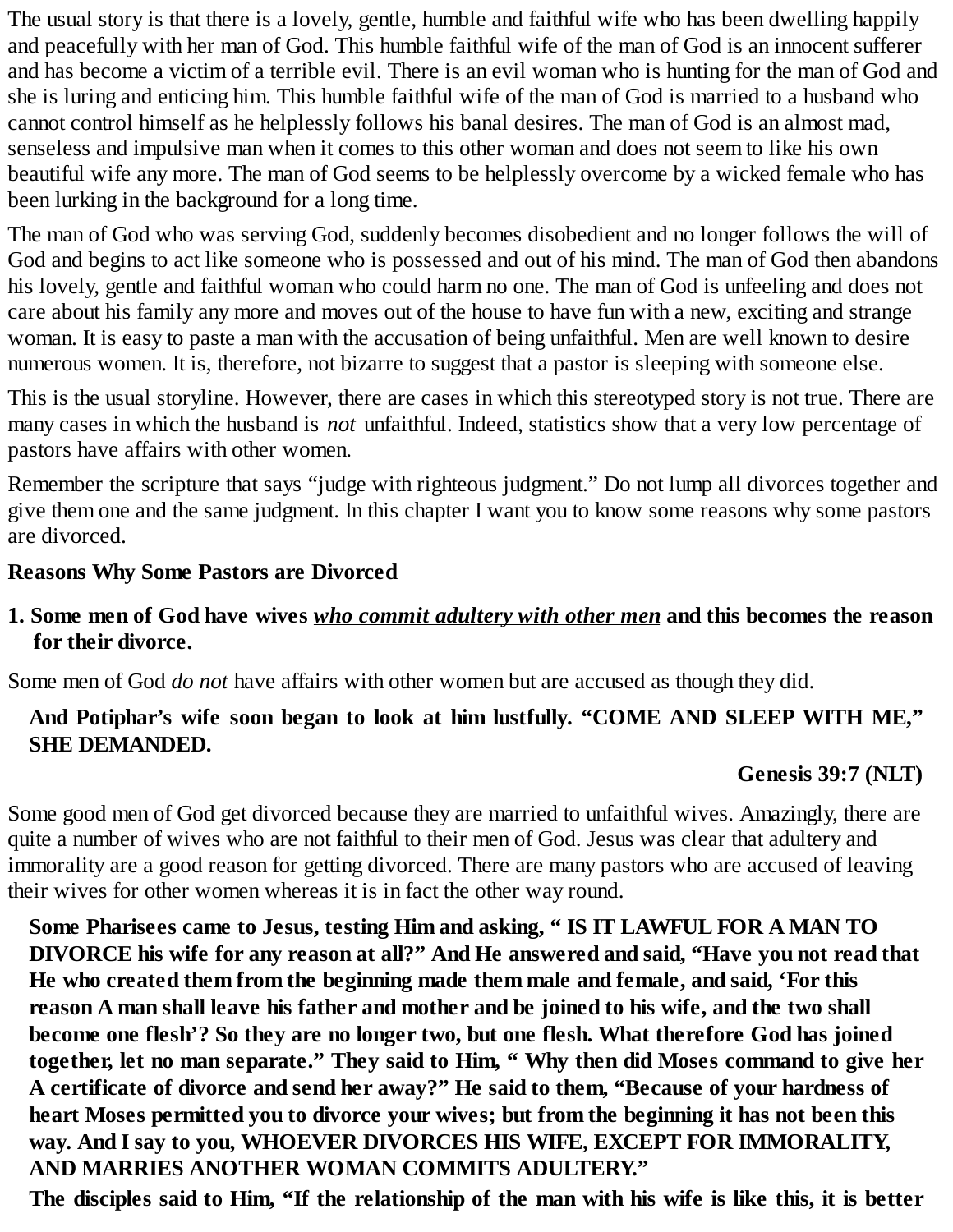The usual story is that there is a lovely, gentle, humble and faithful wife who has been dwelling happily and peacefully with her man of God. This humble faithful wife of the man of God is an innocent sufferer and has become a victim of a terrible evil. There is an evil woman who is hunting for the man of God and she is luring and enticing him. This humble faithful wife of the man of God is married to a husband who cannot control himself as he helplessly follows his banal desires. The man of God is an almost mad, senseless and impulsive man when it comes to this other woman and does not seem to like his own beautiful wife any more. The man of God seems to be helplessly overcome by a wicked female who has been lurking in the background for a long time.

The man of God who was serving God, suddenly becomes disobedient and no longer follows the will of God and begins to act like someone who is possessed and out of his mind. The man of God then abandons his lovely, gentle and faithful woman who could harm no one. The man of God is unfeeling and does not care about his family any more and moves out of the house to have fun with a new, exciting and strange woman. It is easy to paste a man with the accusation of being unfaithful. Men are well known to desire numerous women. It is, therefore, not bizarre to suggest that a pastor is sleeping with someone else.

This is the usual storyline. However, there are cases in which this stereotyped story is not true. There are many cases in which the husband is *not* unfaithful. Indeed, statistics show that a very low percentage of pastors have affairs with other women.

Remember the scripture that says "judge with righteous judgment." Do not lump all divorces together and give them one and the same judgment. In this chapter I want you to know some reasons why some pastors are divorced.

**Reasons Why Some Pastors are Divorced**

**1. Some men of God have wives *<u>who commit adultery with other men</u>* and this becomes the reason for their divorce.**

Some men of God *do not* have affairs with other women but are accused as though they did.

> **And Potiphar's wife soon began to look at him lustfully. "COME AND SLEEP WITH ME," SHE DEMANDED.**
>
> **Genesis 39:7 (NLT)**

Some good men of God get divorced because they are married to unfaithful wives. Amazingly, there are quite a number of wives who are not faithful to their men of God. Jesus was clear that adultery and immorality are a good reason for getting divorced. There are many pastors who are accused of leaving their wives for other women whereas it is in fact the other way round.

> **Some Pharisees came to Jesus, testing Him and asking, " IS IT LAWFUL FOR A MAN TO DIVORCE his wife for any reason at all?" And He answered and said, "Have you not read that He who created them from the beginning made them male and female, and said, 'For this reason A man shall leave his father and mother and be joined to his wife, and the two shall become one flesh'? So they are no longer two, but one flesh. What therefore God has joined together, let no man separate." They said to Him, " Why then did Moses command to give her A certificate of divorce and send her away?" He said to them, "Because of your hardness of heart Moses permitted you to divorce your wives; but from the beginning it has not been this way. And I say to you, WHOEVER DIVORCES HIS WIFE, EXCEPT FOR IMMORALITY, AND MARRIES ANOTHER WOMAN COMMITS ADULTERY."**
>
> **The disciples said to Him, "If the relationship of the man with his wife is like this, it is better**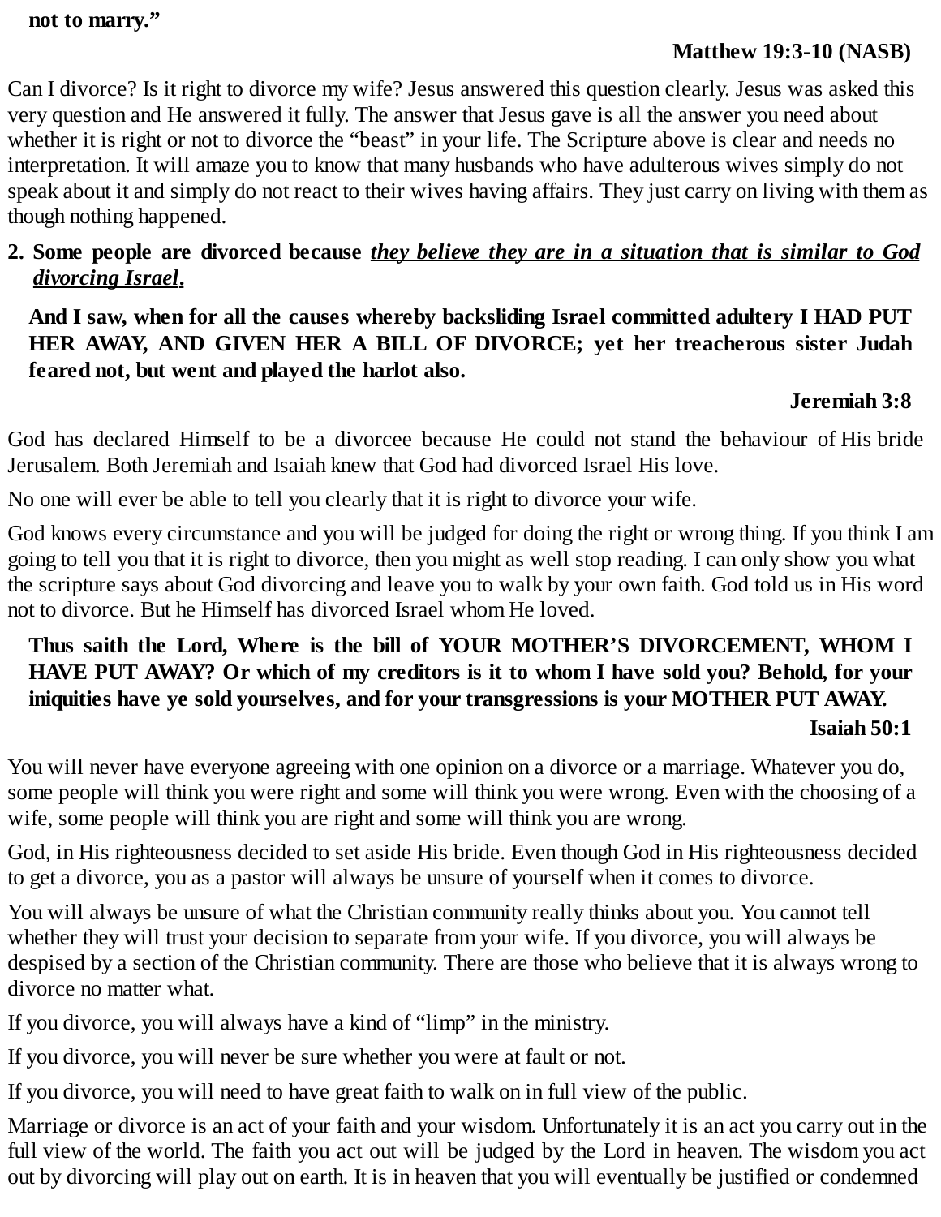**not to marry."**

**Matthew 19:3-10 (NASB)**

Can I divorce? Is it right to divorce my wife? Jesus answered this question clearly. Jesus was asked this very question and He answered it fully. The answer that Jesus gave is all the answer you need about whether it is right or not to divorce the "beast" in your life. The Scripture above is clear and needs no interpretation. It will amaze you to know that many husbands who have adulterous wives simply do not speak about it and simply do not react to their wives having affairs. They just carry on living with them as though nothing happened.

2. **Some people are divorced because _they believe they are in a situation that is similar to God divorcing Israel_.**

**And I saw, when for all the causes whereby backsliding Israel committed adultery I HAD PUT HER AWAY, AND GIVEN HER A BILL OF DIVORCE; yet her treacherous sister Judah feared not, but went and played the harlot also.**

**Jeremiah 3:8**

God has declared Himself to be a divorcee because He could not stand the behaviour of His bride Jerusalem. Both Jeremiah and Isaiah knew that God had divorced Israel His love.

No one will ever be able to tell you clearly that it is right to divorce your wife.

God knows every circumstance and you will be judged for doing the right or wrong thing. If you think I am going to tell you that it is right to divorce, then you might as well stop reading. I can only show you what the scripture says about God divorcing and leave you to walk by your own faith. God told us in His word not to divorce. But he Himself has divorced Israel whom He loved.

**Thus saith the Lord, Where is the bill of YOUR MOTHER'S DIVORCEMENT, WHOM I HAVE PUT AWAY? Or which of my creditors is it to whom I have sold you? Behold, for your iniquities have ye sold yourselves, and for your transgressions is your MOTHER PUT AWAY.**

**Isaiah 50:1**

You will never have everyone agreeing with one opinion on a divorce or a marriage. Whatever you do, some people will think you were right and some will think you were wrong. Even with the choosing of a wife, some people will think you are right and some will think you are wrong.

God, in His righteousness decided to set aside His bride. Even though God in His righteousness decided to get a divorce, you as a pastor will always be unsure of yourself when it comes to divorce.

You will always be unsure of what the Christian community really thinks about you. You cannot tell whether they will trust your decision to separate from your wife. If you divorce, you will always be despised by a section of the Christian community. There are those who believe that it is always wrong to divorce no matter what.

If you divorce, you will always have a kind of "limp" in the ministry.

If you divorce, you will never be sure whether you were at fault or not.

If you divorce, you will need to have great faith to walk on in full view of the public.

Marriage or divorce is an act of your faith and your wisdom. Unfortunately it is an act you carry out in the full view of the world. The faith you act out will be judged by the Lord in heaven. The wisdom you act out by divorcing will play out on earth. It is in heaven that you will eventually be justified or condemned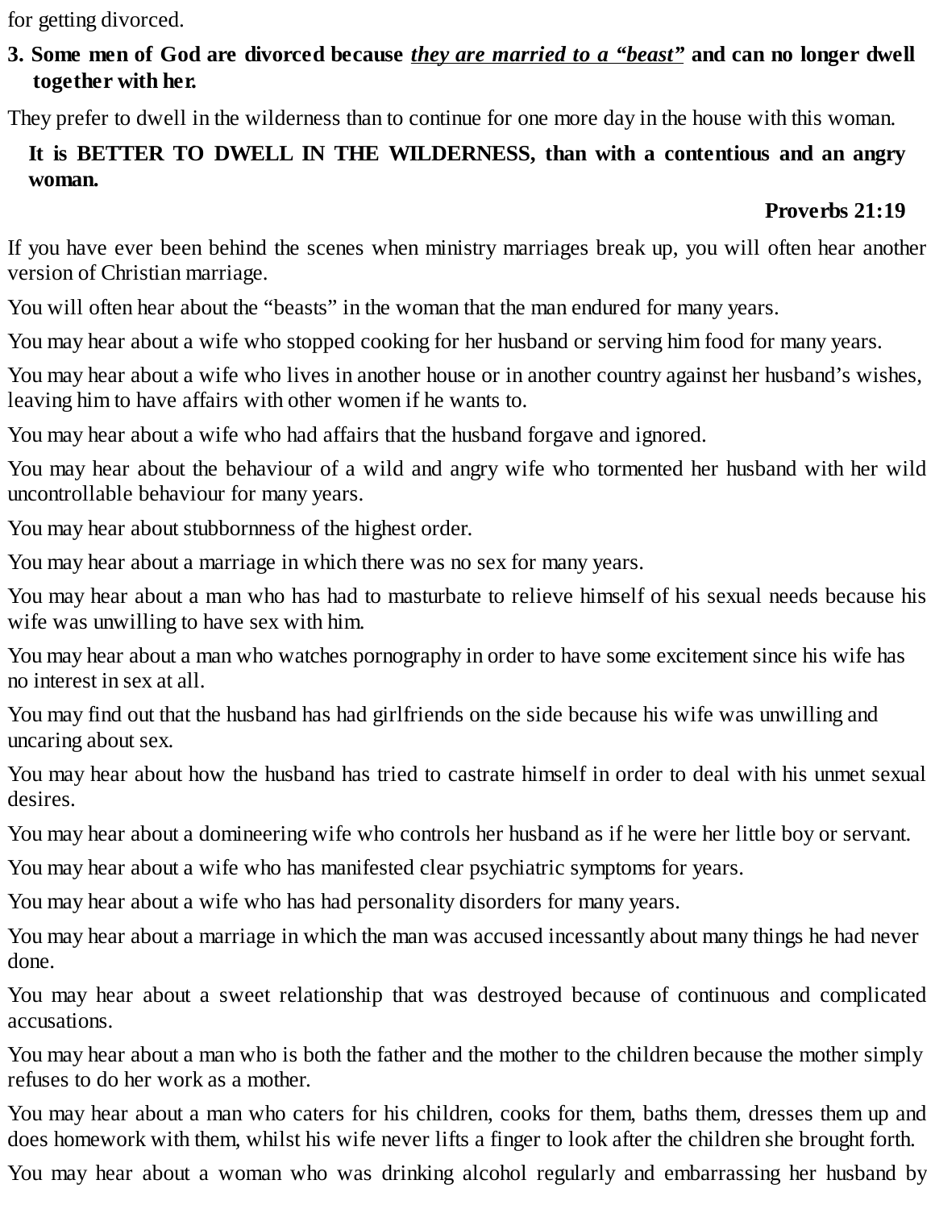for getting divorced.

**3. Some men of God are divorced because *<u>they are married to a "beast"</u>* and can no longer dwell together with her.**

They prefer to dwell in the wilderness than to continue for one more day in the house with this woman.

> **It is BETTER TO DWELL IN THE WILDERNESS, than with a contentious and an angry woman.**
>
> **Proverbs 21:19**

If you have ever been behind the scenes when ministry marriages break up, you will often hear another version of Christian marriage.

You will often hear about the "beasts" in the woman that the man endured for many years.

You may hear about a wife who stopped cooking for her husband or serving him food for many years.

You may hear about a wife who lives in another house or in another country against her husband's wishes, leaving him to have affairs with other women if he wants to.

You may hear about a wife who had affairs that the husband forgave and ignored.

You may hear about the behaviour of a wild and angry wife who tormented her husband with her wild uncontrollable behaviour for many years.

You may hear about stubbornness of the highest order.

You may hear about a marriage in which there was no sex for many years.

You may hear about a man who has had to masturbate to relieve himself of his sexual needs because his wife was unwilling to have sex with him.

You may hear about a man who watches pornography in order to have some excitement since his wife has no interest in sex at all.

You may find out that the husband has had girlfriends on the side because his wife was unwilling and uncaring about sex.

You may hear about how the husband has tried to castrate himself in order to deal with his unmet sexual desires.

You may hear about a domineering wife who controls her husband as if he were her little boy or servant.

You may hear about a wife who has manifested clear psychiatric symptoms for years.

You may hear about a wife who has had personality disorders for many years.

You may hear about a marriage in which the man was accused incessantly about many things he had never done.

You may hear about a sweet relationship that was destroyed because of continuous and complicated accusations.

You may hear about a man who is both the father and the mother to the children because the mother simply refuses to do her work as a mother.

You may hear about a man who caters for his children, cooks for them, baths them, dresses them up and does homework with them, whilst his wife never lifts a finger to look after the children she brought forth.

You may hear about a woman who was drinking alcohol regularly and embarrassing her husband by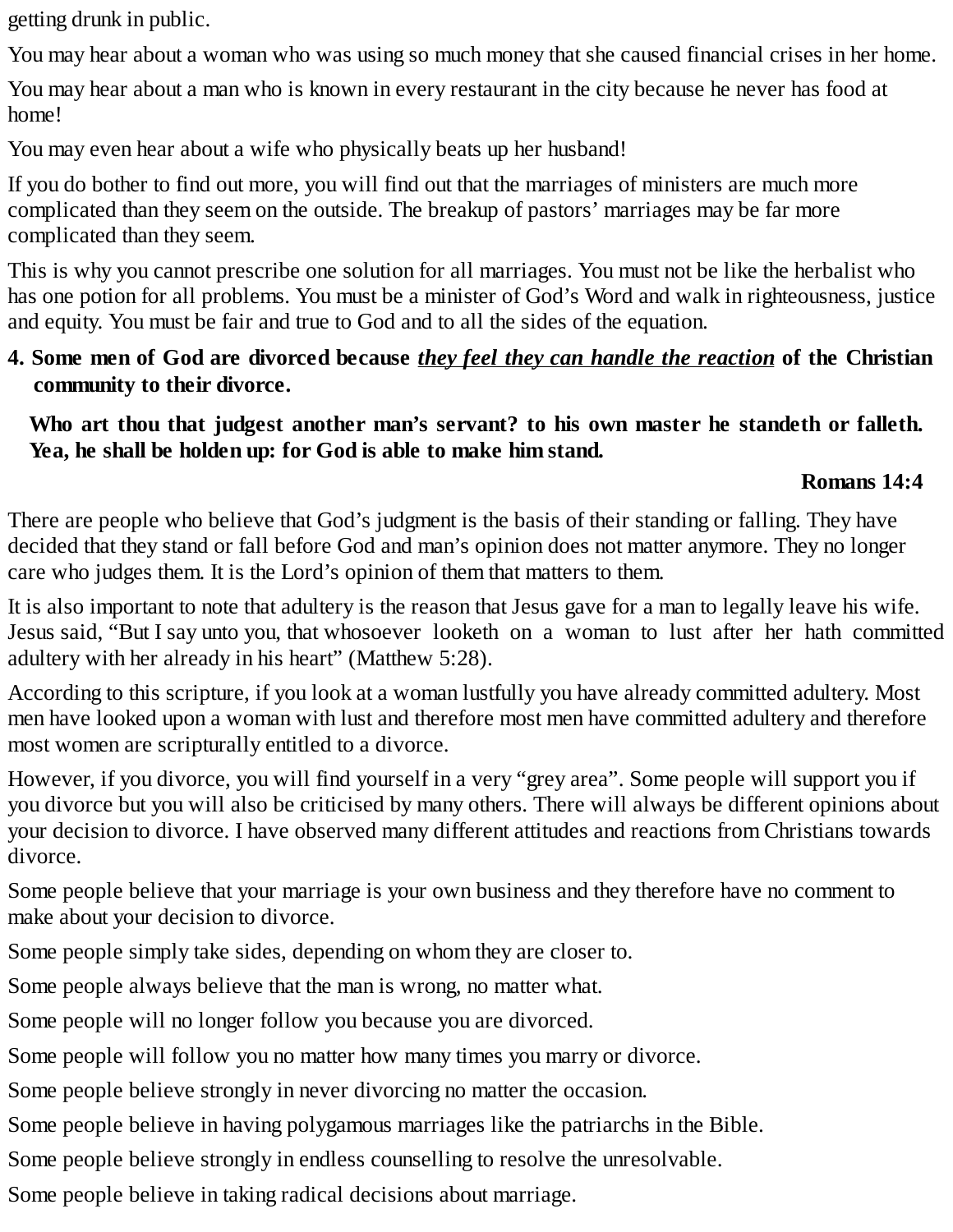getting drunk in public.

You may hear about a woman who was using so much money that she caused financial crises in her home.

You may hear about a man who is known in every restaurant in the city because he never has food at home!

You may even hear about a wife who physically beats up her husband!

If you do bother to find out more, you will find out that the marriages of ministers are much more complicated than they seem on the outside. The breakup of pastors' marriages may be far more complicated than they seem.

This is why you cannot prescribe one solution for all marriages. You must not be like the herbalist who has one potion for all problems. You must be a minister of God's Word and walk in righteousness, justice and equity. You must be fair and true to God and to all the sides of the equation.

**4. Some men of God are divorced because *<u>they feel they can handle the reaction</u>* of the Christian community to their divorce.**

> **Who art thou that judgest another man's servant? to his own master he standeth or falleth. Yea, he shall be holden up: for God is able to make him stand.**
>
> **Romans 14:4**

There are people who believe that God's judgment is the basis of their standing or falling. They have decided that they stand or fall before God and man's opinion does not matter anymore. They no longer care who judges them. It is the Lord's opinion of them that matters to them.

It is also important to note that adultery is the reason that Jesus gave for a man to legally leave his wife. Jesus said, "But I say unto you, that whosoever looketh on a woman to lust after her hath committed adultery with her already in his heart" (Matthew 5:28).

According to this scripture, if you look at a woman lustfully you have already committed adultery. Most men have looked upon a woman with lust and therefore most men have committed adultery and therefore most women are scripturally entitled to a divorce.

However, if you divorce, you will find yourself in a very "grey area". Some people will support you if you divorce but you will also be criticised by many others. There will always be different opinions about your decision to divorce. I have observed many different attitudes and reactions from Christians towards divorce.

Some people believe that your marriage is your own business and they therefore have no comment to make about your decision to divorce.

Some people simply take sides, depending on whom they are closer to.

Some people always believe that the man is wrong, no matter what.

Some people will no longer follow you because you are divorced.

Some people will follow you no matter how many times you marry or divorce.

Some people believe strongly in never divorcing no matter the occasion.

Some people believe in having polygamous marriages like the patriarchs in the Bible.

Some people believe strongly in endless counselling to resolve the unresolvable.

Some people believe in taking radical decisions about marriage.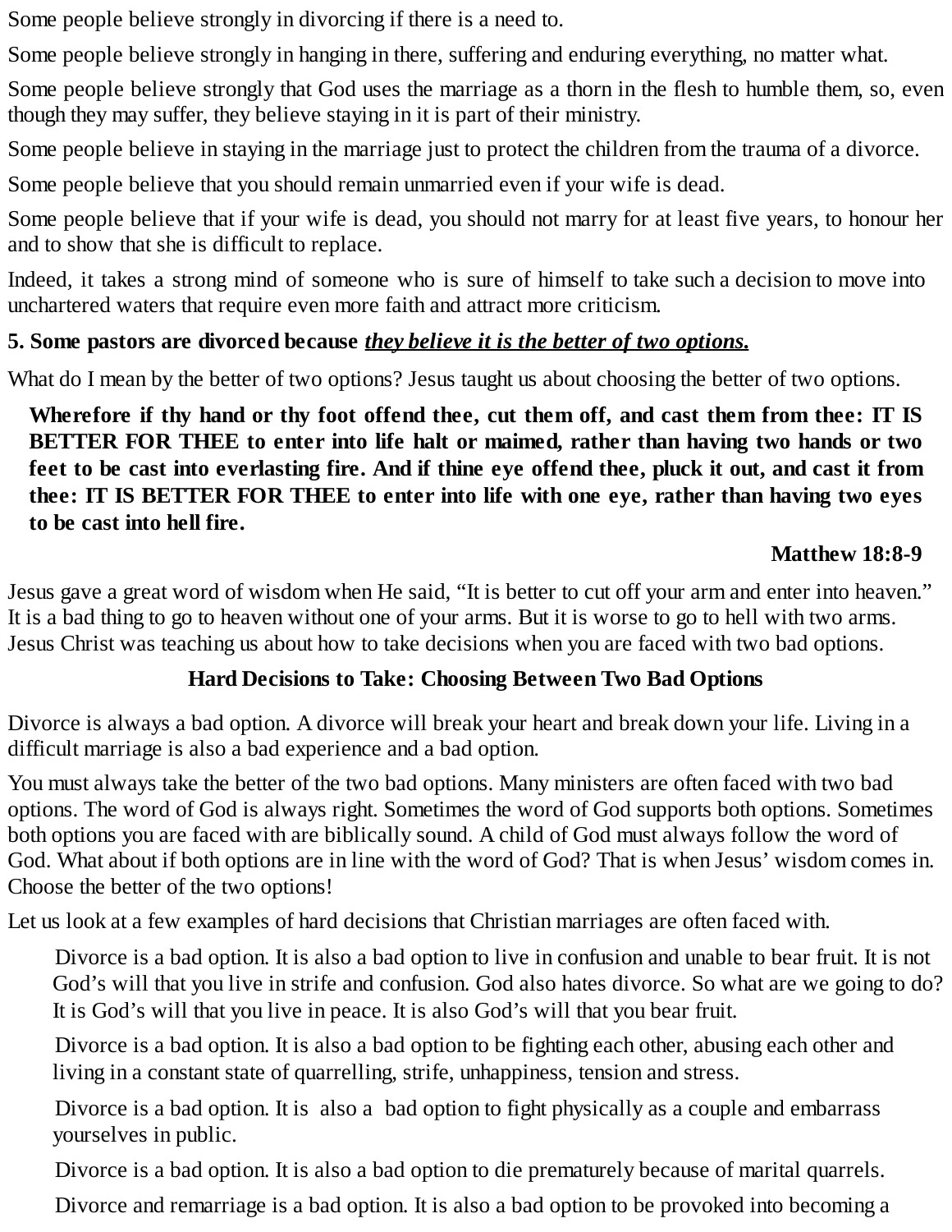Some people believe strongly in divorcing if there is a need to.

Some people believe strongly in hanging in there, suffering and enduring everything, no matter what.

Some people believe strongly that God uses the marriage as a thorn in the flesh to humble them, so, even though they may suffer, they believe staying in it is part of their ministry.

Some people believe in staying in the marriage just to protect the children from the trauma of a divorce.

Some people believe that you should remain unmarried even if your wife is dead.

Some people believe that if your wife is dead, you should not marry for at least five years, to honour her and to show that she is difficult to replace.

Indeed, it takes a strong mind of someone who is sure of himself to take such a decision to move into unchartered waters that require even more faith and attract more criticism.

**5. Some pastors are divorced because *<u>they believe it is the better of two options.</u>***

What do I mean by the better of two options? Jesus taught us about choosing the better of two options.

> **Wherefore if thy hand or thy foot offend thee, cut them off, and cast them from thee: IT IS BETTER FOR THEE to enter into life halt or maimed, rather than having two hands or two feet to be cast into everlasting fire. And if thine eye offend thee, pluck it out, and cast it from thee: IT IS BETTER FOR THEE to enter into life with one eye, rather than having two eyes to be cast into hell fire.**
>
> **Matthew 18:8-9**

Jesus gave a great word of wisdom when He said, "It is better to cut off your arm and enter into heaven." It is a bad thing to go to heaven without one of your arms. But it is worse to go to hell with two arms. Jesus Christ was teaching us about how to take decisions when you are faced with two bad options.

**Hard Decisions to Take: Choosing Between Two Bad Options**

Divorce is always a bad option. A divorce will break your heart and break down your life. Living in a difficult marriage is also a bad experience and a bad option.

You must always take the better of the two bad options. Many ministers are often faced with two bad options. The word of God is always right. Sometimes the word of God supports both options. Sometimes both options you are faced with are biblically sound. A child of God must always follow the word of God. What about if both options are in line with the word of God? That is when Jesus' wisdom comes in. Choose the better of the two options!

Let us look at a few examples of hard decisions that Christian marriages are often faced with.

Divorce is a bad option. It is also a bad option to live in confusion and unable to bear fruit. It is not God's will that you live in strife and confusion. God also hates divorce. So what are we going to do? It is God's will that you live in peace. It is also God's will that you bear fruit.

Divorce is a bad option. It is also a bad option to be fighting each other, abusing each other and living in a constant state of quarrelling, strife, unhappiness, tension and stress.

Divorce is a bad option. It is also a bad option to fight physically as a couple and embarrass yourselves in public.

Divorce is a bad option. It is also a bad option to die prematurely because of marital quarrels.

Divorce and remarriage is a bad option. It is also a bad option to be provoked into becoming a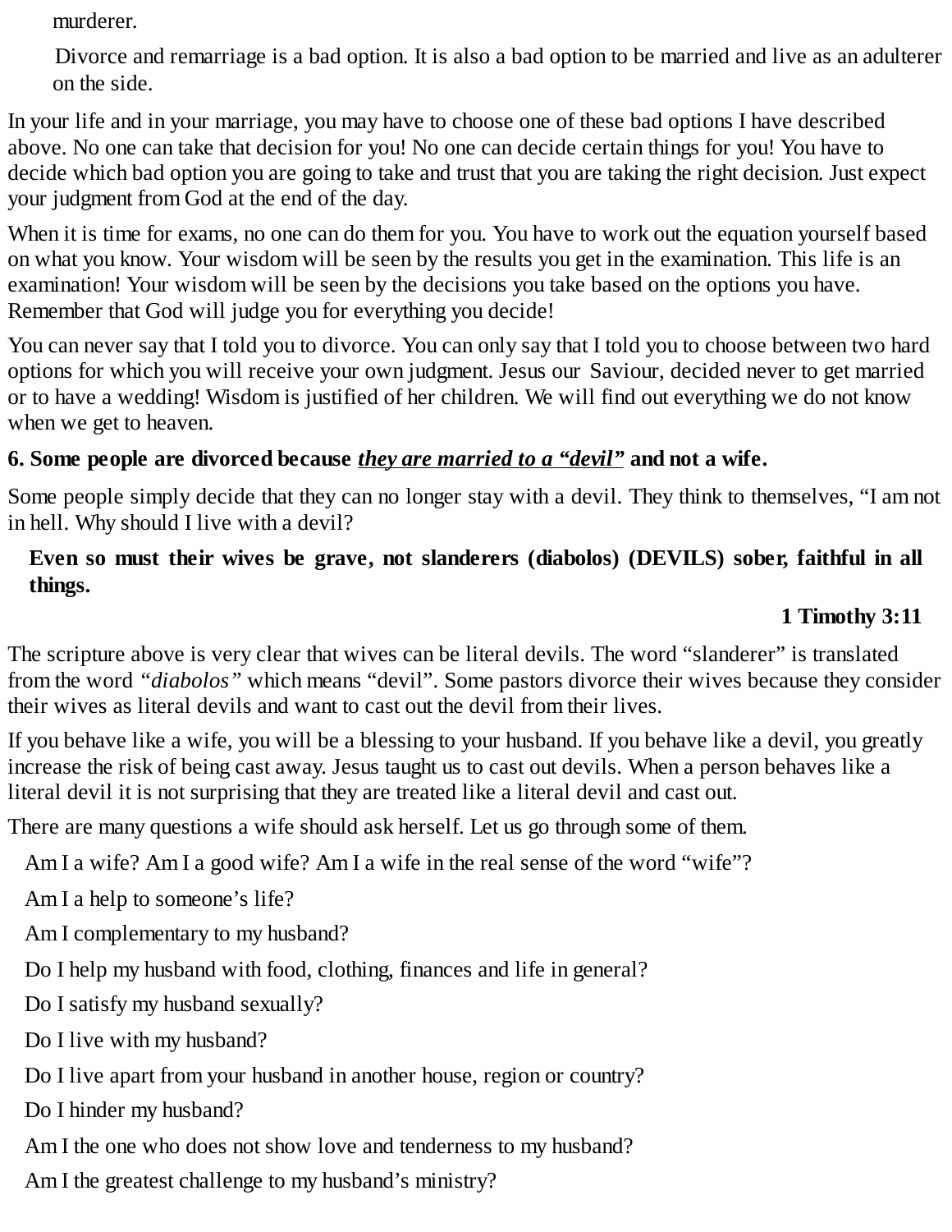murderer.

Divorce and remarriage is a bad option. It is also a bad option to be married and live as an adulterer on the side.

In your life and in your marriage, you may have to choose one of these bad options I have described above. No one can take that decision for you! No one can decide certain things for you! You have to decide which bad option you are going to take and trust that you are taking the right decision. Just expect your judgment from God at the end of the day.

When it is time for exams, no one can do them for you. You have to work out the equation yourself based on what you know. Your wisdom will be seen by the results you get in the examination. This life is an examination! Your wisdom will be seen by the decisions you take based on the options you have. Remember that God will judge you for everything you decide!

You can never say that I told you to divorce. You can only say that I told you to choose between two hard options for which you will receive your own judgment. Jesus our Saviour, decided never to get married or to have a wedding! Wisdom is justified of her children. We will find out everything we do not know when we get to heaven.

**6. Some people are divorced because *<u>they are married to a "devil"</u>* and not a wife.**

Some people simply decide that they can no longer stay with a devil. They think to themselves, "I am not in hell. Why should I live with a devil?

> **Even so must their wives be grave, not slanderers (diabolos) (DEVILS) sober, faithful in all things.**
>
> **1 Timothy 3:11**

The scripture above is very clear that wives can be literal devils. The word "slanderer" is translated from the word *"diabolos"* which means "devil". Some pastors divorce their wives because they consider their wives as literal devils and want to cast out the devil from their lives.

If you behave like a wife, you will be a blessing to your husband. If you behave like a devil, you greatly increase the risk of being cast away. Jesus taught us to cast out devils. When a person behaves like a literal devil it is not surprising that they are treated like a literal devil and cast out.

There are many questions a wife should ask herself. Let us go through some of them.

Am I a wife? Am I a good wife? Am I a wife in the real sense of the word "wife"?

Am I a help to someone's life?

Am I complementary to my husband?

Do I help my husband with food, clothing, finances and life in general?

Do I satisfy my husband sexually?

Do I live with my husband?

Do I live apart from your husband in another house, region or country?

Do I hinder my husband?

Am I the one who does not show love and tenderness to my husband?

Am I the greatest challenge to my husband's ministry?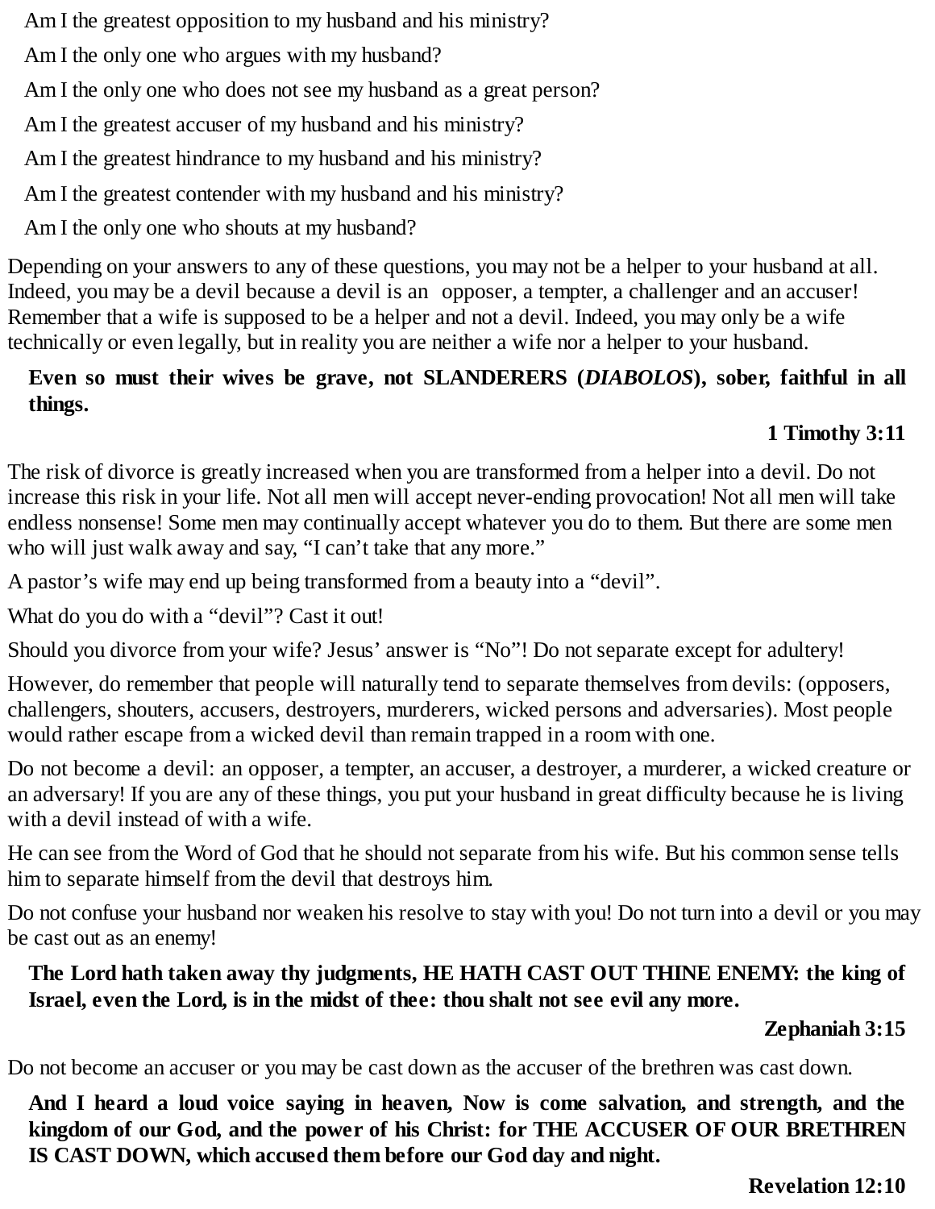Am I the greatest opposition to my husband and his ministry?

Am I the only one who argues with my husband?

Am I the only one who does not see my husband as a great person?

Am I the greatest accuser of my husband and his ministry?

Am I the greatest hindrance to my husband and his ministry?

Am I the greatest contender with my husband and his ministry?

Am I the only one who shouts at my husband?

Depending on your answers to any of these questions, you may not be a helper to your husband at all. Indeed, you may be a devil because a devil is an opposer, a tempter, a challenger and an accuser! Remember that a wife is supposed to be a helper and not a devil. Indeed, you may only be a wife technically or even legally, but in reality you are neither a wife nor a helper to your husband.

> **Even so must their wives be grave, not SLANDERERS (*DIABOLOS*), sober, faithful in all things.**
>
> **1 Timothy 3:11**

The risk of divorce is greatly increased when you are transformed from a helper into a devil. Do not increase this risk in your life. Not all men will accept never-ending provocation! Not all men will take endless nonsense! Some men may continually accept whatever you do to them. But there are some men who will just walk away and say, "I can't take that any more."

A pastor's wife may end up being transformed from a beauty into a "devil".

What do you do with a "devil"? Cast it out!

Should you divorce from your wife? Jesus' answer is "No"! Do not separate except for adultery!

However, do remember that people will naturally tend to separate themselves from devils: (opposers, challengers, shouters, accusers, destroyers, murderers, wicked persons and adversaries). Most people would rather escape from a wicked devil than remain trapped in a room with one.

Do not become a devil: an opposer, a tempter, an accuser, a destroyer, a murderer, a wicked creature or an adversary! If you are any of these things, you put your husband in great difficulty because he is living with a devil instead of with a wife.

He can see from the Word of God that he should not separate from his wife. But his common sense tells him to separate himself from the devil that destroys him.

Do not confuse your husband nor weaken his resolve to stay with you! Do not turn into a devil or you may be cast out as an enemy!

> **The Lord hath taken away thy judgments, HE HATH CAST OUT THINE ENEMY: the king of Israel, even the Lord, is in the midst of thee: thou shalt not see evil any more.**
>
> **Zephaniah 3:15**

Do not become an accuser or you may be cast down as the accuser of the brethren was cast down.

> **And I heard a loud voice saying in heaven, Now is come salvation, and strength, and the kingdom of our God, and the power of his Christ: for THE ACCUSER OF OUR BRETHREN IS CAST DOWN, which accused them before our God day and night.**
>
> **Revelation 12:10**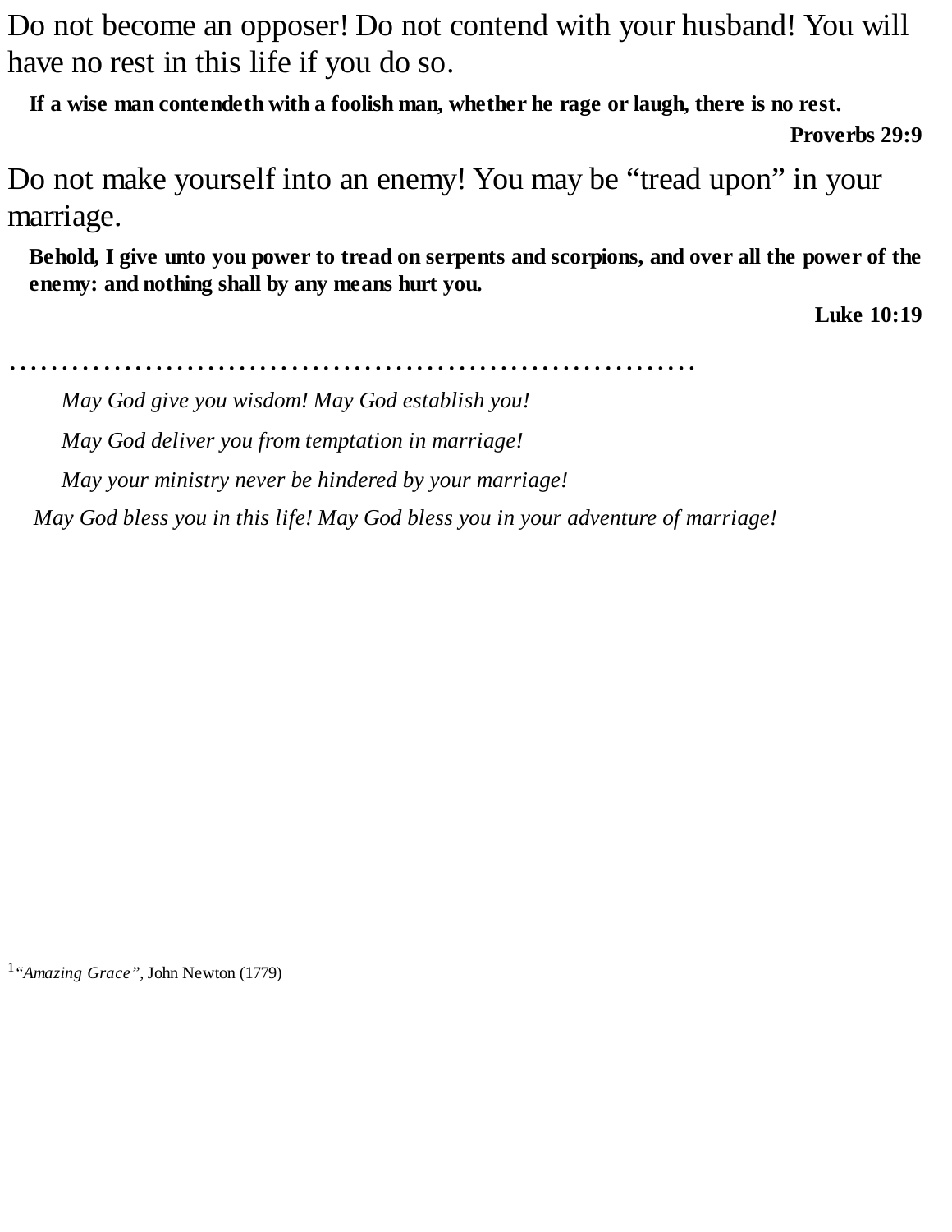Do not become an opposer! Do not contend with your husband! You will have no rest in this life if you do so.

**If a wise man contendeth with a foolish man, whether he rage or laugh, there is no rest.**

**Proverbs 29:9**

Do not make yourself into an enemy! You may be "tread upon" in your marriage.

**Behold, I give unto you power to tread on serpents and scorpions, and over all the power of the enemy: and nothing shall by any means hurt you.**

**Luke 10:19**

..............................................................

*May God give you wisdom! May God establish you!*

*May God deliver you from temptation in marriage!*

*May your ministry never be hindered by your marriage!*

*May God bless you in this life! May God bless you in your adventure of marriage!*

[1] *"Amazing Grace"*, John Newton (1779)